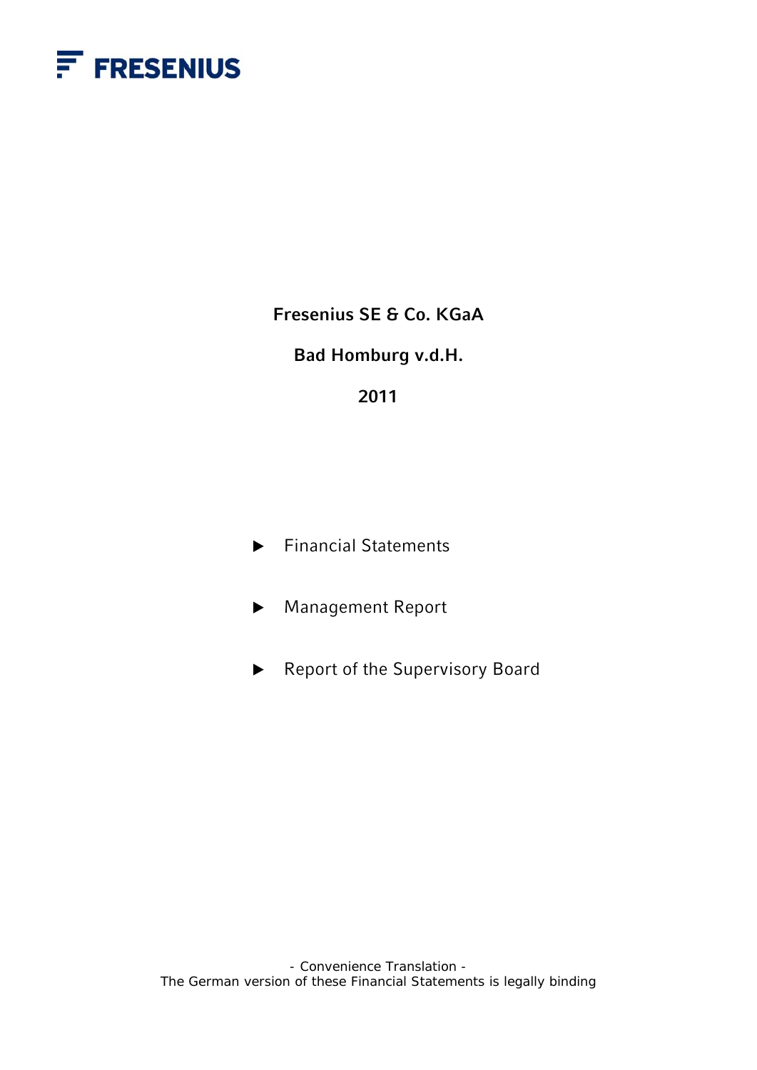FRESENIUS

# Fresenius SE & Co. KGaA

## Bad Homburg v.d.H.

## 2011

- Financial Statements
- Management Report
- Report of the Supervisory Board

- Convenience Translation -
The German version of these Financial Statements is legally binding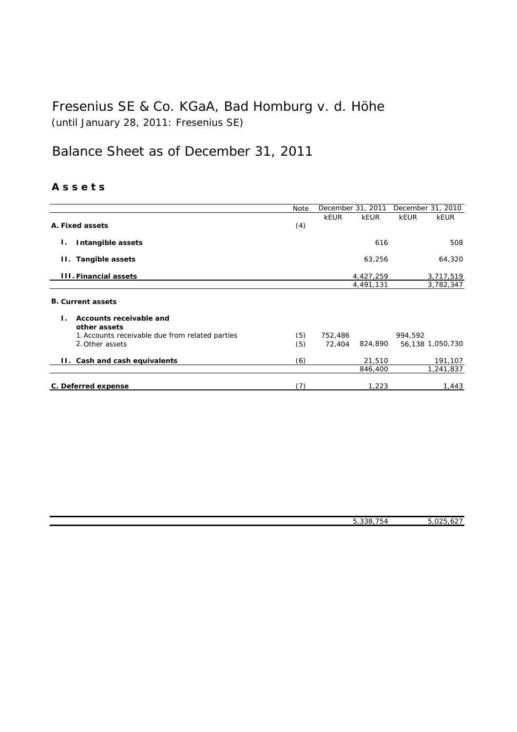# Fresenius SE & Co. KGaA, Bad Homburg v. d. Höhe

(until January 28, 2011: Fresenius SE)

# Balance Sheet as of December 31, 2011

## A s s e t s

| | Note | December 31, 2011 | | December 31, 2010 | |
|---|---|---|---|---|---|
| | | kEUR | kEUR | kEUR | kEUR |
| **A. Fixed assets** | (4) | | | | |
| **I. Intangible assets** | | | 616 | | 508 |
| **II. Tangible assets** | | | 63,256 | | 64,320 |
| **III. Financial assets** | | | 4,427,259 | | 3,717,519 |
| | | | 4,491,131 | | 3,782,347 |
| **B. Current assets** | | | | | |
| **I. Accounts receivable and other assets** | | | | | |
| 1. Accounts receivable due from related parties | (5) | 752,486 | | 994,592 | |
| 2. Other assets | (5) | 72,404 | 824,890 | 56,138 | 1,050,730 |
| **II. Cash and cash equivalents** | (6) | | 21,510 | | 191,107 |
| | | | 846,400 | | 1,241,837 |
| **C. Deferred expense** | (7) | | 1,223 | | 1,443 |
| | | | 5,338,754 | | 5,025,627 |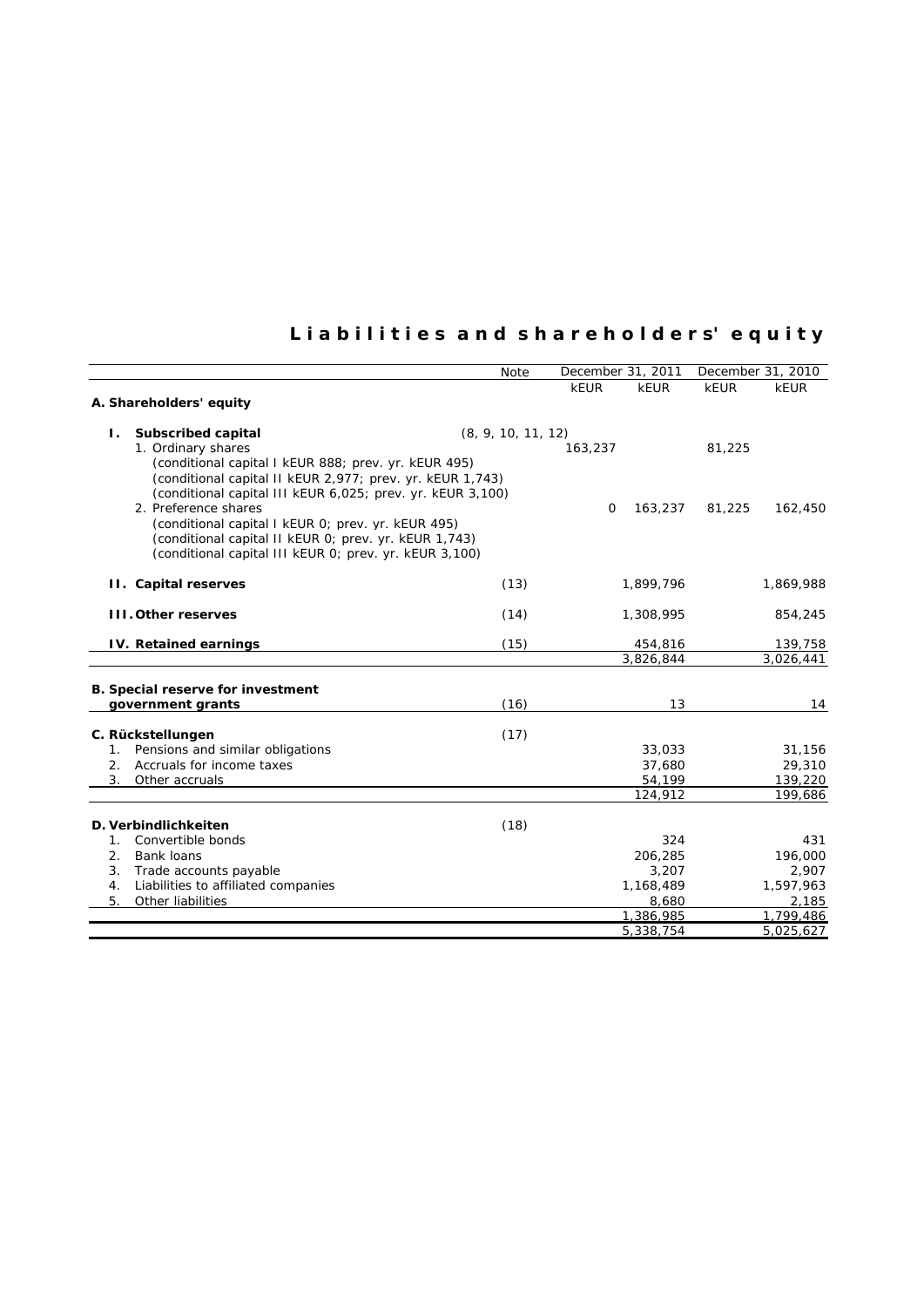# Liabilities and shareholders' equity

| | Note | December 31, 2011 | | December 31, 2010 | |
|---|---|---|---|---|---|
| | | kEUR | kEUR | kEUR | kEUR |
| **A. Shareholders' equity** | | | | | |
| **I. Subscribed capital** | (8, 9, 10, 11, 12) | | | | |
| 1. Ordinary shares (conditional capital I kEUR 888; prev. yr. kEUR 495) (conditional capital II kEUR 2,977; prev. yr. kEUR 1,743) (conditional capital III kEUR 6,025; prev. yr. kEUR 3,100) | | 163,237 | | 81,225 | |
| 2. Preference shares (conditional capital I kEUR 0; prev. yr. kEUR 495) (conditional capital II kEUR 0; prev. yr. kEUR 1,743) (conditional capital III kEUR 0; prev. yr. kEUR 3,100) | | 0 | 163,237 | 81,225 | 162,450 |
| **II. Capital reserves** | (13) | | 1,899,796 | | 1,869,988 |
| **III. Other reserves** | (14) | | 1,308,995 | | 854,245 |
| **IV. Retained earnings** | (15) | | 454,816 | | 139,758 |
| | | | 3,826,844 | | 3,026,441 |
| **B. Special reserve for investment government grants** | (16) | | 13 | | 14 |
| **C. Rückstellungen** | (17) | | | | |
| 1. Pensions and similar obligations | | | 33,033 | | 31,156 |
| 2. Accruals for income taxes | | | 37,680 | | 29,310 |
| 3. Other accruals | | | 54,199 | | 139,220 |
| | | | 124,912 | | 199,686 |
| **D. Verbindlichkeiten** | (18) | | | | |
| 1. Convertible bonds | | | 324 | | 431 |
| 2. Bank loans | | | 206,285 | | 196,000 |
| 3. Trade accounts payable | | | 3,207 | | 2,907 |
| 4. Liabilities to affiliated companies | | | 1,168,489 | | 1,597,963 |
| 5. Other liabilities | | | 8,680 | | 2,185 |
| | | | 1,386,985 | | 1,799,486 |
| | | | 5,338,754 | | 5,025,627 |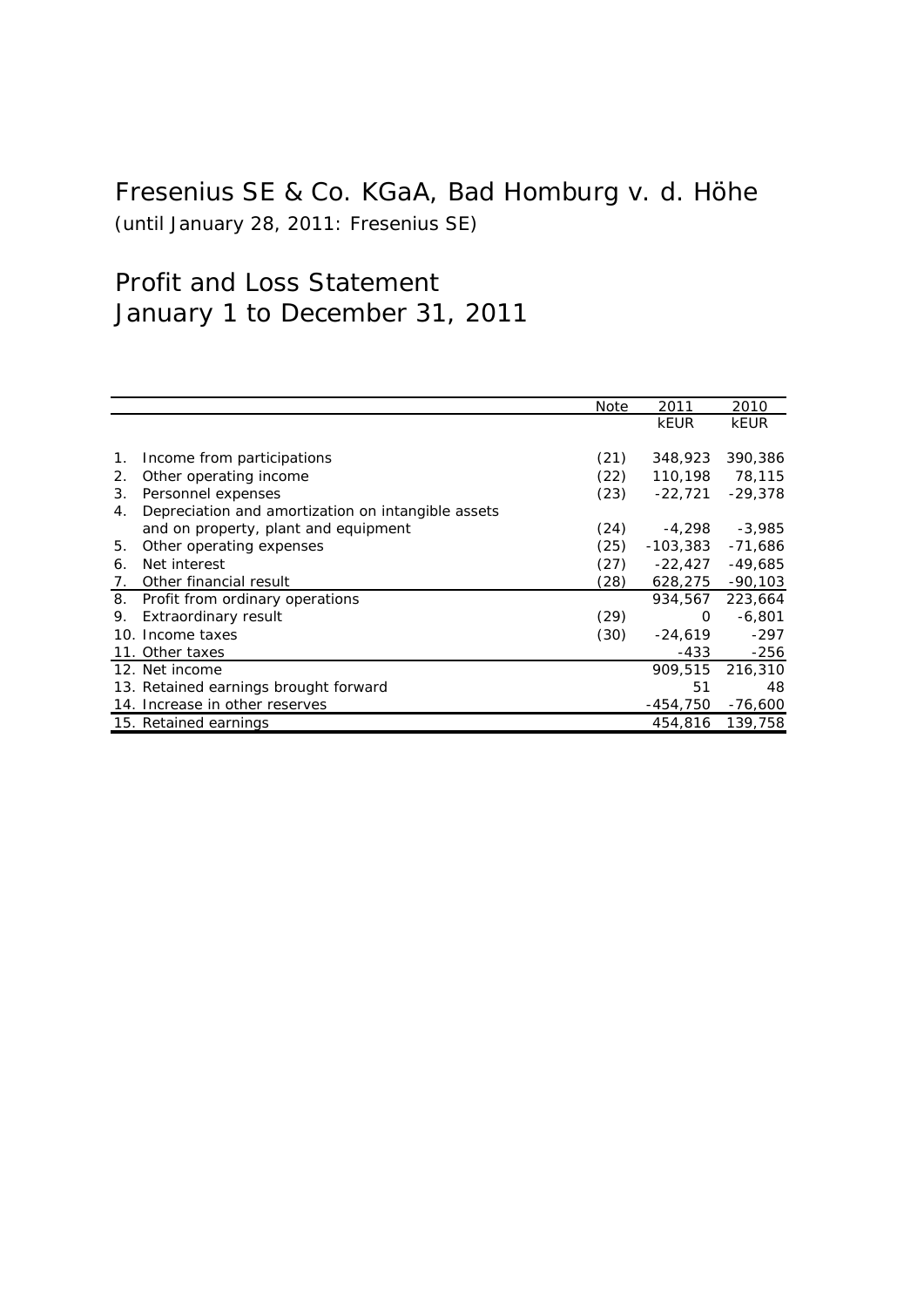# Fresenius SE & Co. KGaA, Bad Homburg v. d. Höhe

*(until January 28, 2011: Fresenius SE)*

## Profit and Loss Statement
## January 1 to December 31, 2011

| | Note | 2011 | 2010 |
|---|---|---|---|
| | | kEUR | kEUR |
| 1. Income from participations | (21) | 348,923 | 390,386 |
| 2. Other operating income | (22) | 110,198 | 78,115 |
| 3. Personnel expenses | (23) | -22,721 | -29,378 |
| 4. Depreciation and amortization on intangible assets and on property, plant and equipment | (24) | -4,298 | -3,985 |
| 5. Other operating expenses | (25) | -103,383 | -71,686 |
| 6. Net interest | (27) | -22,427 | -49,685 |
| 7. Other financial result | (28) | 628,275 | -90,103 |
| 8. Profit from ordinary operations | | 934,567 | 223,664 |
| 9. Extraordinary result | (29) | 0 | -6,801 |
| 10. Income taxes | (30) | -24,619 | -297 |
| 11. Other taxes | | -433 | -256 |
| 12. Net income | | 909,515 | 216,310 |
| 13. Retained earnings brought forward | | 51 | 48 |
| 14. Increase in other reserves | | -454,750 | -76,600 |
| 15. Retained earnings | | 454,816 | 139,758 |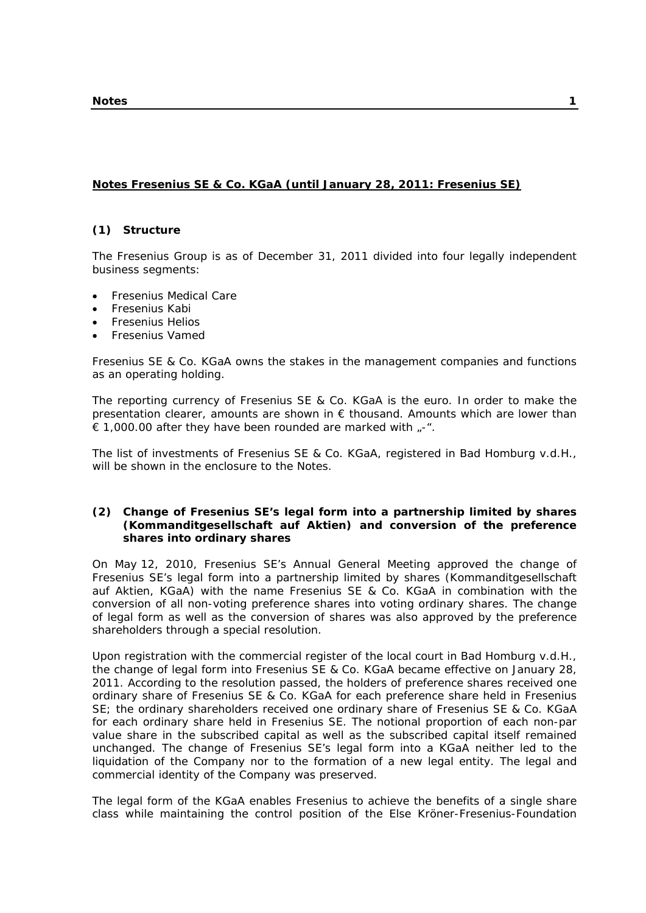## Notes Fresenius SE & Co. KGaA (until January 28, 2011: Fresenius SE)

### (1) Structure

The Fresenius Group is as of December 31, 2011 divided into four legally independent business segments:

- Fresenius Medical Care
- Fresenius Kabi
- Fresenius Helios
- Fresenius Vamed

Fresenius SE & Co. KGaA owns the stakes in the management companies and functions as an operating holding.

The reporting currency of Fresenius SE & Co. KGaA is the euro. In order to make the presentation clearer, amounts are shown in € thousand. Amounts which are lower than € 1,000.00 after they have been rounded are marked with „-".

The list of investments of Fresenius SE & Co. KGaA, registered in Bad Homburg v.d.H., will be shown in the enclosure to the Notes.

### (2) Change of Fresenius SE's legal form into a partnership limited by shares (Kommanditgesellschaft auf Aktien) and conversion of the preference shares into ordinary shares

On May 12, 2010, Fresenius SE's Annual General Meeting approved the change of Fresenius SE's legal form into a partnership limited by shares (Kommanditgesellschaft auf Aktien, KGaA) with the name Fresenius SE & Co. KGaA in combination with the conversion of all non-voting preference shares into voting ordinary shares. The change of legal form as well as the conversion of shares was also approved by the preference shareholders through a special resolution.

Upon registration with the commercial register of the local court in Bad Homburg v.d.H., the change of legal form into Fresenius SE & Co. KGaA became effective on January 28, 2011. According to the resolution passed, the holders of preference shares received one ordinary share of Fresenius SE & Co. KGaA for each preference share held in Fresenius SE; the ordinary shareholders received one ordinary share of Fresenius SE & Co. KGaA for each ordinary share held in Fresenius SE. The notional proportion of each non-par value share in the subscribed capital as well as the subscribed capital itself remained unchanged. The change of Fresenius SE's legal form into a KGaA neither led to the liquidation of the Company nor to the formation of a new legal entity. The legal and commercial identity of the Company was preserved.

The legal form of the KGaA enables Fresenius to achieve the benefits of a single share class while maintaining the control position of the Else Kröner-Fresenius-Foundation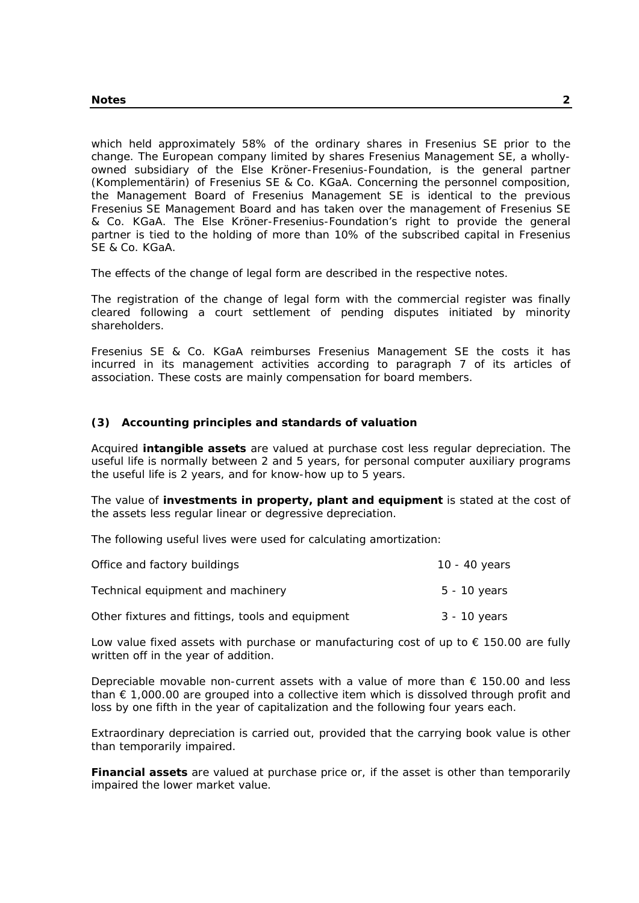which held approximately 58% of the ordinary shares in Fresenius SE prior to the change. The European company limited by shares Fresenius Management SE, a wholly-owned subsidiary of the Else Kröner-Fresenius-Foundation, is the general partner (Komplementärin) of Fresenius SE & Co. KGaA. Concerning the personnel composition, the Management Board of Fresenius Management SE is identical to the previous Fresenius SE Management Board and has taken over the management of Fresenius SE & Co. KGaA. The Else Kröner-Fresenius-Foundation's right to provide the general partner is tied to the holding of more than 10% of the subscribed capital in Fresenius SE & Co. KGaA.

The effects of the change of legal form are described in the respective notes.

The registration of the change of legal form with the commercial register was finally cleared following a court settlement of pending disputes initiated by minority shareholders.

Fresenius SE & Co. KGaA reimburses Fresenius Management SE the costs it has incurred in its management activities according to paragraph 7 of its articles of association. These costs are mainly compensation for board members.

### (3) Accounting principles and standards of valuation

Acquired **intangible assets** are valued at purchase cost less regular depreciation. The useful life is normally between 2 and 5 years, for personal computer auxiliary programs the useful life is 2 years, and for know-how up to 5 years.

The value of **investments in property, plant and equipment** is stated at the cost of the assets less regular linear or degressive depreciation.

The following useful lives were used for calculating amortization:

| | |
|---|---|
| Office and factory buildings | 10 - 40 years |
| Technical equipment and machinery | 5 - 10 years |
| Other fixtures and fittings, tools and equipment | 3 - 10 years |

Low value fixed assets with purchase or manufacturing cost of up to € 150.00 are fully written off in the year of addition.

Depreciable movable non-current assets with a value of more than € 150.00 and less than € 1,000.00 are grouped into a collective item which is dissolved through profit and loss by one fifth in the year of capitalization and the following four years each.

Extraordinary depreciation is carried out, provided that the carrying book value is other than temporarily impaired.

**Financial assets** are valued at purchase price or, if the asset is other than temporarily impaired the lower market value.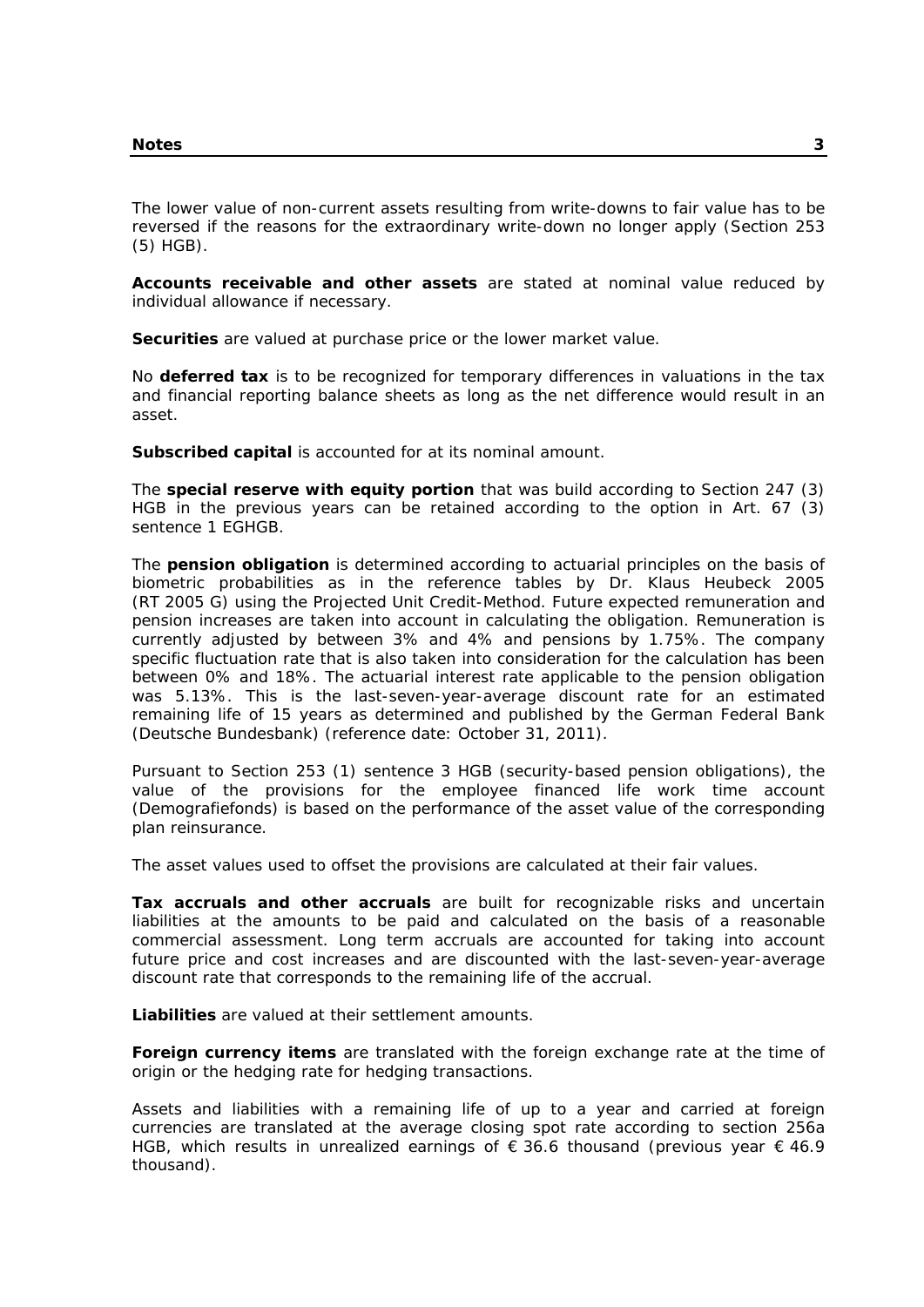The lower value of non-current assets resulting from write-downs to fair value has to be reversed if the reasons for the extraordinary write-down no longer apply (Section 253 (5) HGB).

**Accounts receivable and other assets** are stated at nominal value reduced by individual allowance if necessary.

**Securities** are valued at purchase price or the lower market value.

No **deferred tax** is to be recognized for temporary differences in valuations in the tax and financial reporting balance sheets as long as the net difference would result in an asset.

**Subscribed capital** is accounted for at its nominal amount.

The **special reserve with equity portion** that was build according to Section 247 (3) HGB in the previous years can be retained according to the option in Art. 67 (3) sentence 1 EGHGB.

The **pension obligation** is determined according to actuarial principles on the basis of biometric probabilities as in the reference tables by Dr. Klaus Heubeck 2005 (RT 2005 G) using the Projected Unit Credit-Method. Future expected remuneration and pension increases are taken into account in calculating the obligation. Remuneration is currently adjusted by between 3% and 4% and pensions by 1.75%. The company specific fluctuation rate that is also taken into consideration for the calculation has been between 0% and 18%. The actuarial interest rate applicable to the pension obligation was 5.13%. This is the last-seven-year-average discount rate for an estimated remaining life of 15 years as determined and published by the German Federal Bank (Deutsche Bundesbank) (reference date: October 31, 2011).

Pursuant to Section 253 (1) sentence 3 HGB (security-based pension obligations), the value of the provisions for the employee financed life work time account (Demografiefonds) is based on the performance of the asset value of the corresponding plan reinsurance.

The asset values used to offset the provisions are calculated at their fair values.

**Tax accruals and other accruals** are built for recognizable risks and uncertain liabilities at the amounts to be paid and calculated on the basis of a reasonable commercial assessment. Long term accruals are accounted for taking into account future price and cost increases and are discounted with the last-seven-year-average discount rate that corresponds to the remaining life of the accrual.

**Liabilities** are valued at their settlement amounts.

**Foreign currency items** are translated with the foreign exchange rate at the time of origin or the hedging rate for hedging transactions.

Assets and liabilities with a remaining life of up to a year and carried at foreign currencies are translated at the average closing spot rate according to section 256a HGB, which results in unrealized earnings of € 36.6 thousand (previous year € 46.9 thousand).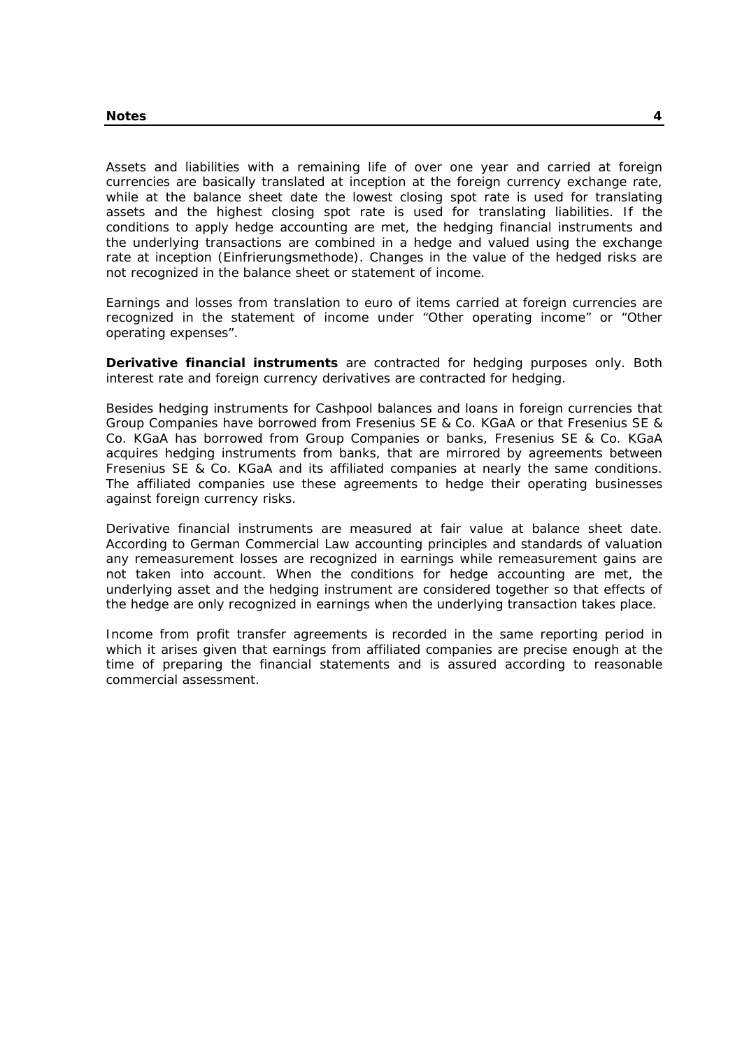Assets and liabilities with a remaining life of over one year and carried at foreign currencies are basically translated at inception at the foreign currency exchange rate, while at the balance sheet date the lowest closing spot rate is used for translating assets and the highest closing spot rate is used for translating liabilities. If the conditions to apply hedge accounting are met, the hedging financial instruments and the underlying transactions are combined in a hedge and valued using the exchange rate at inception (Einfrierungsmethode). Changes in the value of the hedged risks are not recognized in the balance sheet or statement of income.

Earnings and losses from translation to euro of items carried at foreign currencies are recognized in the statement of income under "Other operating income" or "Other operating expenses".

**Derivative financial instruments** are contracted for hedging purposes only. Both interest rate and foreign currency derivatives are contracted for hedging.

Besides hedging instruments for Cashpool balances and loans in foreign currencies that Group Companies have borrowed from Fresenius SE & Co. KGaA or that Fresenius SE & Co. KGaA has borrowed from Group Companies or banks, Fresenius SE & Co. KGaA acquires hedging instruments from banks, that are mirrored by agreements between Fresenius SE & Co. KGaA and its affiliated companies at nearly the same conditions. The affiliated companies use these agreements to hedge their operating businesses against foreign currency risks.

Derivative financial instruments are measured at fair value at balance sheet date. According to German Commercial Law accounting principles and standards of valuation any remeasurement losses are recognized in earnings while remeasurement gains are not taken into account. When the conditions for hedge accounting are met, the underlying asset and the hedging instrument are considered together so that effects of the hedge are only recognized in earnings when the underlying transaction takes place.

Income from profit transfer agreements is recorded in the same reporting period in which it arises given that earnings from affiliated companies are precise enough at the time of preparing the financial statements and is assured according to reasonable commercial assessment.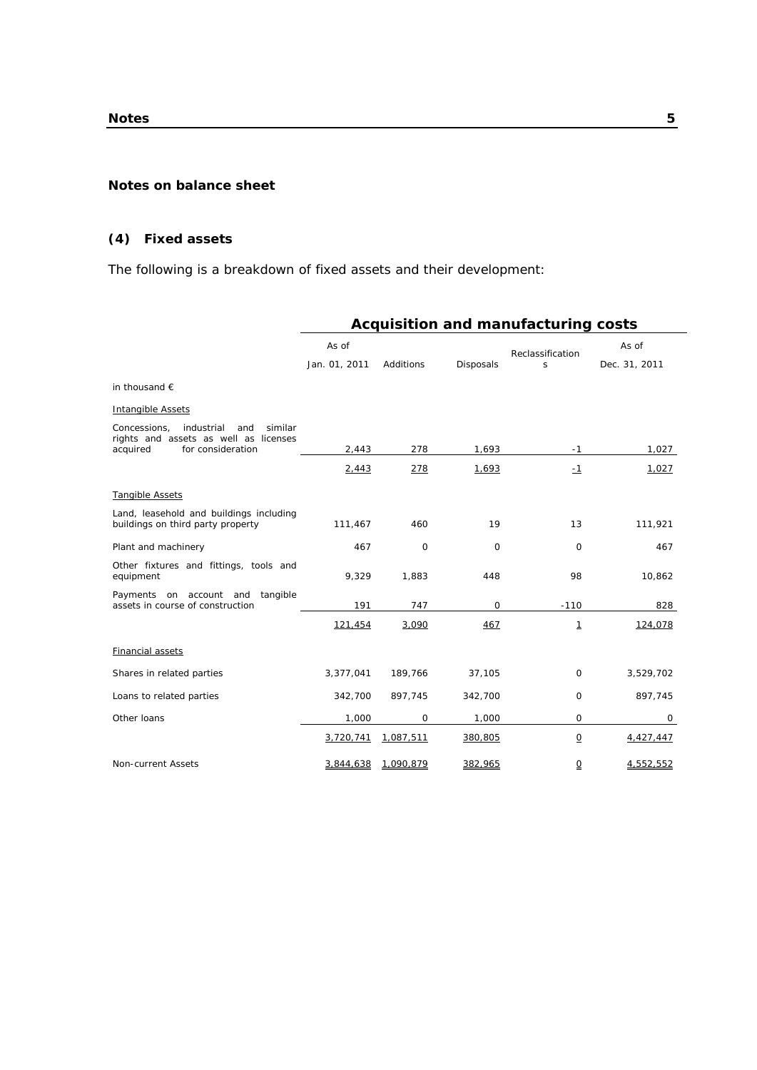## Notes on balance sheet

### (4) Fixed assets

The following is a breakdown of fixed assets and their development:

| | Acquisition and manufacturing costs | | | | |
|---|---|---|---|---|---|
| | As of Jan. 01, 2011 | Additions | Disposals | Reclassifications | As of Dec. 31, 2011 |
| in thousand € | | | | | |
| Intangible Assets | | | | | |
| Concessions, industrial and similar rights and assets as well as licenses acquired for consideration | 2,443 | 278 | 1,693 | -1 | 1,027 |
| | 2,443 | 278 | 1,693 | -1 | 1,027 |
| Tangible Assets | | | | | |
| Land, leasehold and buildings including buildings on third party property | 111,467 | 460 | 19 | 13 | 111,921 |
| Plant and machinery | 467 | 0 | 0 | 0 | 467 |
| Other fixtures and fittings, tools and equipment | 9,329 | 1,883 | 448 | 98 | 10,862 |
| Payments on account and tangible assets in course of construction | 191 | 747 | 0 | -110 | 828 |
| | 121,454 | 3,090 | 467 | 1 | 124,078 |
| Financial assets | | | | | |
| Shares in related parties | 3,377,041 | 189,766 | 37,105 | 0 | 3,529,702 |
| Loans to related parties | 342,700 | 897,745 | 342,700 | 0 | 897,745 |
| Other loans | 1,000 | 0 | 1,000 | 0 | 0 |
| | 3,720,741 | 1,087,511 | 380,805 | 0 | 4,427,447 |
| Non-current Assets | 3,844,638 | 1,090,879 | 382,965 | 0 | 4,552,552 |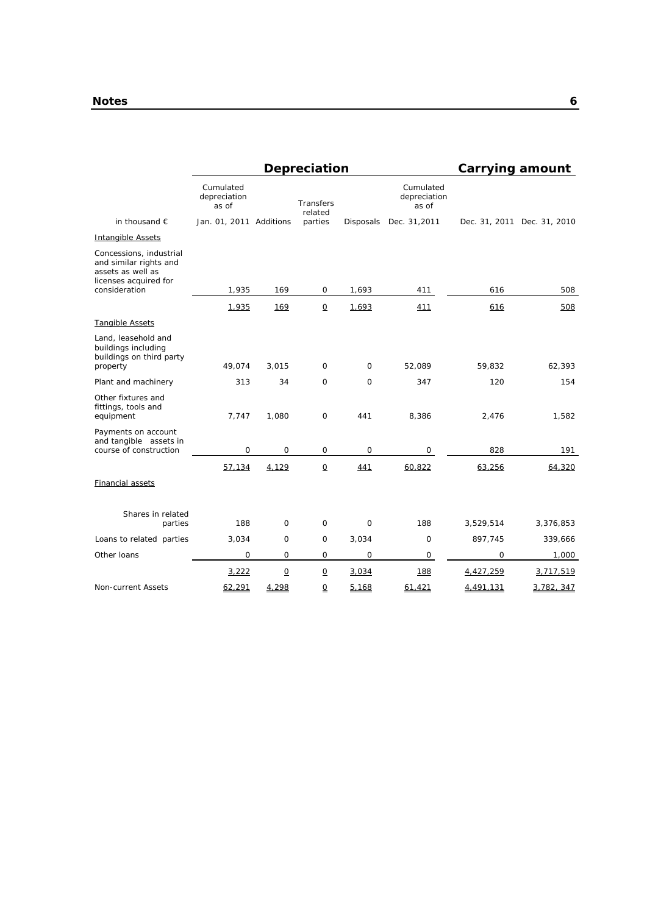| | Depreciation | | | | | Carrying amount | |
|---|---|---|---|---|---|---|---|
| in thousand € | Cumulated depreciation as of Jan. 01, 2011 | Additions | Transfers related parties | Disposals | Cumulated depreciation as of Dec. 31,2011 | Dec. 31, 2011 | Dec. 31, 2010 |
| Intangible Assets | | | | | | | |
| Concessions, industrial and similar rights and assets as well as licenses acquired for consideration | 1,935 | 169 | 0 | 1,693 | 411 | 616 | 508 |
| | 1,935 | 169 | 0 | 1,693 | 411 | 616 | 508 |
| Tangible Assets | | | | | | | |
| Land, leasehold and buildings including buildings on third party property | 49,074 | 3,015 | 0 | 0 | 52,089 | 59,832 | 62,393 |
| Plant and machinery | 313 | 34 | 0 | 0 | 347 | 120 | 154 |
| Other fixtures and fittings, tools and equipment | 7,747 | 1,080 | 0 | 441 | 8,386 | 2,476 | 1,582 |
| Payments on account and tangible assets in course of construction | 0 | 0 | 0 | 0 | 0 | 828 | 191 |
| | 57,134 | 4,129 | 0 | 441 | 60,822 | 63,256 | 64,320 |
| Financial assets | | | | | | | |
| Shares in related parties | 188 | 0 | 0 | 0 | 188 | 3,529,514 | 3,376,853 |
| Loans to related parties | 3,034 | 0 | 0 | 3,034 | 0 | 897,745 | 339,666 |
| Other loans | 0 | 0 | 0 | 0 | 0 | 0 | 1,000 |
| | 3,222 | 0 | 0 | 3,034 | 188 | 4,427,259 | 3,717,519 |
| Non-current Assets | 62,291 | 4,298 | 0 | 5,168 | 61,421 | 4,491,131 | 3,782, 347 |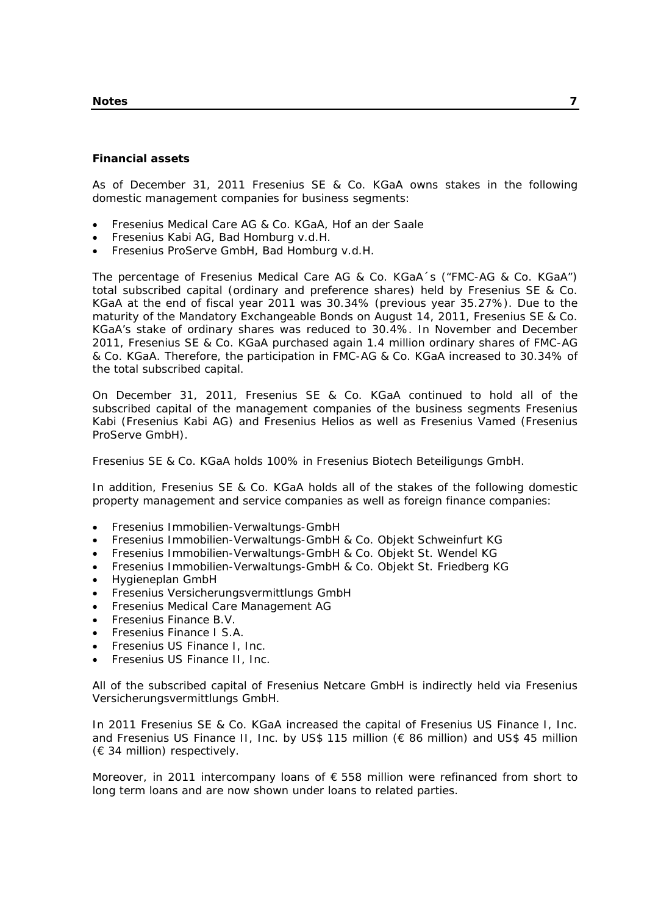### Financial assets

As of December 31, 2011 Fresenius SE & Co. KGaA owns stakes in the following domestic management companies for business segments:

- Fresenius Medical Care AG & Co. KGaA, Hof an der Saale
- Fresenius Kabi AG, Bad Homburg v.d.H.
- Fresenius ProServe GmbH, Bad Homburg v.d.H.

The percentage of Fresenius Medical Care AG & Co. KGaA´s ("FMC-AG & Co. KGaA") total subscribed capital (ordinary and preference shares) held by Fresenius SE & Co. KGaA at the end of fiscal year 2011 was 30.34% (previous year 35.27%). Due to the maturity of the Mandatory Exchangeable Bonds on August 14, 2011, Fresenius SE & Co. KGaA's stake of ordinary shares was reduced to 30.4%. In November and December 2011, Fresenius SE & Co. KGaA purchased again 1.4 million ordinary shares of FMC-AG & Co. KGaA. Therefore, the participation in FMC-AG & Co. KGaA increased to 30.34% of the total subscribed capital.

On December 31, 2011, Fresenius SE & Co. KGaA continued to hold all of the subscribed capital of the management companies of the business segments Fresenius Kabi (Fresenius Kabi AG) and Fresenius Helios as well as Fresenius Vamed (Fresenius ProServe GmbH).

Fresenius SE & Co. KGaA holds 100% in Fresenius Biotech Beteiligungs GmbH.

In addition, Fresenius SE & Co. KGaA holds all of the stakes of the following domestic property management and service companies as well as foreign finance companies:

- Fresenius Immobilien-Verwaltungs-GmbH
- Fresenius Immobilien-Verwaltungs-GmbH & Co. Objekt Schweinfurt KG
- Fresenius Immobilien-Verwaltungs-GmbH & Co. Objekt St. Wendel KG
- Fresenius Immobilien-Verwaltungs-GmbH & Co. Objekt St. Friedberg KG
- Hygieneplan GmbH
- Fresenius Versicherungsvermittlungs GmbH
- Fresenius Medical Care Management AG
- Fresenius Finance B.V.
- Fresenius Finance I S.A.
- Fresenius US Finance I, Inc.
- Fresenius US Finance II, Inc.

All of the subscribed capital of Fresenius Netcare GmbH is indirectly held via Fresenius Versicherungsvermittlungs GmbH.

In 2011 Fresenius SE & Co. KGaA increased the capital of Fresenius US Finance I, Inc. and Fresenius US Finance II, Inc. by US$ 115 million (€ 86 million) and US$ 45 million (€ 34 million) respectively.

Moreover, in 2011 intercompany loans of € 558 million were refinanced from short to long term loans and are now shown under loans to related parties.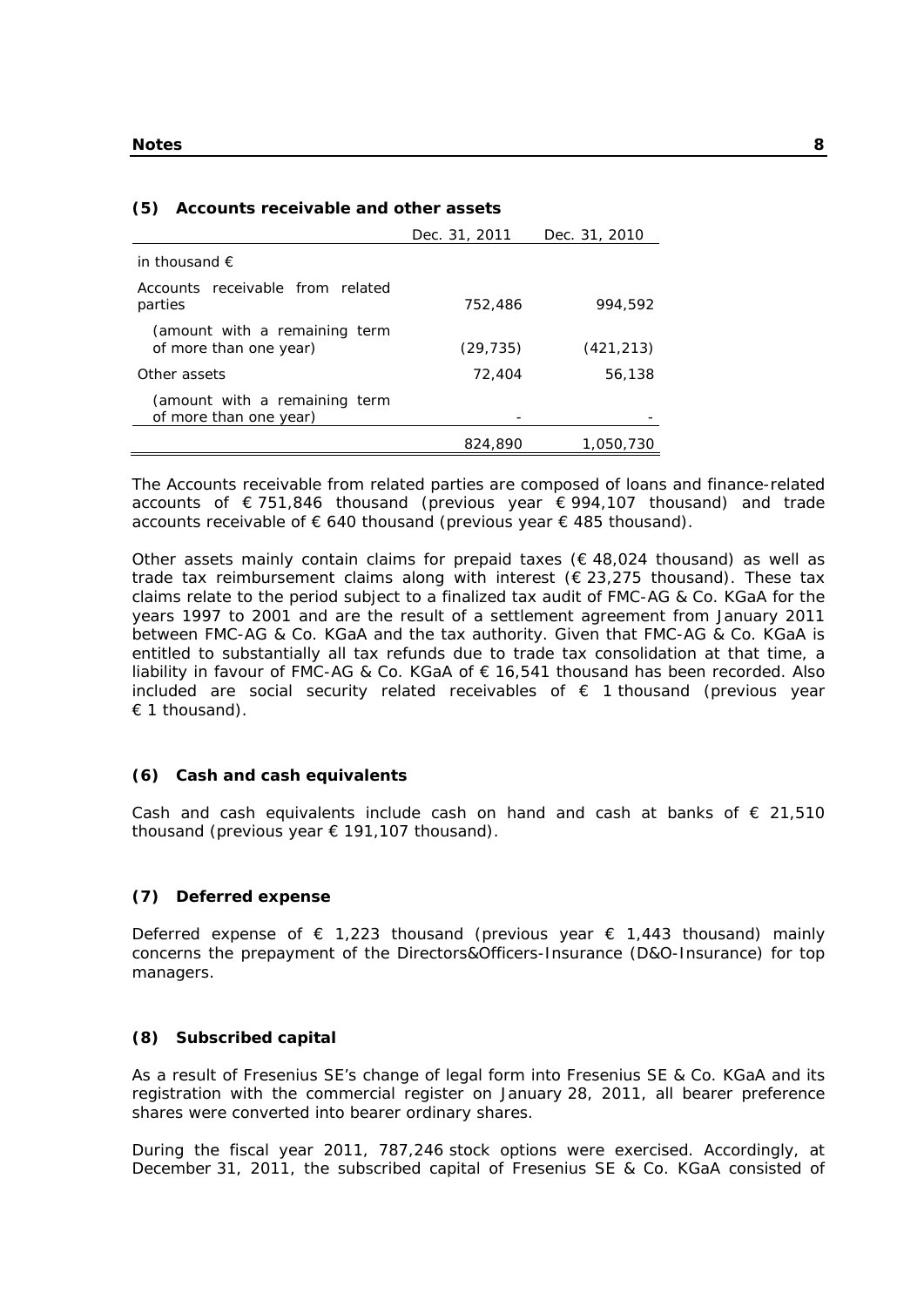### (5) Accounts receivable and other assets

| | Dec. 31, 2011 | Dec. 31, 2010 |
|---|---|---|
| in thousand € | | |
| Accounts receivable from related parties | 752,486 | 994,592 |
| (amount with a remaining term of more than one year) | (29,735) | (421,213) |
| Other assets | 72,404 | 56,138 |
| (amount with a remaining term of more than one year) | - | - |
| | 824,890 | 1,050,730 |

The Accounts receivable from related parties are composed of loans and finance-related accounts of € 751,846 thousand (previous year € 994,107 thousand) and trade accounts receivable of € 640 thousand (previous year € 485 thousand).

Other assets mainly contain claims for prepaid taxes (€ 48,024 thousand) as well as trade tax reimbursement claims along with interest (€ 23,275 thousand). These tax claims relate to the period subject to a finalized tax audit of FMC-AG & Co. KGaA for the years 1997 to 2001 and are the result of a settlement agreement from January 2011 between FMC-AG & Co. KGaA and the tax authority. Given that FMC-AG & Co. KGaA is entitled to substantially all tax refunds due to trade tax consolidation at that time, a liability in favour of FMC-AG & Co. KGaA of € 16,541 thousand has been recorded. Also included are social security related receivables of € 1 thousand (previous year € 1 thousand).

### (6) Cash and cash equivalents

Cash and cash equivalents include cash on hand and cash at banks of € 21,510 thousand (previous year € 191,107 thousand).

### (7) Deferred expense

Deferred expense of € 1,223 thousand (previous year € 1,443 thousand) mainly concerns the prepayment of the Directors&Officers-Insurance (D&O-Insurance) for top managers.

### (8) Subscribed capital

As a result of Fresenius SE's change of legal form into Fresenius SE & Co. KGaA and its registration with the commercial register on January 28, 2011, all bearer preference shares were converted into bearer ordinary shares.

During the fiscal year 2011, 787,246 stock options were exercised. Accordingly, at December 31, 2011, the subscribed capital of Fresenius SE & Co. KGaA consisted of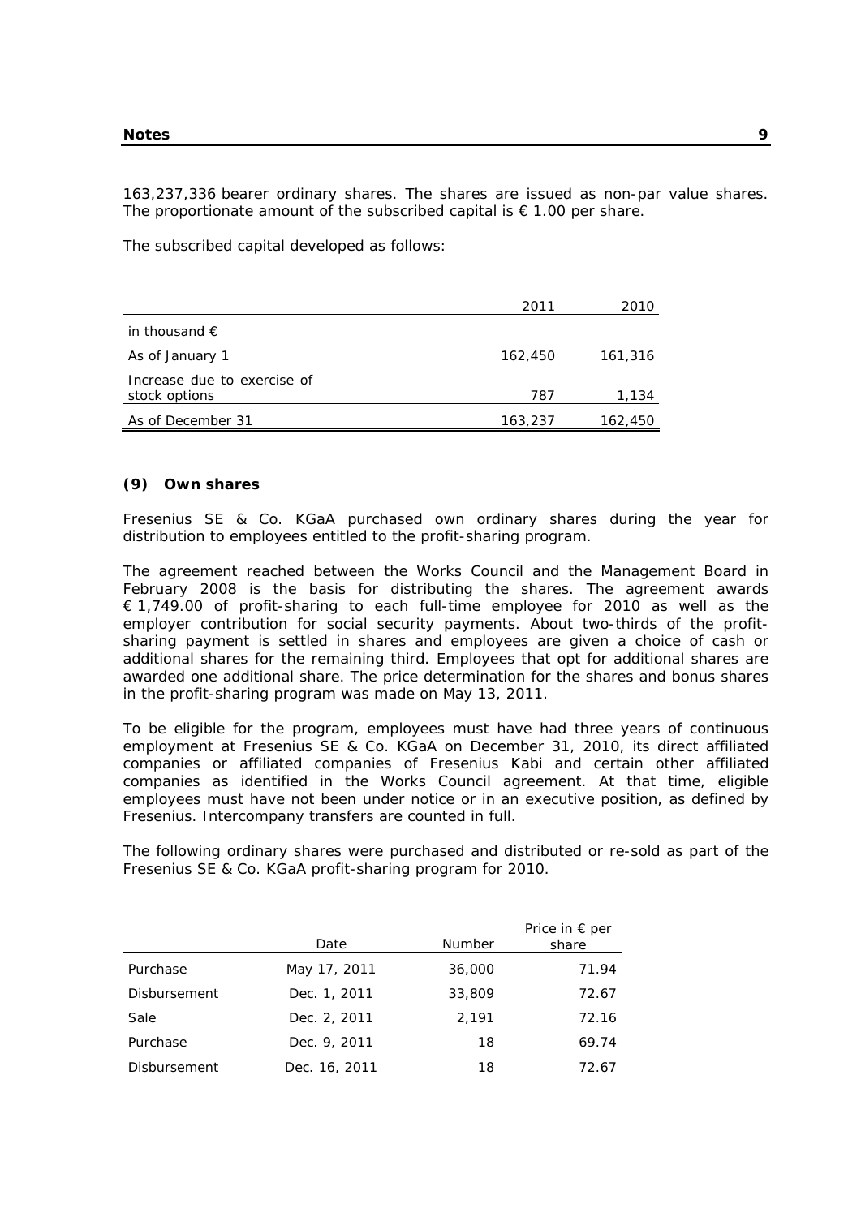163,237,336 bearer ordinary shares. The shares are issued as non-par value shares. The proportionate amount of the subscribed capital is € 1.00 per share.

The subscribed capital developed as follows:

| | 2011 | 2010 |
|---|---|---|
| in thousand € | | |
| As of January 1 | 162,450 | 161,316 |
| Increase due to exercise of stock options | 787 | 1,134 |
| As of December 31 | 163,237 | 162,450 |

### (9) Own shares

Fresenius SE & Co. KGaA purchased own ordinary shares during the year for distribution to employees entitled to the profit-sharing program.

The agreement reached between the Works Council and the Management Board in February 2008 is the basis for distributing the shares. The agreement awards € 1,749.00 of profit-sharing to each full-time employee for 2010 as well as the employer contribution for social security payments. About two-thirds of the profit-sharing payment is settled in shares and employees are given a choice of cash or additional shares for the remaining third. Employees that opt for additional shares are awarded one additional share. The price determination for the shares and bonus shares in the profit-sharing program was made on May 13, 2011.

To be eligible for the program, employees must have had three years of continuous employment at Fresenius SE & Co. KGaA on December 31, 2010, its direct affiliated companies or affiliated companies of Fresenius Kabi and certain other affiliated companies as identified in the Works Council agreement. At that time, eligible employees must have not been under notice or in an executive position, as defined by Fresenius. Intercompany transfers are counted in full.

The following ordinary shares were purchased and distributed or re-sold as part of the Fresenius SE & Co. KGaA profit-sharing program for 2010.

| | Date | Number | Price in € per share |
|---|---|---|---|
| Purchase | May 17, 2011 | 36,000 | 71.94 |
| Disbursement | Dec. 1, 2011 | 33,809 | 72.67 |
| Sale | Dec. 2, 2011 | 2,191 | 72.16 |
| Purchase | Dec. 9, 2011 | 18 | 69.74 |
| Disbursement | Dec. 16, 2011 | 18 | 72.67 |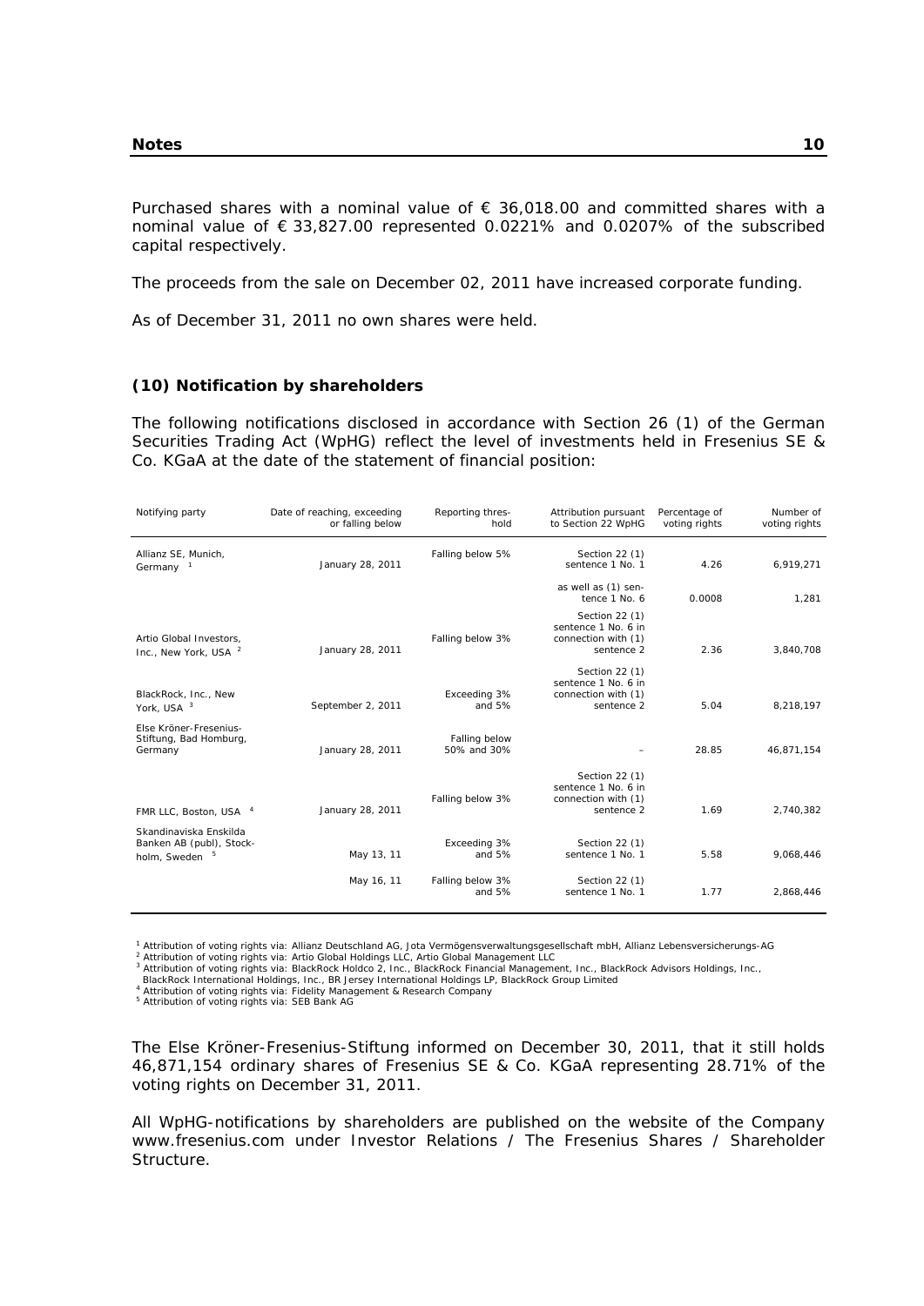Purchased shares with a nominal value of € 36,018.00 and committed shares with a nominal value of € 33,827.00 represented 0.0221% and 0.0207% of the subscribed capital respectively.

The proceeds from the sale on December 02, 2011 have increased corporate funding.

As of December 31, 2011 no own shares were held.

### (10) Notification by shareholders

The following notifications disclosed in accordance with Section 26 (1) of the German Securities Trading Act (WpHG) reflect the level of investments held in Fresenius SE & Co. KGaA at the date of the statement of financial position:

| Notifying party | Date of reaching, exceeding or falling below | Reporting threshold | Attribution pursuant to Section 22 WpHG | Percentage of voting rights | Number of voting rights |
|---|---|---|---|---|---|
| Allianz SE, Munich, Germany [1] | January 28, 2011 | Falling below 5% | Section 22 (1) sentence 1 No. 1 | 4.26 | 6,919,271 |
| | | | as well as (1) sentence 1 No. 6 | 0.0008 | 1,281 |
| Artio Global Investors, Inc., New York, USA [2] | January 28, 2011 | Falling below 3% | Section 22 (1) sentence 1 No. 6 in connection with (1) sentence 2 | 2.36 | 3,840,708 |
| BlackRock, Inc., New York, USA [3] | September 2, 2011 | Exceeding 3% and 5% | Section 22 (1) sentence 1 No. 6 in connection with (1) sentence 2 | 5.04 | 8,218,197 |
| Else Kröner-Fresenius-Stiftung, Bad Homburg, Germany | January 28, 2011 | Falling below 50% and 30% | – | 28.85 | 46,871,154 |
| FMR LLC, Boston, USA [4] | January 28, 2011 | Falling below 3% | Section 22 (1) sentence 1 No. 6 in connection with (1) sentence 2 | 1.69 | 2,740,382 |
| Skandinaviska Enskilda Banken AB (publ), Stockholm, Sweden [5] | May 13, 11 | Exceeding 3% and 5% | Section 22 (1) sentence 1 No. 1 | 5.58 | 9,068,446 |
| | May 16, 11 | Falling below 3% and 5% | Section 22 (1) sentence 1 No. 1 | 1.77 | 2,868,446 |

[1] Attribution of voting rights via: Allianz Deutschland AG, Jota Vermögensverwaltungsgesellschaft mbH, Allianz Lebensversicherungs-AG
[2] Attribution of voting rights via: Artio Global Holdings LLC, Artio Global Management LLC
[3] Attribution of voting rights via: BlackRock Holdco 2, Inc., BlackRock Financial Management, Inc., BlackRock Advisors Holdings, Inc., BlackRock International Holdings, Inc., BR Jersey International Holdings LP, BlackRock Group Limited
[4] Attribution of voting rights via: Fidelity Management & Research Company
[5] Attribution of voting rights via: SEB Bank AG

The Else Kröner-Fresenius-Stiftung informed on December 30, 2011, that it still holds 46,871,154 ordinary shares of Fresenius SE & Co. KGaA representing 28.71% of the voting rights on December 31, 2011.

All WpHG-notifications by shareholders are published on the website of the Company www.fresenius.com under Investor Relations / The Fresenius Shares / Shareholder Structure.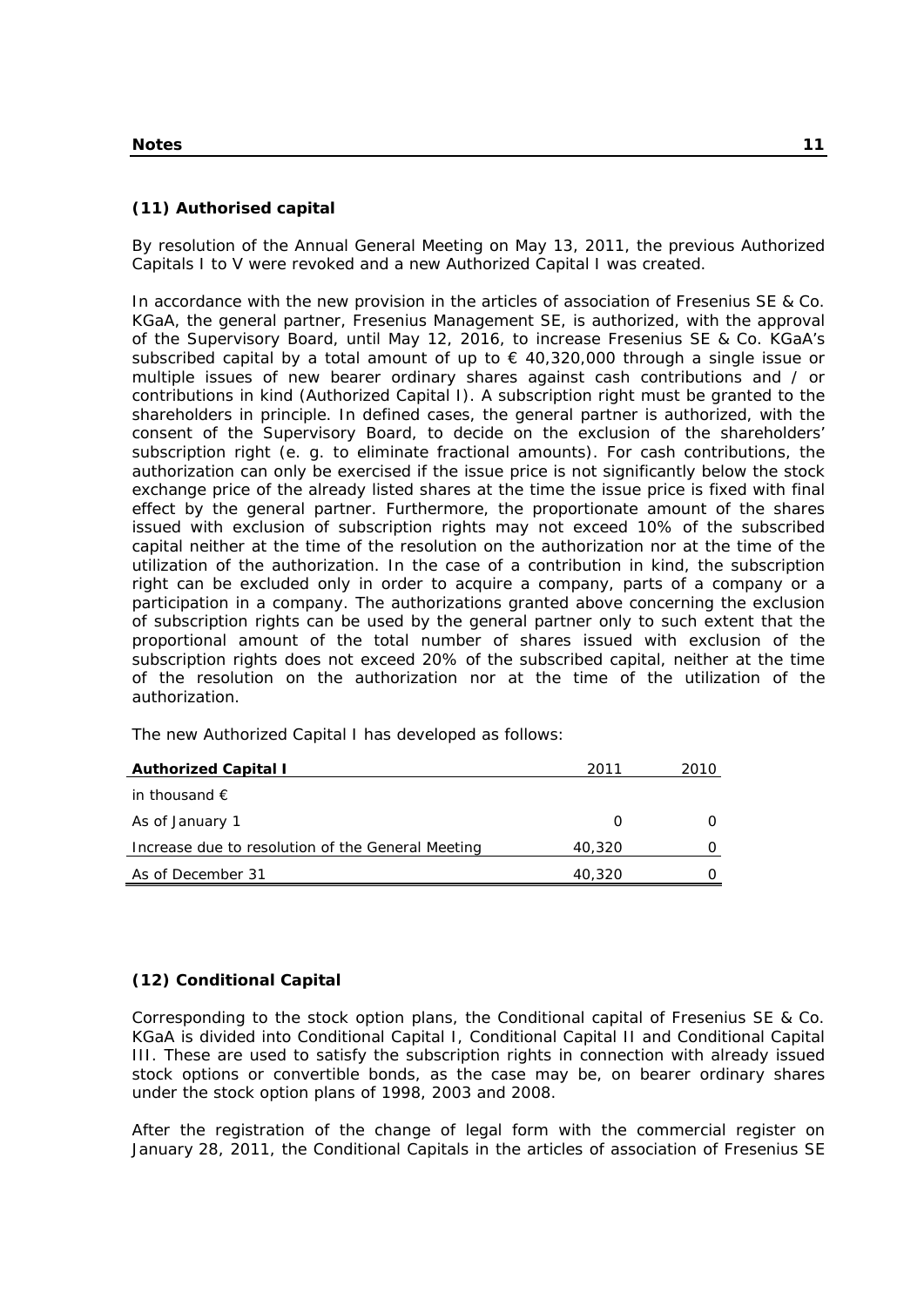## (11) Authorised capital

By resolution of the Annual General Meeting on May 13, 2011, the previous Authorized Capitals I to V were revoked and a new Authorized Capital I was created.

In accordance with the new provision in the articles of association of Fresenius SE & Co. KGaA, the general partner, Fresenius Management SE, is authorized, with the approval of the Supervisory Board, until May 12, 2016, to increase Fresenius SE & Co. KGaA's subscribed capital by a total amount of up to € 40,320,000 through a single issue or multiple issues of new bearer ordinary shares against cash contributions and / or contributions in kind (Authorized Capital I). A subscription right must be granted to the shareholders in principle. In defined cases, the general partner is authorized, with the consent of the Supervisory Board, to decide on the exclusion of the shareholders' subscription right (e. g. to eliminate fractional amounts). For cash contributions, the authorization can only be exercised if the issue price is not significantly below the stock exchange price of the already listed shares at the time the issue price is fixed with final effect by the general partner. Furthermore, the proportionate amount of the shares issued with exclusion of subscription rights may not exceed 10% of the subscribed capital neither at the time of the resolution on the authorization nor at the time of the utilization of the authorization. In the case of a contribution in kind, the subscription right can be excluded only in order to acquire a company, parts of a company or a participation in a company. The authorizations granted above concerning the exclusion of subscription rights can be used by the general partner only to such extent that the proportional amount of the total number of shares issued with exclusion of the subscription rights does not exceed 20% of the subscribed capital, neither at the time of the resolution on the authorization nor at the time of the utilization of the authorization.

The new Authorized Capital I has developed as follows:

| **Authorized Capital I** | 2011 | 2010 |
|---|---|---|
| in thousand € | | |
| As of January 1 | 0 | 0 |
| Increase due to resolution of the General Meeting | 40,320 | 0 |
| As of December 31 | 40,320 | 0 |

## (12) Conditional Capital

Corresponding to the stock option plans, the Conditional capital of Fresenius SE & Co. KGaA is divided into Conditional Capital I, Conditional Capital II and Conditional Capital III. These are used to satisfy the subscription rights in connection with already issued stock options or convertible bonds, as the case may be, on bearer ordinary shares under the stock option plans of 1998, 2003 and 2008.

After the registration of the change of legal form with the commercial register on January 28, 2011, the Conditional Capitals in the articles of association of Fresenius SE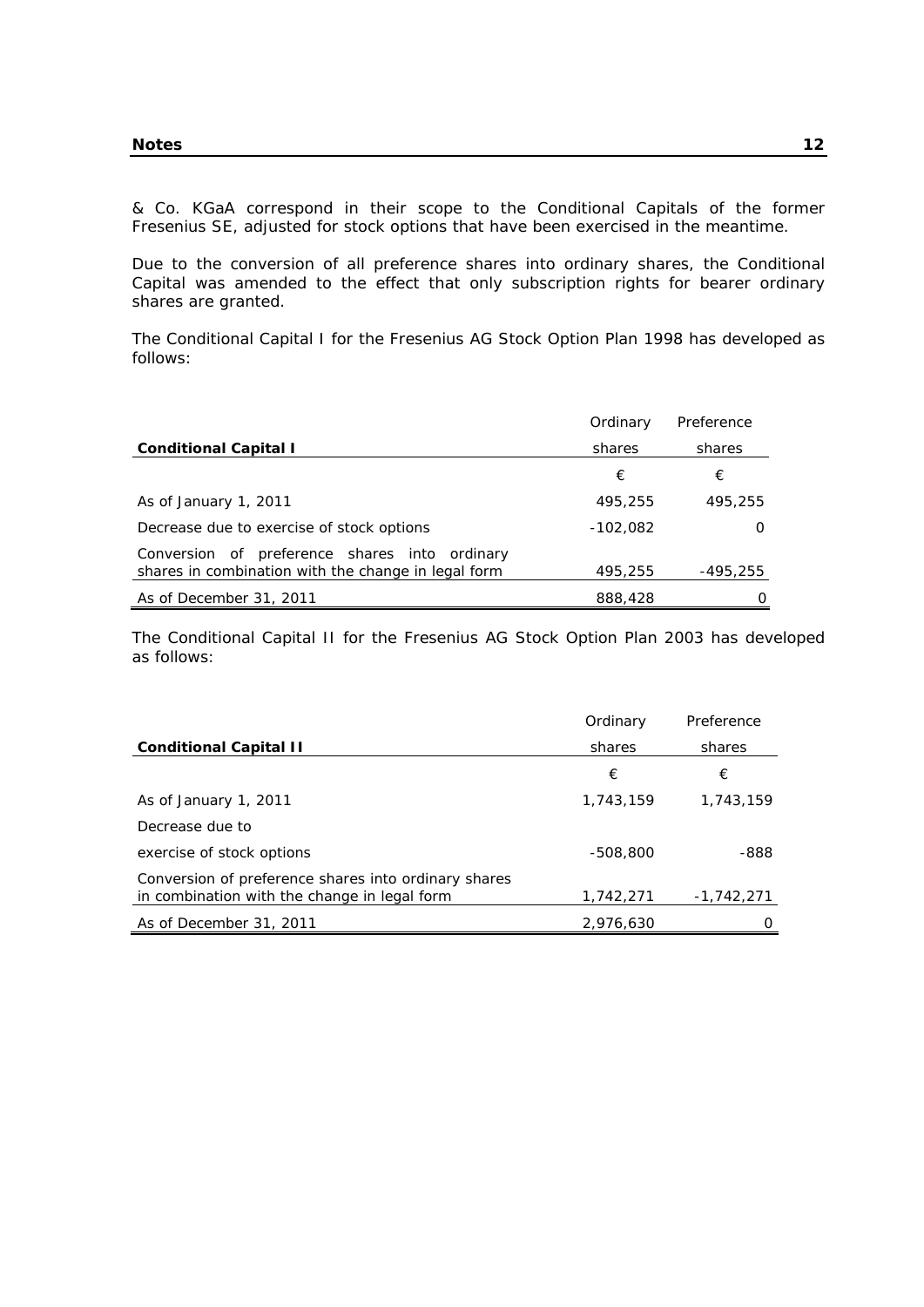& Co. KGaA correspond in their scope to the Conditional Capitals of the former Fresenius SE, adjusted for stock options that have been exercised in the meantime.

Due to the conversion of all preference shares into ordinary shares, the Conditional Capital was amended to the effect that only subscription rights for bearer ordinary shares are granted.

The Conditional Capital I for the Fresenius AG Stock Option Plan 1998 has developed as follows:

| **Conditional Capital I** | Ordinary shares | Preference shares |
|---|---|---|
| | € | € |
| As of January 1, 2011 | 495,255 | 495,255 |
| Decrease due to exercise of stock options | -102,082 | 0 |
| Conversion of preference shares into ordinary shares in combination with the change in legal form | 495,255 | -495,255 |
| As of December 31, 2011 | 888,428 | 0 |

The Conditional Capital II for the Fresenius AG Stock Option Plan 2003 has developed as follows:

| **Conditional Capital II** | Ordinary shares | Preference shares |
|---|---|---|
| | € | € |
| As of January 1, 2011 | 1,743,159 | 1,743,159 |
| Decrease due to | | |
| exercise of stock options | -508,800 | -888 |
| Conversion of preference shares into ordinary shares in combination with the change in legal form | 1,742,271 | -1,742,271 |
| As of December 31, 2011 | 2,976,630 | 0 |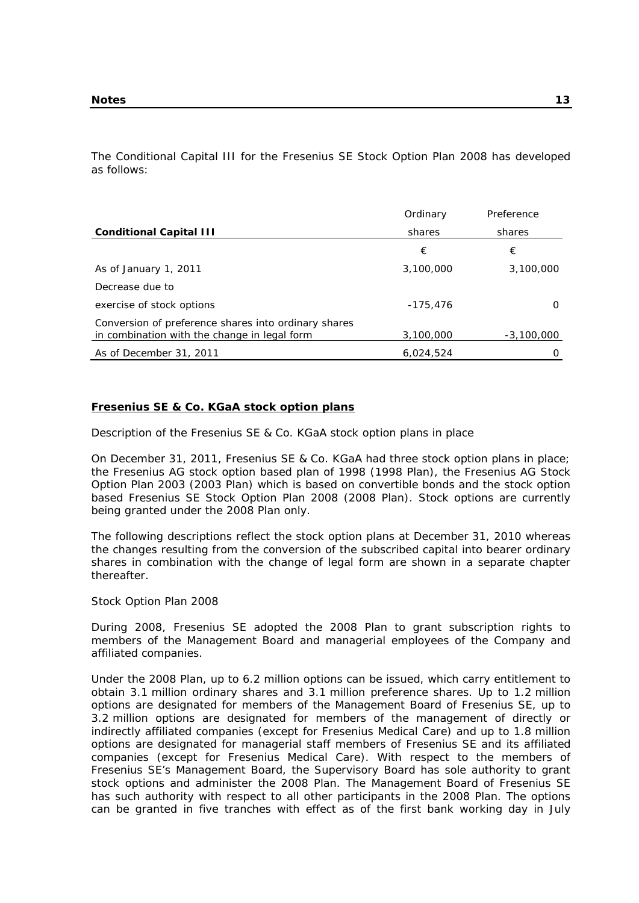The Conditional Capital III for the Fresenius SE Stock Option Plan 2008 has developed as follows:

| **Conditional Capital III** | Ordinary shares | Preference shares |
|---|---|---|
| | € | € |
| As of January 1, 2011 | 3,100,000 | 3,100,000 |
| Decrease due to | | |
| exercise of stock options | -175,476 | 0 |
| Conversion of preference shares into ordinary shares in combination with the change in legal form | 3,100,000 | -3,100,000 |
| As of December 31, 2011 | 6,024,524 | 0 |

**Fresenius SE & Co. KGaA stock option plans**

Description of the Fresenius SE & Co. KGaA stock option plans in place

On December 31, 2011, Fresenius SE & Co. KGaA had three stock option plans in place; the Fresenius AG stock option based plan of 1998 (1998 Plan), the Fresenius AG Stock Option Plan 2003 (2003 Plan) which is based on convertible bonds and the stock option based Fresenius SE Stock Option Plan 2008 (2008 Plan). Stock options are currently being granted under the 2008 Plan only.

The following descriptions reflect the stock option plans at December 31, 2010 whereas the changes resulting from the conversion of the subscribed capital into bearer ordinary shares in combination with the change of legal form are shown in a separate chapter thereafter.

Stock Option Plan 2008

During 2008, Fresenius SE adopted the 2008 Plan to grant subscription rights to members of the Management Board and managerial employees of the Company and affiliated companies.

Under the 2008 Plan, up to 6.2 million options can be issued, which carry entitlement to obtain 3.1 million ordinary shares and 3.1 million preference shares. Up to 1.2 million options are designated for members of the Management Board of Fresenius SE, up to 3.2 million options are designated for members of the management of directly or indirectly affiliated companies (except for Fresenius Medical Care) and up to 1.8 million options are designated for managerial staff members of Fresenius SE and its affiliated companies (except for Fresenius Medical Care). With respect to the members of Fresenius SE's Management Board, the Supervisory Board has sole authority to grant stock options and administer the 2008 Plan. The Management Board of Fresenius SE has such authority with respect to all other participants in the 2008 Plan. The options can be granted in five tranches with effect as of the first bank working day in July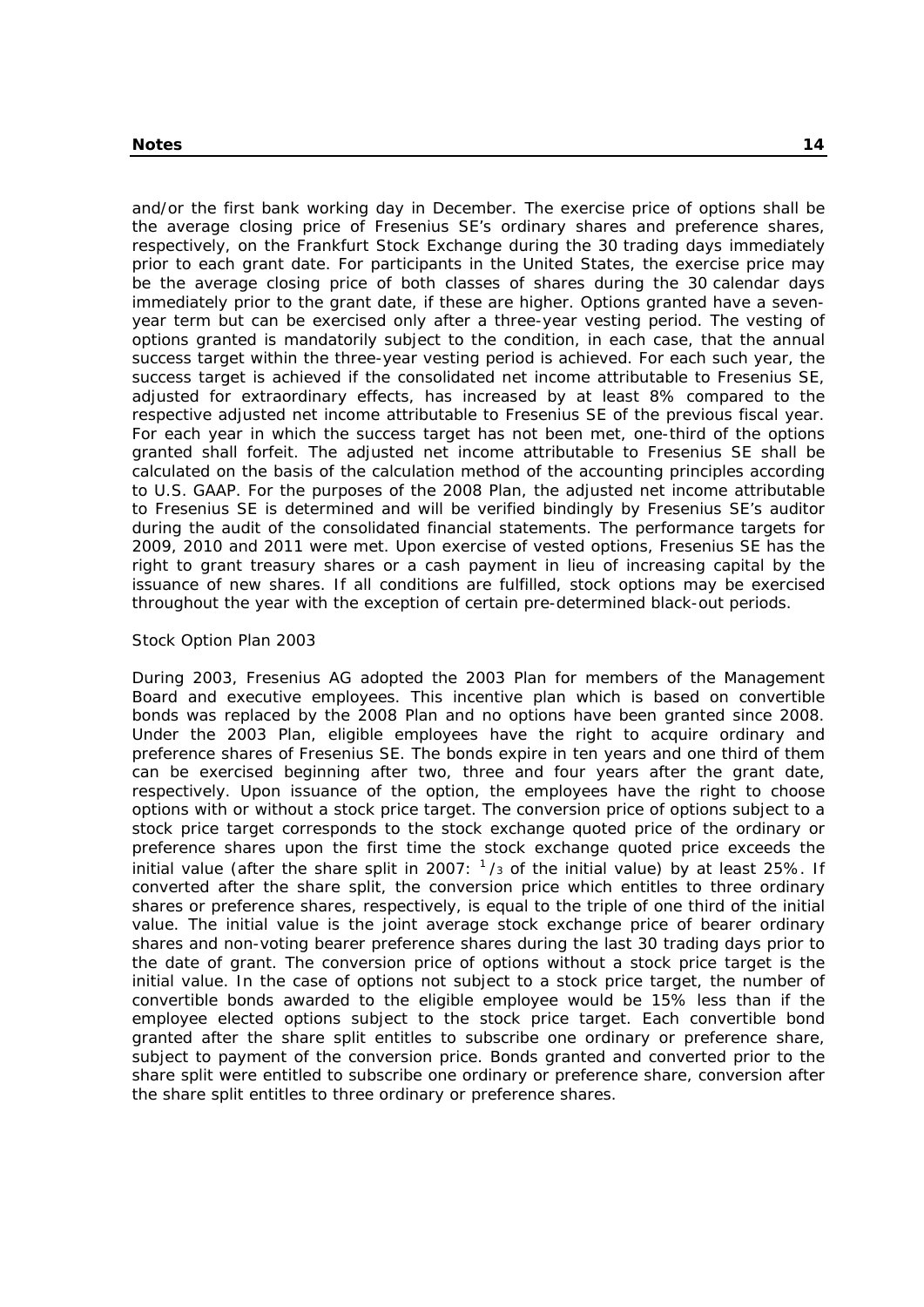and/or the first bank working day in December. The exercise price of options shall be the average closing price of Fresenius SE's ordinary shares and preference shares, respectively, on the Frankfurt Stock Exchange during the 30 trading days immediately prior to each grant date. For participants in the United States, the exercise price may be the average closing price of both classes of shares during the 30 calendar days immediately prior to the grant date, if these are higher. Options granted have a seven-year term but can be exercised only after a three-year vesting period. The vesting of options granted is mandatorily subject to the condition, in each case, that the annual success target within the three-year vesting period is achieved. For each such year, the success target is achieved if the consolidated net income attributable to Fresenius SE, adjusted for extraordinary effects, has increased by at least 8% compared to the respective adjusted net income attributable to Fresenius SE of the previous fiscal year. For each year in which the success target has not been met, one-third of the options granted shall forfeit. The adjusted net income attributable to Fresenius SE shall be calculated on the basis of the calculation method of the accounting principles according to U.S. GAAP. For the purposes of the 2008 Plan, the adjusted net income attributable to Fresenius SE is determined and will be verified bindingly by Fresenius SE's auditor during the audit of the consolidated financial statements. The performance targets for 2009, 2010 and 2011 were met. Upon exercise of vested options, Fresenius SE has the right to grant treasury shares or a cash payment in lieu of increasing capital by the issuance of new shares. If all conditions are fulfilled, stock options may be exercised throughout the year with the exception of certain pre-determined black-out periods.

*Stock Option Plan 2003*

During 2003, Fresenius AG adopted the 2003 Plan for members of the Management Board and executive employees. This incentive plan which is based on convertible bonds was replaced by the 2008 Plan and no options have been granted since 2008. Under the 2003 Plan, eligible employees have the right to acquire ordinary and preference shares of Fresenius SE. The bonds expire in ten years and one third of them can be exercised beginning after two, three and four years after the grant date, respectively. Upon issuance of the option, the employees have the right to choose options with or without a stock price target. The conversion price of options subject to a stock price target corresponds to the stock exchange quoted price of the ordinary or preference shares upon the first time the stock exchange quoted price exceeds the initial value (after the share split in 2007: $^{1}/_{3}$ of the initial value) by at least 25%. If converted after the share split, the conversion price which entitles to three ordinary shares or preference shares, respectively, is equal to the triple of one third of the initial value. The initial value is the joint average stock exchange price of bearer ordinary shares and non-voting bearer preference shares during the last 30 trading days prior to the date of grant. The conversion price of options without a stock price target is the initial value. In the case of options not subject to a stock price target, the number of convertible bonds awarded to the eligible employee would be 15% less than if the employee elected options subject to the stock price target. Each convertible bond granted after the share split entitles to subscribe one ordinary or preference share, subject to payment of the conversion price. Bonds granted and converted prior to the share split were entitled to subscribe one ordinary or preference share, conversion after the share split entitles to three ordinary or preference shares.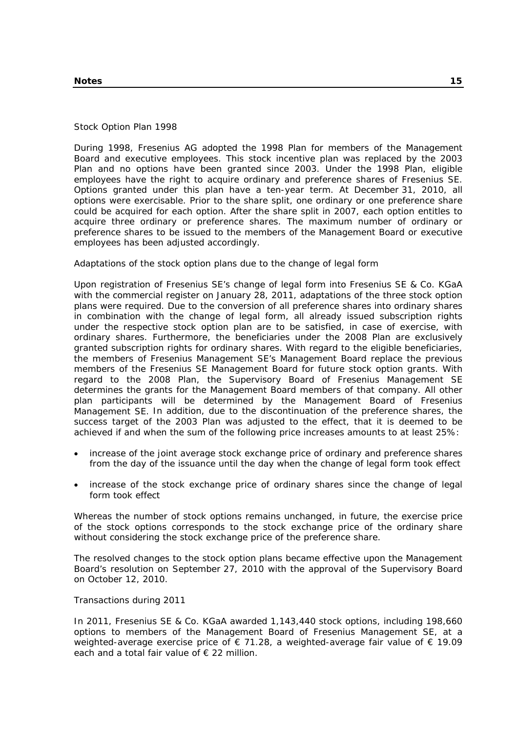Stock Option Plan 1998

During 1998, Fresenius AG adopted the 1998 Plan for members of the Management Board and executive employees. This stock incentive plan was replaced by the 2003 Plan and no options have been granted since 2003. Under the 1998 Plan, eligible employees have the right to acquire ordinary and preference shares of Fresenius SE. Options granted under this plan have a ten-year term. At December 31, 2010, all options were exercisable. Prior to the share split, one ordinary or one preference share could be acquired for each option. After the share split in 2007, each option entitles to acquire three ordinary or preference shares. The maximum number of ordinary or preference shares to be issued to the members of the Management Board or executive employees has been adjusted accordingly.

Adaptations of the stock option plans due to the change of legal form

Upon registration of Fresenius SE's change of legal form into Fresenius SE & Co. KGaA with the commercial register on January 28, 2011, adaptations of the three stock option plans were required. Due to the conversion of all preference shares into ordinary shares in combination with the change of legal form, all already issued subscription rights under the respective stock option plan are to be satisfied, in case of exercise, with ordinary shares. Furthermore, the beneficiaries under the 2008 Plan are exclusively granted subscription rights for ordinary shares. With regard to the eligible beneficiaries, the members of Fresenius Management SE's Management Board replace the previous members of the Fresenius SE Management Board for future stock option grants. With regard to the 2008 Plan, the Supervisory Board of Fresenius Management SE determines the grants for the Management Board members of that company. All other plan participants will be determined by the Management Board of Fresenius Management SE. In addition, due to the discontinuation of the preference shares, the success target of the 2003 Plan was adjusted to the effect, that it is deemed to be achieved if and when the sum of the following price increases amounts to at least 25%:

- increase of the joint average stock exchange price of ordinary and preference shares from the day of the issuance until the day when the change of legal form took effect
- increase of the stock exchange price of ordinary shares since the change of legal form took effect

Whereas the number of stock options remains unchanged, in future, the exercise price of the stock options corresponds to the stock exchange price of the ordinary share without considering the stock exchange price of the preference share.

The resolved changes to the stock option plans became effective upon the Management Board's resolution on September 27, 2010 with the approval of the Supervisory Board on October 12, 2010.

Transactions during 2011

In 2011, Fresenius SE & Co. KGaA awarded 1,143,440 stock options, including 198,660 options to members of the Management Board of Fresenius Management SE, at a weighted-average exercise price of € 71.28, a weighted-average fair value of € 19.09 each and a total fair value of € 22 million.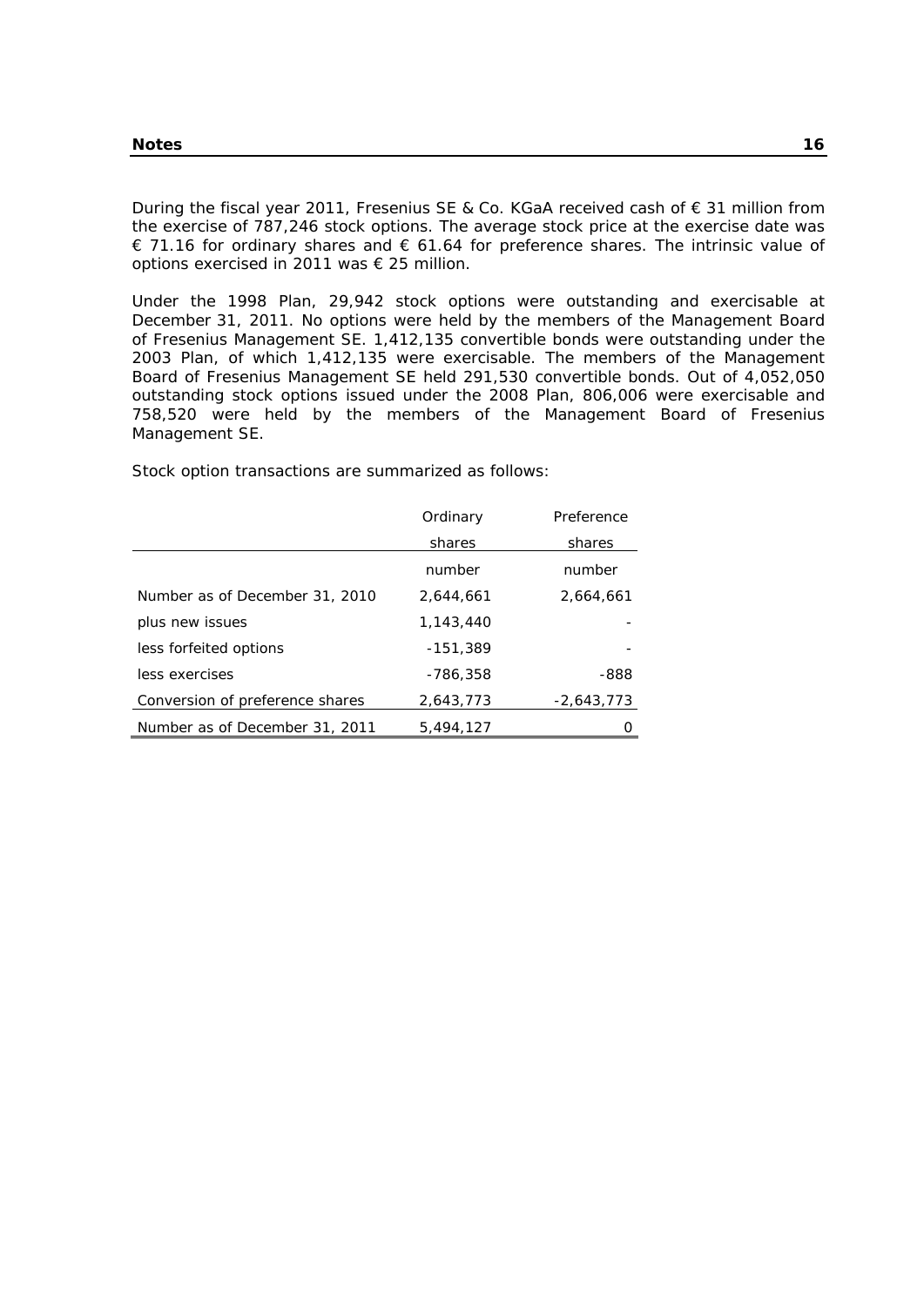During the fiscal year 2011, Fresenius SE & Co. KGaA received cash of € 31 million from the exercise of 787,246 stock options. The average stock price at the exercise date was € 71.16 for ordinary shares and € 61.64 for preference shares. The intrinsic value of options exercised in 2011 was € 25 million.

Under the 1998 Plan, 29,942 stock options were outstanding and exercisable at December 31, 2011. No options were held by the members of the Management Board of Fresenius Management SE. 1,412,135 convertible bonds were outstanding under the 2003 Plan, of which 1,412,135 were exercisable. The members of the Management Board of Fresenius Management SE held 291,530 convertible bonds. Out of 4,052,050 outstanding stock options issued under the 2008 Plan, 806,006 were exercisable and 758,520 were held by the members of the Management Board of Fresenius Management SE.

Stock option transactions are summarized as follows:

| | Ordinary shares | Preference shares |
|---|---|---|
| | number | number |
| Number as of December 31, 2010 | 2,644,661 | 2,664,661 |
| plus new issues | 1,143,440 | - |
| less forfeited options | -151,389 | - |
| less exercises | -786,358 | -888 |
| Conversion of preference shares | 2,643,773 | -2,643,773 |
| Number as of December 31, 2011 | 5,494,127 | 0 |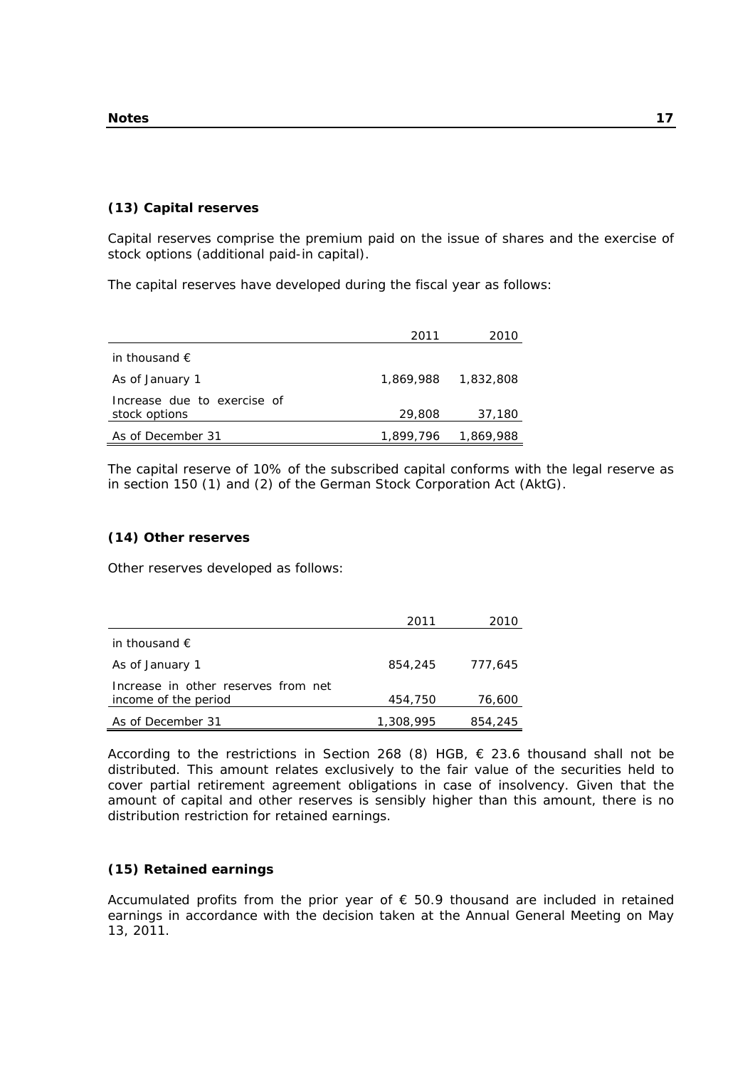### (13) Capital reserves

Capital reserves comprise the premium paid on the issue of shares and the exercise of stock options (additional paid-in capital).

The capital reserves have developed during the fiscal year as follows:

| | 2011 | 2010 |
|---|---|---|
| in thousand € | | |
| As of January 1 | 1,869,988 | 1,832,808 |
| Increase due to exercise of stock options | 29,808 | 37,180 |
| As of December 31 | 1,899,796 | 1,869,988 |

The capital reserve of 10% of the subscribed capital conforms with the legal reserve as in section 150 (1) and (2) of the German Stock Corporation Act (AktG).

### (14) Other reserves

Other reserves developed as follows:

| | 2011 | 2010 |
|---|---|---|
| in thousand € | | |
| As of January 1 | 854,245 | 777,645 |
| Increase in other reserves from net income of the period | 454,750 | 76,600 |
| As of December 31 | 1,308,995 | 854,245 |

According to the restrictions in Section 268 (8) HGB, € 23.6 thousand shall not be distributed. This amount relates exclusively to the fair value of the securities held to cover partial retirement agreement obligations in case of insolvency. Given that the amount of capital and other reserves is sensibly higher than this amount, there is no distribution restriction for retained earnings.

### (15) Retained earnings

Accumulated profits from the prior year of € 50.9 thousand are included in retained earnings in accordance with the decision taken at the Annual General Meeting on May 13, 2011.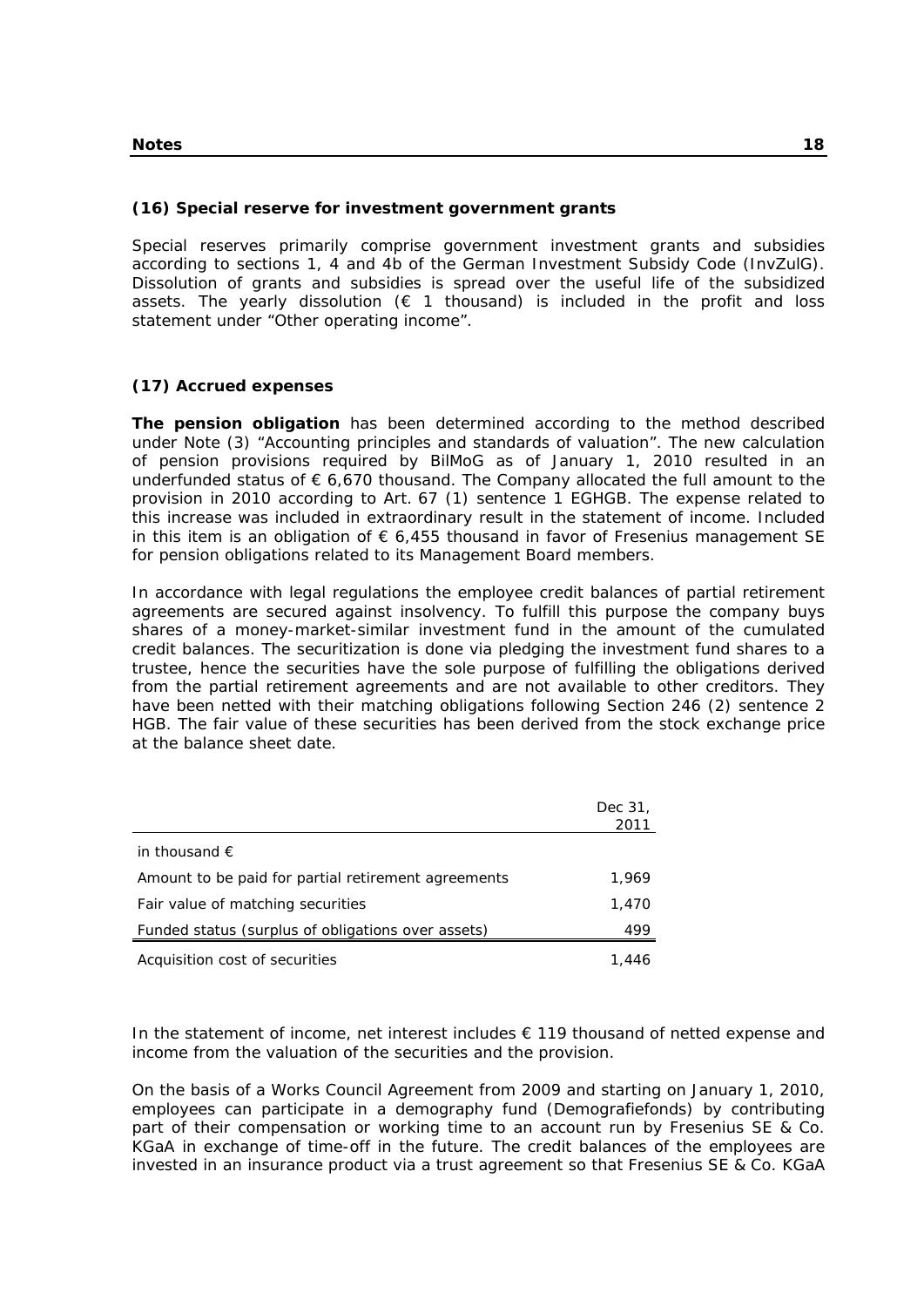### (16) Special reserve for investment government grants

Special reserves primarily comprise government investment grants and subsidies according to sections 1, 4 and 4b of the German Investment Subsidy Code (InvZulG). Dissolution of grants and subsidies is spread over the useful life of the subsidized assets. The yearly dissolution (€ 1 thousand) is included in the profit and loss statement under "Other operating income".

### (17) Accrued expenses

**The pension obligation** has been determined according to the method described under Note (3) "Accounting principles and standards of valuation". The new calculation of pension provisions required by BilMoG as of January 1, 2010 resulted in an underfunded status of € 6,670 thousand. The Company allocated the full amount to the provision in 2010 according to Art. 67 (1) sentence 1 EGHGB. The expense related to this increase was included in extraordinary result in the statement of income. Included in this item is an obligation of € 6,455 thousand in favor of Fresenius management SE for pension obligations related to its Management Board members.

In accordance with legal regulations the employee credit balances of partial retirement agreements are secured against insolvency. To fulfill this purpose the company buys shares of a money-market-similar investment fund in the amount of the cumulated credit balances. The securitization is done via pledging the investment fund shares to a trustee, hence the securities have the sole purpose of fulfilling the obligations derived from the partial retirement agreements and are not available to other creditors. They have been netted with their matching obligations following Section 246 (2) sentence 2 HGB. The fair value of these securities has been derived from the stock exchange price at the balance sheet date.

| | Dec 31, 2011 |
|---|---|
| in thousand € | |
| Amount to be paid for partial retirement agreements | 1,969 |
| Fair value of matching securities | 1,470 |
| Funded status (surplus of obligations over assets) | 499 |
| Acquisition cost of securities | 1,446 |

In the statement of income, net interest includes € 119 thousand of netted expense and income from the valuation of the securities and the provision.

On the basis of a Works Council Agreement from 2009 and starting on January 1, 2010, employees can participate in a demography fund (Demografiefonds) by contributing part of their compensation or working time to an account run by Fresenius SE & Co. KGaA in exchange of time-off in the future. The credit balances of the employees are invested in an insurance product via a trust agreement so that Fresenius SE & Co. KGaA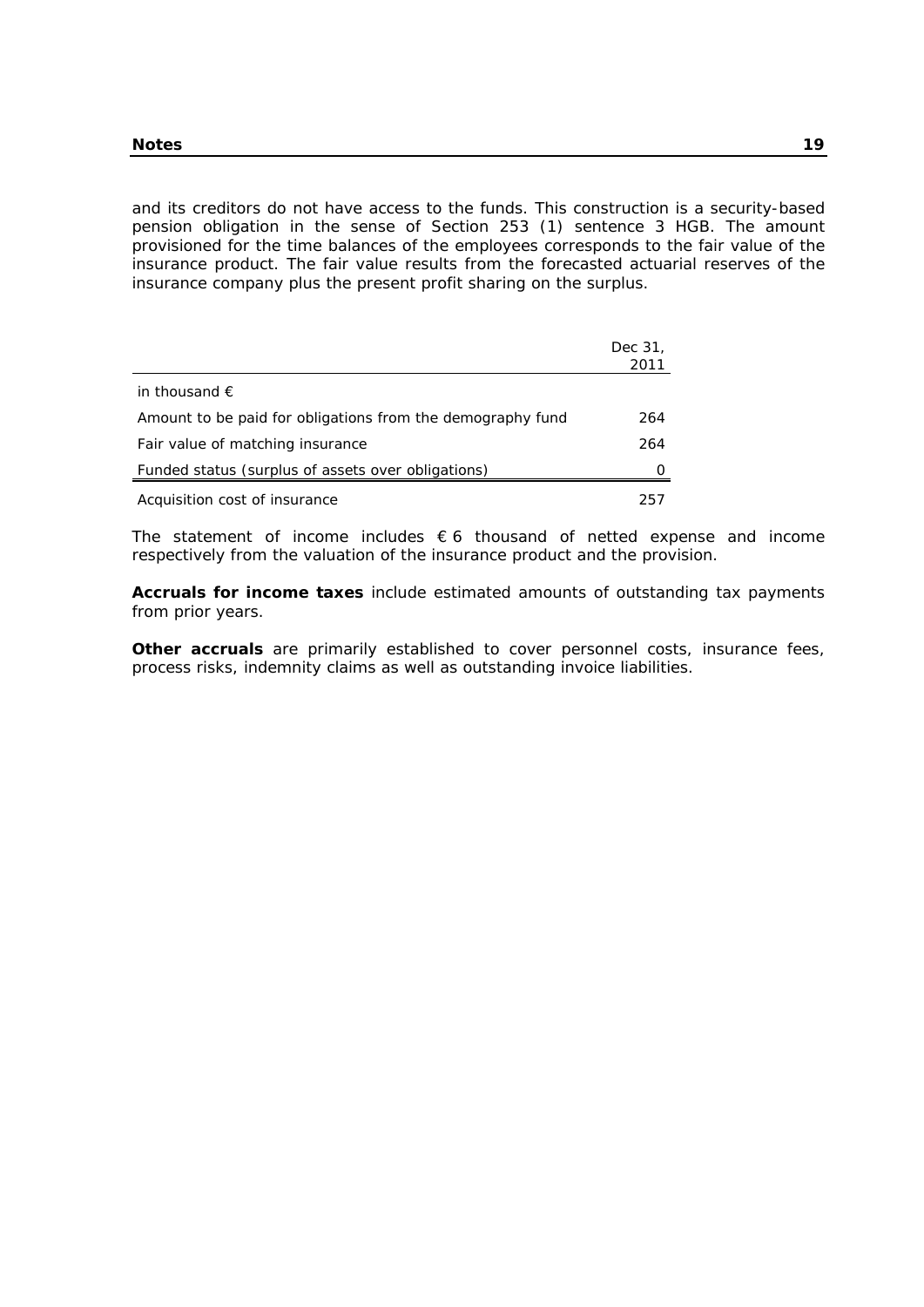and its creditors do not have access to the funds. This construction is a security-based pension obligation in the sense of Section 253 (1) sentence 3 HGB. The amount provisioned for the time balances of the employees corresponds to the fair value of the insurance product. The fair value results from the forecasted actuarial reserves of the insurance company plus the present profit sharing on the surplus.

| | Dec 31, 2011 |
|---|---|
| in thousand € | |
| Amount to be paid for obligations from the demography fund | 264 |
| Fair value of matching insurance | 264 |
| Funded status (surplus of assets over obligations) | 0 |
| Acquisition cost of insurance | 257 |

The statement of income includes € 6 thousand of netted expense and income respectively from the valuation of the insurance product and the provision.

**Accruals for income taxes** include estimated amounts of outstanding tax payments from prior years.

**Other accruals** are primarily established to cover personnel costs, insurance fees, process risks, indemnity claims as well as outstanding invoice liabilities.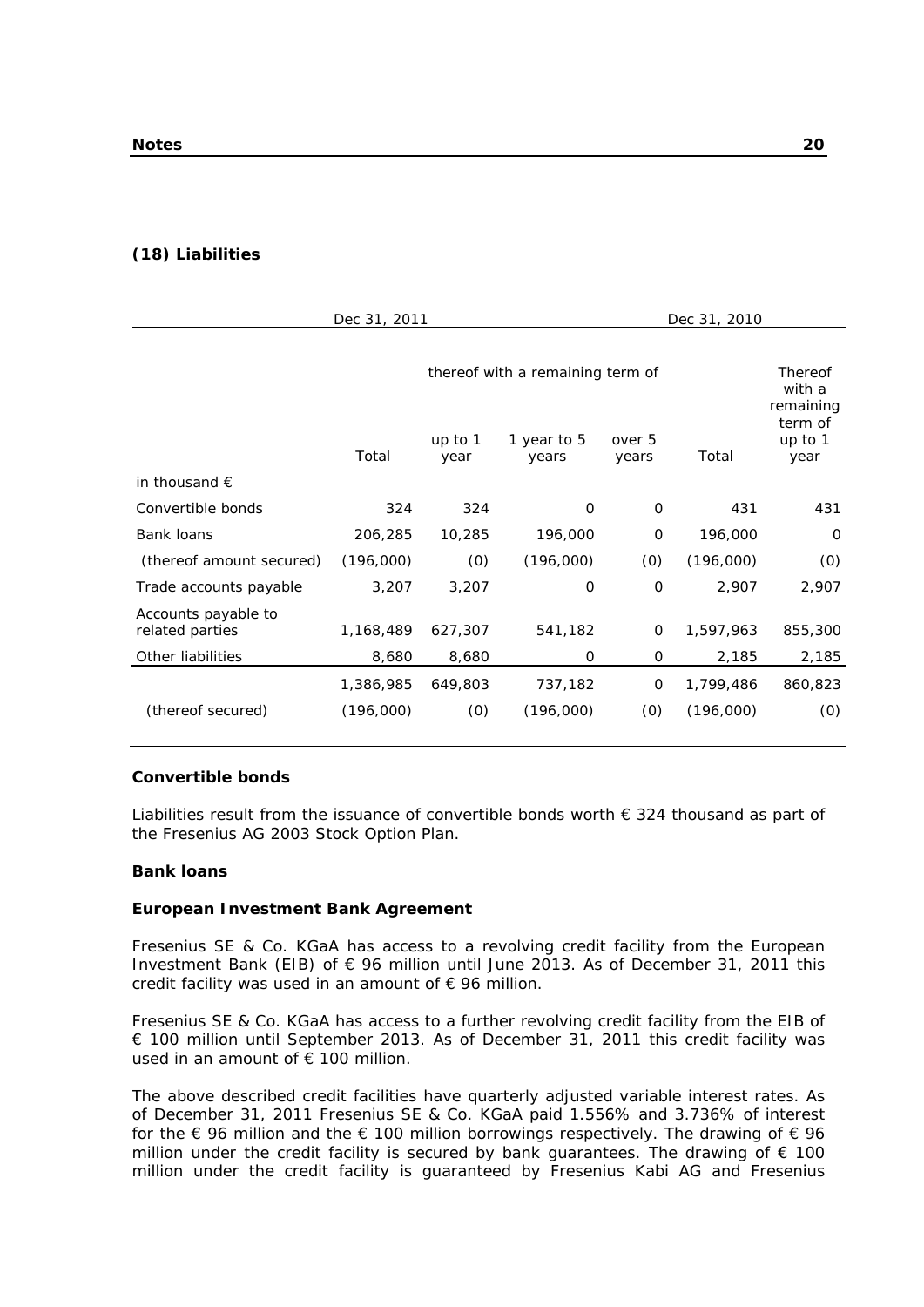### (18) Liabilities

| | Dec 31, 2011 | | | | Dec 31, 2010 | |
|---|---|---|---|---|---|---|
| | | thereof with a remaining term of | | | | Thereof with a remaining term of |
| | Total | up to 1 year | 1 year to 5 years | over 5 years | Total | up to 1 year |
| in thousand € | | | | | | |
| Convertible bonds | 324 | 324 | 0 | 0 | 431 | 431 |
| Bank loans | 206,285 | 10,285 | 196,000 | 0 | 196,000 | 0 |
| (thereof amount secured) | (196,000) | (0) | (196,000) | (0) | (196,000) | (0) |
| Trade accounts payable | 3,207 | 3,207 | 0 | 0 | 2,907 | 2,907 |
| Accounts payable to related parties | 1,168,489 | 627,307 | 541,182 | 0 | 1,597,963 | 855,300 |
| Other liabilities | 8,680 | 8,680 | 0 | 0 | 2,185 | 2,185 |
| | 1,386,985 | 649,803 | 737,182 | 0 | 1,799,486 | 860,823 |
| (thereof secured) | (196,000) | (0) | (196,000) | (0) | (196,000) | (0) |

**Convertible bonds**

Liabilities result from the issuance of convertible bonds worth € 324 thousand as part of the Fresenius AG 2003 Stock Option Plan.

**Bank loans**

**European Investment Bank Agreement**

Fresenius SE & Co. KGaA has access to a revolving credit facility from the European Investment Bank (EIB) of € 96 million until June 2013. As of December 31, 2011 this credit facility was used in an amount of € 96 million.

Fresenius SE & Co. KGaA has access to a further revolving credit facility from the EIB of € 100 million until September 2013. As of December 31, 2011 this credit facility was used in an amount of € 100 million.

The above described credit facilities have quarterly adjusted variable interest rates. As of December 31, 2011 Fresenius SE & Co. KGaA paid 1.556% and 3.736% of interest for the € 96 million and the € 100 million borrowings respectively. The drawing of € 96 million under the credit facility is secured by bank guarantees. The drawing of € 100 million under the credit facility is guaranteed by Fresenius Kabi AG and Fresenius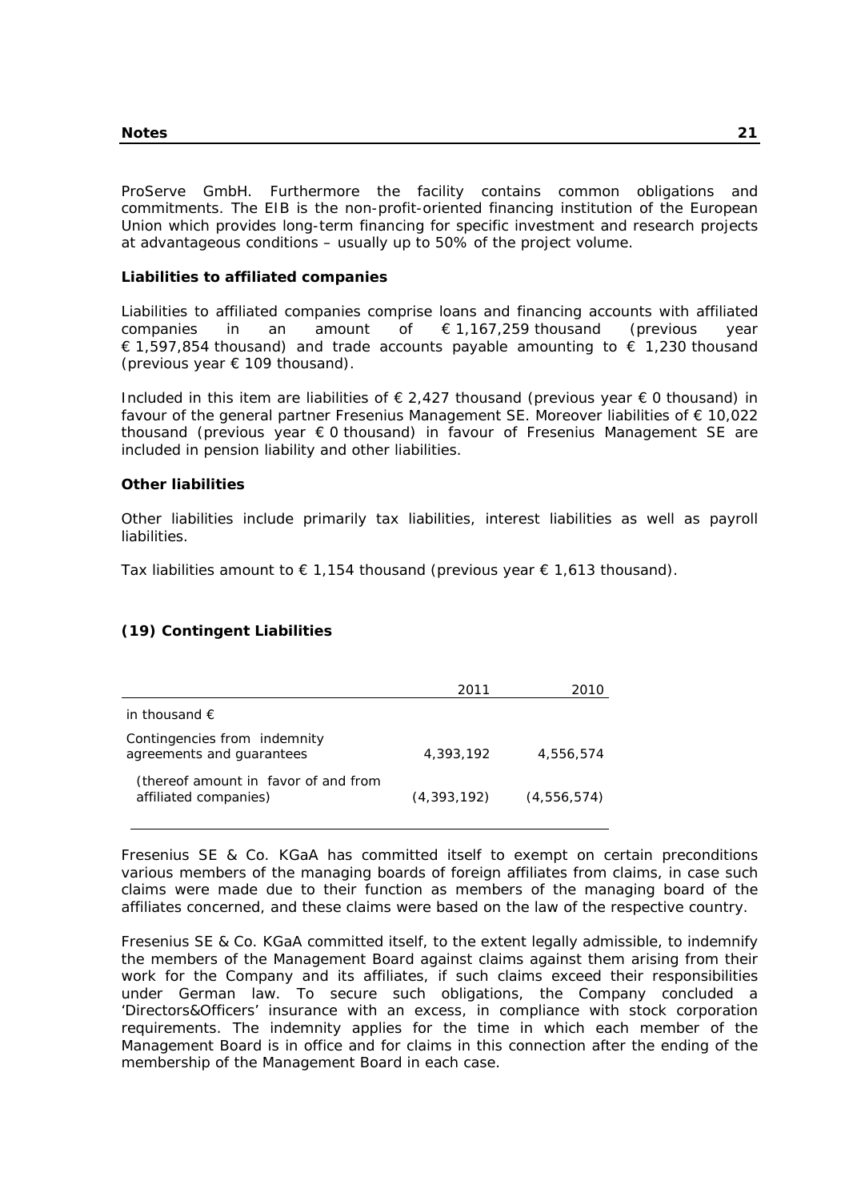ProServe GmbH. Furthermore the facility contains common obligations and commitments. The EIB is the non-profit-oriented financing institution of the European Union which provides long-term financing for specific investment and research projects at advantageous conditions – usually up to 50% of the project volume.

**Liabilities to affiliated companies**

Liabilities to affiliated companies comprise loans and financing accounts with affiliated companies in an amount of € 1,167,259 thousand (previous year € 1,597,854 thousand) and trade accounts payable amounting to € 1,230 thousand (previous year € 109 thousand).

Included in this item are liabilities of € 2,427 thousand (previous year € 0 thousand) in favour of the general partner Fresenius Management SE. Moreover liabilities of € 10,022 thousand (previous year € 0 thousand) in favour of Fresenius Management SE are included in pension liability and other liabilities.

**Other liabilities**

Other liabilities include primarily tax liabilities, interest liabilities as well as payroll liabilities.

Tax liabilities amount to € 1,154 thousand (previous year € 1,613 thousand).

## (19) Contingent Liabilities

| | 2011 | 2010 |
|---|---|---|
| in thousand € | | |
| Contingencies from indemnity agreements and guarantees | 4,393,192 | 4,556,574 |
| (thereof amount in favor of and from affiliated companies) | (4,393,192) | (4,556,574) |

Fresenius SE & Co. KGaA has committed itself to exempt on certain preconditions various members of the managing boards of foreign affiliates from claims, in case such claims were made due to their function as members of the managing board of the affiliates concerned, and these claims were based on the law of the respective country.

Fresenius SE & Co. KGaA committed itself, to the extent legally admissible, to indemnify the members of the Management Board against claims against them arising from their work for the Company and its affiliates, if such claims exceed their responsibilities under German law. To secure such obligations, the Company concluded a 'Directors&Officers' insurance with an excess, in compliance with stock corporation requirements. The indemnity applies for the time in which each member of the Management Board is in office and for claims in this connection after the ending of the membership of the Management Board in each case.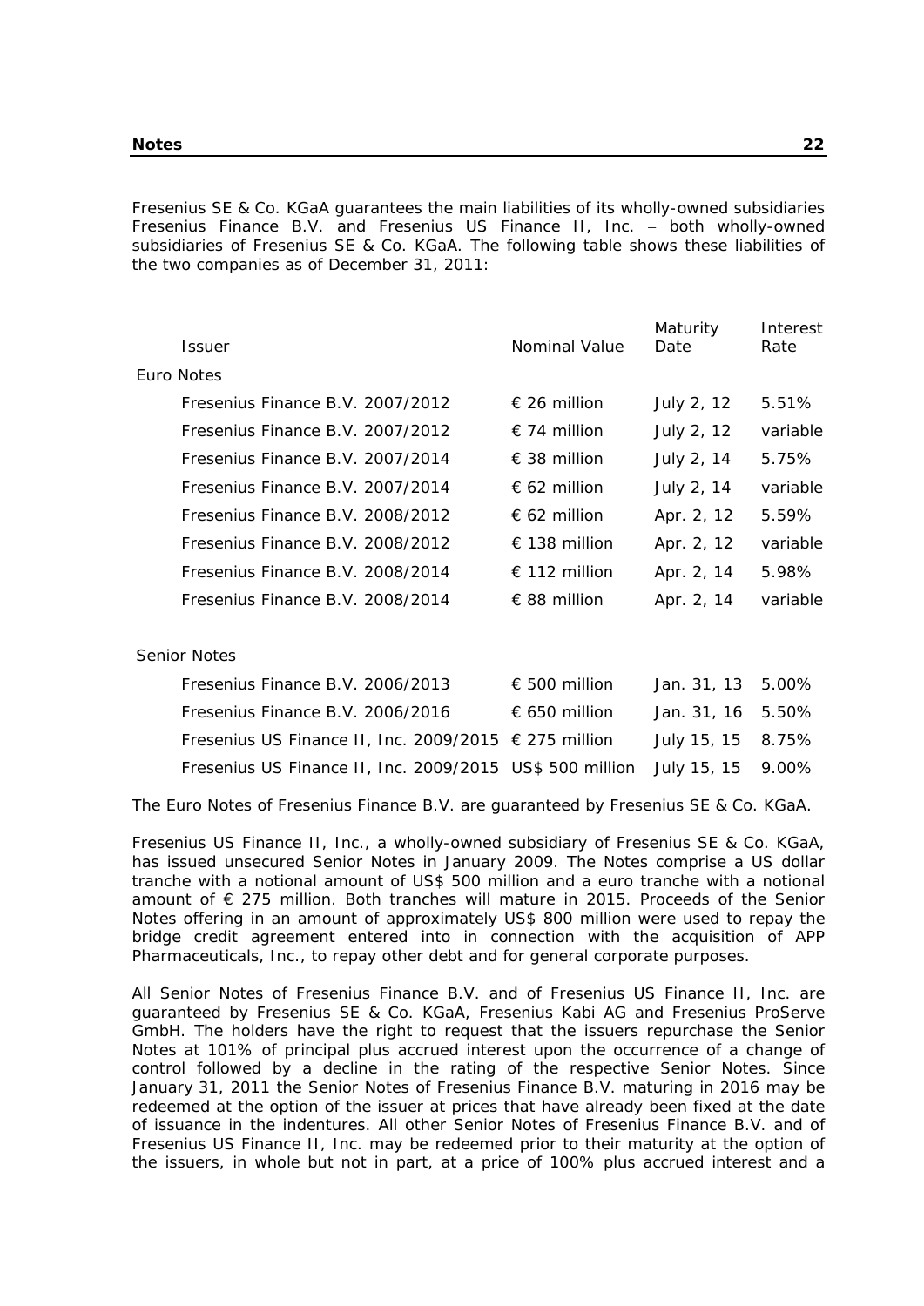Fresenius SE & Co. KGaA guarantees the main liabilities of its wholly-owned subsidiaries Fresenius Finance B.V. and Fresenius US Finance II, Inc. – both wholly-owned subsidiaries of Fresenius SE & Co. KGaA. The following table shows these liabilities of the two companies as of December 31, 2011:

| Issuer | Nominal Value | Maturity Date | Interest Rate |
|---|---|---|---|
| Euro Notes | | | |
| Fresenius Finance B.V. 2007/2012 | € 26 million | July 2, 12 | 5.51% |
| Fresenius Finance B.V. 2007/2012 | € 74 million | July 2, 12 | variable |
| Fresenius Finance B.V. 2007/2014 | € 38 million | July 2, 14 | 5.75% |
| Fresenius Finance B.V. 2007/2014 | € 62 million | July 2, 14 | variable |
| Fresenius Finance B.V. 2008/2012 | € 62 million | Apr. 2, 12 | 5.59% |
| Fresenius Finance B.V. 2008/2012 | € 138 million | Apr. 2, 12 | variable |
| Fresenius Finance B.V. 2008/2014 | € 112 million | Apr. 2, 14 | 5.98% |
| Fresenius Finance B.V. 2008/2014 | € 88 million | Apr. 2, 14 | variable |
| Senior Notes | | | |
| Fresenius Finance B.V. 2006/2013 | € 500 million | Jan. 31, 13 | 5.00% |
| Fresenius Finance B.V. 2006/2016 | € 650 million | Jan. 31, 16 | 5.50% |
| Fresenius US Finance II, Inc. 2009/2015 | € 275 million | July 15, 15 | 8.75% |
| Fresenius US Finance II, Inc. 2009/2015 | US$ 500 million | July 15, 15 | 9.00% |

The Euro Notes of Fresenius Finance B.V. are guaranteed by Fresenius SE & Co. KGaA.

Fresenius US Finance II, Inc., a wholly-owned subsidiary of Fresenius SE & Co. KGaA, has issued unsecured Senior Notes in January 2009. The Notes comprise a US dollar tranche with a notional amount of US$ 500 million and a euro tranche with a notional amount of € 275 million. Both tranches will mature in 2015. Proceeds of the Senior Notes offering in an amount of approximately US$ 800 million were used to repay the bridge credit agreement entered into in connection with the acquisition of APP Pharmaceuticals, Inc., to repay other debt and for general corporate purposes.

All Senior Notes of Fresenius Finance B.V. and of Fresenius US Finance II, Inc. are guaranteed by Fresenius SE & Co. KGaA, Fresenius Kabi AG and Fresenius ProServe GmbH. The holders have the right to request that the issuers repurchase the Senior Notes at 101% of principal plus accrued interest upon the occurrence of a change of control followed by a decline in the rating of the respective Senior Notes. Since January 31, 2011 the Senior Notes of Fresenius Finance B.V. maturing in 2016 may be redeemed at the option of the issuer at prices that have already been fixed at the date of issuance in the indentures. All other Senior Notes of Fresenius Finance B.V. and of Fresenius US Finance II, Inc. may be redeemed prior to their maturity at the option of the issuers, in whole but not in part, at a price of 100% plus accrued interest and a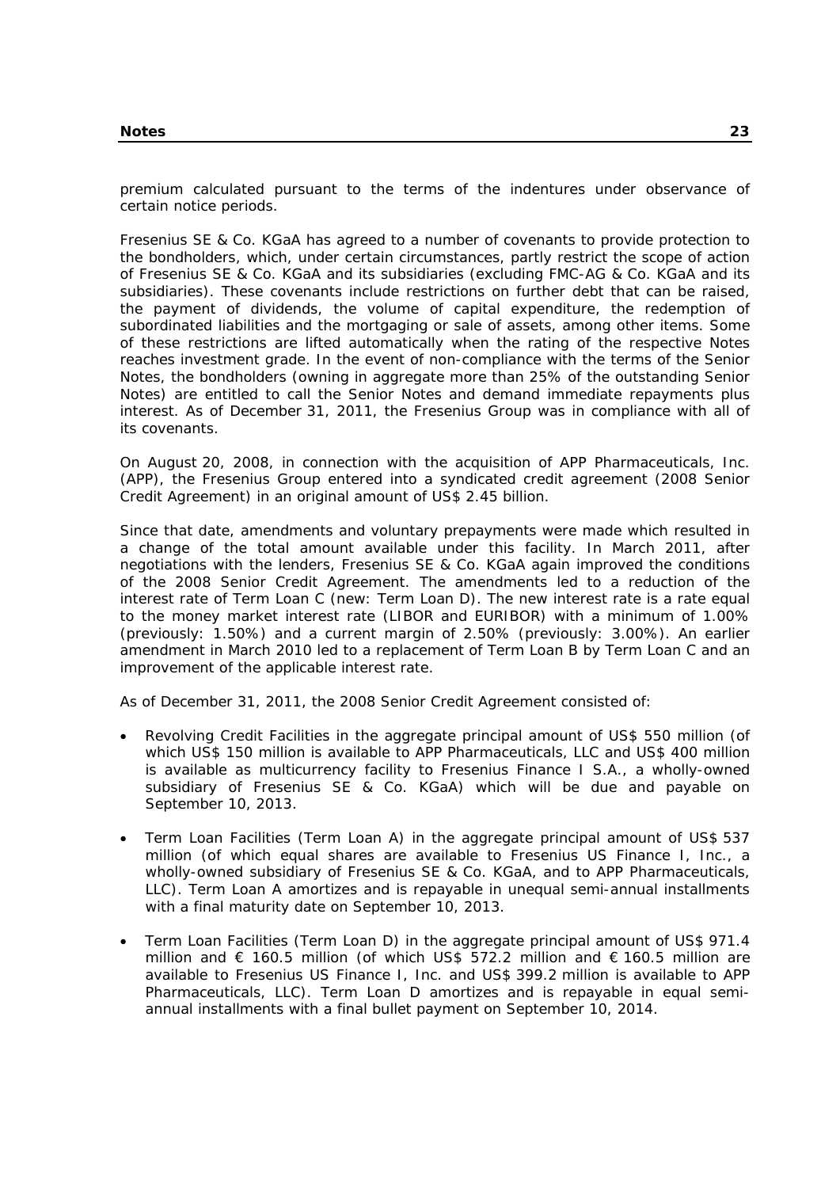premium calculated pursuant to the terms of the indentures under observance of certain notice periods.

Fresenius SE & Co. KGaA has agreed to a number of covenants to provide protection to the bondholders, which, under certain circumstances, partly restrict the scope of action of Fresenius SE & Co. KGaA and its subsidiaries (excluding FMC-AG & Co. KGaA and its subsidiaries). These covenants include restrictions on further debt that can be raised, the payment of dividends, the volume of capital expenditure, the redemption of subordinated liabilities and the mortgaging or sale of assets, among other items. Some of these restrictions are lifted automatically when the rating of the respective Notes reaches investment grade. In the event of non-compliance with the terms of the Senior Notes, the bondholders (owning in aggregate more than 25% of the outstanding Senior Notes) are entitled to call the Senior Notes and demand immediate repayments plus interest. As of December 31, 2011, the Fresenius Group was in compliance with all of its covenants.

On August 20, 2008, in connection with the acquisition of APP Pharmaceuticals, Inc. (APP), the Fresenius Group entered into a syndicated credit agreement (2008 Senior Credit Agreement) in an original amount of US$ 2.45 billion.

Since that date, amendments and voluntary prepayments were made which resulted in a change of the total amount available under this facility. In March 2011, after negotiations with the lenders, Fresenius SE & Co. KGaA again improved the conditions of the 2008 Senior Credit Agreement. The amendments led to a reduction of the interest rate of Term Loan C (new: Term Loan D). The new interest rate is a rate equal to the money market interest rate (LIBOR and EURIBOR) with a minimum of 1.00% (previously: 1.50%) and a current margin of 2.50% (previously: 3.00%). An earlier amendment in March 2010 led to a replacement of Term Loan B by Term Loan C and an improvement of the applicable interest rate.

As of December 31, 2011, the 2008 Senior Credit Agreement consisted of:

- Revolving Credit Facilities in the aggregate principal amount of US$ 550 million (of which US$ 150 million is available to APP Pharmaceuticals, LLC and US$ 400 million is available as multicurrency facility to Fresenius Finance I S.A., a wholly-owned subsidiary of Fresenius SE & Co. KGaA) which will be due and payable on September 10, 2013.
- Term Loan Facilities (Term Loan A) in the aggregate principal amount of US$ 537 million (of which equal shares are available to Fresenius US Finance I, Inc., a wholly-owned subsidiary of Fresenius SE & Co. KGaA, and to APP Pharmaceuticals, LLC). Term Loan A amortizes and is repayable in unequal semi-annual installments with a final maturity date on September 10, 2013.
- Term Loan Facilities (Term Loan D) in the aggregate principal amount of US$ 971.4 million and € 160.5 million (of which US$ 572.2 million and € 160.5 million are available to Fresenius US Finance I, Inc. and US$ 399.2 million is available to APP Pharmaceuticals, LLC). Term Loan D amortizes and is repayable in equal semi-annual installments with a final bullet payment on September 10, 2014.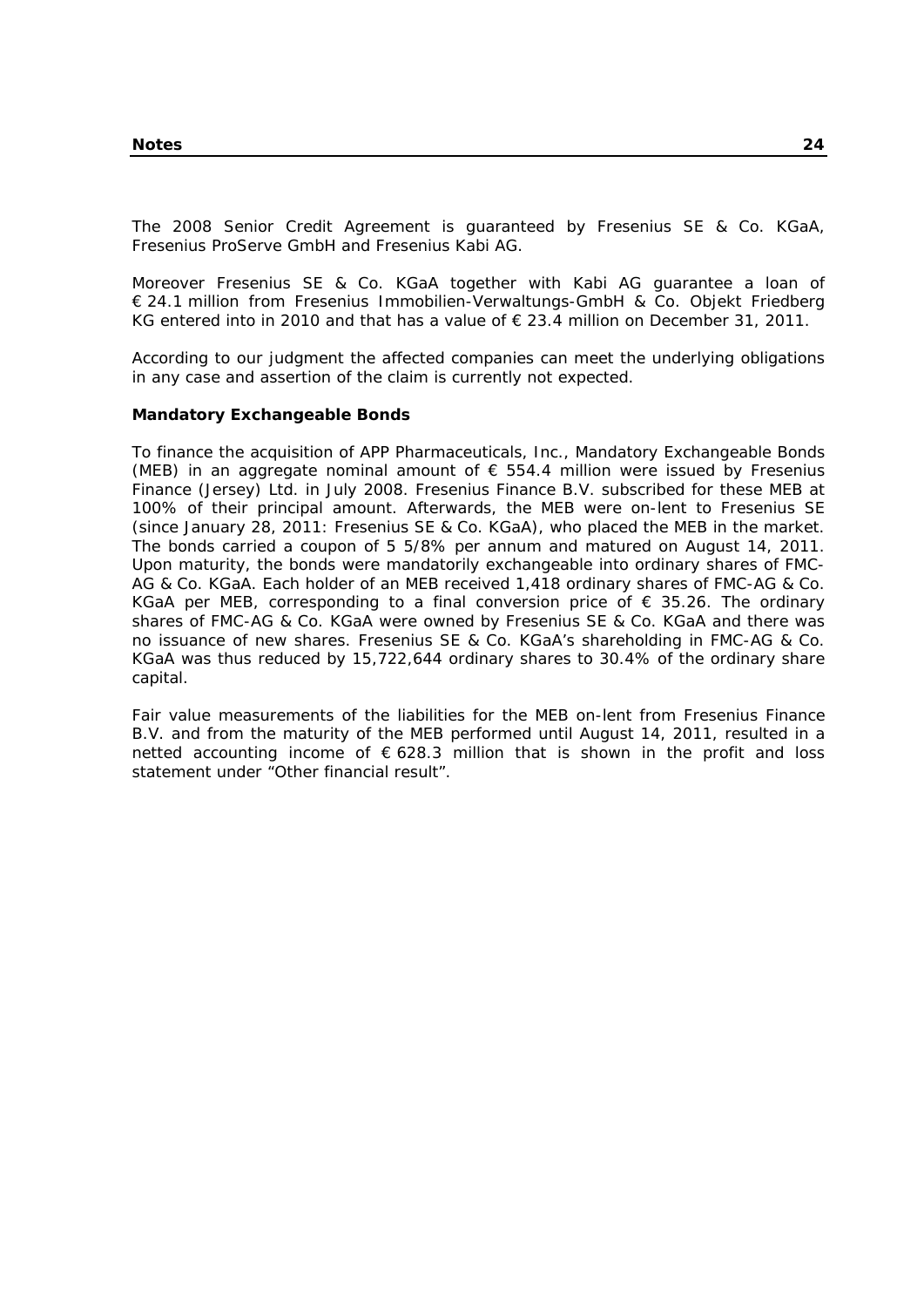The 2008 Senior Credit Agreement is guaranteed by Fresenius SE & Co. KGaA, Fresenius ProServe GmbH and Fresenius Kabi AG.

Moreover Fresenius SE & Co. KGaA together with Kabi AG guarantee a loan of € 24.1 million from Fresenius Immobilien-Verwaltungs-GmbH & Co. Objekt Friedberg KG entered into in 2010 and that has a value of € 23.4 million on December 31, 2011.

According to our judgment the affected companies can meet the underlying obligations in any case and assertion of the claim is currently not expected.

**Mandatory Exchangeable Bonds**

To finance the acquisition of APP Pharmaceuticals, Inc., Mandatory Exchangeable Bonds (MEB) in an aggregate nominal amount of € 554.4 million were issued by Fresenius Finance (Jersey) Ltd. in July 2008. Fresenius Finance B.V. subscribed for these MEB at 100% of their principal amount. Afterwards, the MEB were on-lent to Fresenius SE (since January 28, 2011: Fresenius SE & Co. KGaA), who placed the MEB in the market. The bonds carried a coupon of 5 5/8% per annum and matured on August 14, 2011. Upon maturity, the bonds were mandatorily exchangeable into ordinary shares of FMC-AG & Co. KGaA. Each holder of an MEB received 1,418 ordinary shares of FMC-AG & Co. KGaA per MEB, corresponding to a final conversion price of € 35.26. The ordinary shares of FMC-AG & Co. KGaA were owned by Fresenius SE & Co. KGaA and there was no issuance of new shares. Fresenius SE & Co. KGaA's shareholding in FMC-AG & Co. KGaA was thus reduced by 15,722,644 ordinary shares to 30.4% of the ordinary share capital.

Fair value measurements of the liabilities for the MEB on-lent from Fresenius Finance B.V. and from the maturity of the MEB performed until August 14, 2011, resulted in a netted accounting income of € 628.3 million that is shown in the profit and loss statement under "Other financial result".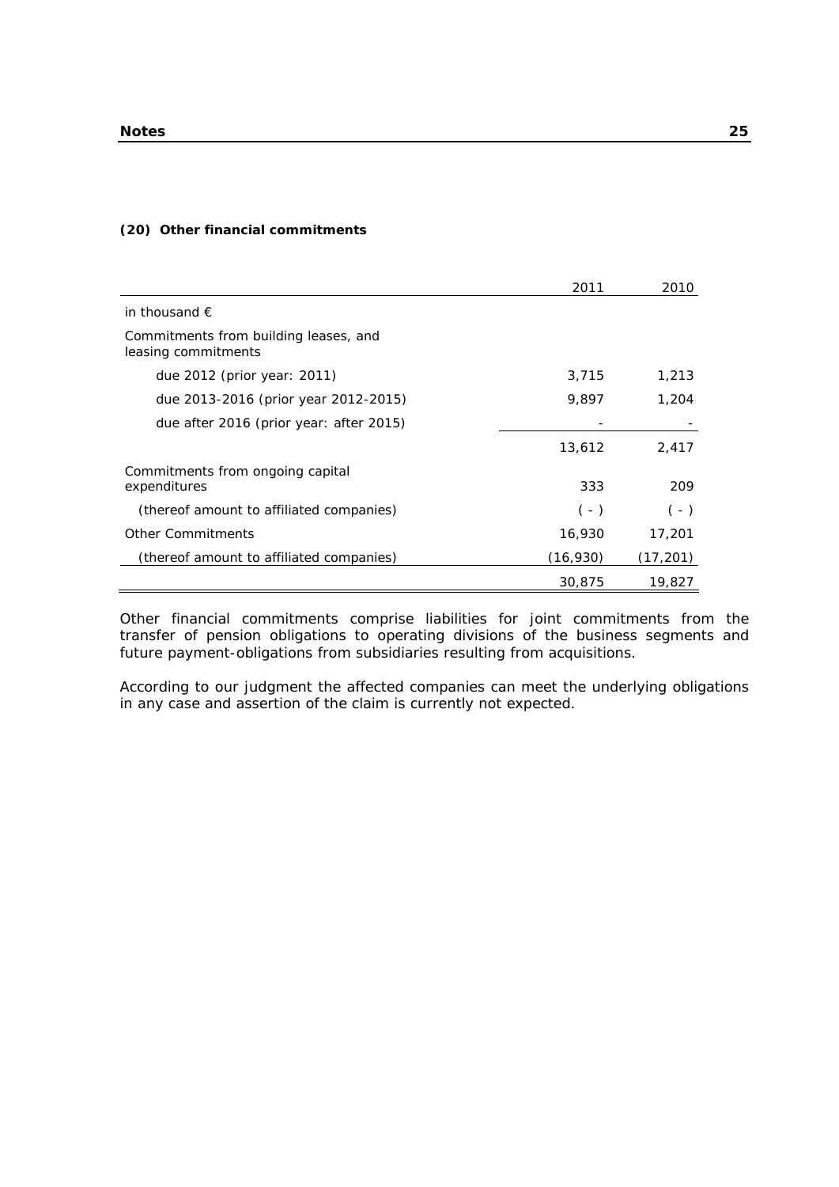### (20) Other financial commitments

| | 2011 | 2010 |
|---|---|---|
| in thousand € | | |
| Commitments from building leases, and leasing commitments | | |
| due 2012 (prior year: 2011) | 3,715 | 1,213 |
| due 2013-2016 (prior year 2012-2015) | 9,897 | 1,204 |
| due after 2016 (prior year: after 2015) | - | - |
| | 13,612 | 2,417 |
| Commitments from ongoing capital expenditures | 333 | 209 |
| (thereof amount to affiliated companies) | ( - ) | ( - ) |
| Other Commitments | 16,930 | 17,201 |
| (thereof amount to affiliated companies) | (16,930) | (17,201) |
| | 30,875 | 19,827 |

Other financial commitments comprise liabilities for joint commitments from the transfer of pension obligations to operating divisions of the business segments and future payment-obligations from subsidiaries resulting from acquisitions.

According to our judgment the affected companies can meet the underlying obligations in any case and assertion of the claim is currently not expected.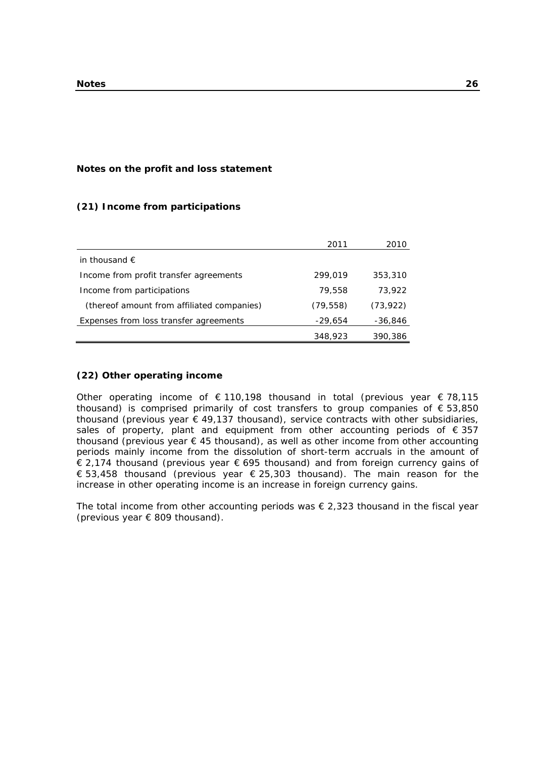## Notes on the profit and loss statement

### (21) Income from participations

| | 2011 | 2010 |
|---|---|---|
| in thousand € | | |
| Income from profit transfer agreements | 299,019 | 353,310 |
| Income from participations | 79,558 | 73,922 |
| (thereof amount from affiliated companies) | (79,558) | (73,922) |
| Expenses from loss transfer agreements | -29,654 | -36,846 |
| | 348,923 | 390,386 |

### (22) Other operating income

Other operating income of € 110,198 thousand in total (previous year € 78,115 thousand) is comprised primarily of cost transfers to group companies of € 53,850 thousand (previous year € 49,137 thousand), service contracts with other subsidiaries, sales of property, plant and equipment from other accounting periods of € 357 thousand (previous year € 45 thousand), as well as other income from other accounting periods mainly income from the dissolution of short-term accruals in the amount of € 2,174 thousand (previous year € 695 thousand) and from foreign currency gains of € 53,458 thousand (previous year € 25,303 thousand). The main reason for the increase in other operating income is an increase in foreign currency gains.

The total income from other accounting periods was € 2,323 thousand in the fiscal year (previous year € 809 thousand).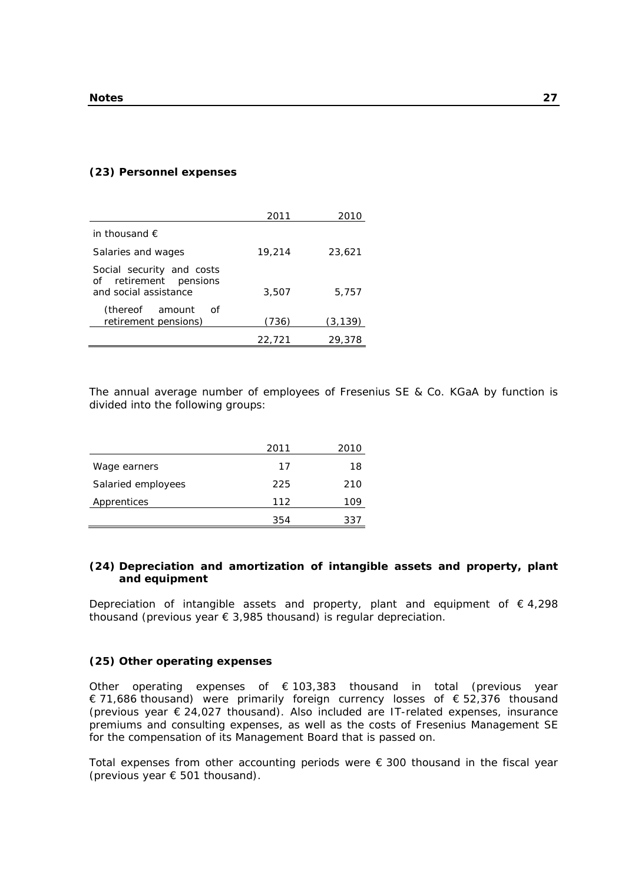### (23) Personnel expenses

| | 2011 | 2010 |
|---|---|---|
| in thousand € | | |
| Salaries and wages | 19,214 | 23,621 |
| Social security and costs of retirement pensions and social assistance | 3,507 | 5,757 |
| (thereof amount of retirement pensions) | (736) | (3,139) |
| | 22,721 | 29,378 |

The annual average number of employees of Fresenius SE & Co. KGaA by function is divided into the following groups:

| | 2011 | 2010 |
|---|---|---|
| Wage earners | 17 | 18 |
| Salaried employees | 225 | 210 |
| Apprentices | 112 | 109 |
| | 354 | 337 |

### (24) Depreciation and amortization of intangible assets and property, plant and equipment

Depreciation of intangible assets and property, plant and equipment of € 4,298 thousand (previous year € 3,985 thousand) is regular depreciation.

### (25) Other operating expenses

Other operating expenses of € 103,383 thousand in total (previous year € 71,686 thousand) were primarily foreign currency losses of € 52,376 thousand (previous year € 24,027 thousand). Also included are IT-related expenses, insurance premiums and consulting expenses, as well as the costs of Fresenius Management SE for the compensation of its Management Board that is passed on.

Total expenses from other accounting periods were € 300 thousand in the fiscal year (previous year € 501 thousand).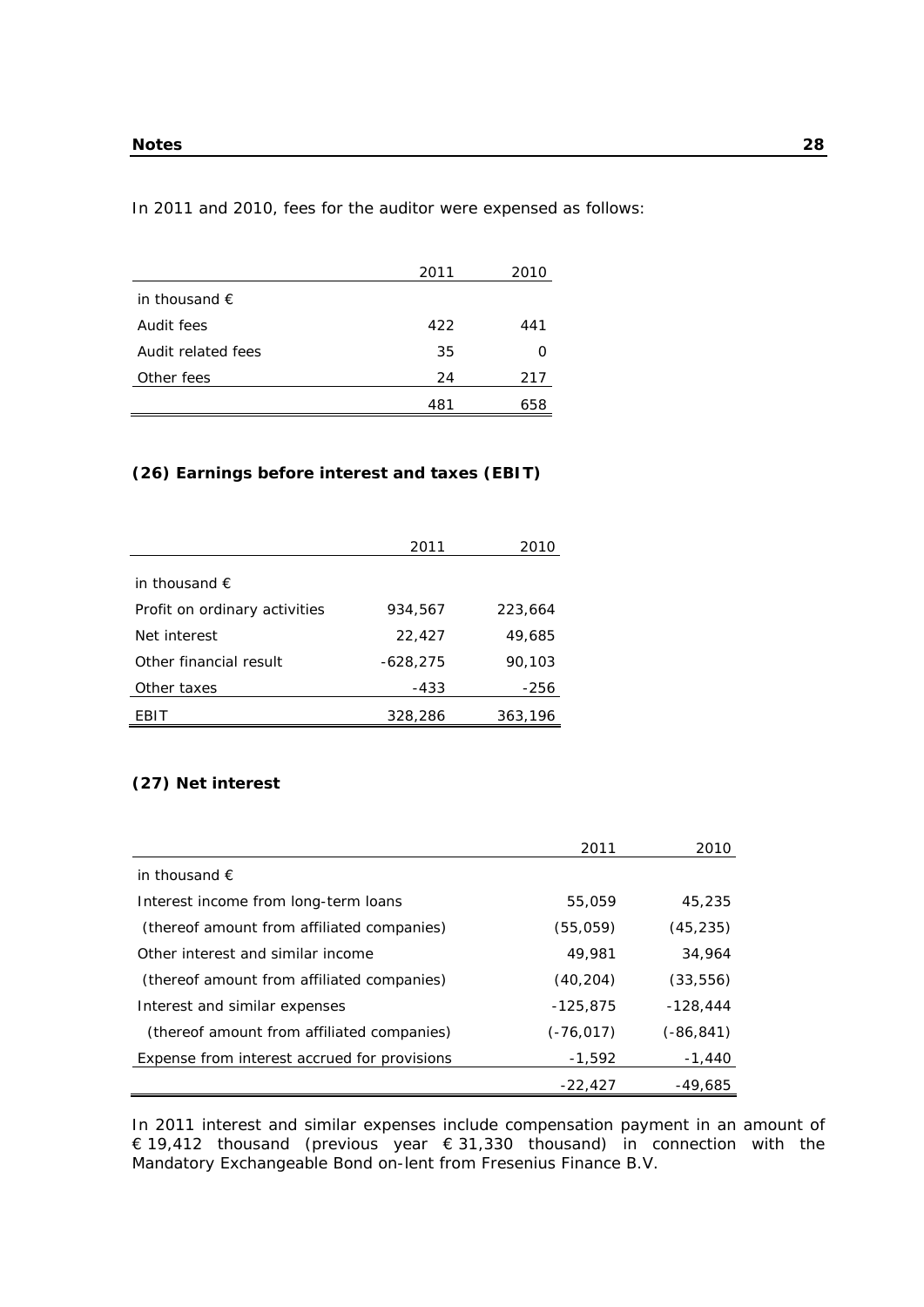In 2011 and 2010, fees for the auditor were expensed as follows:

| | 2011 | 2010 |
|---|---|---|
| in thousand € | | |
| Audit fees | 422 | 441 |
| Audit related fees | 35 | 0 |
| Other fees | 24 | 217 |
| | 481 | 658 |

### (26) Earnings before interest and taxes (EBIT)

| | 2011 | 2010 |
|---|---|---|
| in thousand € | | |
| Profit on ordinary activities | 934,567 | 223,664 |
| Net interest | 22,427 | 49,685 |
| Other financial result | -628,275 | 90,103 |
| Other taxes | -433 | -256 |
| EBIT | 328,286 | 363,196 |

### (27) Net interest

| | 2011 | 2010 |
|---|---|---|
| in thousand € | | |
| Interest income from long-term loans | 55,059 | 45,235 |
| (thereof amount from affiliated companies) | (55,059) | (45,235) |
| Other interest and similar income | 49,981 | 34,964 |
| (thereof amount from affiliated companies) | (40,204) | (33,556) |
| Interest and similar expenses | -125,875 | -128,444 |
| (thereof amount from affiliated companies) | (-76,017) | (-86,841) |
| Expense from interest accrued for provisions | -1,592 | -1,440 |
| | -22,427 | -49,685 |

In 2011 interest and similar expenses include compensation payment in an amount of € 19,412 thousand (previous year € 31,330 thousand) in connection with the Mandatory Exchangeable Bond on-lent from Fresenius Finance B.V.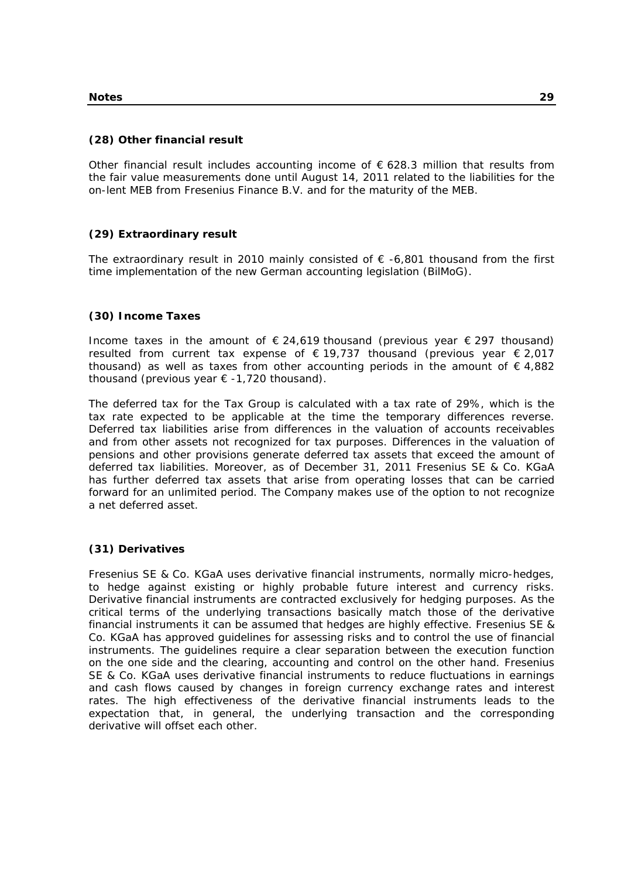### (28) Other financial result

Other financial result includes accounting income of € 628.3 million that results from the fair value measurements done until August 14, 2011 related to the liabilities for the on-lent MEB from Fresenius Finance B.V. and for the maturity of the MEB.

### (29) Extraordinary result

The extraordinary result in 2010 mainly consisted of € -6,801 thousand from the first time implementation of the new German accounting legislation (BilMoG).

### (30) Income Taxes

Income taxes in the amount of € 24,619 thousand (previous year € 297 thousand) resulted from current tax expense of € 19,737 thousand (previous year € 2,017 thousand) as well as taxes from other accounting periods in the amount of € 4,882 thousand (previous year € -1,720 thousand).

The deferred tax for the Tax Group is calculated with a tax rate of 29%, which is the tax rate expected to be applicable at the time the temporary differences reverse. Deferred tax liabilities arise from differences in the valuation of accounts receivables and from other assets not recognized for tax purposes. Differences in the valuation of pensions and other provisions generate deferred tax assets that exceed the amount of deferred tax liabilities. Moreover, as of December 31, 2011 Fresenius SE & Co. KGaA has further deferred tax assets that arise from operating losses that can be carried forward for an unlimited period. The Company makes use of the option to not recognize a net deferred asset.

### (31) Derivatives

Fresenius SE & Co. KGaA uses derivative financial instruments, normally micro-hedges, to hedge against existing or highly probable future interest and currency risks. Derivative financial instruments are contracted exclusively for hedging purposes. As the critical terms of the underlying transactions basically match those of the derivative financial instruments it can be assumed that hedges are highly effective. Fresenius SE & Co. KGaA has approved guidelines for assessing risks and to control the use of financial instruments. The guidelines require a clear separation between the execution function on the one side and the clearing, accounting and control on the other hand. Fresenius SE & Co. KGaA uses derivative financial instruments to reduce fluctuations in earnings and cash flows caused by changes in foreign currency exchange rates and interest rates. The high effectiveness of the derivative financial instruments leads to the expectation that, in general, the underlying transaction and the corresponding derivative will offset each other.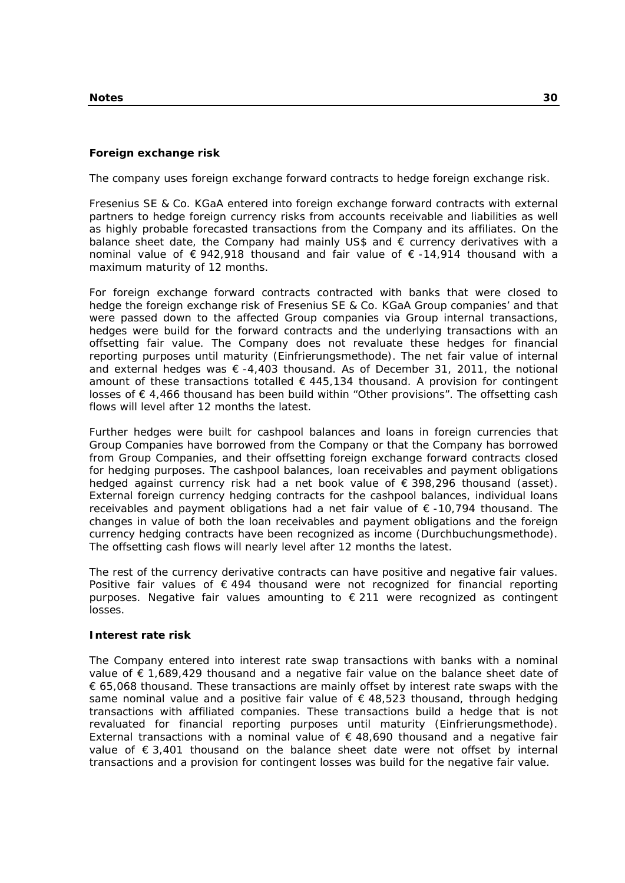### Foreign exchange risk

The company uses foreign exchange forward contracts to hedge foreign exchange risk.

Fresenius SE & Co. KGaA entered into foreign exchange forward contracts with external partners to hedge foreign currency risks from accounts receivable and liabilities as well as highly probable forecasted transactions from the Company and its affiliates. On the balance sheet date, the Company had mainly US$ and € currency derivatives with a nominal value of € 942,918 thousand and fair value of € -14,914 thousand with a maximum maturity of 12 months.

For foreign exchange forward contracts contracted with banks that were closed to hedge the foreign exchange risk of Fresenius SE & Co. KGaA Group companies' and that were passed down to the affected Group companies via Group internal transactions, hedges were build for the forward contracts and the underlying transactions with an offsetting fair value. The Company does not revaluate these hedges for financial reporting purposes until maturity (Einfrierungsmethode). The net fair value of internal and external hedges was € -4,403 thousand. As of December 31, 2011, the notional amount of these transactions totalled € 445,134 thousand. A provision for contingent losses of € 4,466 thousand has been build within "Other provisions". The offsetting cash flows will level after 12 months the latest.

Further hedges were built for cashpool balances and loans in foreign currencies that Group Companies have borrowed from the Company or that the Company has borrowed from Group Companies, and their offsetting foreign exchange forward contracts closed for hedging purposes. The cashpool balances, loan receivables and payment obligations hedged against currency risk had a net book value of € 398,296 thousand (asset). External foreign currency hedging contracts for the cashpool balances, individual loans receivables and payment obligations had a net fair value of € -10,794 thousand. The changes in value of both the loan receivables and payment obligations and the foreign currency hedging contracts have been recognized as income (Durchbuchungsmethode). The offsetting cash flows will nearly level after 12 months the latest.

The rest of the currency derivative contracts can have positive and negative fair values. Positive fair values of € 494 thousand were not recognized for financial reporting purposes. Negative fair values amounting to € 211 were recognized as contingent losses.

### Interest rate risk

The Company entered into interest rate swap transactions with banks with a nominal value of € 1,689,429 thousand and a negative fair value on the balance sheet date of € 65,068 thousand. These transactions are mainly offset by interest rate swaps with the same nominal value and a positive fair value of € 48,523 thousand, through hedging transactions with affiliated companies. These transactions build a hedge that is not revaluated for financial reporting purposes until maturity (Einfrierungsmethode). External transactions with a nominal value of € 48,690 thousand and a negative fair value of € 3,401 thousand on the balance sheet date were not offset by internal transactions and a provision for contingent losses was build for the negative fair value.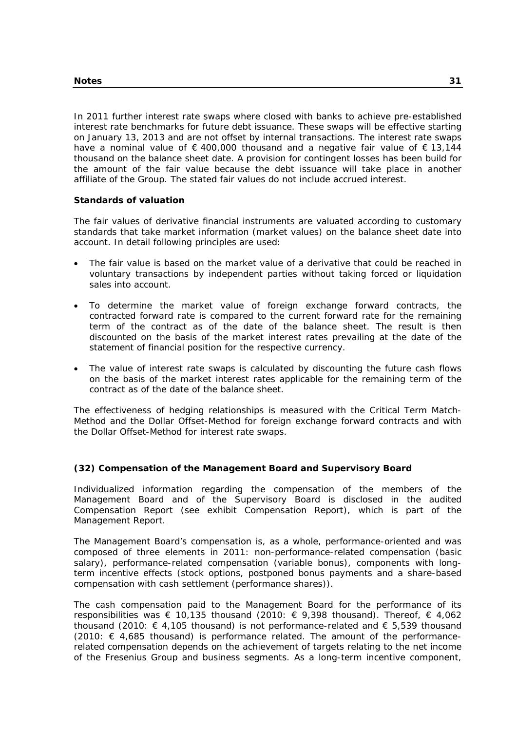In 2011 further interest rate swaps where closed with banks to achieve pre-established interest rate benchmarks for future debt issuance. These swaps will be effective starting on January 13, 2013 and are not offset by internal transactions. The interest rate swaps have a nominal value of € 400,000 thousand and a negative fair value of € 13,144 thousand on the balance sheet date. A provision for contingent losses has been build for the amount of the fair value because the debt issuance will take place in another affiliate of the Group. The stated fair values do not include accrued interest.

**Standards of valuation**

The fair values of derivative financial instruments are valuated according to customary standards that take market information (market values) on the balance sheet date into account. In detail following principles are used:

- The fair value is based on the market value of a derivative that could be reached in voluntary transactions by independent parties without taking forced or liquidation sales into account.
- To determine the market value of foreign exchange forward contracts, the contracted forward rate is compared to the current forward rate for the remaining term of the contract as of the date of the balance sheet. The result is then discounted on the basis of the market interest rates prevailing at the date of the statement of financial position for the respective currency.
- The value of interest rate swaps is calculated by discounting the future cash flows on the basis of the market interest rates applicable for the remaining term of the contract as of the date of the balance sheet.

The effectiveness of hedging relationships is measured with the Critical Term Match-Method and the Dollar Offset-Method for foreign exchange forward contracts and with the Dollar Offset-Method for interest rate swaps.

**(32) Compensation of the Management Board and Supervisory Board**

Individualized information regarding the compensation of the members of the Management Board and of the Supervisory Board is disclosed in the audited Compensation Report (see exhibit Compensation Report), which is part of the Management Report.

The Management Board's compensation is, as a whole, performance-oriented and was composed of three elements in 2011: non-performance-related compensation (basic salary), performance-related compensation (variable bonus), components with long-term incentive effects (stock options, postponed bonus payments and a share-based compensation with cash settlement (performance shares)).

The cash compensation paid to the Management Board for the performance of its responsibilities was € 10,135 thousand (2010: € 9,398 thousand). Thereof, € 4,062 thousand (2010: € 4,105 thousand) is not performance-related and € 5,539 thousand (2010: € 4,685 thousand) is performance related. The amount of the performance-related compensation depends on the achievement of targets relating to the net income of the Fresenius Group and business segments. As a long-term incentive component,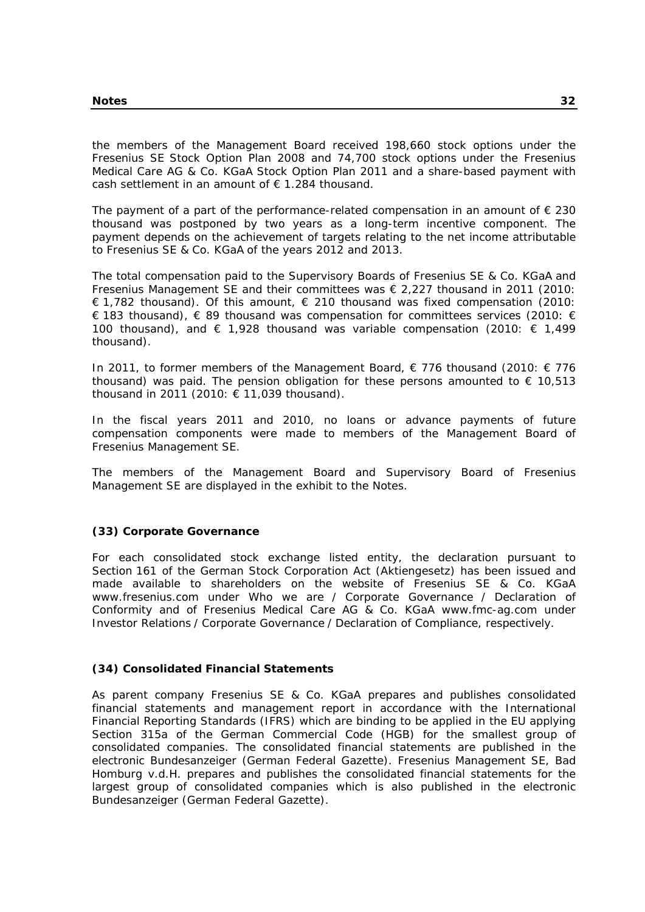the members of the Management Board received 198,660 stock options under the Fresenius SE Stock Option Plan 2008 and 74,700 stock options under the Fresenius Medical Care AG & Co. KGaA Stock Option Plan 2011 and a share-based payment with cash settlement in an amount of € 1.284 thousand.

The payment of a part of the performance-related compensation in an amount of € 230 thousand was postponed by two years as a long-term incentive component. The payment depends on the achievement of targets relating to the net income attributable to Fresenius SE & Co. KGaA of the years 2012 and 2013.

The total compensation paid to the Supervisory Boards of Fresenius SE & Co. KGaA and Fresenius Management SE and their committees was € 2,227 thousand in 2011 (2010: € 1,782 thousand). Of this amount, € 210 thousand was fixed compensation (2010: € 183 thousand), € 89 thousand was compensation for committees services (2010: € 100 thousand), and € 1,928 thousand was variable compensation (2010: € 1,499 thousand).

In 2011, to former members of the Management Board, € 776 thousand (2010: € 776 thousand) was paid. The pension obligation for these persons amounted to € 10,513 thousand in 2011 (2010: € 11,039 thousand).

In the fiscal years 2011 and 2010, no loans or advance payments of future compensation components were made to members of the Management Board of Fresenius Management SE.

The members of the Management Board and Supervisory Board of Fresenius Management SE are displayed in the exhibit to the Notes.

### (33) Corporate Governance

For each consolidated stock exchange listed entity, the declaration pursuant to Section 161 of the German Stock Corporation Act (Aktiengesetz) has been issued and made available to shareholders on the website of Fresenius SE & Co. KGaA www.fresenius.com under Who we are / Corporate Governance / Declaration of Conformity and of Fresenius Medical Care AG & Co. KGaA www.fmc-ag.com under Investor Relations / Corporate Governance / Declaration of Compliance, respectively.

### (34) Consolidated Financial Statements

As parent company Fresenius SE & Co. KGaA prepares and publishes consolidated financial statements and management report in accordance with the International Financial Reporting Standards (IFRS) which are binding to be applied in the EU applying Section 315a of the German Commercial Code (HGB) for the smallest group of consolidated companies. The consolidated financial statements are published in the electronic Bundesanzeiger (German Federal Gazette). Fresenius Management SE, Bad Homburg v.d.H. prepares and publishes the consolidated financial statements for the largest group of consolidated companies which is also published in the electronic Bundesanzeiger (German Federal Gazette).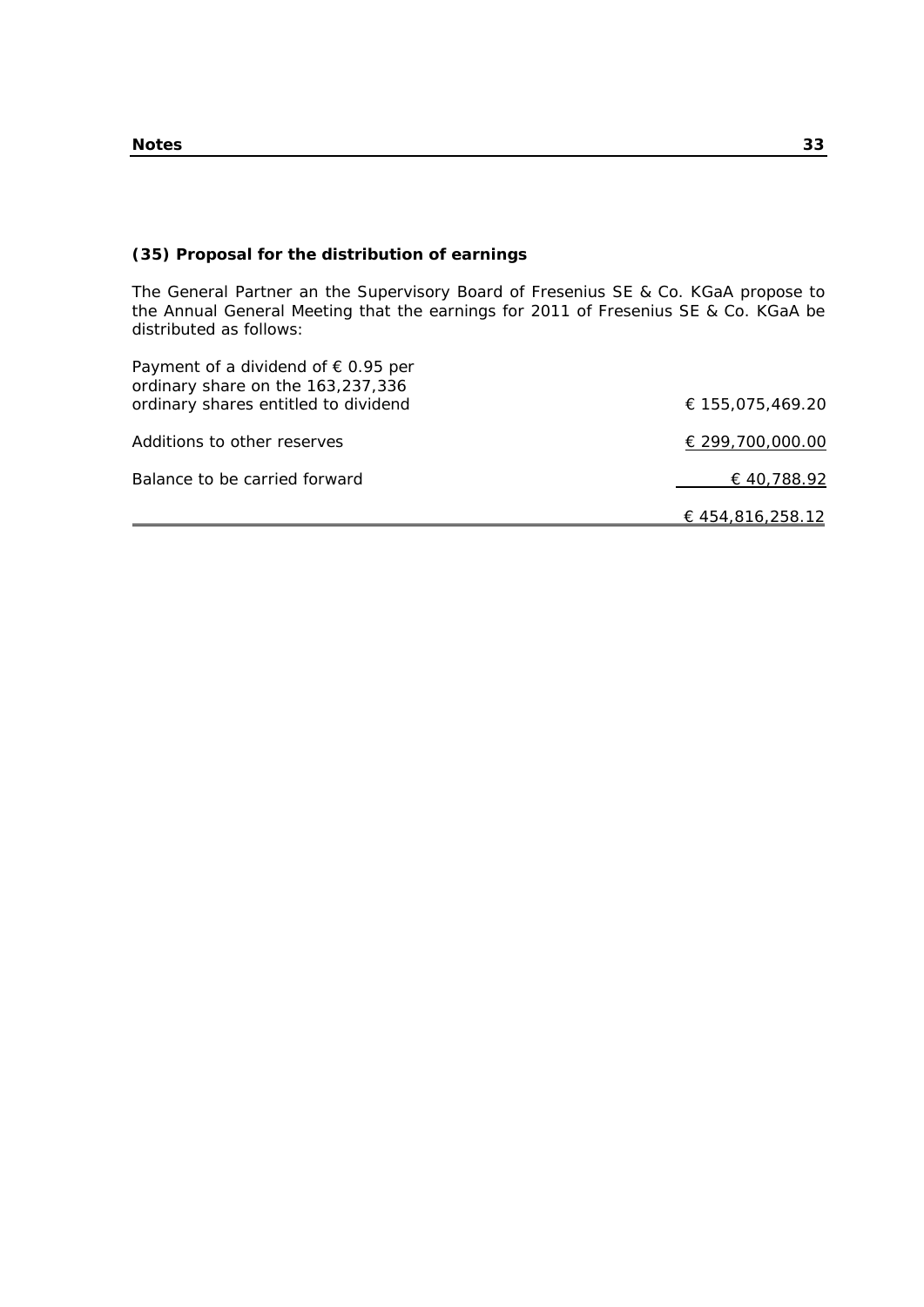### (35) Proposal for the distribution of earnings

The General Partner an the Supervisory Board of Fresenius SE & Co. KGaA propose to the Annual General Meeting that the earnings for 2011 of Fresenius SE & Co. KGaA be distributed as follows:

| | |
|---|---|
| Payment of a dividend of € 0.95 per ordinary share on the 163,237,336 ordinary shares entitled to dividend | € 155,075,469.20 |
| Additions to other reserves | € 299,700,000.00 |
| Balance to be carried forward | € 40,788.92 |
| | € 454,816,258.12 |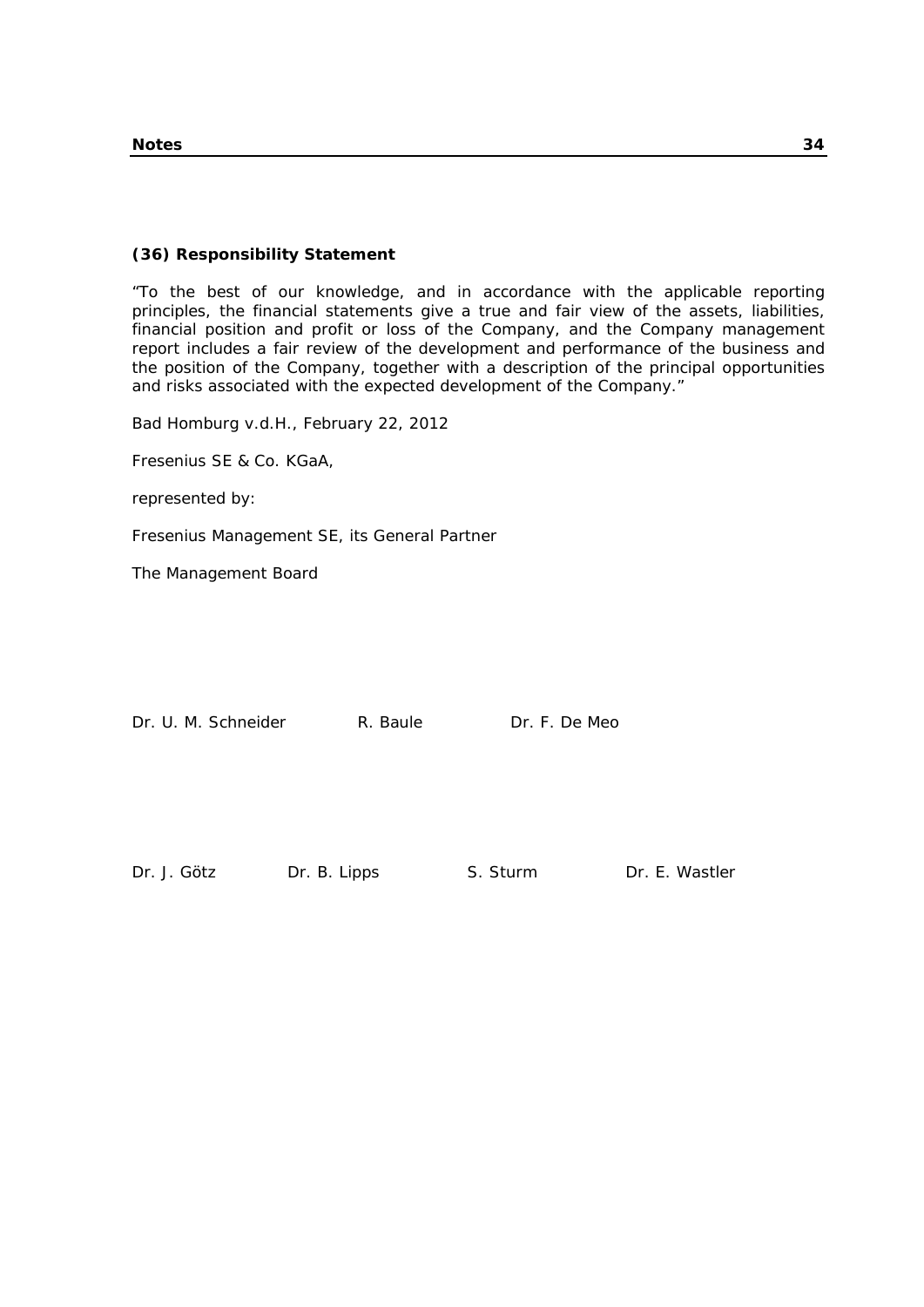### (36) Responsibility Statement

"To the best of our knowledge, and in accordance with the applicable reporting principles, the financial statements give a true and fair view of the assets, liabilities, financial position and profit or loss of the Company, and the Company management report includes a fair review of the development and performance of the business and the position of the Company, together with a description of the principal opportunities and risks associated with the expected development of the Company."

Bad Homburg v.d.H., February 22, 2012

Fresenius SE & Co. KGaA,

represented by:

Fresenius Management SE, its General Partner

The Management Board

Dr. U. M. Schneider R. Baule Dr. F. De Meo

Dr. J. Götz Dr. B. Lipps S. Sturm Dr. E. Wastler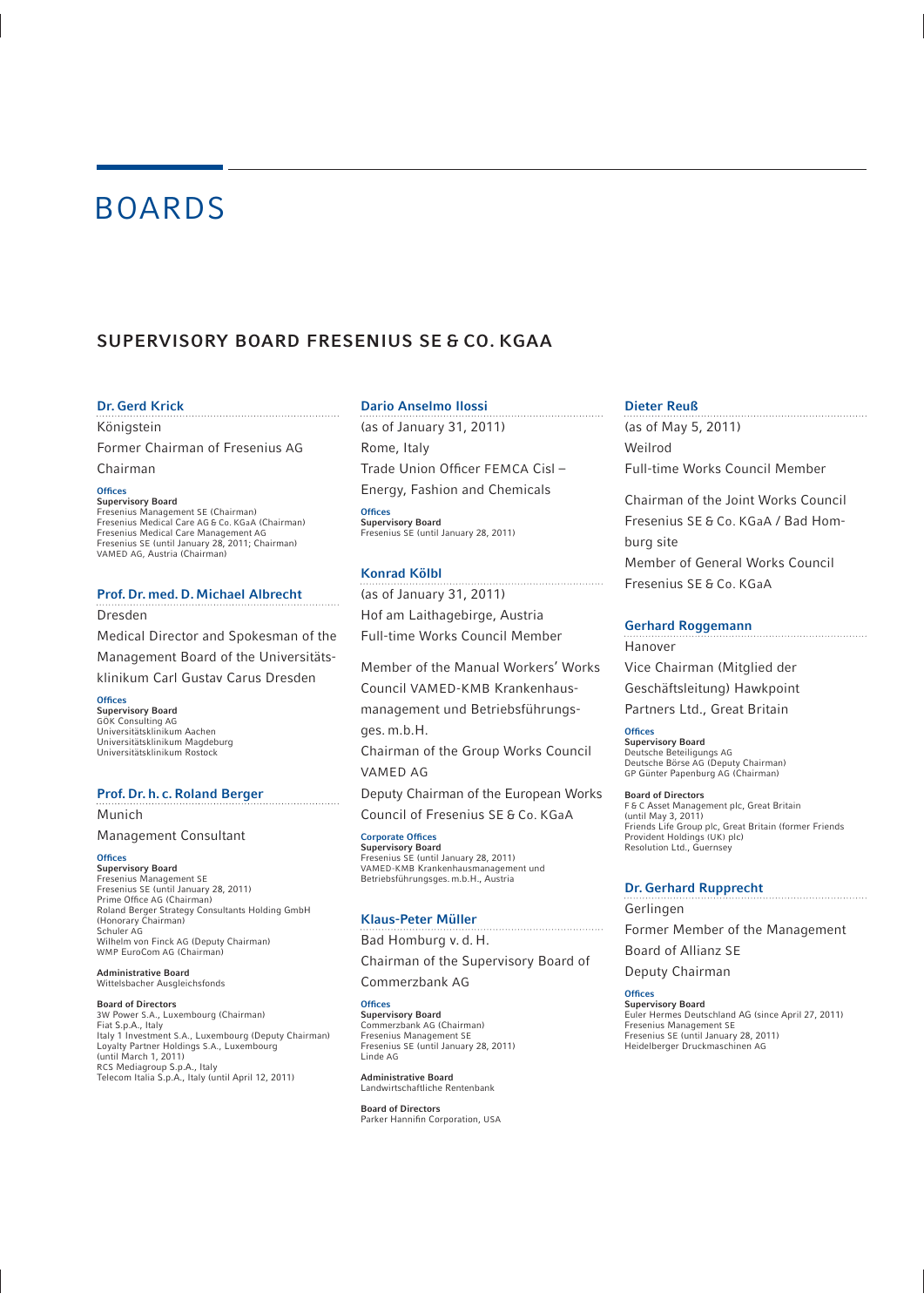# BOARDS

## SUPERVISORY BOARD FRESENIUS SE & CO. KGAA

### Dr. Gerd Krick

Königstein

Former Chairman of Fresenius AG

Chairman

**Offices**

**Supervisory Board**

Fresenius Management SE (Chairman)
Fresenius Medical Care AG & Co. KGaA (Chairman)
Fresenius Medical Care Management AG
Fresenius SE (until January 28, 2011; Chairman)
VAMED AG, Austria (Chairman)

### Prof. Dr. med. D. Michael Albrecht

Dresden

Medical Director and Spokesman of the Management Board of the Universitätsklinikum Carl Gustav Carus Dresden

**Offices**

**Supervisory Board**

GÖK Consulting AG
Universitätsklinikum Aachen
Universitätsklinikum Magdeburg
Universitätsklinikum Rostock

### Prof. Dr. h. c. Roland Berger

Munich

Management Consultant

**Offices**

**Supervisory Board**

Fresenius Management SE
Fresenius SE (until January 28, 2011)
Prime Office AG (Chairman)
Roland Berger Strategy Consultants Holding GmbH (Honorary Chairman)
Schuler AG
Wilhelm von Finck AG (Deputy Chairman)
WMP EuroCom AG (Chairman)

**Administrative Board**

Wittelsbacher Ausgleichsfonds

**Board of Directors**

3W Power S.A., Luxembourg (Chairman)
Fiat S.p.A., Italy
Italy 1 Investment S.A., Luxembourg (Deputy Chairman)
Loyalty Partner Holdings S.A., Luxembourg (until March 1, 2011)
RCS Mediagroup S.p.A., Italy
Telecom Italia S.p.A., Italy (until April 12, 2011)

### Dario Anselmo Ilossi

(as of January 31, 2011)

Rome, Italy

Trade Union Officer FEMCA Cisl – Energy, Fashion and Chemicals

**Offices**

**Supervisory Board**

Fresenius SE (until January 28, 2011)

### Konrad Kölbl

(as of January 31, 2011)

Hof am Laithagebirge, Austria

Full-time Works Council Member

Member of the Manual Workers' Works Council VAMED-KMB Krankenhausmanagement und Betriebsführungsges. m.b.H.

Chairman of the Group Works Council VAMED AG

Deputy Chairman of the European Works Council of Fresenius SE & Co. KGaA

**Corporate Offices**

**Supervisory Board**

Fresenius SE (until January 28, 2011)
VAMED-KMB Krankenhausmanagement und Betriebsführungsges. m.b.H., Austria

### Klaus-Peter Müller

Bad Homburg v. d. H.

Chairman of the Supervisory Board of Commerzbank AG

**Offices**

**Supervisory Board**

Commerzbank AG (Chairman)
Fresenius Management SE
Fresenius SE (until January 28, 2011)
Linde AG

**Administrative Board**

Landwirtschaftliche Rentenbank

**Board of Directors**

Parker Hannifin Corporation, USA

### Dieter Reuß

(as of May 5, 2011)

Weilrod

Full-time Works Council Member

Chairman of the Joint Works Council Fresenius SE & Co. KGaA / Bad Homburg site

Member of General Works Council Fresenius SE & Co. KGaA

### Gerhard Roggemann

Hanover

Vice Chairman (Mitglied der Geschäftsleitung) Hawkpoint Partners Ltd., Great Britain

**Offices**

**Supervisory Board**

Deutsche Beteiligungs AG
Deutsche Börse AG (Deputy Chairman)
GP Günter Papenburg AG (Chairman)

**Board of Directors**

F & C Asset Management plc, Great Britain (until May 3, 2011)
Friends Life Group plc, Great Britain (former Friends Provident Holdings (UK) plc)
Resolution Ltd., Guernsey

### Dr. Gerhard Rupprecht

Gerlingen

Former Member of the Management Board of Allianz SE

Deputy Chairman

**Offices**

**Supervisory Board**

Euler Hermes Deutschland AG (since April 27, 2011)
Fresenius Management SE
Fresenius SE (until January 28, 2011)
Heidelberger Druckmaschinen AG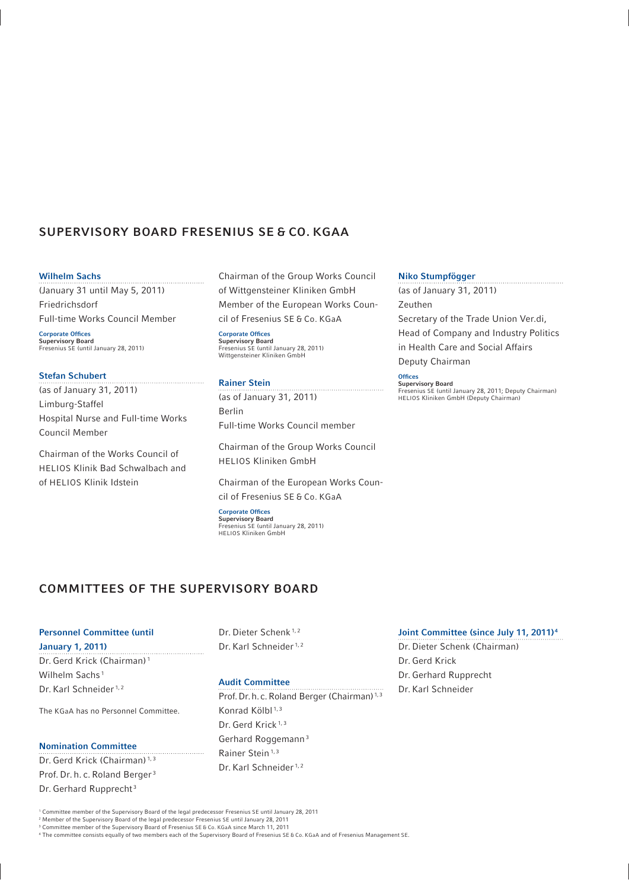## SUPERVISORY BOARD FRESENIUS SE & CO. KGAA

### Wilhelm Sachs

(January 31 until May 5, 2011)
Friedrichsdorf
Full-time Works Council Member

**Corporate Offices**
**Supervisory Board**
Fresenius SE (until January 28, 2011)

### Stefan Schubert

(as of January 31, 2011)
Limburg-Staffel
Hospital Nurse and Full-time Works Council Member

Chairman of the Works Council of HELIOS Klinik Bad Schwalbach and of HELIOS Klinik Idstein

Chairman of the Group Works Council of Wittgensteiner Kliniken GmbH
Member of the European Works Council of Fresenius SE & Co. KGaA

**Corporate Offices**
**Supervisory Board**
Fresenius SE (until January 28, 2011)
Wittgensteiner Kliniken GmbH

### Rainer Stein

(as of January 31, 2011)
Berlin
Full-time Works Council member

Chairman of the Group Works Council HELIOS Kliniken GmbH

Chairman of the European Works Council of Fresenius SE & Co. KGaA

**Corporate Offices**
**Supervisory Board**
Fresenius SE (until January 28, 2011)
HELIOS Kliniken GmbH

### Niko Stumpfögger

(as of January 31, 2011)
Zeuthen
Secretary of the Trade Union Ver.di, Head of Company and Industry Politics in Health Care and Social Affairs
Deputy Chairman

**Offices**
**Supervisory Board**
Fresenius SE (until January 28, 2011; Deputy Chairman)
HELIOS Kliniken GmbH (Deputy Chairman)

## COMMITTEES OF THE SUPERVISORY BOARD

### Personnel Committee (until January 1, 2011)

Dr. Gerd Krick (Chairman)[1]
Wilhelm Sachs[1]
Dr. Karl Schneider[1,2]

The KGaA has no Personnel Committee.

### Nomination Committee

Dr. Gerd Krick (Chairman)[1,3]
Prof. Dr. h. c. Roland Berger[3]
Dr. Gerhard Rupprecht[3]
Dr. Dieter Schenk[1,2]
Dr. Karl Schneider[1,2]

### Audit Committee

Prof. Dr. h. c. Roland Berger (Chairman)[1,3]
Konrad Kölbl[1,3]
Dr. Gerd Krick[1,3]
Gerhard Roggemann[3]
Rainer Stein[1,3]
Dr. Karl Schneider[1,2]

### Joint Committee (since July 11, 2011)[4]

Dr. Dieter Schenk (Chairman)
Dr. Gerd Krick
Dr. Gerhard Rupprecht
Dr. Karl Schneider

[1] Committee member of the Supervisory Board of the legal predecessor Fresenius SE until January 28, 2011
[2] Member of the Supervisory Board of the legal predecessor Fresenius SE until January 28, 2011
[3] Committee member of the Supervisory Board of Fresenius SE & Co. KGaA since March 11, 2011
[4] The committee consists equally of two members each of the Supervisory Board of Fresenius SE & Co. KGaA and of Fresenius Management SE.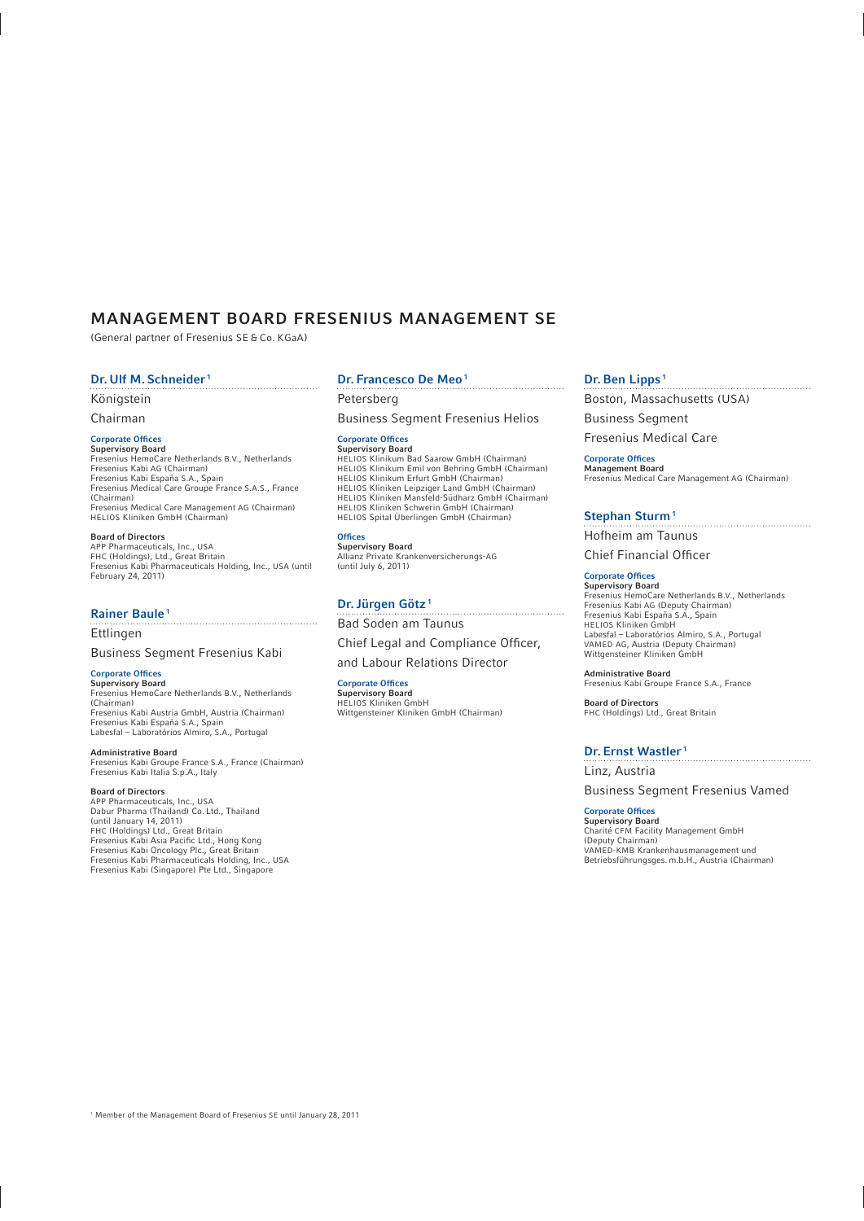# MANAGEMENT BOARD FRESENIUS MANAGEMENT SE

(General partner of Fresenius SE & Co. KGaA)

## Dr. Ulf M. Schneider[1]

Königstein

Chairman

**Corporate Offices**

**Supervisory Board**
Fresenius HemoCare Netherlands B.V., Netherlands
Fresenius Kabi AG (Chairman)
Fresenius Kabi España S.A., Spain
Fresenius Medical Care Groupe France S.A.S., France (Chairman)
Fresenius Medical Care Management AG (Chairman)
HELIOS Kliniken GmbH (Chairman)

**Board of Directors**
APP Pharmaceuticals, Inc., USA
FHC (Holdings), Ltd., Great Britain
Fresenius Kabi Pharmaceuticals Holding, Inc., USA (until February 24, 2011)

## Rainer Baule[1]

Ettlingen

Business Segment Fresenius Kabi

**Corporate Offices**

**Supervisory Board**
Fresenius HemoCare Netherlands B.V., Netherlands (Chairman)
Fresenius Kabi Austria GmbH, Austria (Chairman)
Fresenius Kabi España S.A., Spain
Labesfal – Laboratórios Almiro, S.A., Portugal

**Administrative Board**
Fresenius Kabi Groupe France S.A., France (Chairman)
Fresenius Kabi Italia S.p.A., Italy

**Board of Directors**
APP Pharmaceuticals, Inc., USA
Dabur Pharma (Thailand) Co. Ltd., Thailand (until January 14, 2011)
FHC (Holdings) Ltd., Great Britain
Fresenius Kabi Asia Pacific Ltd., Hong Kong
Fresenius Kabi Oncology Plc., Great Britain
Fresenius Kabi Pharmaceuticals Holding, Inc., USA
Fresenius Kabi (Singapore) Pte Ltd., Singapore

## Dr. Francesco De Meo[1]

Petersberg

Business Segment Fresenius Helios

**Corporate Offices**

**Supervisory Board**
HELIOS Klinikum Bad Saarow GmbH (Chairman)
HELIOS Klinikum Emil von Behring GmbH (Chairman)
HELIOS Klinikum Erfurt GmbH (Chairman)
HELIOS Kliniken Leipziger Land GmbH (Chairman)
HELIOS Kliniken Mansfeld-Südharz GmbH (Chairman)
HELIOS Kliniken Schwerin GmbH (Chairman)
HELIOS Spital Überlingen GmbH (Chairman)

**Offices**

**Supervisory Board**
Allianz Private Krankenversicherungs-AG (until July 6, 2011)

## Dr. Jürgen Götz[1]

Bad Soden am Taunus

Chief Legal and Compliance Officer, and Labour Relations Director

**Corporate Offices**

**Supervisory Board**
HELIOS Kliniken GmbH
Wittgensteiner Kliniken GmbH (Chairman)

## Dr. Ben Lipps[1]

Boston, Massachusetts (USA)

Business Segment Fresenius Medical Care

**Corporate Offices**

**Management Board**
Fresenius Medical Care Management AG (Chairman)

## Stephan Sturm[1]

Hofheim am Taunus

Chief Financial Officer

**Corporate Offices**

**Supervisory Board**
Fresenius HemoCare Netherlands B.V., Netherlands
Fresenius Kabi AG (Deputy Chairman)
Fresenius Kabi España S.A., Spain
HELIOS Kliniken GmbH
Labesfal – Laboratórios Almiro, S.A., Portugal
VAMED AG, Austria (Deputy Chairman)
Wittgensteiner Kliniken GmbH

**Administrative Board**
Fresenius Kabi Groupe France S.A., France

**Board of Directors**
FHC (Holdings) Ltd., Great Britain

## Dr. Ernst Wastler[1]

Linz, Austria

Business Segment Fresenius Vamed

**Corporate Offices**

**Supervisory Board**
Charité CFM Facility Management GmbH (Deputy Chairman)
VAMED-KMB Krankenhausmanagement und Betriebsführungsges. m.b.H., Austria (Chairman)

[1] Member of the Management Board of Fresenius SE until January 28, 2011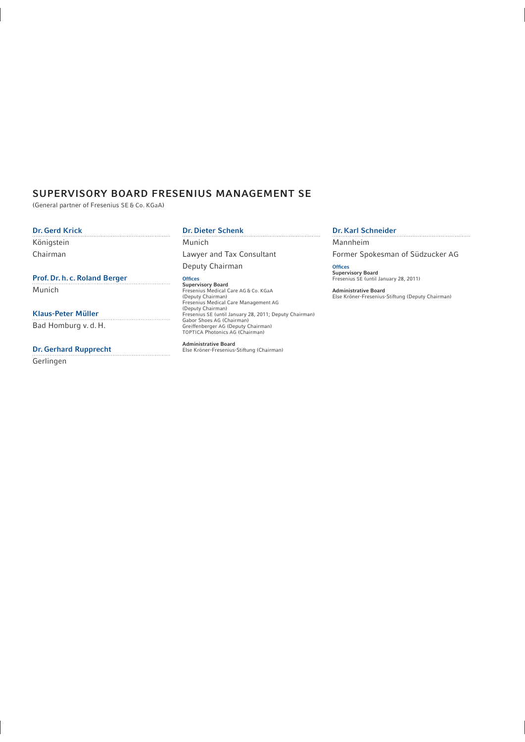## SUPERVISORY BOARD FRESENIUS MANAGEMENT SE

(General partner of Fresenius SE & Co. KGaA)

### Dr. Gerd Krick

Königstein

Chairman

### Prof. Dr. h. c. Roland Berger

Munich

### Klaus-Peter Müller

Bad Homburg v. d. H.

### Dr. Gerhard Rupprecht

Gerlingen

### Dr. Dieter Schenk

Munich

Lawyer and Tax Consultant

Deputy Chairman

**Offices**

**Supervisory Board**
Fresenius Medical Care AG & Co. KGaA (Deputy Chairman)
Fresenius Medical Care Management AG (Deputy Chairman)
Fresenius SE (until January 28, 2011; Deputy Chairman)
Gabor Shoes AG (Chairman)
Greiffenberger AG (Deputy Chairman)
TOPTICA Photonics AG (Chairman)

**Administrative Board**
Else Kröner-Fresenius-Stiftung (Chairman)

### Dr. Karl Schneider

Mannheim

Former Spokesman of Südzucker AG

**Offices**

**Supervisory Board**
Fresenius SE (until January 28, 2011)

**Administrative Board**
Else Kröner-Fresenius-Stiftung (Deputy Chairman)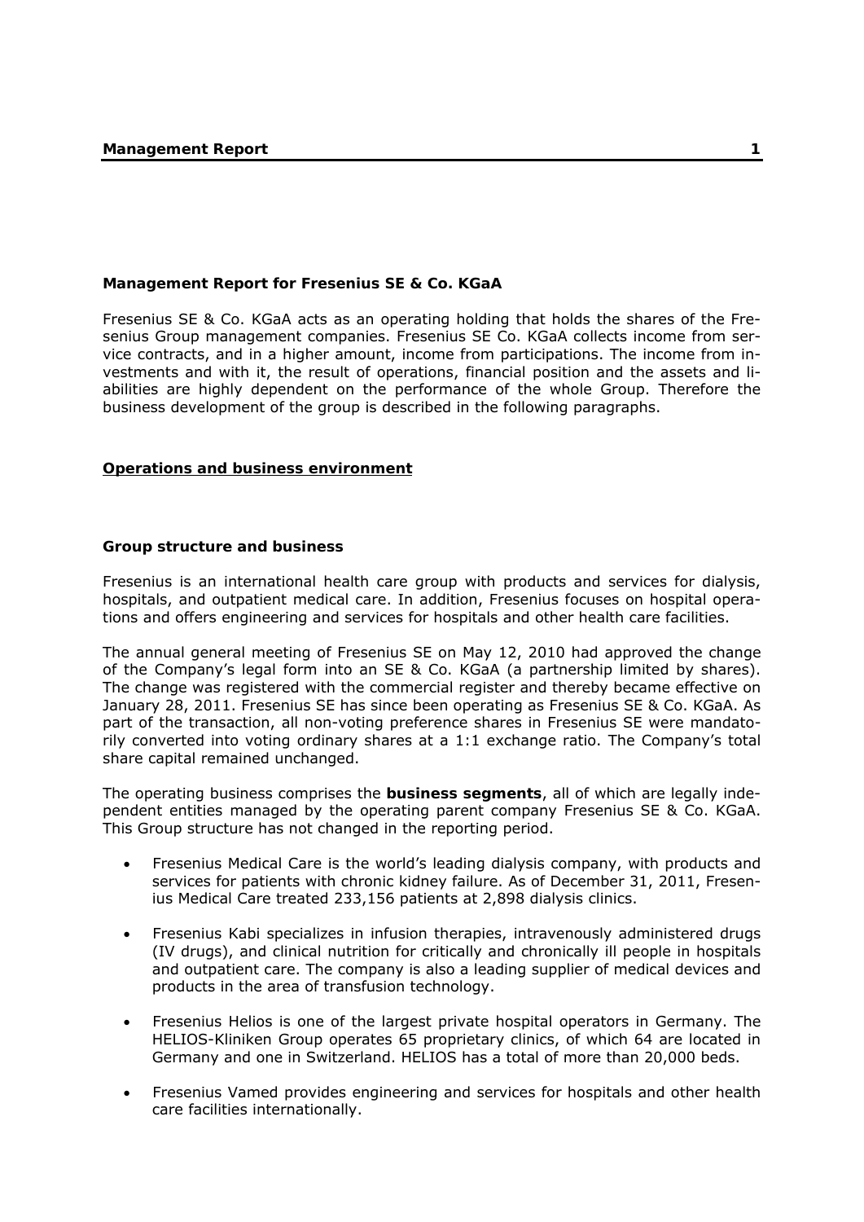## Management Report for Fresenius SE & Co. KGaA

Fresenius SE & Co. KGaA acts as an operating holding that holds the shares of the Fresenius Group management companies. Fresenius SE Co. KGaA collects income from service contracts, and in a higher amount, income from participations. The income from investments and with it, the result of operations, financial position and the assets and liabilities are highly dependent on the performance of the whole Group. Therefore the business development of the group is described in the following paragraphs.

## Operations and business environment

### Group structure and business

Fresenius is an international health care group with products and services for dialysis, hospitals, and outpatient medical care. In addition, Fresenius focuses on hospital operations and offers engineering and services for hospitals and other health care facilities.

The annual general meeting of Fresenius SE on May 12, 2010 had approved the change of the Company's legal form into an SE & Co. KGaA (a partnership limited by shares). The change was registered with the commercial register and thereby became effective on January 28, 2011. Fresenius SE has since been operating as Fresenius SE & Co. KGaA. As part of the transaction, all non-voting preference shares in Fresenius SE were mandatorily converted into voting ordinary shares at a 1:1 exchange ratio. The Company's total share capital remained unchanged.

The operating business comprises the **business segments**, all of which are legally independent entities managed by the operating parent company Fresenius SE & Co. KGaA. This Group structure has not changed in the reporting period.

- Fresenius Medical Care is the world's leading dialysis company, with products and services for patients with chronic kidney failure. As of December 31, 2011, Fresenius Medical Care treated 233,156 patients at 2,898 dialysis clinics.
- Fresenius Kabi specializes in infusion therapies, intravenously administered drugs (IV drugs), and clinical nutrition for critically and chronically ill people in hospitals and outpatient care. The company is also a leading supplier of medical devices and products in the area of transfusion technology.
- Fresenius Helios is one of the largest private hospital operators in Germany. The HELIOS-Kliniken Group operates 65 proprietary clinics, of which 64 are located in Germany and one in Switzerland. HELIOS has a total of more than 20,000 beds.
- Fresenius Vamed provides engineering and services for hospitals and other health care facilities internationally.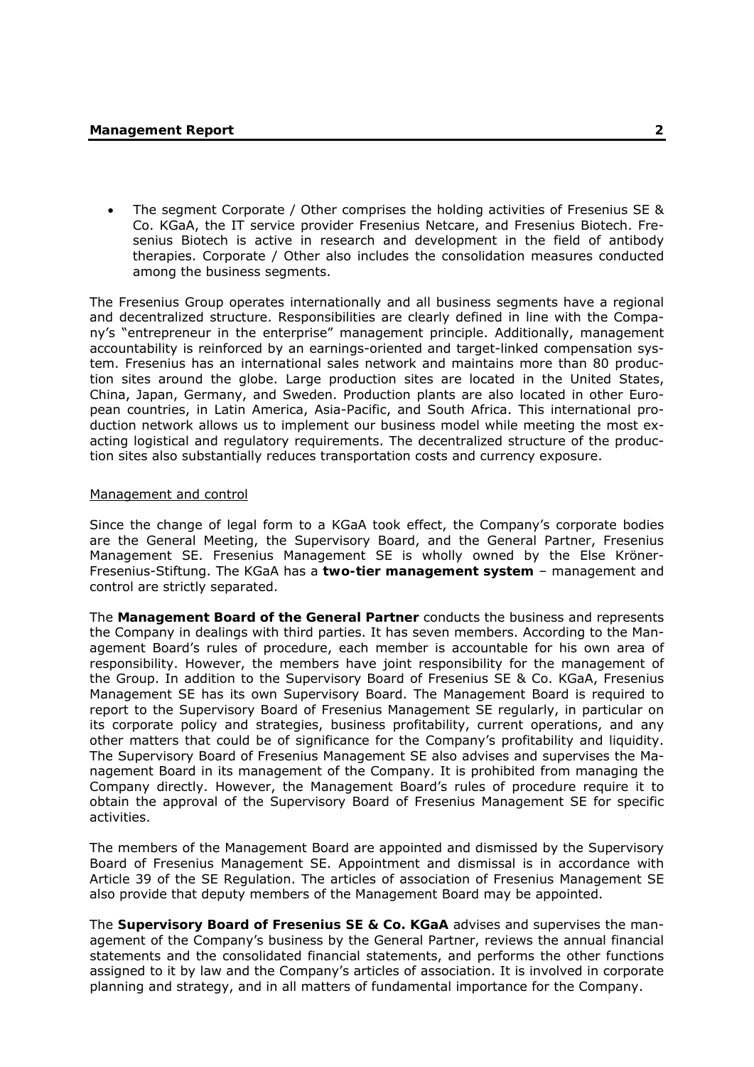- The segment Corporate / Other comprises the holding activities of Fresenius SE & Co. KGaA, the IT service provider Fresenius Netcare, and Fresenius Biotech. Fresenius Biotech is active in research and development in the field of antibody therapies. Corporate / Other also includes the consolidation measures conducted among the business segments.

The Fresenius Group operates internationally and all business segments have a regional and decentralized structure. Responsibilities are clearly defined in line with the Company's "entrepreneur in the enterprise" management principle. Additionally, management accountability is reinforced by an earnings-oriented and target-linked compensation system. Fresenius has an international sales network and maintains more than 80 production sites around the globe. Large production sites are located in the United States, China, Japan, Germany, and Sweden. Production plants are also located in other European countries, in Latin America, Asia-Pacific, and South Africa. This international production network allows us to implement our business model while meeting the most exacting logistical and regulatory requirements. The decentralized structure of the production sites also substantially reduces transportation costs and currency exposure.

Management and control

Since the change of legal form to a KGaA took effect, the Company's corporate bodies are the General Meeting, the Supervisory Board, and the General Partner, Fresenius Management SE. Fresenius Management SE is wholly owned by the Else Kröner-Fresenius-Stiftung. The KGaA has a **two-tier management system** – management and control are strictly separated.

The **Management Board of the General Partner** conducts the business and represents the Company in dealings with third parties. It has seven members. According to the Management Board's rules of procedure, each member is accountable for his own area of responsibility. However, the members have joint responsibility for the management of the Group. In addition to the Supervisory Board of Fresenius SE & Co. KGaA, Fresenius Management SE has its own Supervisory Board. The Management Board is required to report to the Supervisory Board of Fresenius Management SE regularly, in particular on its corporate policy and strategies, business profitability, current operations, and any other matters that could be of significance for the Company's profitability and liquidity. The Supervisory Board of Fresenius Management SE also advises and supervises the Management Board in its management of the Company. It is prohibited from managing the Company directly. However, the Management Board's rules of procedure require it to obtain the approval of the Supervisory Board of Fresenius Management SE for specific activities.

The members of the Management Board are appointed and dismissed by the Supervisory Board of Fresenius Management SE. Appointment and dismissal is in accordance with Article 39 of the SE Regulation. The articles of association of Fresenius Management SE also provide that deputy members of the Management Board may be appointed.

The **Supervisory Board of Fresenius SE & Co. KGaA** advises and supervises the management of the Company's business by the General Partner, reviews the annual financial statements and the consolidated financial statements, and performs the other functions assigned to it by law and the Company's articles of association. It is involved in corporate planning and strategy, and in all matters of fundamental importance for the Company.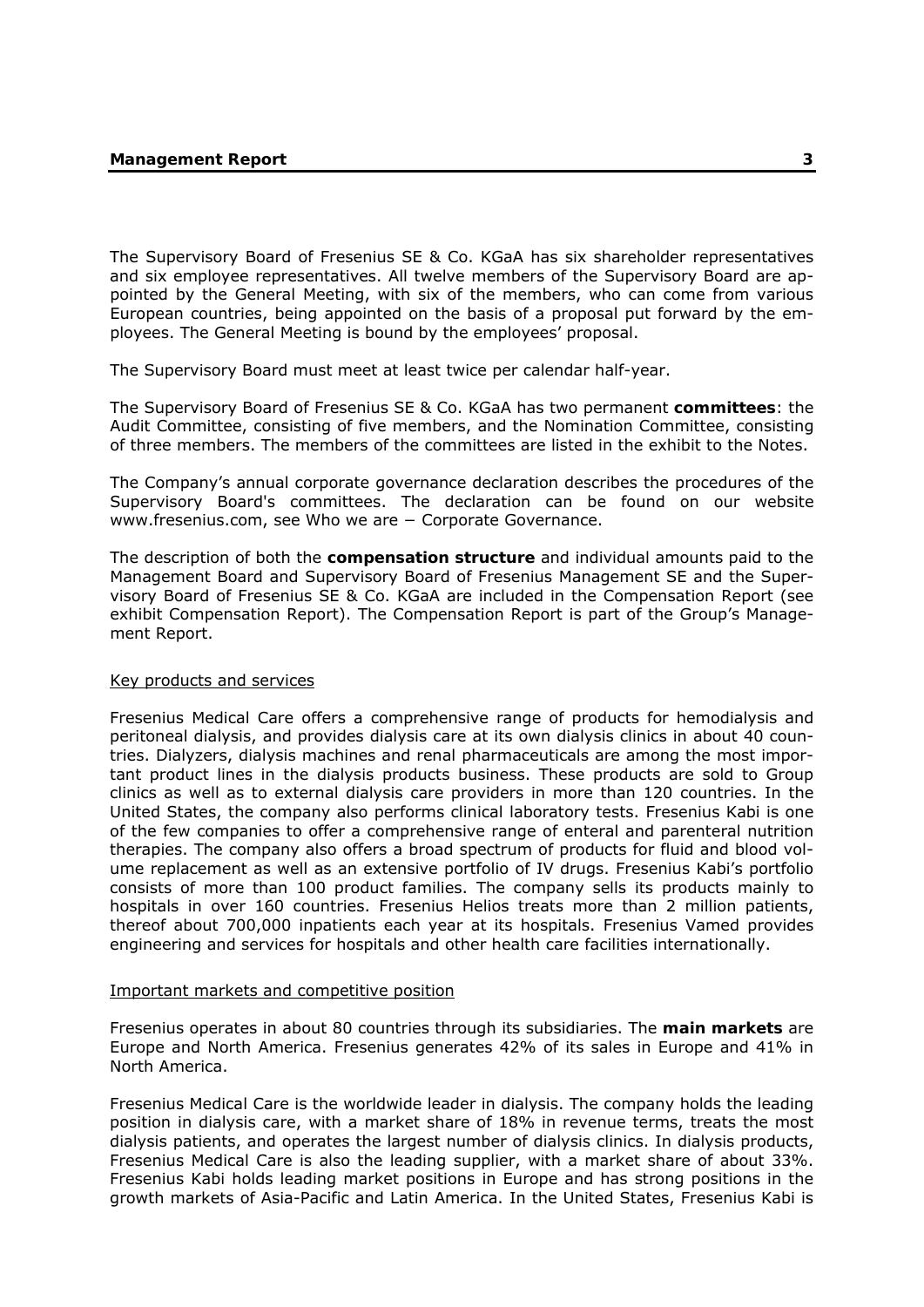The Supervisory Board of Fresenius SE & Co. KGaA has six shareholder representatives and six employee representatives. All twelve members of the Supervisory Board are appointed by the General Meeting, with six of the members, who can come from various European countries, being appointed on the basis of a proposal put forward by the employees. The General Meeting is bound by the employees' proposal.

The Supervisory Board must meet at least twice per calendar half-year.

The Supervisory Board of Fresenius SE & Co. KGaA has two permanent **committees**: the Audit Committee, consisting of five members, and the Nomination Committee, consisting of three members. The members of the committees are listed in the exhibit to the Notes.

The Company's annual corporate governance declaration describes the procedures of the Supervisory Board's committees. The declaration can be found on our website www.fresenius.com, see Who we are − Corporate Governance.

The description of both the **compensation structure** and individual amounts paid to the Management Board and Supervisory Board of Fresenius Management SE and the Supervisory Board of Fresenius SE & Co. KGaA are included in the Compensation Report (see exhibit Compensation Report). The Compensation Report is part of the Group's Management Report.

### Key products and services

Fresenius Medical Care offers a comprehensive range of products for hemodialysis and peritoneal dialysis, and provides dialysis care at its own dialysis clinics in about 40 countries. Dialyzers, dialysis machines and renal pharmaceuticals are among the most important product lines in the dialysis products business. These products are sold to Group clinics as well as to external dialysis care providers in more than 120 countries. In the United States, the company also performs clinical laboratory tests. Fresenius Kabi is one of the few companies to offer a comprehensive range of enteral and parenteral nutrition therapies. The company also offers a broad spectrum of products for fluid and blood volume replacement as well as an extensive portfolio of IV drugs. Fresenius Kabi's portfolio consists of more than 100 product families. The company sells its products mainly to hospitals in over 160 countries. Fresenius Helios treats more than 2 million patients, thereof about 700,000 inpatients each year at its hospitals. Fresenius Vamed provides engineering and services for hospitals and other health care facilities internationally.

### Important markets and competitive position

Fresenius operates in about 80 countries through its subsidiaries. The **main markets** are Europe and North America. Fresenius generates 42% of its sales in Europe and 41% in North America.

Fresenius Medical Care is the worldwide leader in dialysis. The company holds the leading position in dialysis care, with a market share of 18% in revenue terms, treats the most dialysis patients, and operates the largest number of dialysis clinics. In dialysis products, Fresenius Medical Care is also the leading supplier, with a market share of about 33%. Fresenius Kabi holds leading market positions in Europe and has strong positions in the growth markets of Asia-Pacific and Latin America. In the United States, Fresenius Kabi is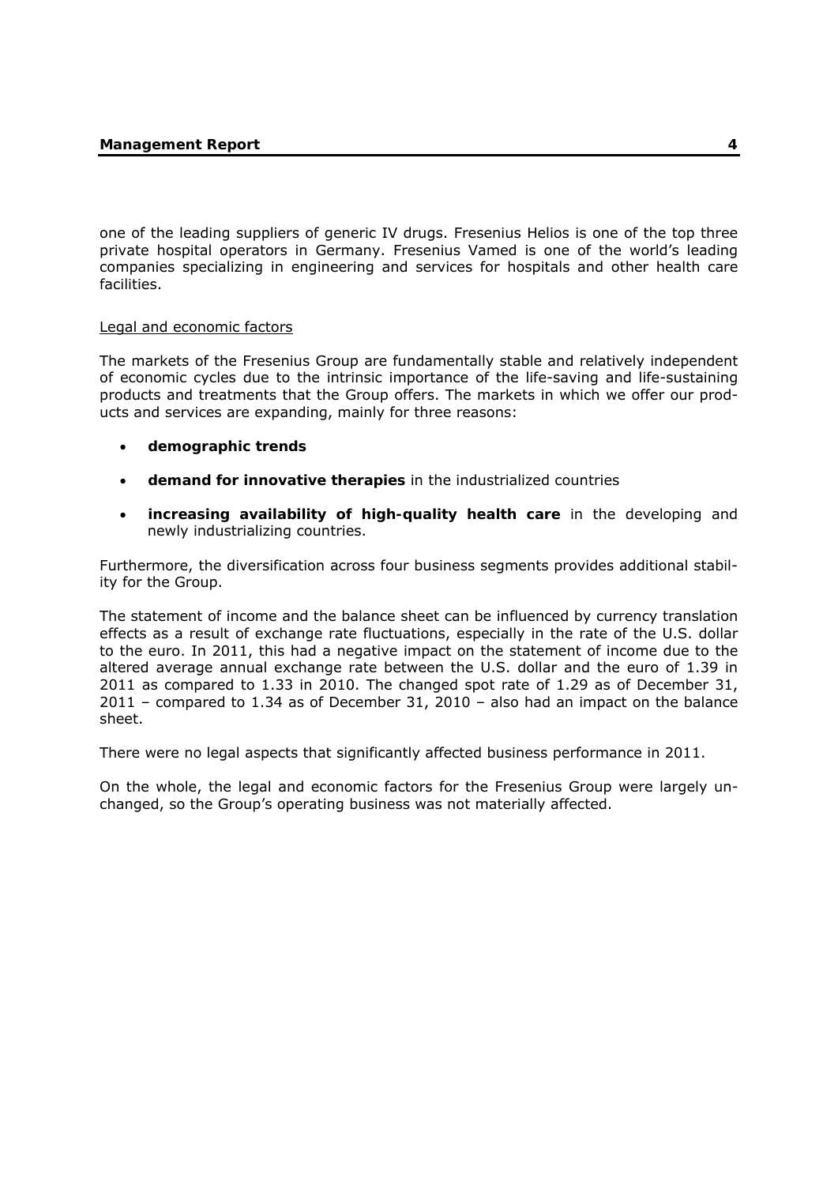one of the leading suppliers of generic IV drugs. Fresenius Helios is one of the top three private hospital operators in Germany. Fresenius Vamed is one of the world's leading companies specializing in engineering and services for hospitals and other health care facilities.

Legal and economic factors

The markets of the Fresenius Group are fundamentally stable and relatively independent of economic cycles due to the intrinsic importance of the life-saving and life-sustaining products and treatments that the Group offers. The markets in which we offer our products and services are expanding, mainly for three reasons:

- **demographic trends**
- **demand for innovative therapies** in the industrialized countries
- **increasing availability of high-quality health care** in the developing and newly industrializing countries.

Furthermore, the diversification across four business segments provides additional stability for the Group.

The statement of income and the balance sheet can be influenced by currency translation effects as a result of exchange rate fluctuations, especially in the rate of the U.S. dollar to the euro. In 2011, this had a negative impact on the statement of income due to the altered average annual exchange rate between the U.S. dollar and the euro of 1.39 in 2011 as compared to 1.33 in 2010. The changed spot rate of 1.29 as of December 31, 2011 – compared to 1.34 as of December 31, 2010 – also had an impact on the balance sheet.

There were no legal aspects that significantly affected business performance in 2011.

On the whole, the legal and economic factors for the Fresenius Group were largely unchanged, so the Group's operating business was not materially affected.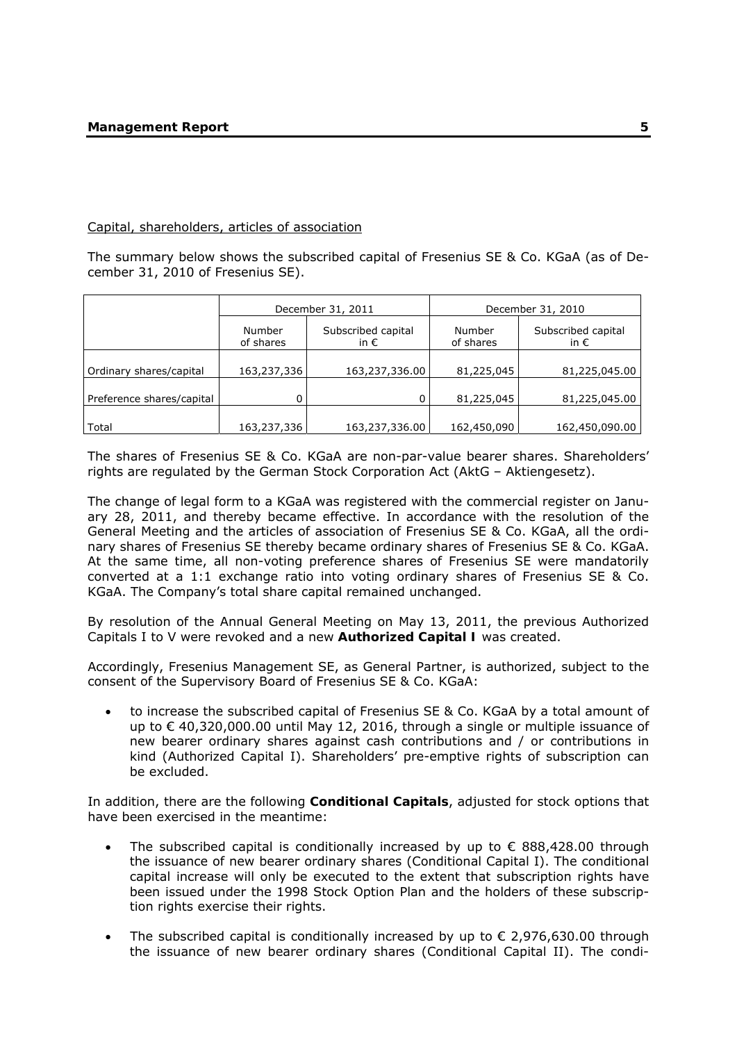Capital, shareholders, articles of association

The summary below shows the subscribed capital of Fresenius SE & Co. KGaA (as of December 31, 2010 of Fresenius SE).

| | December 31, 2011 | | December 31, 2010 | |
|---|---|---|---|---|
| | Number of shares | Subscribed capital in € | Number of shares | Subscribed capital in € |
| Ordinary shares/capital | 163,237,336 | 163,237,336.00 | 81,225,045 | 81,225,045.00 |
| Preference shares/capital | 0 | 0 | 81,225,045 | 81,225,045.00 |
| Total | 163,237,336 | 163,237,336.00 | 162,450,090 | 162,450,090.00 |

The shares of Fresenius SE & Co. KGaA are non-par-value bearer shares. Shareholders' rights are regulated by the German Stock Corporation Act (AktG – Aktiengesetz).

The change of legal form to a KGaA was registered with the commercial register on January 28, 2011, and thereby became effective. In accordance with the resolution of the General Meeting and the articles of association of Fresenius SE & Co. KGaA, all the ordinary shares of Fresenius SE thereby became ordinary shares of Fresenius SE & Co. KGaA. At the same time, all non-voting preference shares of Fresenius SE were mandatorily converted at a 1:1 exchange ratio into voting ordinary shares of Fresenius SE & Co. KGaA. The Company's total share capital remained unchanged.

By resolution of the Annual General Meeting on May 13, 2011, the previous Authorized Capitals I to V were revoked and a new **Authorized Capital I** was created.

Accordingly, Fresenius Management SE, as General Partner, is authorized, subject to the consent of the Supervisory Board of Fresenius SE & Co. KGaA:

- to increase the subscribed capital of Fresenius SE & Co. KGaA by a total amount of up to € 40,320,000.00 until May 12, 2016, through a single or multiple issuance of new bearer ordinary shares against cash contributions and / or contributions in kind (Authorized Capital I). Shareholders' pre-emptive rights of subscription can be excluded.

In addition, there are the following **Conditional Capitals**, adjusted for stock options that have been exercised in the meantime:

- The subscribed capital is conditionally increased by up to € 888,428.00 through the issuance of new bearer ordinary shares (Conditional Capital I). The conditional capital increase will only be executed to the extent that subscription rights have been issued under the 1998 Stock Option Plan and the holders of these subscription rights exercise their rights.
- The subscribed capital is conditionally increased by up to € 2,976,630.00 through the issuance of new bearer ordinary shares (Conditional Capital II). The condi-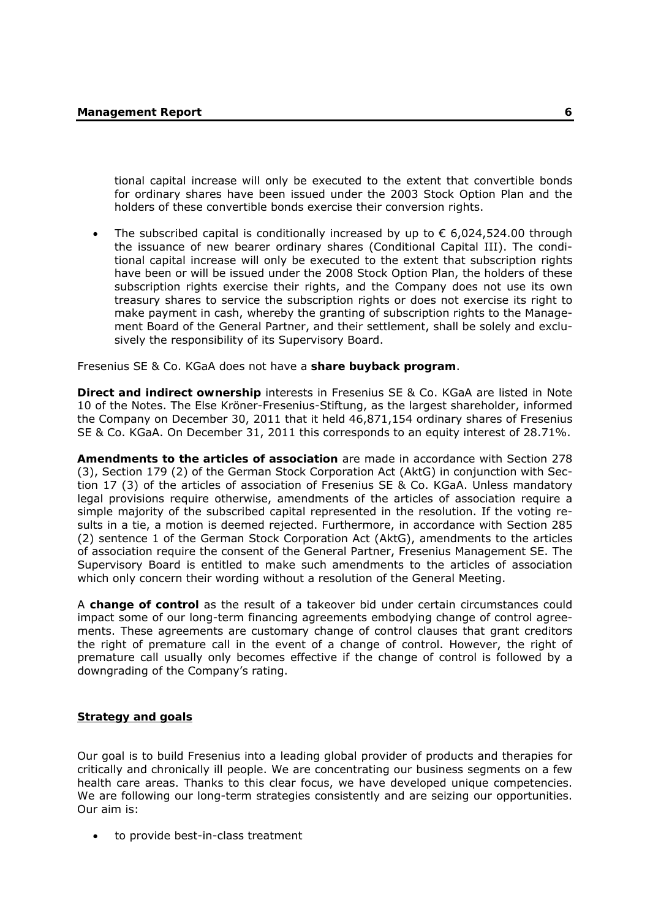tional capital increase will only be executed to the extent that convertible bonds for ordinary shares have been issued under the 2003 Stock Option Plan and the holders of these convertible bonds exercise their conversion rights.

- The subscribed capital is conditionally increased by up to € 6,024,524.00 through the issuance of new bearer ordinary shares (Conditional Capital III). The conditional capital increase will only be executed to the extent that subscription rights have been or will be issued under the 2008 Stock Option Plan, the holders of these subscription rights exercise their rights, and the Company does not use its own treasury shares to service the subscription rights or does not exercise its right to make payment in cash, whereby the granting of subscription rights to the Management Board of the General Partner, and their settlement, shall be solely and exclusively the responsibility of its Supervisory Board.

Fresenius SE & Co. KGaA does not have a **share buyback program**.

**Direct and indirect ownership** interests in Fresenius SE & Co. KGaA are listed in Note 10 of the Notes. The Else Kröner-Fresenius-Stiftung, as the largest shareholder, informed the Company on December 30, 2011 that it held 46,871,154 ordinary shares of Fresenius SE & Co. KGaA. On December 31, 2011 this corresponds to an equity interest of 28.71%.

**Amendments to the articles of association** are made in accordance with Section 278 (3), Section 179 (2) of the German Stock Corporation Act (AktG) in conjunction with Section 17 (3) of the articles of association of Fresenius SE & Co. KGaA. Unless mandatory legal provisions require otherwise, amendments of the articles of association require a simple majority of the subscribed capital represented in the resolution. If the voting results in a tie, a motion is deemed rejected. Furthermore, in accordance with Section 285 (2) sentence 1 of the German Stock Corporation Act (AktG), amendments to the articles of association require the consent of the General Partner, Fresenius Management SE. The Supervisory Board is entitled to make such amendments to the articles of association which only concern their wording without a resolution of the General Meeting.

A **change of control** as the result of a takeover bid under certain circumstances could impact some of our long-term financing agreements embodying change of control agreements. These agreements are customary change of control clauses that grant creditors the right of premature call in the event of a change of control. However, the right of premature call usually only becomes effective if the change of control is followed by a downgrading of the Company's rating.

## Strategy and goals

Our goal is to build Fresenius into a leading global provider of products and therapies for critically and chronically ill people. We are concentrating our business segments on a few health care areas. Thanks to this clear focus, we have developed unique competencies. We are following our long-term strategies consistently and are seizing our opportunities. Our aim is:

- to provide best-in-class treatment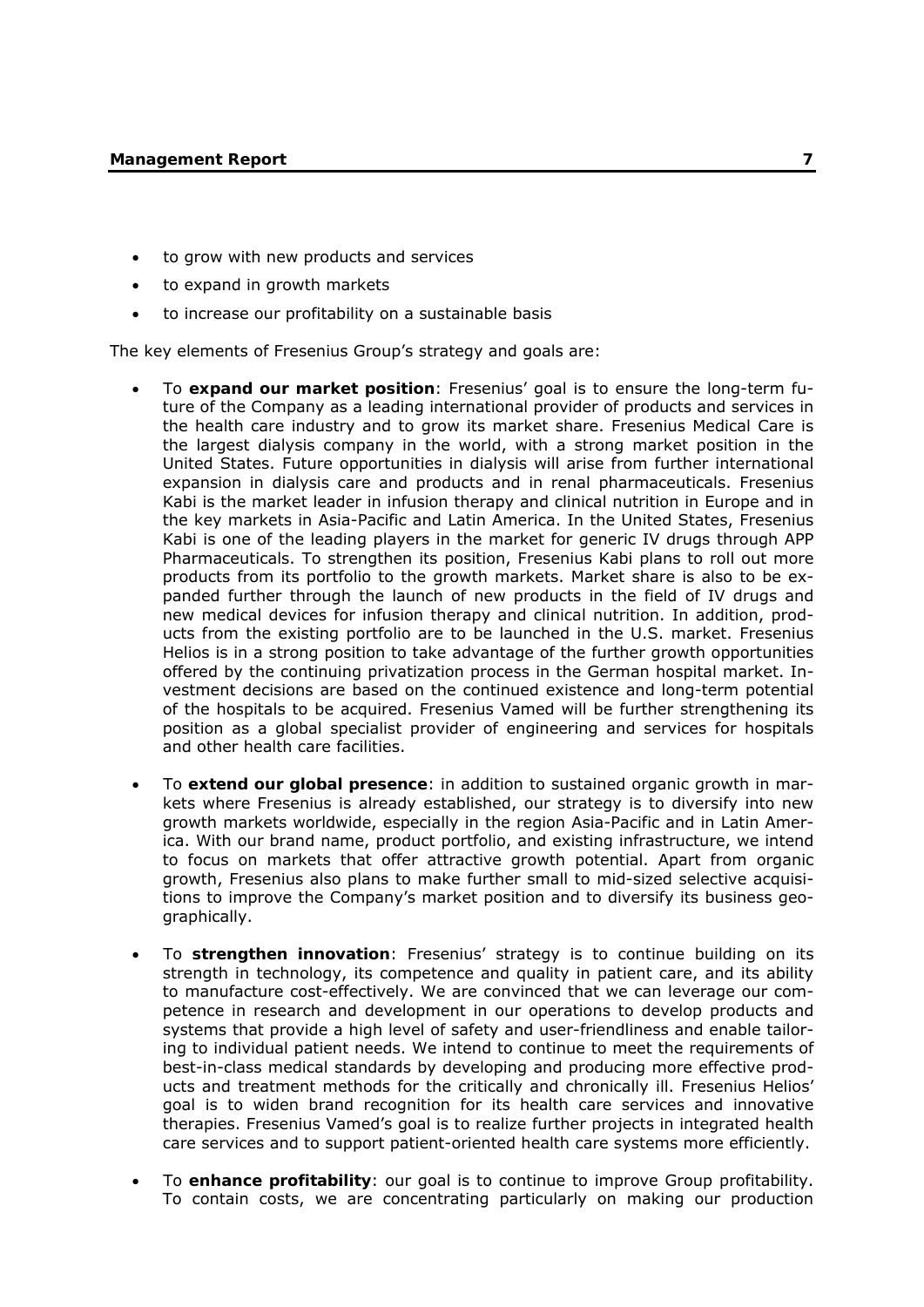- to grow with new products and services
- to expand in growth markets
- to increase our profitability on a sustainable basis

The key elements of Fresenius Group's strategy and goals are:

- To **expand our market position**: Fresenius' goal is to ensure the long-term future of the Company as a leading international provider of products and services in the health care industry and to grow its market share. Fresenius Medical Care is the largest dialysis company in the world, with a strong market position in the United States. Future opportunities in dialysis will arise from further international expansion in dialysis care and products and in renal pharmaceuticals. Fresenius Kabi is the market leader in infusion therapy and clinical nutrition in Europe and in the key markets in Asia-Pacific and Latin America. In the United States, Fresenius Kabi is one of the leading players in the market for generic IV drugs through APP Pharmaceuticals. To strengthen its position, Fresenius Kabi plans to roll out more products from its portfolio to the growth markets. Market share is also to be expanded further through the launch of new products in the field of IV drugs and new medical devices for infusion therapy and clinical nutrition. In addition, products from the existing portfolio are to be launched in the U.S. market. Fresenius Helios is in a strong position to take advantage of the further growth opportunities offered by the continuing privatization process in the German hospital market. Investment decisions are based on the continued existence and long-term potential of the hospitals to be acquired. Fresenius Vamed will be further strengthening its position as a global specialist provider of engineering and services for hospitals and other health care facilities.

- To **extend our global presence**: in addition to sustained organic growth in markets where Fresenius is already established, our strategy is to diversify into new growth markets worldwide, especially in the region Asia-Pacific and in Latin America. With our brand name, product portfolio, and existing infrastructure, we intend to focus on markets that offer attractive growth potential. Apart from organic growth, Fresenius also plans to make further small to mid-sized selective acquisitions to improve the Company's market position and to diversify its business geographically.

- To **strengthen innovation**: Fresenius' strategy is to continue building on its strength in technology, its competence and quality in patient care, and its ability to manufacture cost-effectively. We are convinced that we can leverage our competence in research and development in our operations to develop products and systems that provide a high level of safety and user-friendliness and enable tailoring to individual patient needs. We intend to continue to meet the requirements of best-in-class medical standards by developing and producing more effective products and treatment methods for the critically and chronically ill. Fresenius Helios' goal is to widen brand recognition for its health care services and innovative therapies. Fresenius Vamed's goal is to realize further projects in integrated health care services and to support patient-oriented health care systems more efficiently.

- To **enhance profitability**: our goal is to continue to improve Group profitability. To contain costs, we are concentrating particularly on making our production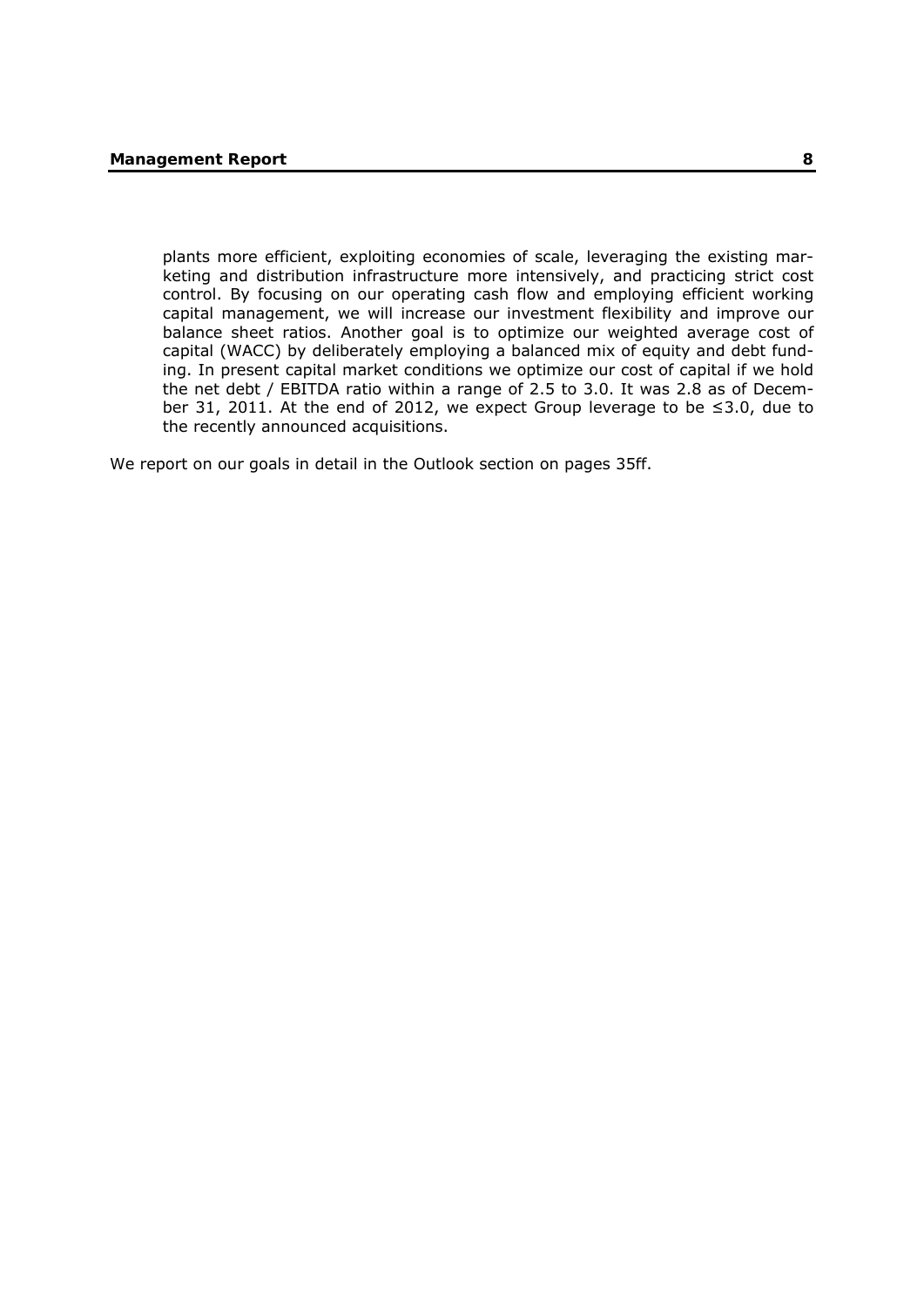plants more efficient, exploiting economies of scale, leveraging the existing marketing and distribution infrastructure more intensively, and practicing strict cost control. By focusing on our operating cash flow and employing efficient working capital management, we will increase our investment flexibility and improve our balance sheet ratios. Another goal is to optimize our weighted average cost of capital (WACC) by deliberately employing a balanced mix of equity and debt funding. In present capital market conditions we optimize our cost of capital if we hold the net debt / EBITDA ratio within a range of 2.5 to 3.0. It was 2.8 as of December 31, 2011. At the end of 2012, we expect Group leverage to be ≤3.0, due to the recently announced acquisitions.

We report on our goals in detail in the Outlook section on pages 35ff.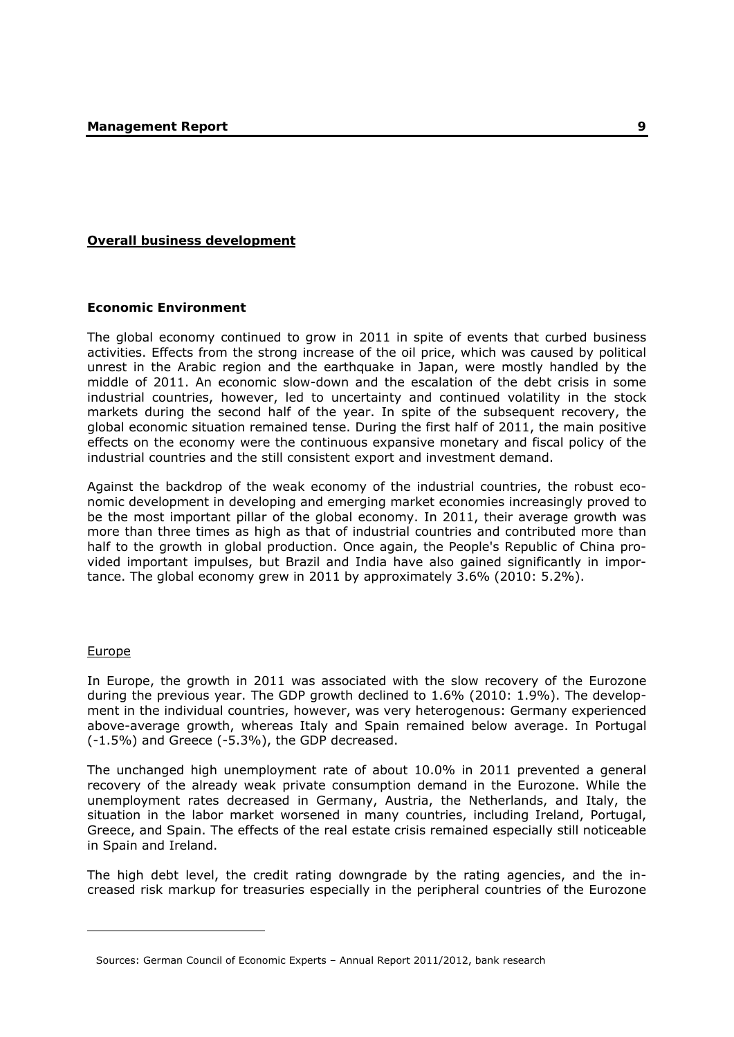## Overall business development

### Economic Environment

The global economy continued to grow in 2011 in spite of events that curbed business activities. Effects from the strong increase of the oil price, which was caused by political unrest in the Arabic region and the earthquake in Japan, were mostly handled by the middle of 2011. An economic slow-down and the escalation of the debt crisis in some industrial countries, however, led to uncertainty and continued volatility in the stock markets during the second half of the year. In spite of the subsequent recovery, the global economic situation remained tense. During the first half of 2011, the main positive effects on the economy were the continuous expansive monetary and fiscal policy of the industrial countries and the still consistent export and investment demand.

Against the backdrop of the weak economy of the industrial countries, the robust economic development in developing and emerging market economies increasingly proved to be the most important pillar of the global economy. In 2011, their average growth was more than three times as high as that of industrial countries and contributed more than half to the growth in global production. Once again, the People's Republic of China provided important impulses, but Brazil and India have also gained significantly in importance. The global economy grew in 2011 by approximately 3.6% (2010: 5.2%).

Europe

In Europe, the growth in 2011 was associated with the slow recovery of the Eurozone during the previous year. The GDP growth declined to 1.6% (2010: 1.9%). The development in the individual countries, however, was very heterogenous: Germany experienced above-average growth, whereas Italy and Spain remained below average. In Portugal (-1.5%) and Greece (-5.3%), the GDP decreased.

The unchanged high unemployment rate of about 10.0% in 2011 prevented a general recovery of the already weak private consumption demand in the Eurozone. While the unemployment rates decreased in Germany, Austria, the Netherlands, and Italy, the situation in the labor market worsened in many countries, including Ireland, Portugal, Greece, and Spain. The effects of the real estate crisis remained especially still noticeable in Spain and Ireland.

The high debt level, the credit rating downgrade by the rating agencies, and the increased risk markup for treasuries especially in the peripheral countries of the Eurozone

Sources: German Council of Economic Experts – Annual Report 2011/2012, bank research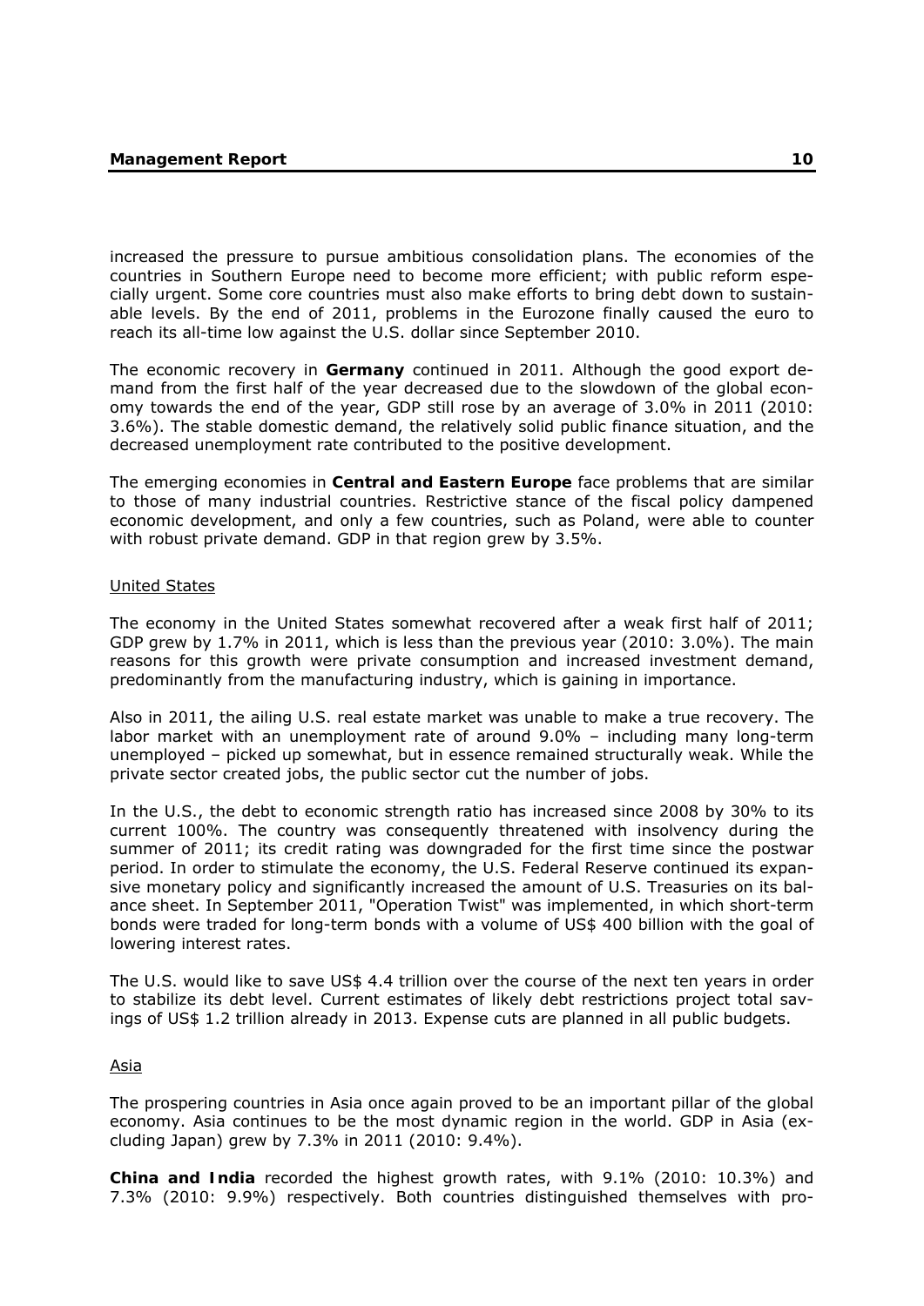increased the pressure to pursue ambitious consolidation plans. The economies of the countries in Southern Europe need to become more efficient; with public reform especially urgent. Some core countries must also make efforts to bring debt down to sustainable levels. By the end of 2011, problems in the Eurozone finally caused the euro to reach its all-time low against the U.S. dollar since September 2010.

The economic recovery in **Germany** continued in 2011. Although the good export demand from the first half of the year decreased due to the slowdown of the global economy towards the end of the year, GDP still rose by an average of 3.0% in 2011 (2010: 3.6%). The stable domestic demand, the relatively solid public finance situation, and the decreased unemployment rate contributed to the positive development.

The emerging economies in **Central and Eastern Europe** face problems that are similar to those of many industrial countries. Restrictive stance of the fiscal policy dampened economic development, and only a few countries, such as Poland, were able to counter with robust private demand. GDP in that region grew by 3.5%.

United States

The economy in the United States somewhat recovered after a weak first half of 2011; GDP grew by 1.7% in 2011, which is less than the previous year (2010: 3.0%). The main reasons for this growth were private consumption and increased investment demand, predominantly from the manufacturing industry, which is gaining in importance.

Also in 2011, the ailing U.S. real estate market was unable to make a true recovery. The labor market with an unemployment rate of around 9.0% – including many long-term unemployed – picked up somewhat, but in essence remained structurally weak. While the private sector created jobs, the public sector cut the number of jobs.

In the U.S., the debt to economic strength ratio has increased since 2008 by 30% to its current 100%. The country was consequently threatened with insolvency during the summer of 2011; its credit rating was downgraded for the first time since the postwar period. In order to stimulate the economy, the U.S. Federal Reserve continued its expansive monetary policy and significantly increased the amount of U.S. Treasuries on its balance sheet. In September 2011, "Operation Twist" was implemented, in which short-term bonds were traded for long-term bonds with a volume of US$ 400 billion with the goal of lowering interest rates.

The U.S. would like to save US$ 4.4 trillion over the course of the next ten years in order to stabilize its debt level. Current estimates of likely debt restrictions project total savings of US$ 1.2 trillion already in 2013. Expense cuts are planned in all public budgets.

Asia

The prospering countries in Asia once again proved to be an important pillar of the global economy. Asia continues to be the most dynamic region in the world. GDP in Asia (excluding Japan) grew by 7.3% in 2011 (2010: 9.4%).

**China and India** recorded the highest growth rates, with 9.1% (2010: 10.3%) and 7.3% (2010: 9.9%) respectively. Both countries distinguished themselves with pro-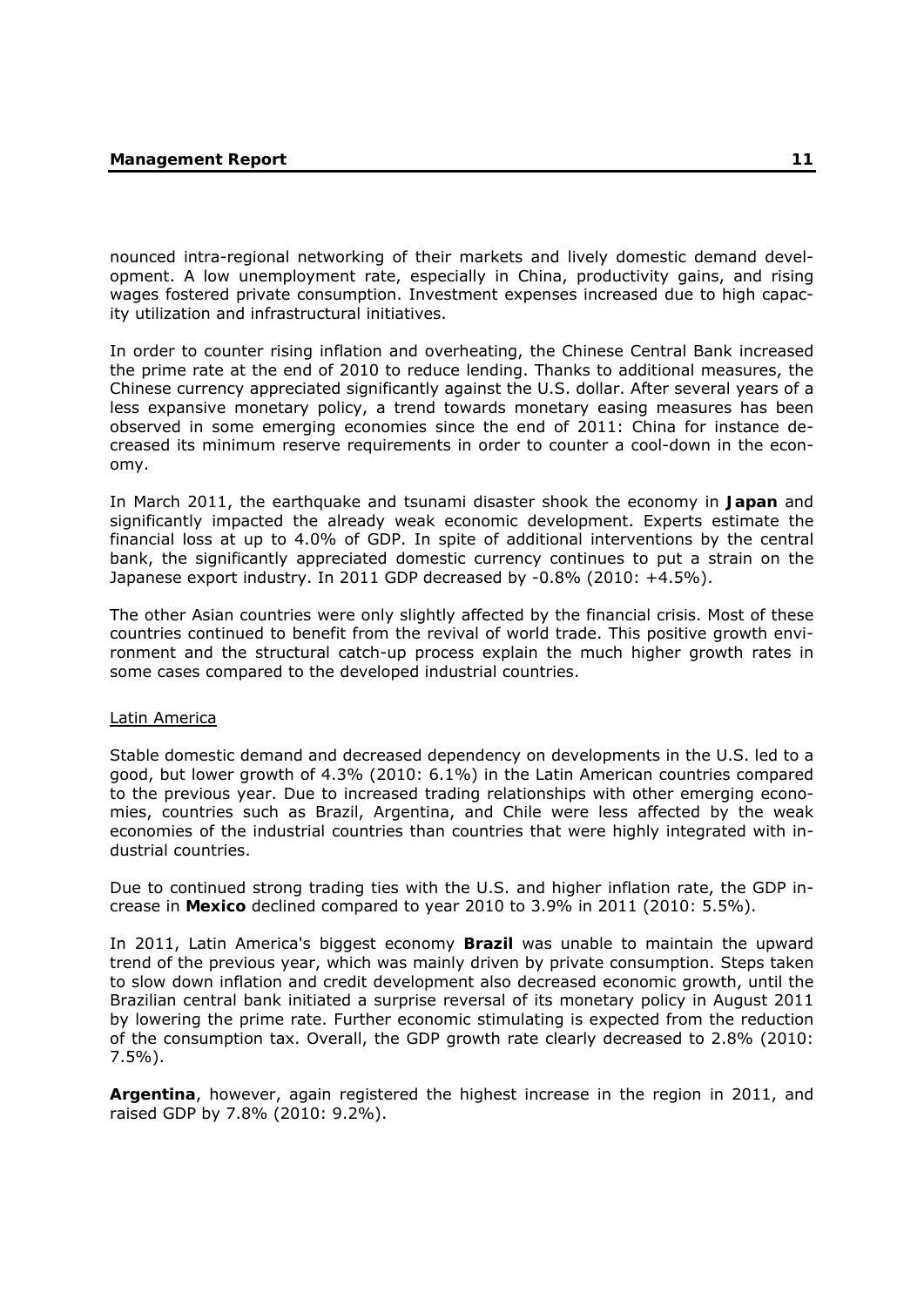nounced intra-regional networking of their markets and lively domestic demand development. A low unemployment rate, especially in China, productivity gains, and rising wages fostered private consumption. Investment expenses increased due to high capacity utilization and infrastructural initiatives.

In order to counter rising inflation and overheating, the Chinese Central Bank increased the prime rate at the end of 2010 to reduce lending. Thanks to additional measures, the Chinese currency appreciated significantly against the U.S. dollar. After several years of a less expansive monetary policy, a trend towards monetary easing measures has been observed in some emerging economies since the end of 2011: China for instance decreased its minimum reserve requirements in order to counter a cool-down in the economy.

In March 2011, the earthquake and tsunami disaster shook the economy in **Japan** and significantly impacted the already weak economic development. Experts estimate the financial loss at up to 4.0% of GDP. In spite of additional interventions by the central bank, the significantly appreciated domestic currency continues to put a strain on the Japanese export industry. In 2011 GDP decreased by -0.8% (2010: +4.5%).

The other Asian countries were only slightly affected by the financial crisis. Most of these countries continued to benefit from the revival of world trade. This positive growth environment and the structural catch-up process explain the much higher growth rates in some cases compared to the developed industrial countries.

Latin America

Stable domestic demand and decreased dependency on developments in the U.S. led to a good, but lower growth of 4.3% (2010: 6.1%) in the Latin American countries compared to the previous year. Due to increased trading relationships with other emerging economies, countries such as Brazil, Argentina, and Chile were less affected by the weak economies of the industrial countries than countries that were highly integrated with industrial countries.

Due to continued strong trading ties with the U.S. and higher inflation rate, the GDP increase in **Mexico** declined compared to year 2010 to 3.9% in 2011 (2010: 5.5%).

In 2011, Latin America's biggest economy **Brazil** was unable to maintain the upward trend of the previous year, which was mainly driven by private consumption. Steps taken to slow down inflation and credit development also decreased economic growth, until the Brazilian central bank initiated a surprise reversal of its monetary policy in August 2011 by lowering the prime rate. Further economic stimulating is expected from the reduction of the consumption tax. Overall, the GDP growth rate clearly decreased to 2.8% (2010: 7.5%).

**Argentina**, however, again registered the highest increase in the region in 2011, and raised GDP by 7.8% (2010: 9.2%).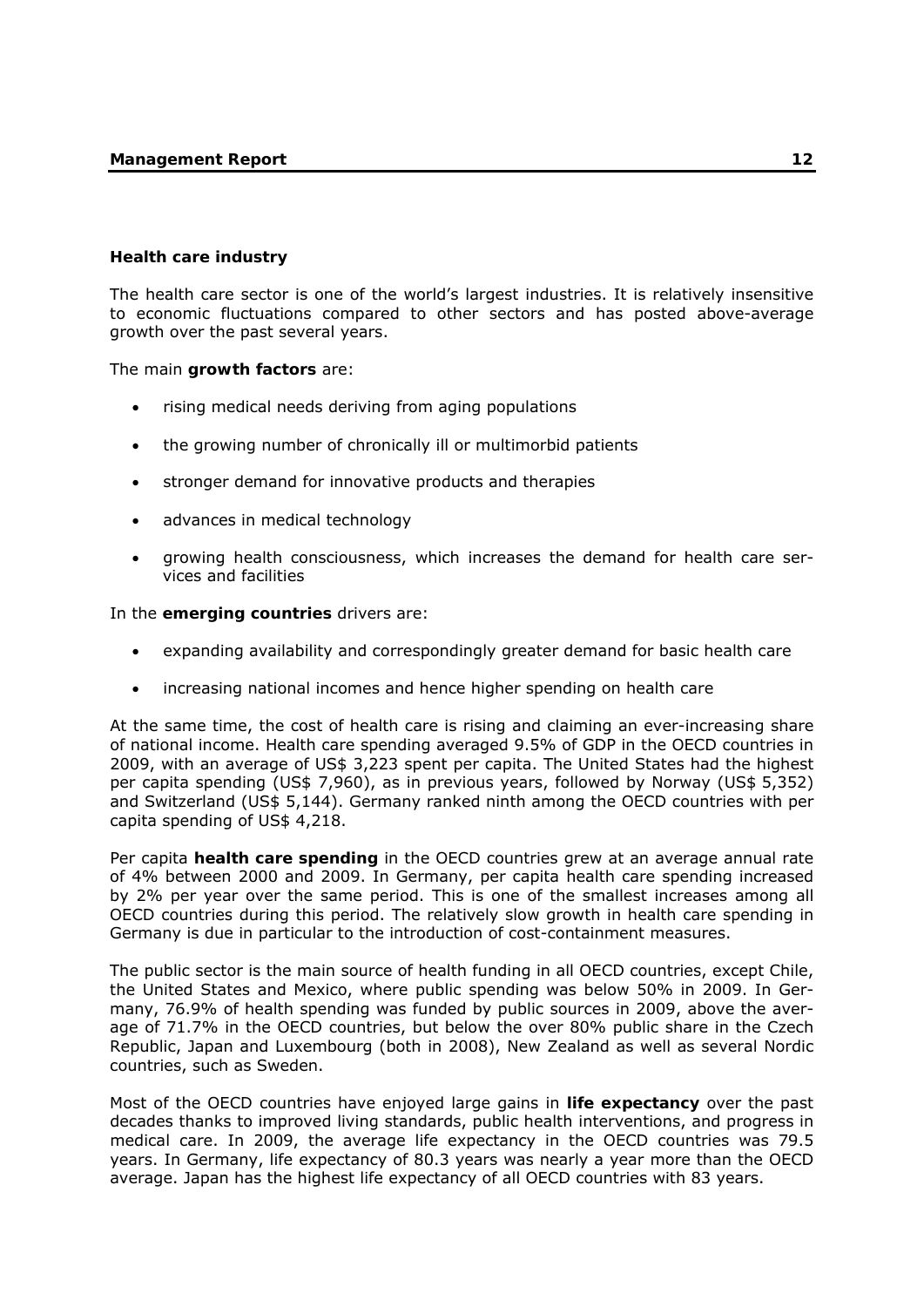### Health care industry

The health care sector is one of the world's largest industries. It is relatively insensitive to economic fluctuations compared to other sectors and has posted above-average growth over the past several years.

The main **growth factors** are:

- rising medical needs deriving from aging populations
- the growing number of chronically ill or multimorbid patients
- stronger demand for innovative products and therapies
- advances in medical technology
- growing health consciousness, which increases the demand for health care services and facilities

In the **emerging countries** drivers are:

- expanding availability and correspondingly greater demand for basic health care
- increasing national incomes and hence higher spending on health care

At the same time, the cost of health care is rising and claiming an ever-increasing share of national income. Health care spending averaged 9.5% of GDP in the OECD countries in 2009, with an average of US$ 3,223 spent per capita. The United States had the highest per capita spending (US$ 7,960), as in previous years, followed by Norway (US$ 5,352) and Switzerland (US$ 5,144). Germany ranked ninth among the OECD countries with per capita spending of US$ 4,218.

Per capita **health care spending** in the OECD countries grew at an average annual rate of 4% between 2000 and 2009. In Germany, per capita health care spending increased by 2% per year over the same period. This is one of the smallest increases among all OECD countries during this period. The relatively slow growth in health care spending in Germany is due in particular to the introduction of cost-containment measures.

The public sector is the main source of health funding in all OECD countries, except Chile, the United States and Mexico, where public spending was below 50% in 2009. In Germany, 76.9% of health spending was funded by public sources in 2009, above the average of 71.7% in the OECD countries, but below the over 80% public share in the Czech Republic, Japan and Luxembourg (both in 2008), New Zealand as well as several Nordic countries, such as Sweden.

Most of the OECD countries have enjoyed large gains in **life expectancy** over the past decades thanks to improved living standards, public health interventions, and progress in medical care. In 2009, the average life expectancy in the OECD countries was 79.5 years. In Germany, life expectancy of 80.3 years was nearly a year more than the OECD average. Japan has the highest life expectancy of all OECD countries with 83 years.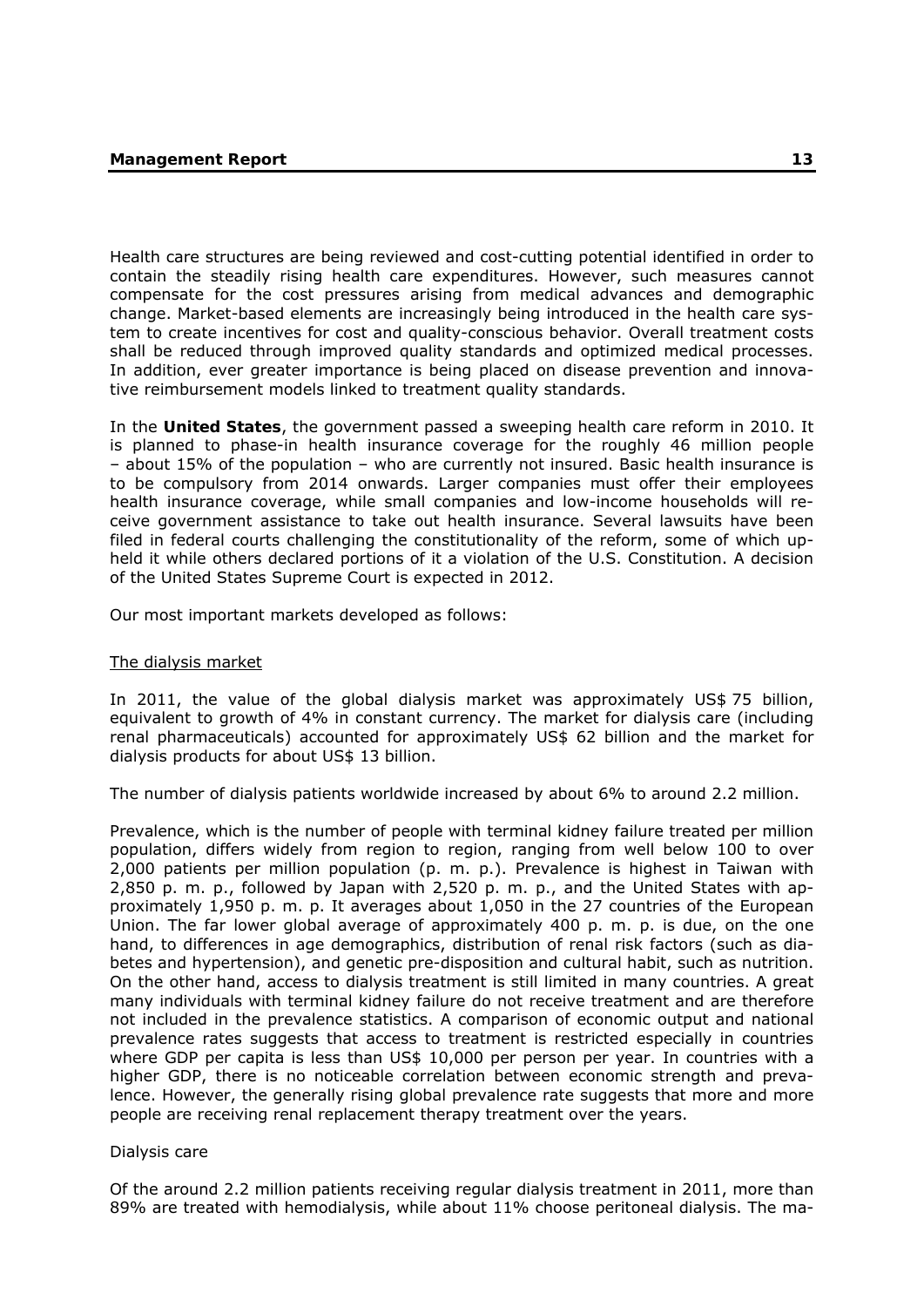Health care structures are being reviewed and cost-cutting potential identified in order to contain the steadily rising health care expenditures. However, such measures cannot compensate for the cost pressures arising from medical advances and demographic change. Market-based elements are increasingly being introduced in the health care system to create incentives for cost and quality-conscious behavior. Overall treatment costs shall be reduced through improved quality standards and optimized medical processes. In addition, ever greater importance is being placed on disease prevention and innovative reimbursement models linked to treatment quality standards.

In the **United States**, the government passed a sweeping health care reform in 2010. It is planned to phase-in health insurance coverage for the roughly 46 million people – about 15% of the population – who are currently not insured. Basic health insurance is to be compulsory from 2014 onwards. Larger companies must offer their employees health insurance coverage, while small companies and low-income households will receive government assistance to take out health insurance. Several lawsuits have been filed in federal courts challenging the constitutionality of the reform, some of which upheld it while others declared portions of it a violation of the U.S. Constitution. A decision of the United States Supreme Court is expected in 2012.

Our most important markets developed as follows:

<u>The dialysis market</u>

In 2011, the value of the global dialysis market was approximately US$ 75 billion, equivalent to growth of 4% in constant currency. The market for dialysis care (including renal pharmaceuticals) accounted for approximately US$ 62 billion and the market for dialysis products for about US$ 13 billion.

The number of dialysis patients worldwide increased by about 6% to around 2.2 million.

Prevalence, which is the number of people with terminal kidney failure treated per million population, differs widely from region to region, ranging from well below 100 to over 2,000 patients per million population (p. m. p.). Prevalence is highest in Taiwan with 2,850 p. m. p., followed by Japan with 2,520 p. m. p., and the United States with approximately 1,950 p. m. p. It averages about 1,050 in the 27 countries of the European Union. The far lower global average of approximately 400 p. m. p. is due, on the one hand, to differences in age demographics, distribution of renal risk factors (such as diabetes and hypertension), and genetic pre-disposition and cultural habit, such as nutrition. On the other hand, access to dialysis treatment is still limited in many countries. A great many individuals with terminal kidney failure do not receive treatment and are therefore not included in the prevalence statistics. A comparison of economic output and national prevalence rates suggests that access to treatment is restricted especially in countries where GDP per capita is less than US$ 10,000 per person per year. In countries with a higher GDP, there is no noticeable correlation between economic strength and prevalence. However, the generally rising global prevalence rate suggests that more and more people are receiving renal replacement therapy treatment over the years.

Dialysis care

Of the around 2.2 million patients receiving regular dialysis treatment in 2011, more than 89% are treated with hemodialysis, while about 11% choose peritoneal dialysis. The ma-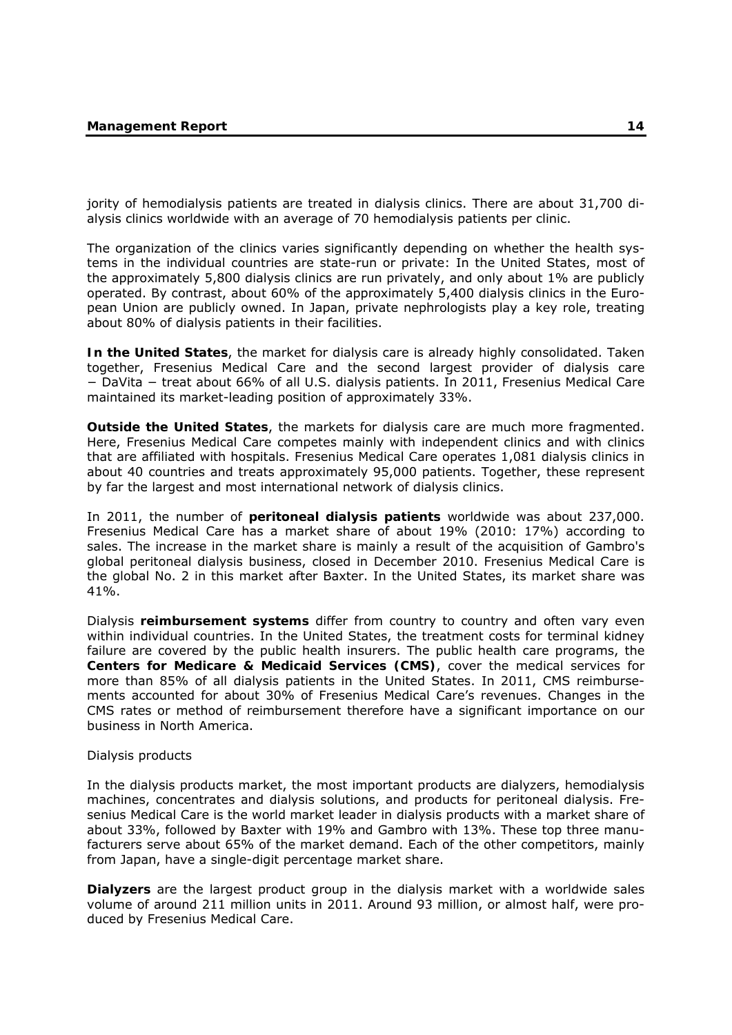jority of hemodialysis patients are treated in dialysis clinics. There are about 31,700 dialysis clinics worldwide with an average of 70 hemodialysis patients per clinic.

The organization of the clinics varies significantly depending on whether the health systems in the individual countries are state-run or private: In the United States, most of the approximately 5,800 dialysis clinics are run privately, and only about 1% are publicly operated. By contrast, about 60% of the approximately 5,400 dialysis clinics in the European Union are publicly owned. In Japan, private nephrologists play a key role, treating about 80% of dialysis patients in their facilities.

**In the United States**, the market for dialysis care is already highly consolidated. Taken together, Fresenius Medical Care and the second largest provider of dialysis care − DaVita − treat about 66% of all U.S. dialysis patients. In 2011, Fresenius Medical Care maintained its market-leading position of approximately 33%.

**Outside the United States**, the markets for dialysis care are much more fragmented. Here, Fresenius Medical Care competes mainly with independent clinics and with clinics that are affiliated with hospitals. Fresenius Medical Care operates 1,081 dialysis clinics in about 40 countries and treats approximately 95,000 patients. Together, these represent by far the largest and most international network of dialysis clinics.

In 2011, the number of **peritoneal dialysis patients** worldwide was about 237,000. Fresenius Medical Care has a market share of about 19% (2010: 17%) according to sales. The increase in the market share is mainly a result of the acquisition of Gambro's global peritoneal dialysis business, closed in December 2010. Fresenius Medical Care is the global No. 2 in this market after Baxter. In the United States, its market share was 41%.

Dialysis **reimbursement systems** differ from country to country and often vary even within individual countries. In the United States, the treatment costs for terminal kidney failure are covered by the public health insurers. The public health care programs, the **Centers for Medicare & Medicaid Services (CMS)**, cover the medical services for more than 85% of all dialysis patients in the United States. In 2011, CMS reimbursements accounted for about 30% of Fresenius Medical Care's revenues. Changes in the CMS rates or method of reimbursement therefore have a significant importance on our business in North America.

Dialysis products

In the dialysis products market, the most important products are dialyzers, hemodialysis machines, concentrates and dialysis solutions, and products for peritoneal dialysis. Fresenius Medical Care is the world market leader in dialysis products with a market share of about 33%, followed by Baxter with 19% and Gambro with 13%. These top three manufacturers serve about 65% of the market demand. Each of the other competitors, mainly from Japan, have a single-digit percentage market share.

**Dialyzers** are the largest product group in the dialysis market with a worldwide sales volume of around 211 million units in 2011. Around 93 million, or almost half, were produced by Fresenius Medical Care.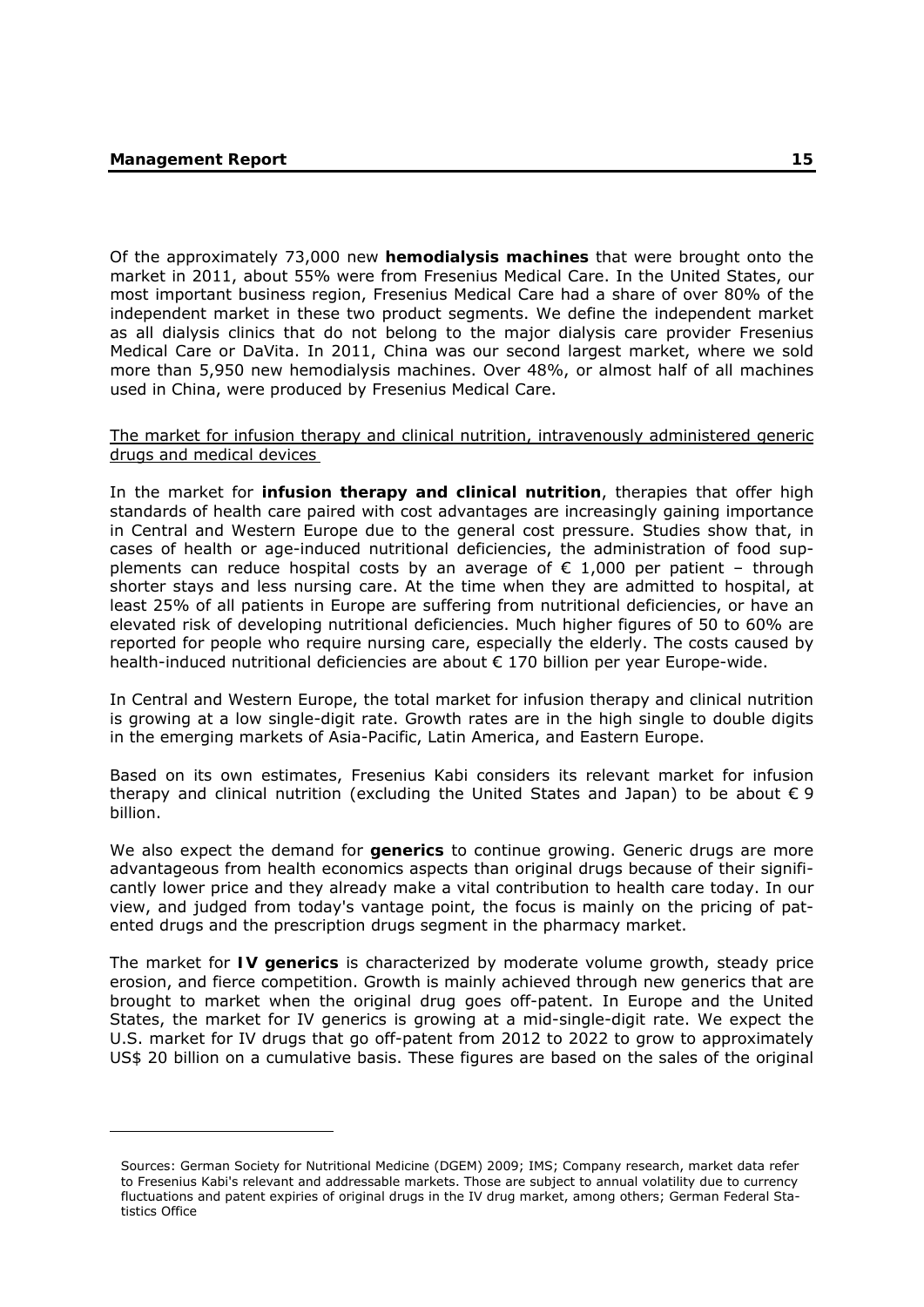Of the approximately 73,000 new **hemodialysis machines** that were brought onto the market in 2011, about 55% were from Fresenius Medical Care. In the United States, our most important business region, Fresenius Medical Care had a share of over 80% of the independent market in these two product segments. We define the independent market as all dialysis clinics that do not belong to the major dialysis care provider Fresenius Medical Care or DaVita. In 2011, China was our second largest market, where we sold more than 5,950 new hemodialysis machines. Over 48%, or almost half of all machines used in China, were produced by Fresenius Medical Care.

<u>The market for infusion therapy and clinical nutrition, intravenously administered generic drugs and medical devices</u>

In the market for **infusion therapy and clinical nutrition**, therapies that offer high standards of health care paired with cost advantages are increasingly gaining importance in Central and Western Europe due to the general cost pressure. Studies show that, in cases of health or age-induced nutritional deficiencies, the administration of food supplements can reduce hospital costs by an average of € 1,000 per patient – through shorter stays and less nursing care. At the time when they are admitted to hospital, at least 25% of all patients in Europe are suffering from nutritional deficiencies, or have an elevated risk of developing nutritional deficiencies. Much higher figures of 50 to 60% are reported for people who require nursing care, especially the elderly. The costs caused by health-induced nutritional deficiencies are about € 170 billion per year Europe-wide.

In Central and Western Europe, the total market for infusion therapy and clinical nutrition is growing at a low single-digit rate. Growth rates are in the high single to double digits in the emerging markets of Asia-Pacific, Latin America, and Eastern Europe.

Based on its own estimates, Fresenius Kabi considers its relevant market for infusion therapy and clinical nutrition (excluding the United States and Japan) to be about € 9 billion.

We also expect the demand for **generics** to continue growing. Generic drugs are more advantageous from health economics aspects than original drugs because of their significantly lower price and they already make a vital contribution to health care today. In our view, and judged from today's vantage point, the focus is mainly on the pricing of patented drugs and the prescription drugs segment in the pharmacy market.

The market for **IV generics** is characterized by moderate volume growth, steady price erosion, and fierce competition. Growth is mainly achieved through new generics that are brought to market when the original drug goes off-patent. In Europe and the United States, the market for IV generics is growing at a mid-single-digit rate. We expect the U.S. market for IV drugs that go off-patent from 2012 to 2022 to grow to approximately US$ 20 billion on a cumulative basis. These figures are based on the sales of the original

---

Sources: German Society for Nutritional Medicine (DGEM) 2009; IMS; Company research, market data refer to Fresenius Kabi's relevant and addressable markets. Those are subject to annual volatility due to currency fluctuations and patent expiries of original drugs in the IV drug market, among others; German Federal Statistics Office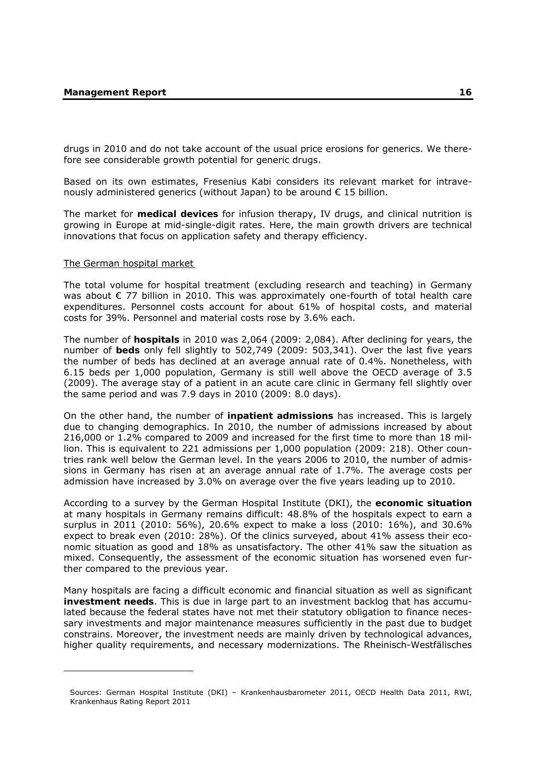drugs in 2010 and do not take account of the usual price erosions for generics. We therefore see considerable growth potential for generic drugs.

Based on its own estimates, Fresenius Kabi considers its relevant market for intravenously administered generics (without Japan) to be around € 15 billion.

The market for **medical devices** for infusion therapy, IV drugs, and clinical nutrition is growing in Europe at mid-single-digit rates. Here, the main growth drivers are technical innovations that focus on application safety and therapy efficiency.

The German hospital market

The total volume for hospital treatment (excluding research and teaching) in Germany was about € 77 billion in 2010. This was approximately one-fourth of total health care expenditures. Personnel costs account for about 61% of hospital costs, and material costs for 39%. Personnel and material costs rose by 3.6% each.

The number of **hospitals** in 2010 was 2,064 (2009: 2,084). After declining for years, the number of **beds** only fell slightly to 502,749 (2009: 503,341). Over the last five years the number of beds has declined at an average annual rate of 0.4%. Nonetheless, with 6.15 beds per 1,000 population, Germany is still well above the OECD average of 3.5 (2009). The average stay of a patient in an acute care clinic in Germany fell slightly over the same period and was 7.9 days in 2010 (2009: 8.0 days).

On the other hand, the number of **inpatient admissions** has increased. This is largely due to changing demographics. In 2010, the number of admissions increased by about 216,000 or 1.2% compared to 2009 and increased for the first time to more than 18 million. This is equivalent to 221 admissions per 1,000 population (2009: 218). Other countries rank well below the German level. In the years 2006 to 2010, the number of admissions in Germany has risen at an average annual rate of 1.7%. The average costs per admission have increased by 3.0% on average over the five years leading up to 2010.

According to a survey by the German Hospital Institute (DKI), the **economic situation** at many hospitals in Germany remains difficult: 48.8% of the hospitals expect to earn a surplus in 2011 (2010: 56%), 20.6% expect to make a loss (2010: 16%), and 30.6% expect to break even (2010: 28%). Of the clinics surveyed, about 41% assess their economic situation as good and 18% as unsatisfactory. The other 41% saw the situation as mixed. Consequently, the assessment of the economic situation has worsened even further compared to the previous year.

Many hospitals are facing a difficult economic and financial situation as well as significant **investment needs**. This is due in large part to an investment backlog that has accumulated because the federal states have not met their statutory obligation to finance necessary investments and major maintenance measures sufficiently in the past due to budget constrains. Moreover, the investment needs are mainly driven by technological advances, higher quality requirements, and necessary modernizations. The Rheinisch-Westfälisches

Sources: German Hospital Institute (DKI) – Krankenhausbarometer 2011, OECD Health Data 2011, RWI, Krankenhaus Rating Report 2011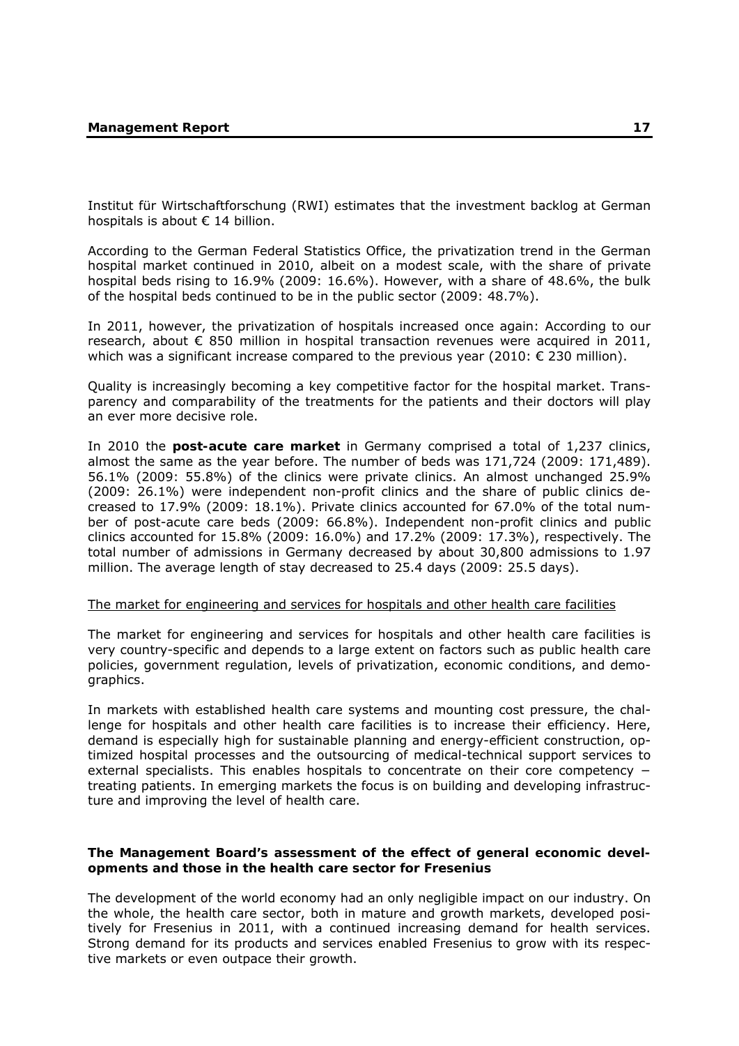Institut für Wirtschaftforschung (RWI) estimates that the investment backlog at German hospitals is about € 14 billion.

According to the German Federal Statistics Office, the privatization trend in the German hospital market continued in 2010, albeit on a modest scale, with the share of private hospital beds rising to 16.9% (2009: 16.6%). However, with a share of 48.6%, the bulk of the hospital beds continued to be in the public sector (2009: 48.7%).

In 2011, however, the privatization of hospitals increased once again: According to our research, about € 850 million in hospital transaction revenues were acquired in 2011, which was a significant increase compared to the previous year (2010: € 230 million).

Quality is increasingly becoming a key competitive factor for the hospital market. Transparency and comparability of the treatments for the patients and their doctors will play an ever more decisive role.

In 2010 the **post-acute care market** in Germany comprised a total of 1,237 clinics, almost the same as the year before. The number of beds was 171,724 (2009: 171,489). 56.1% (2009: 55.8%) of the clinics were private clinics. An almost unchanged 25.9% (2009: 26.1%) were independent non-profit clinics and the share of public clinics decreased to 17.9% (2009: 18.1%). Private clinics accounted for 67.0% of the total number of post-acute care beds (2009: 66.8%). Independent non-profit clinics and public clinics accounted for 15.8% (2009: 16.0%) and 17.2% (2009: 17.3%), respectively. The total number of admissions in Germany decreased by about 30,800 admissions to 1.97 million. The average length of stay decreased to 25.4 days (2009: 25.5 days).

The market for engineering and services for hospitals and other health care facilities

The market for engineering and services for hospitals and other health care facilities is very country-specific and depends to a large extent on factors such as public health care policies, government regulation, levels of privatization, economic conditions, and demographics.

In markets with established health care systems and mounting cost pressure, the challenge for hospitals and other health care facilities is to increase their efficiency. Here, demand is especially high for sustainable planning and energy-efficient construction, optimized hospital processes and the outsourcing of medical-technical support services to external specialists. This enables hospitals to concentrate on their core competency − treating patients. In emerging markets the focus is on building and developing infrastructure and improving the level of health care.

### The Management Board's assessment of the effect of general economic developments and those in the health care sector for Fresenius

The development of the world economy had an only negligible impact on our industry. On the whole, the health care sector, both in mature and growth markets, developed positively for Fresenius in 2011, with a continued increasing demand for health services. Strong demand for its products and services enabled Fresenius to grow with its respective markets or even outpace their growth.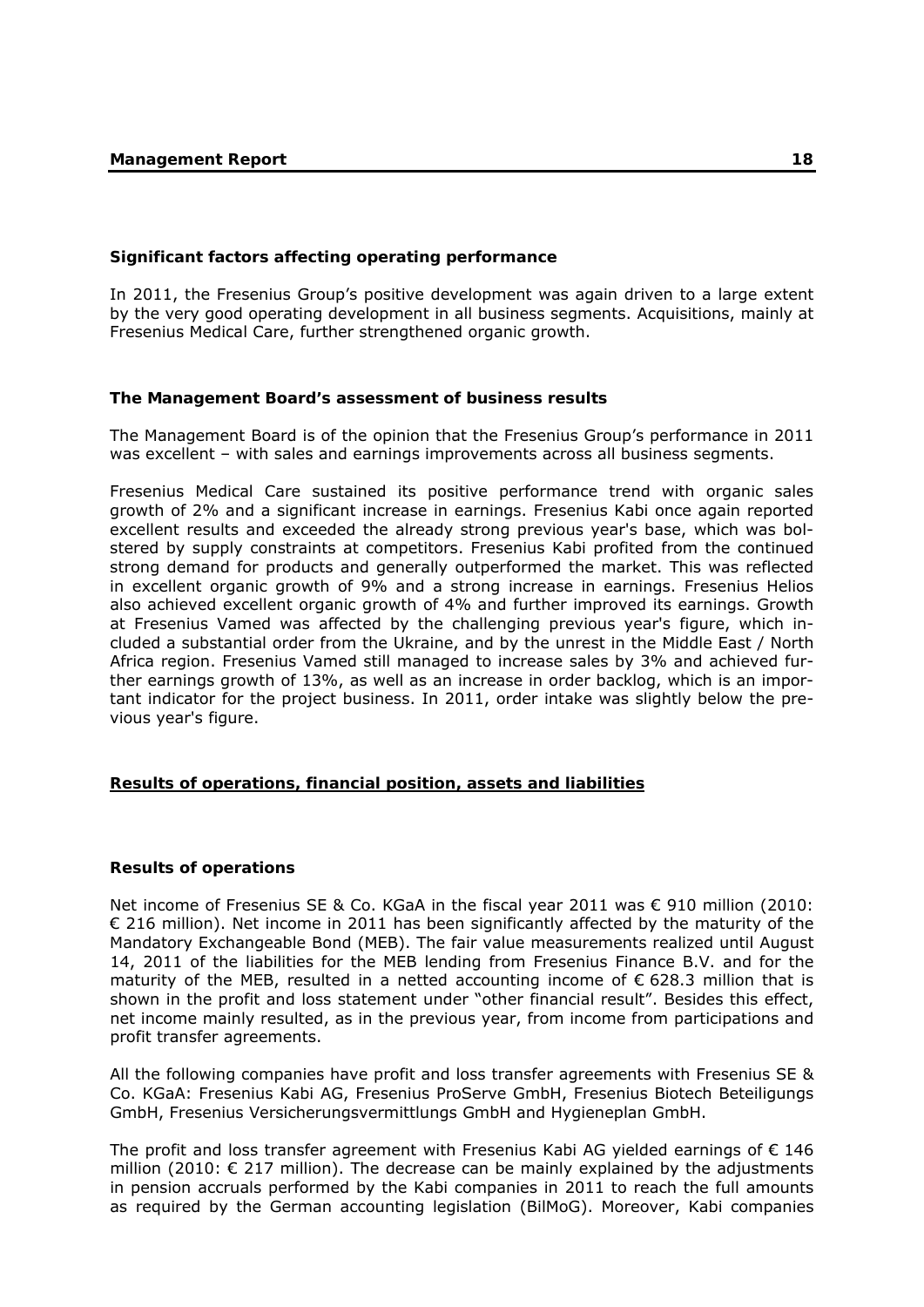### Significant factors affecting operating performance

In 2011, the Fresenius Group's positive development was again driven to a large extent by the very good operating development in all business segments. Acquisitions, mainly at Fresenius Medical Care, further strengthened organic growth.

### The Management Board's assessment of business results

The Management Board is of the opinion that the Fresenius Group's performance in 2011 was excellent – with sales and earnings improvements across all business segments.

Fresenius Medical Care sustained its positive performance trend with organic sales growth of 2% and a significant increase in earnings. Fresenius Kabi once again reported excellent results and exceeded the already strong previous year's base, which was bolstered by supply constraints at competitors. Fresenius Kabi profited from the continued strong demand for products and generally outperformed the market. This was reflected in excellent organic growth of 9% and a strong increase in earnings. Fresenius Helios also achieved excellent organic growth of 4% and further improved its earnings. Growth at Fresenius Vamed was affected by the challenging previous year's figure, which included a substantial order from the Ukraine, and by the unrest in the Middle East / North Africa region. Fresenius Vamed still managed to increase sales by 3% and achieved further earnings growth of 13%, as well as an increase in order backlog, which is an important indicator for the project business. In 2011, order intake was slightly below the previous year's figure.

## Results of operations, financial position, assets and liabilities

### Results of operations

Net income of Fresenius SE & Co. KGaA in the fiscal year 2011 was € 910 million (2010: € 216 million). Net income in 2011 has been significantly affected by the maturity of the Mandatory Exchangeable Bond (MEB). The fair value measurements realized until August 14, 2011 of the liabilities for the MEB lending from Fresenius Finance B.V. and for the maturity of the MEB, resulted in a netted accounting income of € 628.3 million that is shown in the profit and loss statement under "other financial result". Besides this effect, net income mainly resulted, as in the previous year, from income from participations and profit transfer agreements.

All the following companies have profit and loss transfer agreements with Fresenius SE & Co. KGaA: Fresenius Kabi AG, Fresenius ProServe GmbH, Fresenius Biotech Beteiligungs GmbH, Fresenius Versicherungsvermittlungs GmbH and Hygieneplan GmbH.

The profit and loss transfer agreement with Fresenius Kabi AG yielded earnings of € 146 million (2010: € 217 million). The decrease can be mainly explained by the adjustments in pension accruals performed by the Kabi companies in 2011 to reach the full amounts as required by the German accounting legislation (BilMoG). Moreover, Kabi companies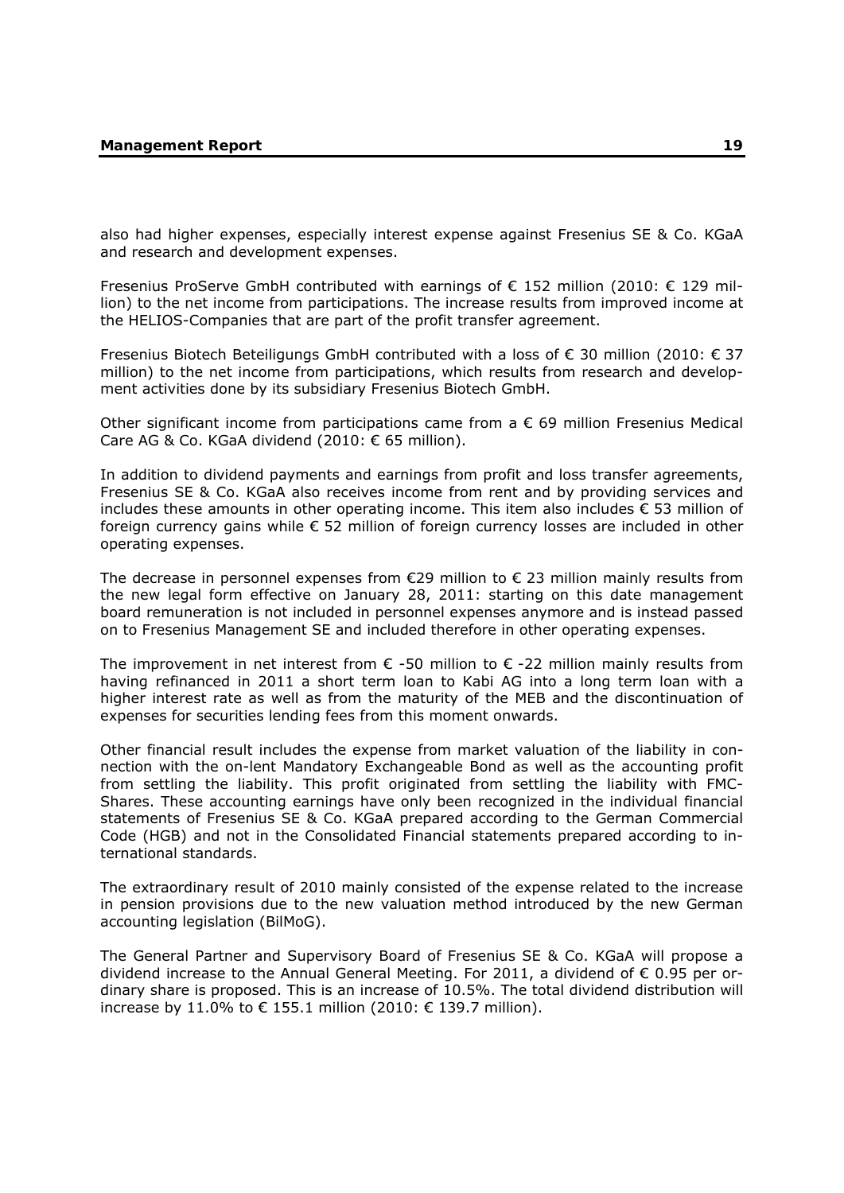also had higher expenses, especially interest expense against Fresenius SE & Co. KGaA and research and development expenses.

Fresenius ProServe GmbH contributed with earnings of € 152 million (2010: € 129 million) to the net income from participations. The increase results from improved income at the HELIOS-Companies that are part of the profit transfer agreement.

Fresenius Biotech Beteiligungs GmbH contributed with a loss of € 30 million (2010: € 37 million) to the net income from participations, which results from research and development activities done by its subsidiary Fresenius Biotech GmbH.

Other significant income from participations came from a € 69 million Fresenius Medical Care AG & Co. KGaA dividend (2010: € 65 million).

In addition to dividend payments and earnings from profit and loss transfer agreements, Fresenius SE & Co. KGaA also receives income from rent and by providing services and includes these amounts in other operating income. This item also includes € 53 million of foreign currency gains while € 52 million of foreign currency losses are included in other operating expenses.

The decrease in personnel expenses from €29 million to € 23 million mainly results from the new legal form effective on January 28, 2011: starting on this date management board remuneration is not included in personnel expenses anymore and is instead passed on to Fresenius Management SE and included therefore in other operating expenses.

The improvement in net interest from € -50 million to € -22 million mainly results from having refinanced in 2011 a short term loan to Kabi AG into a long term loan with a higher interest rate as well as from the maturity of the MEB and the discontinuation of expenses for securities lending fees from this moment onwards.

Other financial result includes the expense from market valuation of the liability in connection with the on-lent Mandatory Exchangeable Bond as well as the accounting profit from settling the liability. This profit originated from settling the liability with FMC-Shares. These accounting earnings have only been recognized in the individual financial statements of Fresenius SE & Co. KGaA prepared according to the German Commercial Code (HGB) and not in the Consolidated Financial statements prepared according to international standards.

The extraordinary result of 2010 mainly consisted of the expense related to the increase in pension provisions due to the new valuation method introduced by the new German accounting legislation (BilMoG).

The General Partner and Supervisory Board of Fresenius SE & Co. KGaA will propose a dividend increase to the Annual General Meeting. For 2011, a dividend of € 0.95 per ordinary share is proposed. This is an increase of 10.5%. The total dividend distribution will increase by 11.0% to € 155.1 million (2010: € 139.7 million).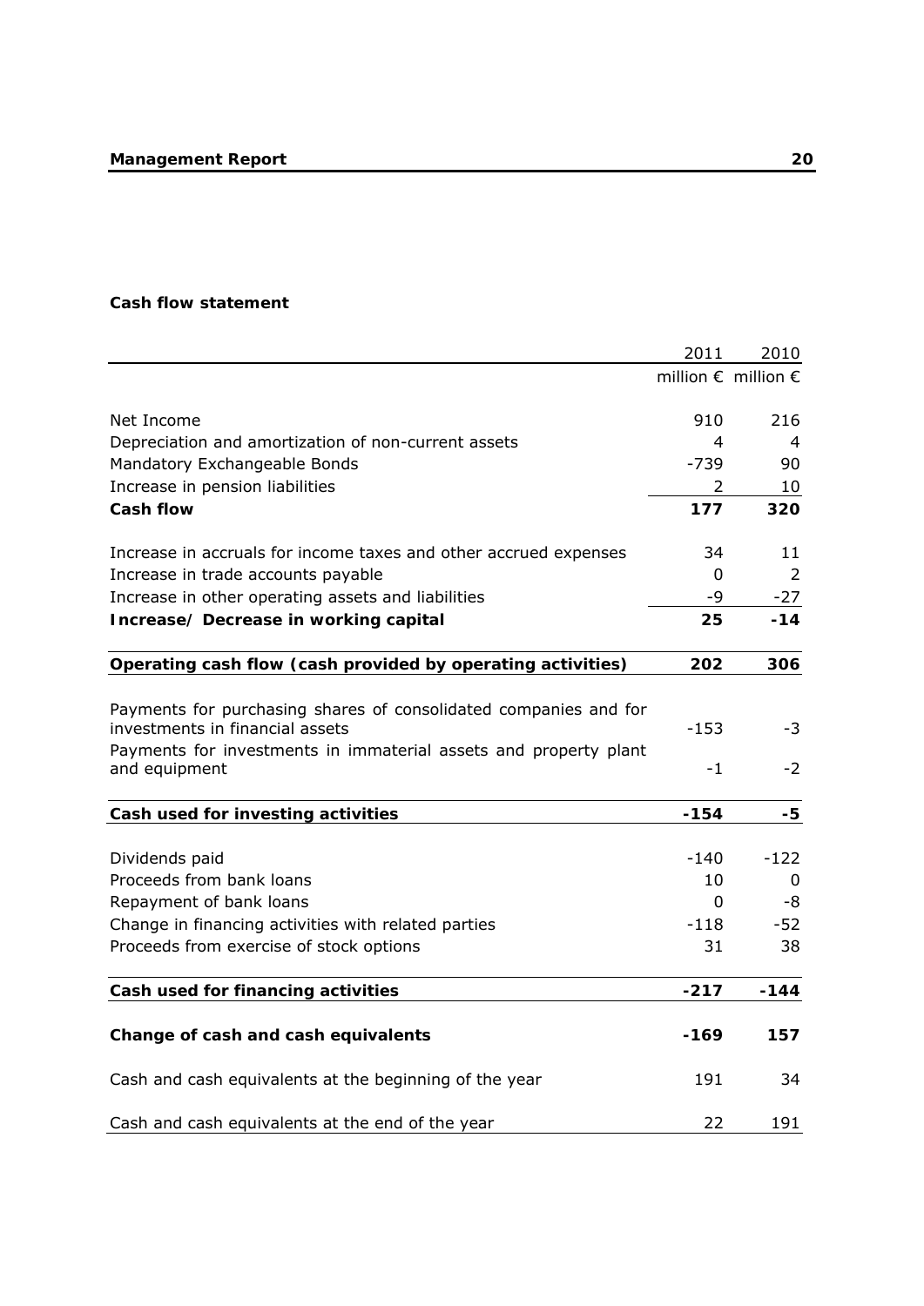**Cash flow statement**

| | 2011 | 2010 |
|---|---|---|
| | million € | million € |
| Net Income | 910 | 216 |
| Depreciation and amortization of non-current assets | 4 | 4 |
| Mandatory Exchangeable Bonds | -739 | 90 |
| Increase in pension liabilities | 2 | 10 |
| **Cash flow** | **177** | **320** |
| Increase in accruals for income taxes and other accrued expenses | 34 | 11 |
| Increase in trade accounts payable | 0 | 2 |
| Increase in other operating assets and liabilities | -9 | -27 |
| **Increase/ Decrease in working capital** | **25** | **-14** |
| **Operating cash flow (cash provided by operating activities)** | **202** | **306** |
| Payments for purchasing shares of consolidated companies and for investments in financial assets | -153 | -3 |
| Payments for investments in immaterial assets and property plant and equipment | -1 | -2 |
| **Cash used for investing activities** | **-154** | **-5** |
| Dividends paid | -140 | -122 |
| Proceeds from bank loans | 10 | 0 |
| Repayment of bank loans | 0 | -8 |
| Change in financing activities with related parties | -118 | -52 |
| Proceeds from exercise of stock options | 31 | 38 |
| **Cash used for financing activities** | **-217** | **-144** |
| **Change of cash and cash equivalents** | **-169** | **157** |
| Cash and cash equivalents at the beginning of the year | 191 | 34 |
| Cash and cash equivalents at the end of the year | 22 | 191 |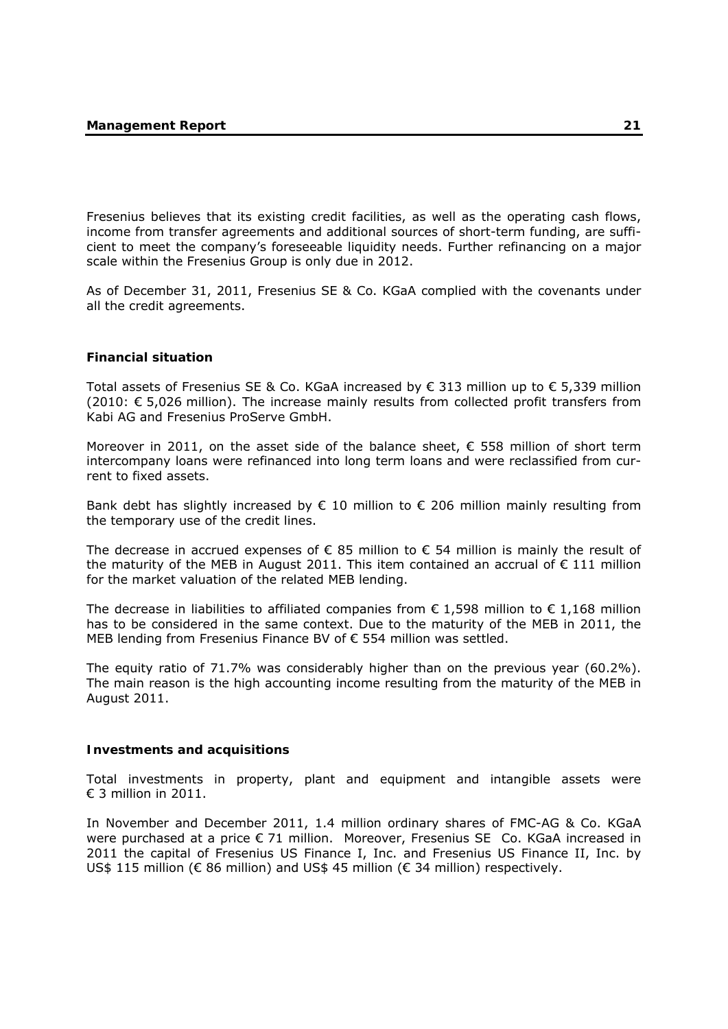Fresenius believes that its existing credit facilities, as well as the operating cash flows, income from transfer agreements and additional sources of short-term funding, are sufficient to meet the company's foreseeable liquidity needs. Further refinancing on a major scale within the Fresenius Group is only due in 2012.

As of December 31, 2011, Fresenius SE & Co. KGaA complied with the covenants under all the credit agreements.

### Financial situation

Total assets of Fresenius SE & Co. KGaA increased by € 313 million up to € 5,339 million (2010: € 5,026 million). The increase mainly results from collected profit transfers from Kabi AG and Fresenius ProServe GmbH.

Moreover in 2011, on the asset side of the balance sheet, € 558 million of short term intercompany loans were refinanced into long term loans and were reclassified from current to fixed assets.

Bank debt has slightly increased by € 10 million to € 206 million mainly resulting from the temporary use of the credit lines.

The decrease in accrued expenses of € 85 million to € 54 million is mainly the result of the maturity of the MEB in August 2011. This item contained an accrual of € 111 million for the market valuation of the related MEB lending.

The decrease in liabilities to affiliated companies from € 1,598 million to € 1,168 million has to be considered in the same context. Due to the maturity of the MEB in 2011, the MEB lending from Fresenius Finance BV of € 554 million was settled.

The equity ratio of 71.7% was considerably higher than on the previous year (60.2%). The main reason is the high accounting income resulting from the maturity of the MEB in August 2011.

### Investments and acquisitions

Total investments in property, plant and equipment and intangible assets were € 3 million in 2011.

In November and December 2011, 1.4 million ordinary shares of FMC-AG & Co. KGaA were purchased at a price € 71 million. Moreover, Fresenius SE Co. KGaA increased in 2011 the capital of Fresenius US Finance I, Inc. and Fresenius US Finance II, Inc. by US$ 115 million (€ 86 million) and US$ 45 million (€ 34 million) respectively.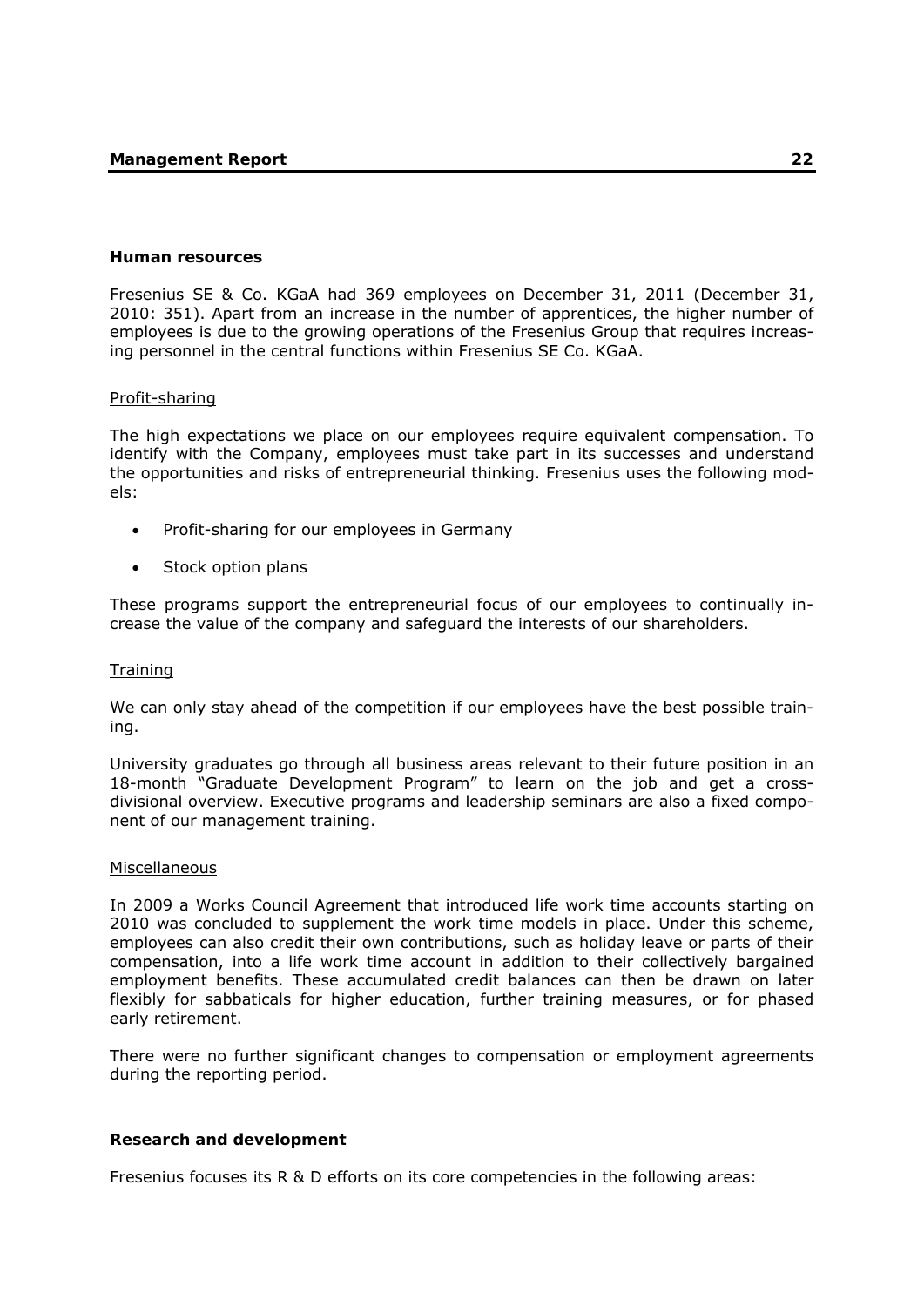## Human resources

Fresenius SE & Co. KGaA had 369 employees on December 31, 2011 (December 31, 2010: 351). Apart from an increase in the number of apprentices, the higher number of employees is due to the growing operations of the Fresenius Group that requires increasing personnel in the central functions within Fresenius SE Co. KGaA.

### Profit-sharing

The high expectations we place on our employees require equivalent compensation. To identify with the Company, employees must take part in its successes and understand the opportunities and risks of entrepreneurial thinking. Fresenius uses the following models:

- Profit-sharing for our employees in Germany
- Stock option plans

These programs support the entrepreneurial focus of our employees to continually increase the value of the company and safeguard the interests of our shareholders.

### Training

We can only stay ahead of the competition if our employees have the best possible training.

University graduates go through all business areas relevant to their future position in an 18-month "Graduate Development Program" to learn on the job and get a cross-divisional overview. Executive programs and leadership seminars are also a fixed component of our management training.

### Miscellaneous

In 2009 a Works Council Agreement that introduced life work time accounts starting on 2010 was concluded to supplement the work time models in place. Under this scheme, employees can also credit their own contributions, such as holiday leave or parts of their compensation, into a life work time account in addition to their collectively bargained employment benefits. These accumulated credit balances can then be drawn on later flexibly for sabbaticals for higher education, further training measures, or for phased early retirement.

There were no further significant changes to compensation or employment agreements during the reporting period.

## Research and development

Fresenius focuses its R & D efforts on its core competencies in the following areas: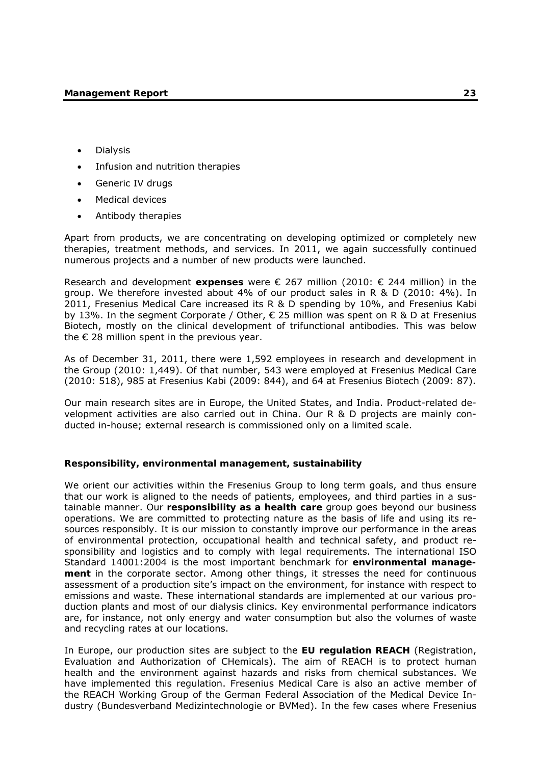- Dialysis
- Infusion and nutrition therapies
- Generic IV drugs
- Medical devices
- Antibody therapies

Apart from products, we are concentrating on developing optimized or completely new therapies, treatment methods, and services. In 2011, we again successfully continued numerous projects and a number of new products were launched.

Research and development **expenses** were € 267 million (2010: € 244 million) in the group. We therefore invested about 4% of our product sales in R & D (2010: 4%). In 2011, Fresenius Medical Care increased its R & D spending by 10%, and Fresenius Kabi by 13%. In the segment Corporate / Other, € 25 million was spent on R & D at Fresenius Biotech, mostly on the clinical development of trifunctional antibodies. This was below the € 28 million spent in the previous year.

As of December 31, 2011, there were 1,592 employees in research and development in the Group (2010: 1,449). Of that number, 543 were employed at Fresenius Medical Care (2010: 518), 985 at Fresenius Kabi (2009: 844), and 64 at Fresenius Biotech (2009: 87).

Our main research sites are in Europe, the United States, and India. Product-related development activities are also carried out in China. Our R & D projects are mainly conducted in-house; external research is commissioned only on a limited scale.

### Responsibility, environmental management, sustainability

We orient our activities within the Fresenius Group to long term goals, and thus ensure that our work is aligned to the needs of patients, employees, and third parties in a sustainable manner. Our **responsibility as a health care** group goes beyond our business operations. We are committed to protecting nature as the basis of life and using its resources responsibly. It is our mission to constantly improve our performance in the areas of environmental protection, occupational health and technical safety, and product responsibility and logistics and to comply with legal requirements. The international ISO Standard 14001:2004 is the most important benchmark for **environmental management** in the corporate sector. Among other things, it stresses the need for continuous assessment of a production site's impact on the environment, for instance with respect to emissions and waste. These international standards are implemented at our various production plants and most of our dialysis clinics. Key environmental performance indicators are, for instance, not only energy and water consumption but also the volumes of waste and recycling rates at our locations.

In Europe, our production sites are subject to the **EU regulation REACH** (Registration, Evaluation and Authorization of CHemicals). The aim of REACH is to protect human health and the environment against hazards and risks from chemical substances. We have implemented this regulation. Fresenius Medical Care is also an active member of the REACH Working Group of the German Federal Association of the Medical Device Industry (Bundesverband Medizintechnologie or BVMed). In the few cases where Fresenius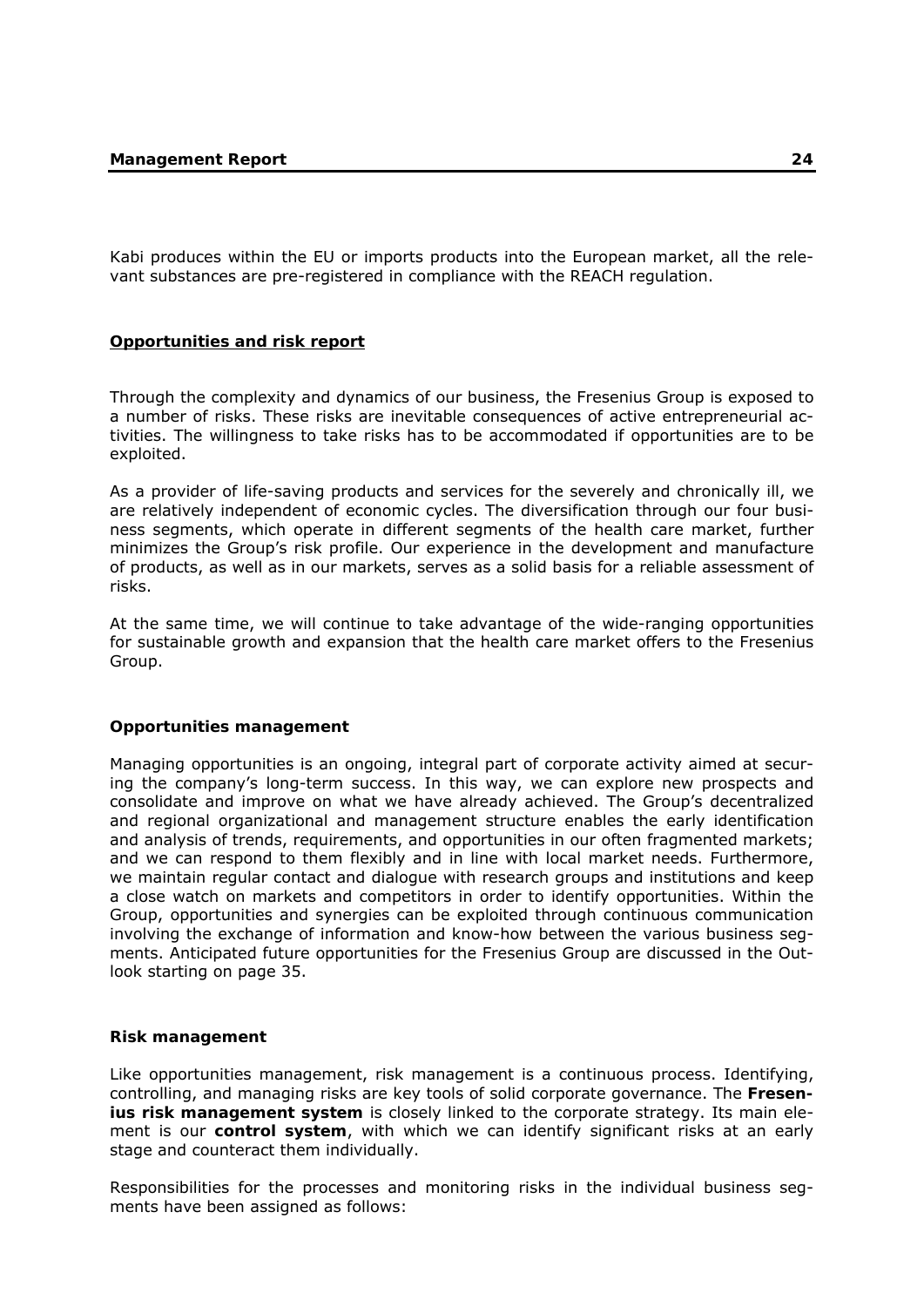Kabi produces within the EU or imports products into the European market, all the relevant substances are pre-registered in compliance with the REACH regulation.

## Opportunities and risk report

Through the complexity and dynamics of our business, the Fresenius Group is exposed to a number of risks. These risks are inevitable consequences of active entrepreneurial activities. The willingness to take risks has to be accommodated if opportunities are to be exploited.

As a provider of life-saving products and services for the severely and chronically ill, we are relatively independent of economic cycles. The diversification through our four business segments, which operate in different segments of the health care market, further minimizes the Group's risk profile. Our experience in the development and manufacture of products, as well as in our markets, serves as a solid basis for a reliable assessment of risks.

At the same time, we will continue to take advantage of the wide-ranging opportunities for sustainable growth and expansion that the health care market offers to the Fresenius Group.

### Opportunities management

Managing opportunities is an ongoing, integral part of corporate activity aimed at securing the company's long-term success. In this way, we can explore new prospects and consolidate and improve on what we have already achieved. The Group's decentralized and regional organizational and management structure enables the early identification and analysis of trends, requirements, and opportunities in our often fragmented markets; and we can respond to them flexibly and in line with local market needs. Furthermore, we maintain regular contact and dialogue with research groups and institutions and keep a close watch on markets and competitors in order to identify opportunities. Within the Group, opportunities and synergies can be exploited through continuous communication involving the exchange of information and know-how between the various business segments. Anticipated future opportunities for the Fresenius Group are discussed in the Outlook starting on page 35.

### Risk management

Like opportunities management, risk management is a continuous process. Identifying, controlling, and managing risks are key tools of solid corporate governance. The **Fresenius risk management system** is closely linked to the corporate strategy. Its main element is our **control system**, with which we can identify significant risks at an early stage and counteract them individually.

Responsibilities for the processes and monitoring risks in the individual business segments have been assigned as follows: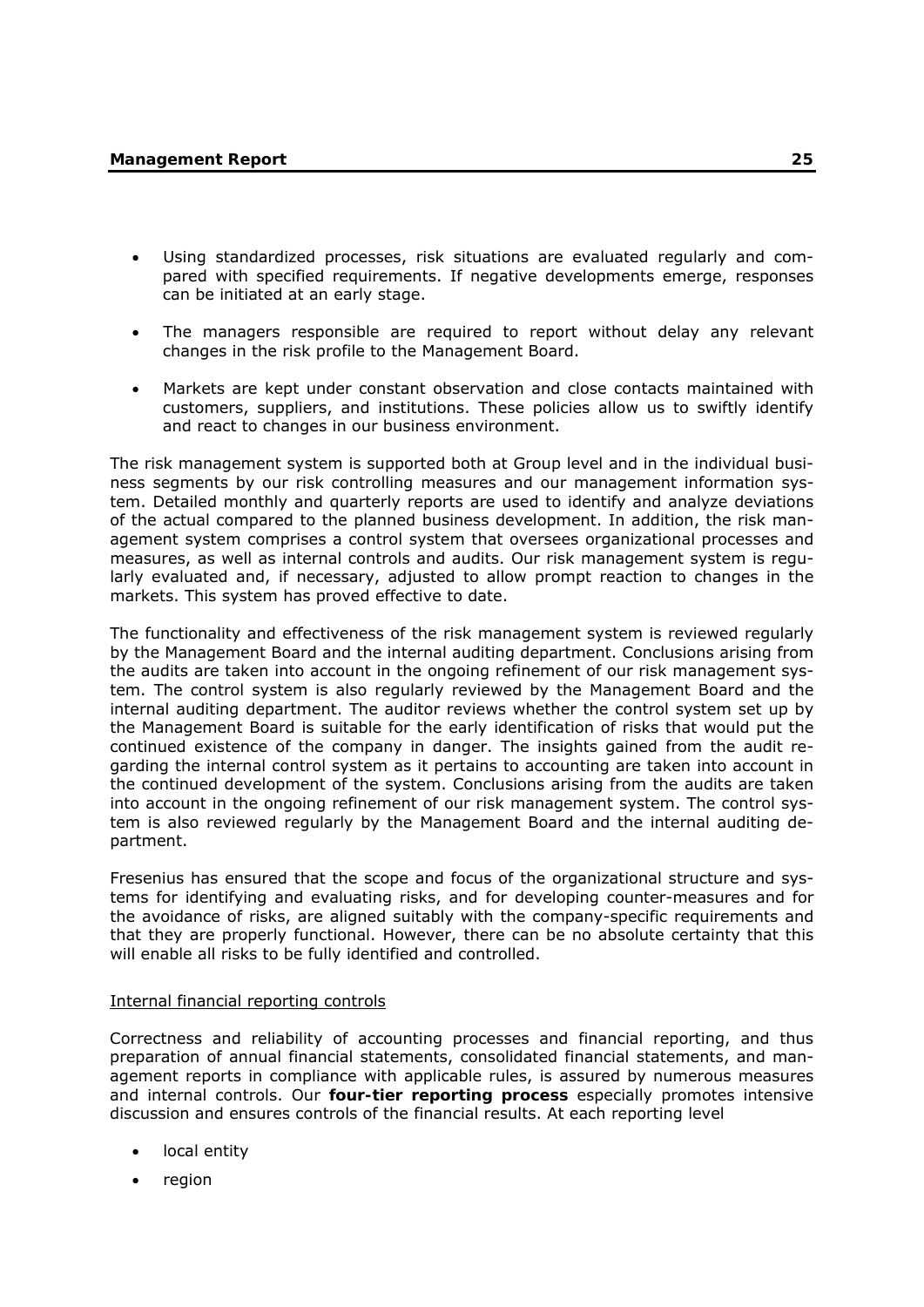- Using standardized processes, risk situations are evaluated regularly and compared with specified requirements. If negative developments emerge, responses can be initiated at an early stage.

- The managers responsible are required to report without delay any relevant changes in the risk profile to the Management Board.

- Markets are kept under constant observation and close contacts maintained with customers, suppliers, and institutions. These policies allow us to swiftly identify and react to changes in our business environment.

The risk management system is supported both at Group level and in the individual business segments by our risk controlling measures and our management information system. Detailed monthly and quarterly reports are used to identify and analyze deviations of the actual compared to the planned business development. In addition, the risk management system comprises a control system that oversees organizational processes and measures, as well as internal controls and audits. Our risk management system is regularly evaluated and, if necessary, adjusted to allow prompt reaction to changes in the markets. This system has proved effective to date.

The functionality and effectiveness of the risk management system is reviewed regularly by the Management Board and the internal auditing department. Conclusions arising from the audits are taken into account in the ongoing refinement of our risk management system. The control system is also regularly reviewed by the Management Board and the internal auditing department. The auditor reviews whether the control system set up by the Management Board is suitable for the early identification of risks that would put the continued existence of the company in danger. The insights gained from the audit regarding the internal control system as it pertains to accounting are taken into account in the continued development of the system. Conclusions arising from the audits are taken into account in the ongoing refinement of our risk management system. The control system is also reviewed regularly by the Management Board and the internal auditing department.

Fresenius has ensured that the scope and focus of the organizational structure and systems for identifying and evaluating risks, and for developing counter-measures and for the avoidance of risks, are aligned suitably with the company-specific requirements and that they are properly functional. However, there can be no absolute certainty that this will enable all risks to be fully identified and controlled.

Internal financial reporting controls

Correctness and reliability of accounting processes and financial reporting, and thus preparation of annual financial statements, consolidated financial statements, and management reports in compliance with applicable rules, is assured by numerous measures and internal controls. Our **four-tier reporting process** especially promotes intensive discussion and ensures controls of the financial results. At each reporting level

- local entity

- region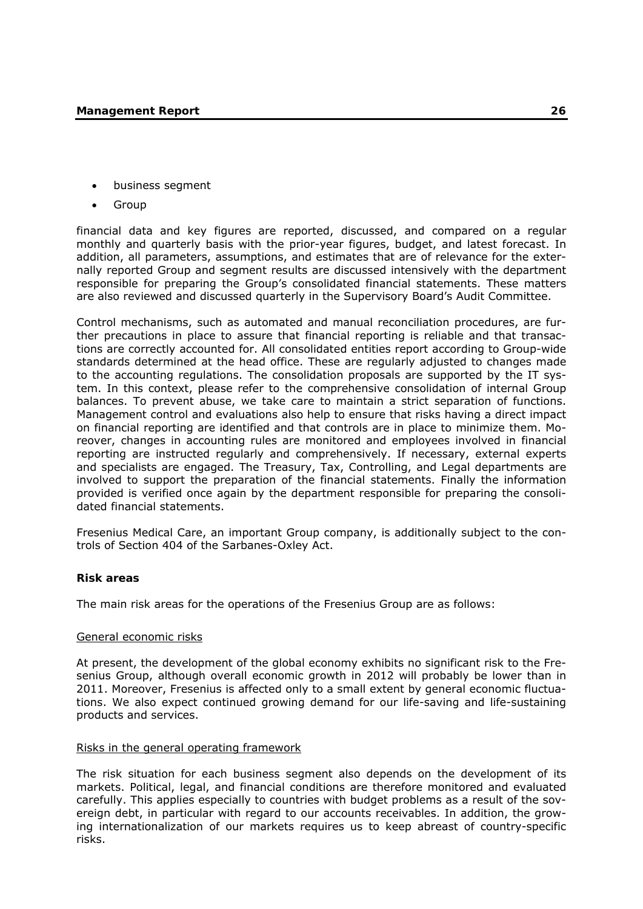- business segment
- Group

financial data and key figures are reported, discussed, and compared on a regular monthly and quarterly basis with the prior-year figures, budget, and latest forecast. In addition, all parameters, assumptions, and estimates that are of relevance for the externally reported Group and segment results are discussed intensively with the department responsible for preparing the Group's consolidated financial statements. These matters are also reviewed and discussed quarterly in the Supervisory Board's Audit Committee.

Control mechanisms, such as automated and manual reconciliation procedures, are further precautions in place to assure that financial reporting is reliable and that transactions are correctly accounted for. All consolidated entities report according to Group-wide standards determined at the head office. These are regularly adjusted to changes made to the accounting regulations. The consolidation proposals are supported by the IT system. In this context, please refer to the comprehensive consolidation of internal Group balances. To prevent abuse, we take care to maintain a strict separation of functions. Management control and evaluations also help to ensure that risks having a direct impact on financial reporting are identified and that controls are in place to minimize them. Moreover, changes in accounting rules are monitored and employees involved in financial reporting are instructed regularly and comprehensively. If necessary, external experts and specialists are engaged. The Treasury, Tax, Controlling, and Legal departments are involved to support the preparation of the financial statements. Finally the information provided is verified once again by the department responsible for preparing the consolidated financial statements.

Fresenius Medical Care, an important Group company, is additionally subject to the controls of Section 404 of the Sarbanes-Oxley Act.

**Risk areas**

The main risk areas for the operations of the Fresenius Group are as follows:

General economic risks

At present, the development of the global economy exhibits no significant risk to the Fresenius Group, although overall economic growth in 2012 will probably be lower than in 2011. Moreover, Fresenius is affected only to a small extent by general economic fluctuations. We also expect continued growing demand for our life-saving and life-sustaining products and services.

Risks in the general operating framework

The risk situation for each business segment also depends on the development of its markets. Political, legal, and financial conditions are therefore monitored and evaluated carefully. This applies especially to countries with budget problems as a result of the sovereign debt, in particular with regard to our accounts receivables. In addition, the growing internationalization of our markets requires us to keep abreast of country-specific risks.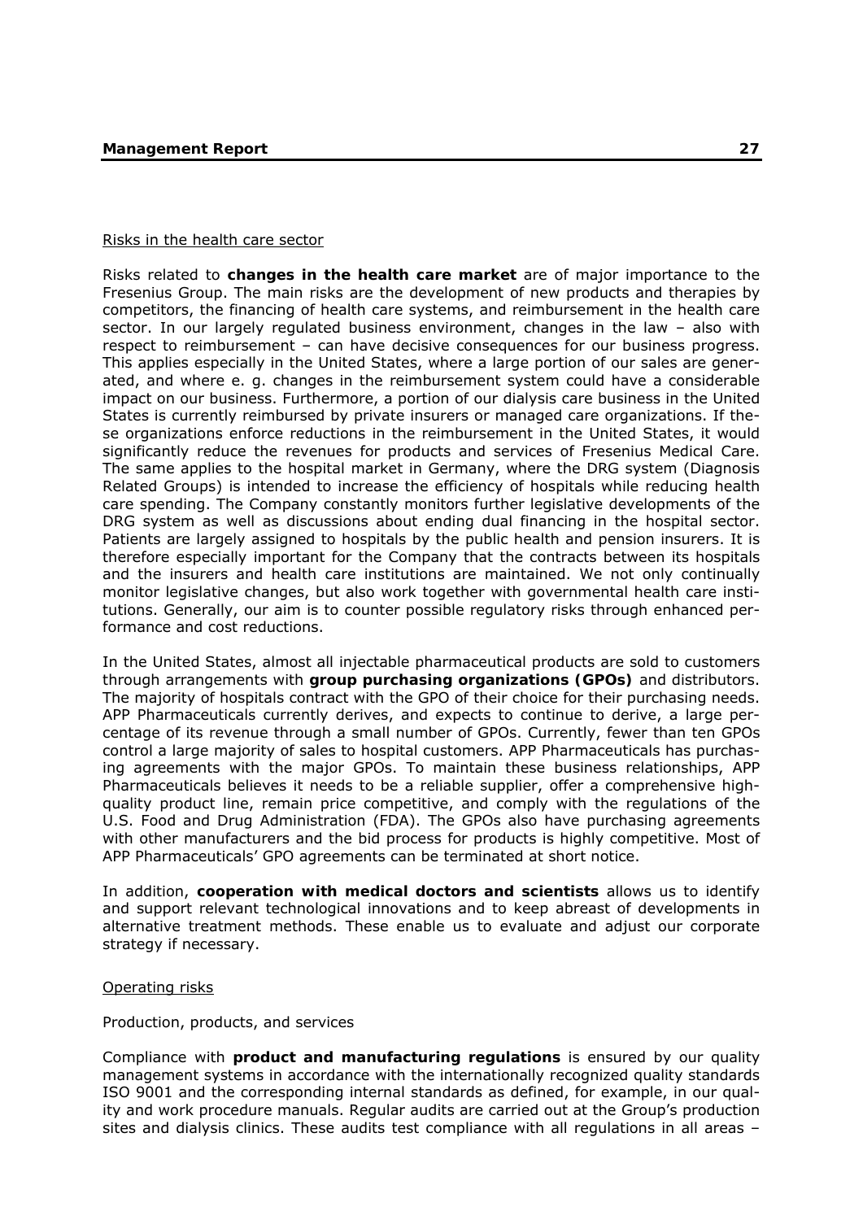Risks in the health care sector

Risks related to **changes in the health care market** are of major importance to the Fresenius Group. The main risks are the development of new products and therapies by competitors, the financing of health care systems, and reimbursement in the health care sector. In our largely regulated business environment, changes in the law – also with respect to reimbursement – can have decisive consequences for our business progress. This applies especially in the United States, where a large portion of our sales are generated, and where e. g. changes in the reimbursement system could have a considerable impact on our business. Furthermore, a portion of our dialysis care business in the United States is currently reimbursed by private insurers or managed care organizations. If these organizations enforce reductions in the reimbursement in the United States, it would significantly reduce the revenues for products and services of Fresenius Medical Care. The same applies to the hospital market in Germany, where the DRG system (Diagnosis Related Groups) is intended to increase the efficiency of hospitals while reducing health care spending. The Company constantly monitors further legislative developments of the DRG system as well as discussions about ending dual financing in the hospital sector. Patients are largely assigned to hospitals by the public health and pension insurers. It is therefore especially important for the Company that the contracts between its hospitals and the insurers and health care institutions are maintained. We not only continually monitor legislative changes, but also work together with governmental health care institutions. Generally, our aim is to counter possible regulatory risks through enhanced performance and cost reductions.

In the United States, almost all injectable pharmaceutical products are sold to customers through arrangements with **group purchasing organizations (GPOs)** and distributors. The majority of hospitals contract with the GPO of their choice for their purchasing needs. APP Pharmaceuticals currently derives, and expects to continue to derive, a large percentage of its revenue through a small number of GPOs. Currently, fewer than ten GPOs control a large majority of sales to hospital customers. APP Pharmaceuticals has purchasing agreements with the major GPOs. To maintain these business relationships, APP Pharmaceuticals believes it needs to be a reliable supplier, offer a comprehensive high-quality product line, remain price competitive, and comply with the regulations of the U.S. Food and Drug Administration (FDA). The GPOs also have purchasing agreements with other manufacturers and the bid process for products is highly competitive. Most of APP Pharmaceuticals' GPO agreements can be terminated at short notice.

In addition, **cooperation with medical doctors and scientists** allows us to identify and support relevant technological innovations and to keep abreast of developments in alternative treatment methods. These enable us to evaluate and adjust our corporate strategy if necessary.

Operating risks

Production, products, and services

Compliance with **product and manufacturing regulations** is ensured by our quality management systems in accordance with the internationally recognized quality standards ISO 9001 and the corresponding internal standards as defined, for example, in our quality and work procedure manuals. Regular audits are carried out at the Group's production sites and dialysis clinics. These audits test compliance with all regulations in all areas –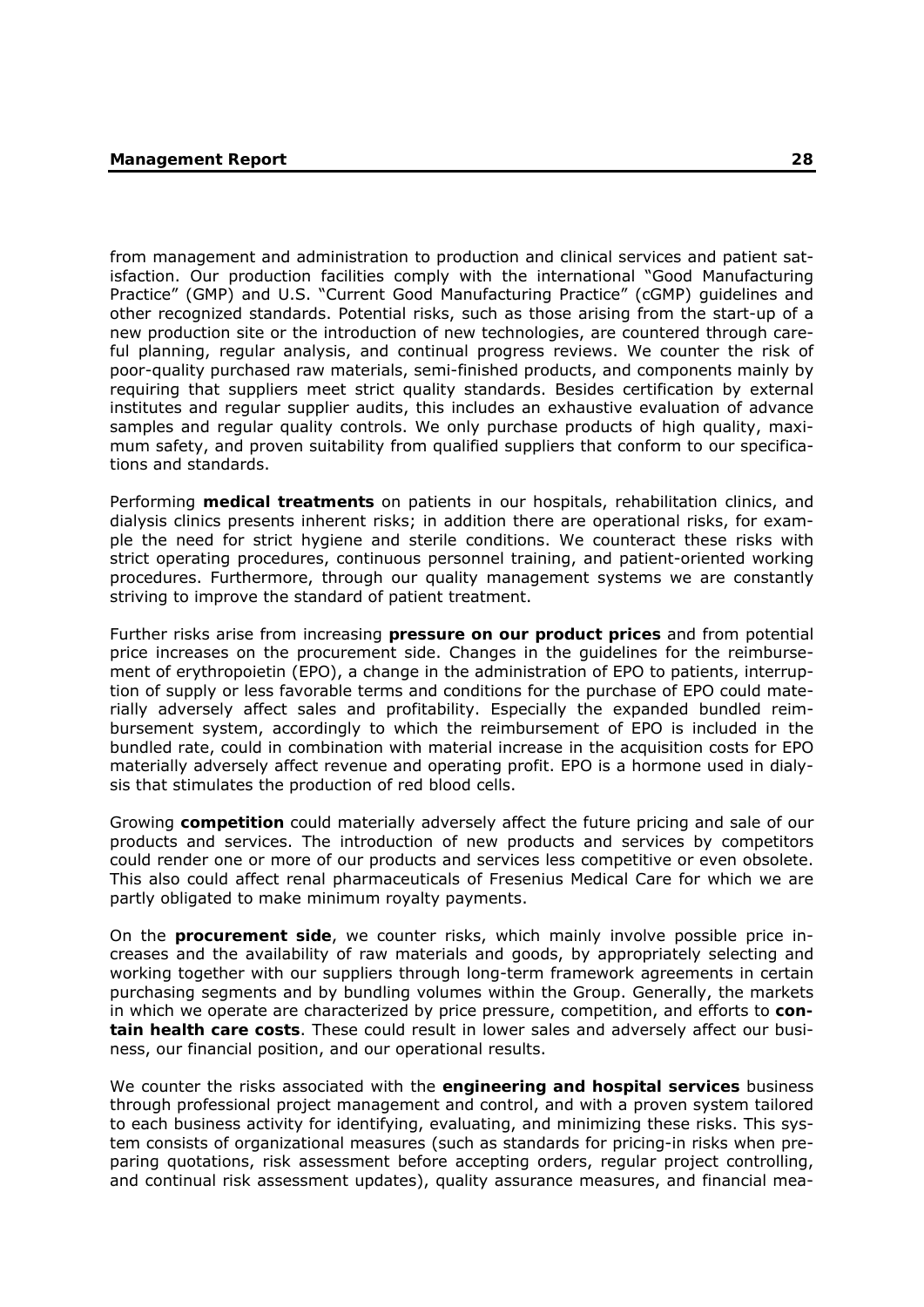from management and administration to production and clinical services and patient satisfaction. Our production facilities comply with the international "Good Manufacturing Practice" (GMP) and U.S. "Current Good Manufacturing Practice" (cGMP) guidelines and other recognized standards. Potential risks, such as those arising from the start-up of a new production site or the introduction of new technologies, are countered through careful planning, regular analysis, and continual progress reviews. We counter the risk of poor-quality purchased raw materials, semi-finished products, and components mainly by requiring that suppliers meet strict quality standards. Besides certification by external institutes and regular supplier audits, this includes an exhaustive evaluation of advance samples and regular quality controls. We only purchase products of high quality, maximum safety, and proven suitability from qualified suppliers that conform to our specifications and standards.

Performing **medical treatments** on patients in our hospitals, rehabilitation clinics, and dialysis clinics presents inherent risks; in addition there are operational risks, for example the need for strict hygiene and sterile conditions. We counteract these risks with strict operating procedures, continuous personnel training, and patient-oriented working procedures. Furthermore, through our quality management systems we are constantly striving to improve the standard of patient treatment.

Further risks arise from increasing **pressure on our product prices** and from potential price increases on the procurement side. Changes in the guidelines for the reimbursement of erythropoietin (EPO), a change in the administration of EPO to patients, interruption of supply or less favorable terms and conditions for the purchase of EPO could materially adversely affect sales and profitability. Especially the expanded bundled reimbursement system, accordingly to which the reimbursement of EPO is included in the bundled rate, could in combination with material increase in the acquisition costs for EPO materially adversely affect revenue and operating profit. EPO is a hormone used in dialysis that stimulates the production of red blood cells.

Growing **competition** could materially adversely affect the future pricing and sale of our products and services. The introduction of new products and services by competitors could render one or more of our products and services less competitive or even obsolete. This also could affect renal pharmaceuticals of Fresenius Medical Care for which we are partly obligated to make minimum royalty payments.

On the **procurement side**, we counter risks, which mainly involve possible price increases and the availability of raw materials and goods, by appropriately selecting and working together with our suppliers through long-term framework agreements in certain purchasing segments and by bundling volumes within the Group. Generally, the markets in which we operate are characterized by price pressure, competition, and efforts to **contain health care costs**. These could result in lower sales and adversely affect our business, our financial position, and our operational results.

We counter the risks associated with the **engineering and hospital services** business through professional project management and control, and with a proven system tailored to each business activity for identifying, evaluating, and minimizing these risks. This system consists of organizational measures (such as standards for pricing-in risks when preparing quotations, risk assessment before accepting orders, regular project controlling, and continual risk assessment updates), quality assurance measures, and financial mea-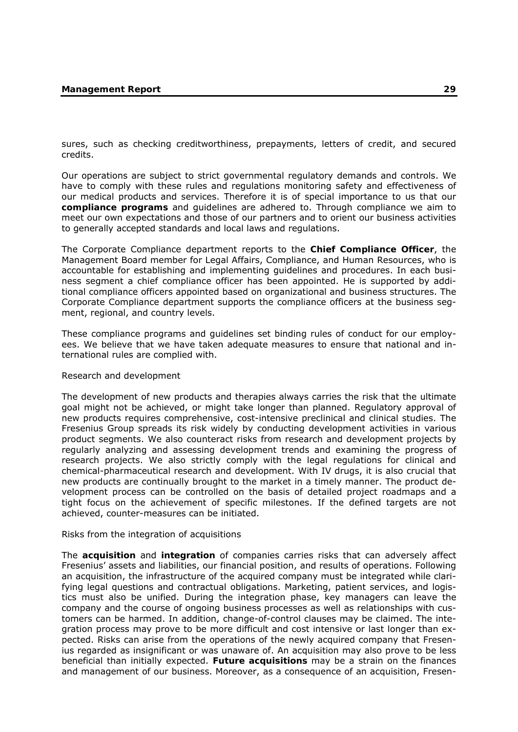sures, such as checking creditworthiness, prepayments, letters of credit, and secured credits.

Our operations are subject to strict governmental regulatory demands and controls. We have to comply with these rules and regulations monitoring safety and effectiveness of our medical products and services. Therefore it is of special importance to us that our **compliance programs** and guidelines are adhered to. Through compliance we aim to meet our own expectations and those of our partners and to orient our business activities to generally accepted standards and local laws and regulations.

The Corporate Compliance department reports to the **Chief Compliance Officer**, the Management Board member for Legal Affairs, Compliance, and Human Resources, who is accountable for establishing and implementing guidelines and procedures. In each business segment a chief compliance officer has been appointed. He is supported by additional compliance officers appointed based on organizational and business structures. The Corporate Compliance department supports the compliance officers at the business segment, regional, and country levels.

These compliance programs and guidelines set binding rules of conduct for our employees. We believe that we have taken adequate measures to ensure that national and international rules are complied with.

Research and development

The development of new products and therapies always carries the risk that the ultimate goal might not be achieved, or might take longer than planned. Regulatory approval of new products requires comprehensive, cost-intensive preclinical and clinical studies. The Fresenius Group spreads its risk widely by conducting development activities in various product segments. We also counteract risks from research and development projects by regularly analyzing and assessing development trends and examining the progress of research projects. We also strictly comply with the legal regulations for clinical and chemical-pharmaceutical research and development. With IV drugs, it is also crucial that new products are continually brought to the market in a timely manner. The product development process can be controlled on the basis of detailed project roadmaps and a tight focus on the achievement of specific milestones. If the defined targets are not achieved, counter-measures can be initiated.

Risks from the integration of acquisitions

The **acquisition** and **integration** of companies carries risks that can adversely affect Fresenius' assets and liabilities, our financial position, and results of operations. Following an acquisition, the infrastructure of the acquired company must be integrated while clarifying legal questions and contractual obligations. Marketing, patient services, and logistics must also be unified. During the integration phase, key managers can leave the company and the course of ongoing business processes as well as relationships with customers can be harmed. In addition, change-of-control clauses may be claimed. The integration process may prove to be more difficult and cost intensive or last longer than expected. Risks can arise from the operations of the newly acquired company that Fresenius regarded as insignificant or was unaware of. An acquisition may also prove to be less beneficial than initially expected. **Future acquisitions** may be a strain on the finances and management of our business. Moreover, as a consequence of an acquisition, Fresen-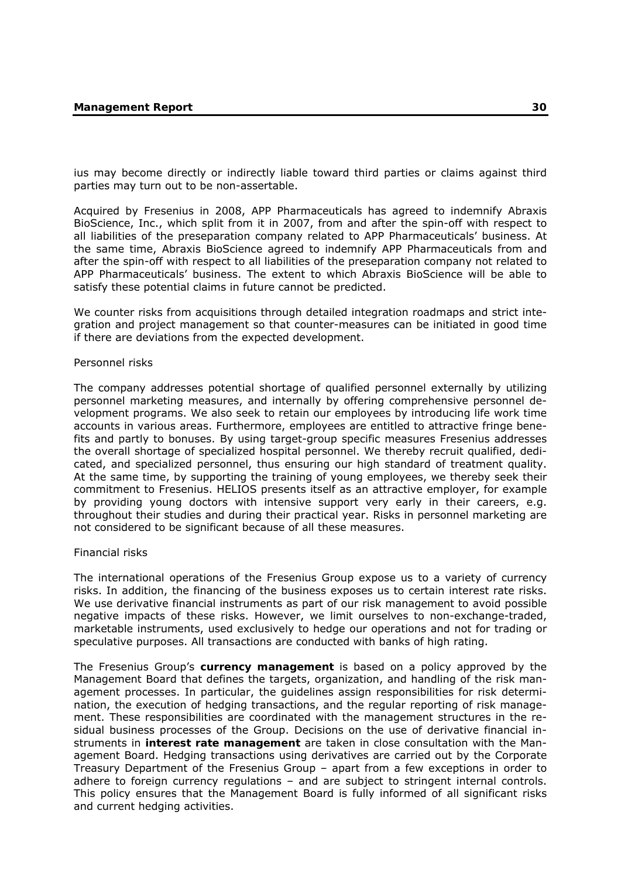ius may become directly or indirectly liable toward third parties or claims against third parties may turn out to be non-assertable.

Acquired by Fresenius in 2008, APP Pharmaceuticals has agreed to indemnify Abraxis BioScience, Inc., which split from it in 2007, from and after the spin-off with respect to all liabilities of the preseparation company related to APP Pharmaceuticals' business. At the same time, Abraxis BioScience agreed to indemnify APP Pharmaceuticals from and after the spin-off with respect to all liabilities of the preseparation company not related to APP Pharmaceuticals' business. The extent to which Abraxis BioScience will be able to satisfy these potential claims in future cannot be predicted.

We counter risks from acquisitions through detailed integration roadmaps and strict integration and project management so that counter-measures can be initiated in good time if there are deviations from the expected development.

Personnel risks

The company addresses potential shortage of qualified personnel externally by utilizing personnel marketing measures, and internally by offering comprehensive personnel development programs. We also seek to retain our employees by introducing life work time accounts in various areas. Furthermore, employees are entitled to attractive fringe benefits and partly to bonuses. By using target-group specific measures Fresenius addresses the overall shortage of specialized hospital personnel. We thereby recruit qualified, dedicated, and specialized personnel, thus ensuring our high standard of treatment quality. At the same time, by supporting the training of young employees, we thereby seek their commitment to Fresenius. HELIOS presents itself as an attractive employer, for example by providing young doctors with intensive support very early in their careers, e.g. throughout their studies and during their practical year. Risks in personnel marketing are not considered to be significant because of all these measures.

Financial risks

The international operations of the Fresenius Group expose us to a variety of currency risks. In addition, the financing of the business exposes us to certain interest rate risks. We use derivative financial instruments as part of our risk management to avoid possible negative impacts of these risks. However, we limit ourselves to non-exchange-traded, marketable instruments, used exclusively to hedge our operations and not for trading or speculative purposes. All transactions are conducted with banks of high rating.

The Fresenius Group's **currency management** is based on a policy approved by the Management Board that defines the targets, organization, and handling of the risk management processes. In particular, the guidelines assign responsibilities for risk determination, the execution of hedging transactions, and the regular reporting of risk management. These responsibilities are coordinated with the management structures in the residual business processes of the Group. Decisions on the use of derivative financial instruments in **interest rate management** are taken in close consultation with the Management Board. Hedging transactions using derivatives are carried out by the Corporate Treasury Department of the Fresenius Group – apart from a few exceptions in order to adhere to foreign currency regulations – and are subject to stringent internal controls. This policy ensures that the Management Board is fully informed of all significant risks and current hedging activities.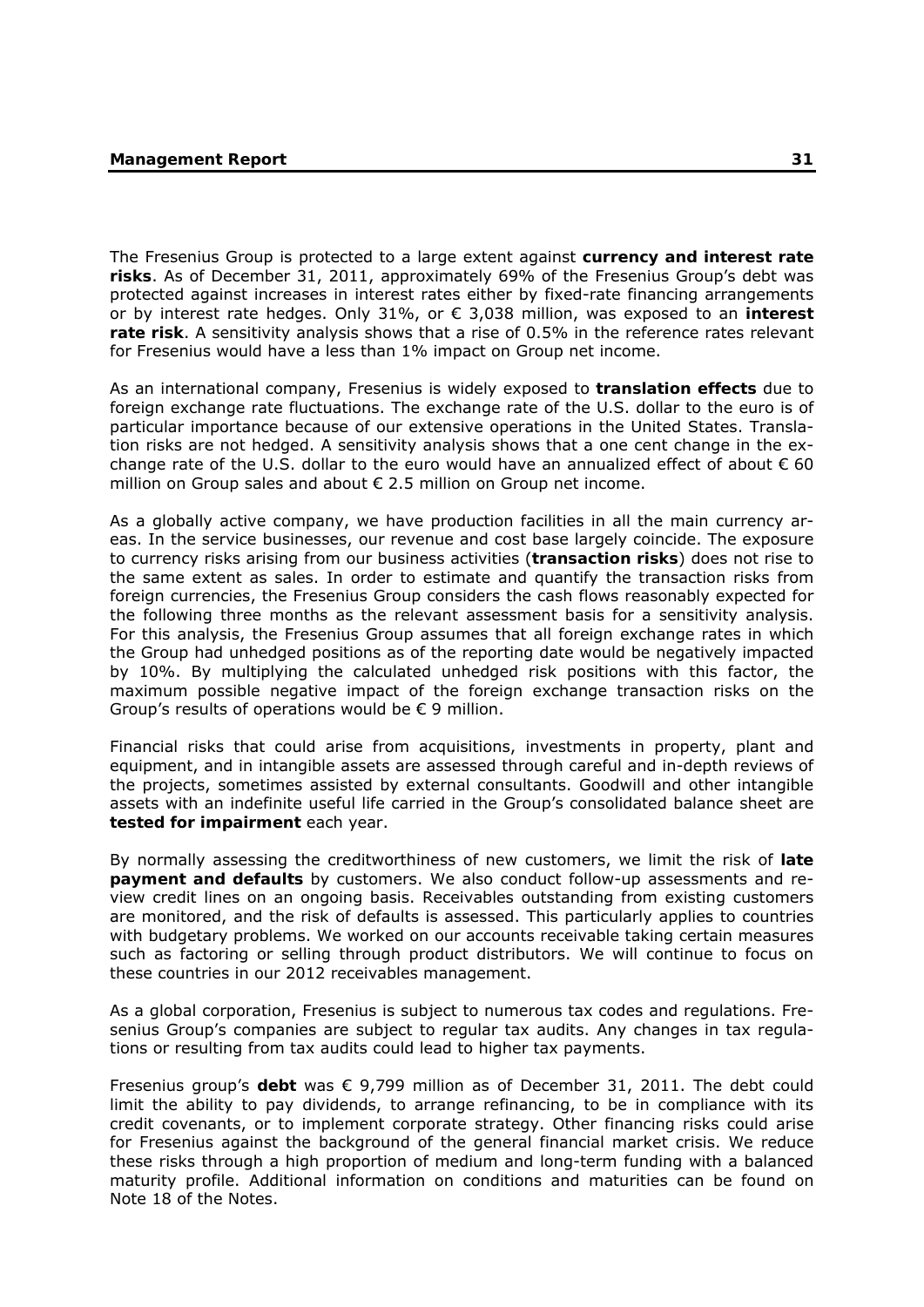The Fresenius Group is protected to a large extent against **currency and interest rate risks**. As of December 31, 2011, approximately 69% of the Fresenius Group's debt was protected against increases in interest rates either by fixed-rate financing arrangements or by interest rate hedges. Only 31%, or € 3,038 million, was exposed to an **interest rate risk**. A sensitivity analysis shows that a rise of 0.5% in the reference rates relevant for Fresenius would have a less than 1% impact on Group net income.

As an international company, Fresenius is widely exposed to **translation effects** due to foreign exchange rate fluctuations. The exchange rate of the U.S. dollar to the euro is of particular importance because of our extensive operations in the United States. Translation risks are not hedged. A sensitivity analysis shows that a one cent change in the exchange rate of the U.S. dollar to the euro would have an annualized effect of about € 60 million on Group sales and about € 2.5 million on Group net income.

As a globally active company, we have production facilities in all the main currency areas. In the service businesses, our revenue and cost base largely coincide. The exposure to currency risks arising from our business activities (**transaction risks**) does not rise to the same extent as sales. In order to estimate and quantify the transaction risks from foreign currencies, the Fresenius Group considers the cash flows reasonably expected for the following three months as the relevant assessment basis for a sensitivity analysis. For this analysis, the Fresenius Group assumes that all foreign exchange rates in which the Group had unhedged positions as of the reporting date would be negatively impacted by 10%. By multiplying the calculated unhedged risk positions with this factor, the maximum possible negative impact of the foreign exchange transaction risks on the Group's results of operations would be € 9 million.

Financial risks that could arise from acquisitions, investments in property, plant and equipment, and in intangible assets are assessed through careful and in-depth reviews of the projects, sometimes assisted by external consultants. Goodwill and other intangible assets with an indefinite useful life carried in the Group's consolidated balance sheet are **tested for impairment** each year.

By normally assessing the creditworthiness of new customers, we limit the risk of **late payment and defaults** by customers. We also conduct follow-up assessments and review credit lines on an ongoing basis. Receivables outstanding from existing customers are monitored, and the risk of defaults is assessed. This particularly applies to countries with budgetary problems. We worked on our accounts receivable taking certain measures such as factoring or selling through product distributors. We will continue to focus on these countries in our 2012 receivables management.

As a global corporation, Fresenius is subject to numerous tax codes and regulations. Fresenius Group's companies are subject to regular tax audits. Any changes in tax regulations or resulting from tax audits could lead to higher tax payments.

Fresenius group's **debt** was € 9,799 million as of December 31, 2011. The debt could limit the ability to pay dividends, to arrange refinancing, to be in compliance with its credit covenants, or to implement corporate strategy. Other financing risks could arise for Fresenius against the background of the general financial market crisis. We reduce these risks through a high proportion of medium and long-term funding with a balanced maturity profile. Additional information on conditions and maturities can be found on Note 18 of the Notes.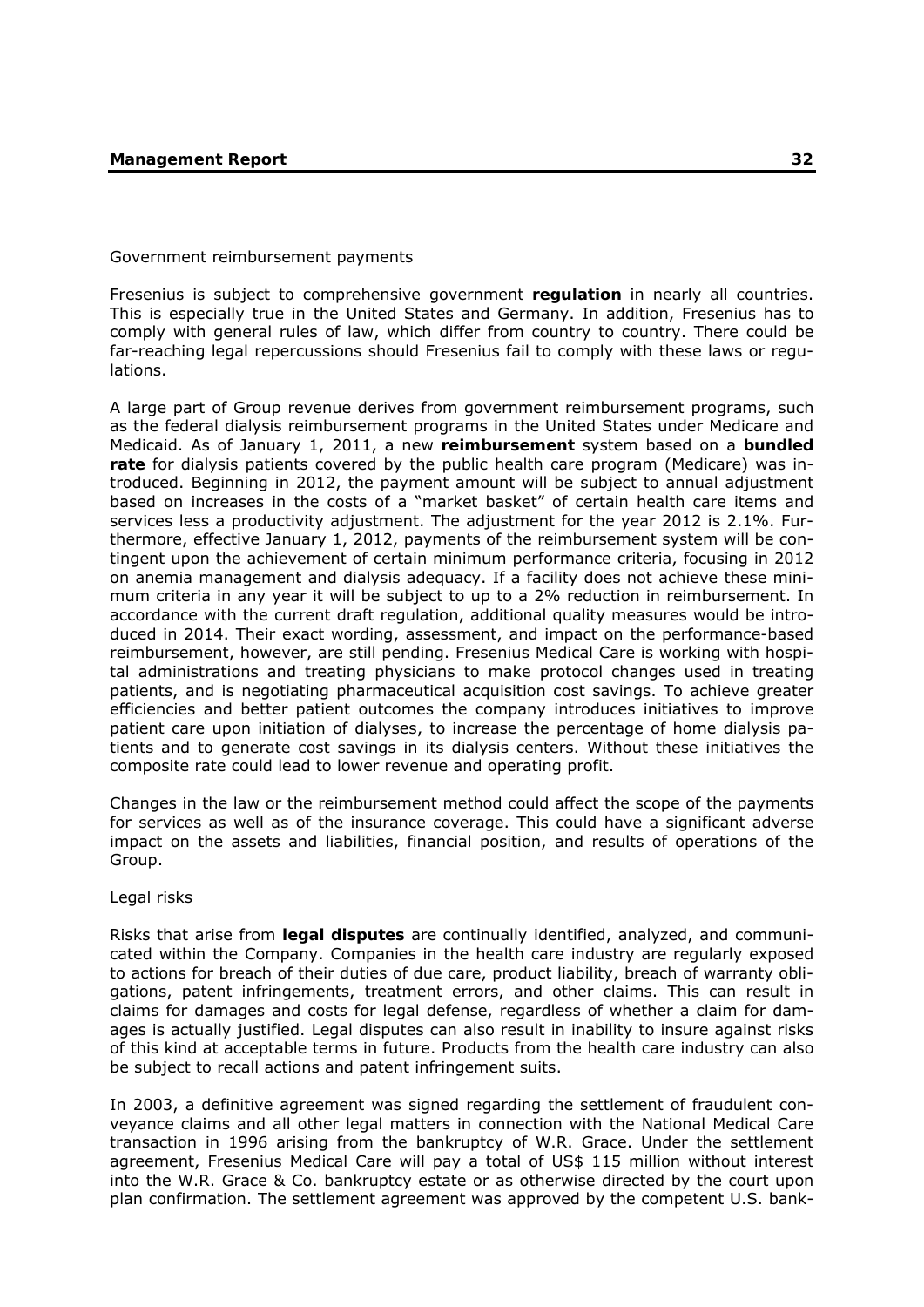Government reimbursement payments

Fresenius is subject to comprehensive government **regulation** in nearly all countries. This is especially true in the United States and Germany. In addition, Fresenius has to comply with general rules of law, which differ from country to country. There could be far-reaching legal repercussions should Fresenius fail to comply with these laws or regulations.

A large part of Group revenue derives from government reimbursement programs, such as the federal dialysis reimbursement programs in the United States under Medicare and Medicaid. As of January 1, 2011, a new **reimbursement** system based on a **bundled rate** for dialysis patients covered by the public health care program (Medicare) was introduced. Beginning in 2012, the payment amount will be subject to annual adjustment based on increases in the costs of a "market basket" of certain health care items and services less a productivity adjustment. The adjustment for the year 2012 is 2.1%. Furthermore, effective January 1, 2012, payments of the reimbursement system will be contingent upon the achievement of certain minimum performance criteria, focusing in 2012 on anemia management and dialysis adequacy. If a facility does not achieve these minimum criteria in any year it will be subject to up to a 2% reduction in reimbursement. In accordance with the current draft regulation, additional quality measures would be introduced in 2014. Their exact wording, assessment, and impact on the performance-based reimbursement, however, are still pending. Fresenius Medical Care is working with hospital administrations and treating physicians to make protocol changes used in treating patients, and is negotiating pharmaceutical acquisition cost savings. To achieve greater efficiencies and better patient outcomes the company introduces initiatives to improve patient care upon initiation of dialyses, to increase the percentage of home dialysis patients and to generate cost savings in its dialysis centers. Without these initiatives the composite rate could lead to lower revenue and operating profit.

Changes in the law or the reimbursement method could affect the scope of the payments for services as well as of the insurance coverage. This could have a significant adverse impact on the assets and liabilities, financial position, and results of operations of the Group.

Legal risks

Risks that arise from **legal disputes** are continually identified, analyzed, and communicated within the Company. Companies in the health care industry are regularly exposed to actions for breach of their duties of due care, product liability, breach of warranty obligations, patent infringements, treatment errors, and other claims. This can result in claims for damages and costs for legal defense, regardless of whether a claim for damages is actually justified. Legal disputes can also result in inability to insure against risks of this kind at acceptable terms in future. Products from the health care industry can also be subject to recall actions and patent infringement suits.

In 2003, a definitive agreement was signed regarding the settlement of fraudulent conveyance claims and all other legal matters in connection with the National Medical Care transaction in 1996 arising from the bankruptcy of W.R. Grace. Under the settlement agreement, Fresenius Medical Care will pay a total of US$ 115 million without interest into the W.R. Grace & Co. bankruptcy estate or as otherwise directed by the court upon plan confirmation. The settlement agreement was approved by the competent U.S. bank-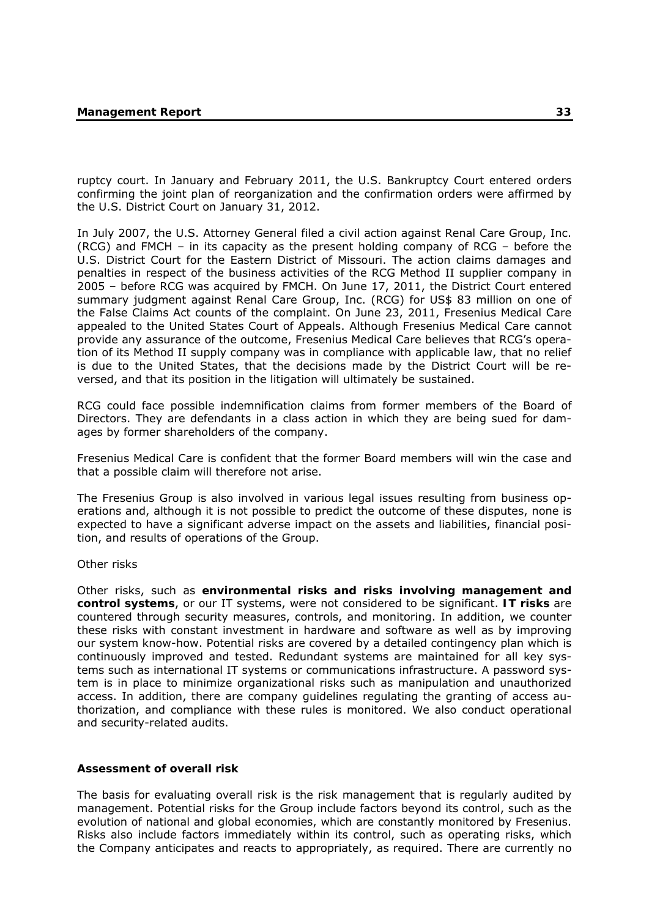ruptcy court. In January and February 2011, the U.S. Bankruptcy Court entered orders confirming the joint plan of reorganization and the confirmation orders were affirmed by the U.S. District Court on January 31, 2012.

In July 2007, the U.S. Attorney General filed a civil action against Renal Care Group, Inc. (RCG) and FMCH – in its capacity as the present holding company of RCG – before the U.S. District Court for the Eastern District of Missouri. The action claims damages and penalties in respect of the business activities of the RCG Method II supplier company in 2005 – before RCG was acquired by FMCH. On June 17, 2011, the District Court entered summary judgment against Renal Care Group, Inc. (RCG) for US$ 83 million on one of the False Claims Act counts of the complaint. On June 23, 2011, Fresenius Medical Care appealed to the United States Court of Appeals. Although Fresenius Medical Care cannot provide any assurance of the outcome, Fresenius Medical Care believes that RCG's operation of its Method II supply company was in compliance with applicable law, that no relief is due to the United States, that the decisions made by the District Court will be reversed, and that its position in the litigation will ultimately be sustained.

RCG could face possible indemnification claims from former members of the Board of Directors. They are defendants in a class action in which they are being sued for damages by former shareholders of the company.

Fresenius Medical Care is confident that the former Board members will win the case and that a possible claim will therefore not arise.

The Fresenius Group is also involved in various legal issues resulting from business operations and, although it is not possible to predict the outcome of these disputes, none is expected to have a significant adverse impact on the assets and liabilities, financial position, and results of operations of the Group.

Other risks

Other risks, such as **environmental risks and risks involving management and control systems**, or our IT systems, were not considered to be significant. **IT risks** are countered through security measures, controls, and monitoring. In addition, we counter these risks with constant investment in hardware and software as well as by improving our system know-how. Potential risks are covered by a detailed contingency plan which is continuously improved and tested. Redundant systems are maintained for all key systems such as international IT systems or communications infrastructure. A password system is in place to minimize organizational risks such as manipulation and unauthorized access. In addition, there are company guidelines regulating the granting of access authorization, and compliance with these rules is monitored. We also conduct operational and security-related audits.

### Assessment of overall risk

The basis for evaluating overall risk is the risk management that is regularly audited by management. Potential risks for the Group include factors beyond its control, such as the evolution of national and global economies, which are constantly monitored by Fresenius. Risks also include factors immediately within its control, such as operating risks, which the Company anticipates and reacts to appropriately, as required. There are currently no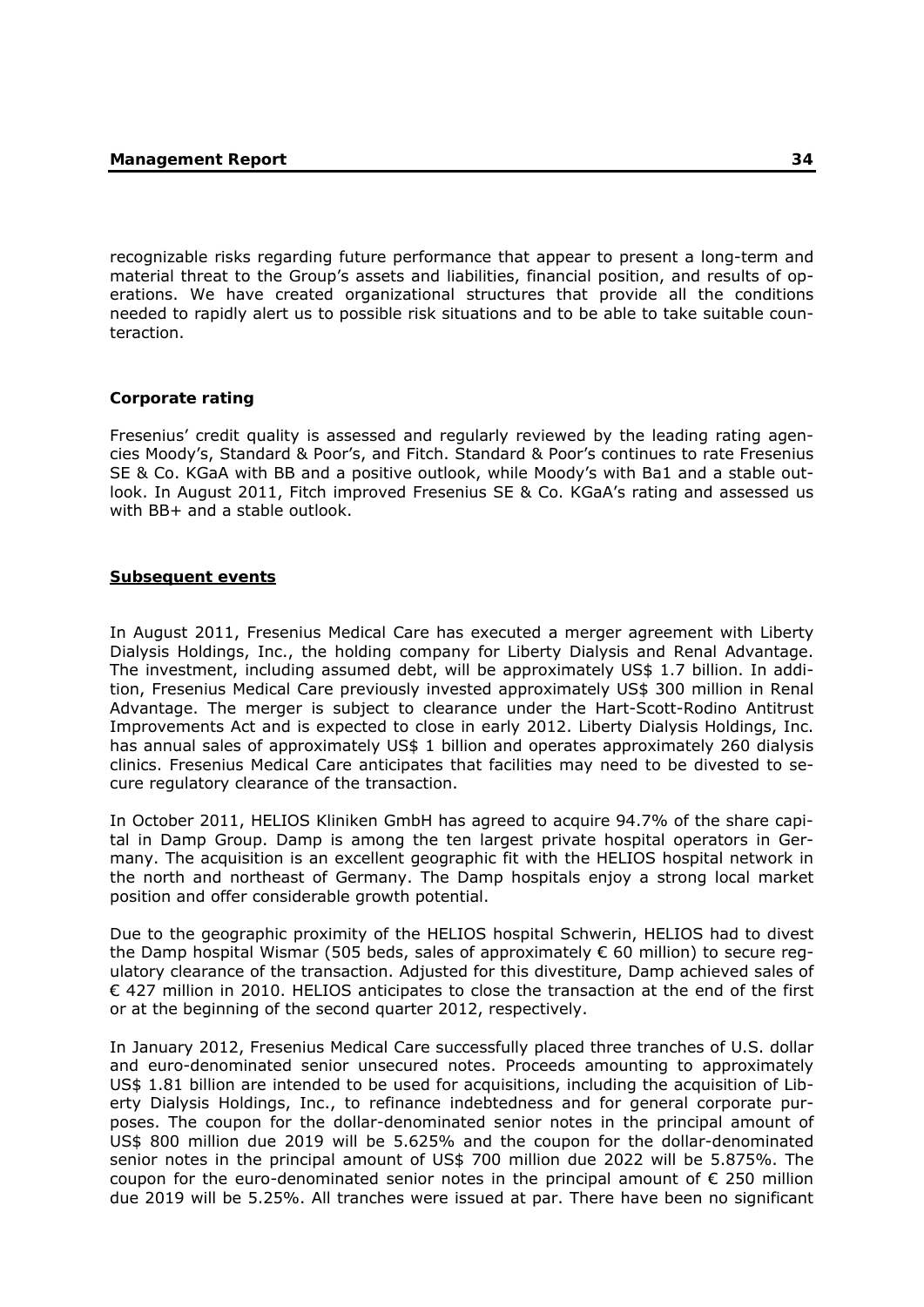recognizable risks regarding future performance that appear to present a long-term and material threat to the Group's assets and liabilities, financial position, and results of operations. We have created organizational structures that provide all the conditions needed to rapidly alert us to possible risk situations and to be able to take suitable counteraction.

### Corporate rating

Fresenius' credit quality is assessed and regularly reviewed by the leading rating agencies Moody's, Standard & Poor's, and Fitch. Standard & Poor's continues to rate Fresenius SE & Co. KGaA with BB and a positive outlook, while Moody's with Ba1 and a stable outlook. In August 2011, Fitch improved Fresenius SE & Co. KGaA's rating and assessed us with BB+ and a stable outlook.

## Subsequent events

In August 2011, Fresenius Medical Care has executed a merger agreement with Liberty Dialysis Holdings, Inc., the holding company for Liberty Dialysis and Renal Advantage. The investment, including assumed debt, will be approximately US$ 1.7 billion. In addition, Fresenius Medical Care previously invested approximately US$ 300 million in Renal Advantage. The merger is subject to clearance under the Hart-Scott-Rodino Antitrust Improvements Act and is expected to close in early 2012. Liberty Dialysis Holdings, Inc. has annual sales of approximately US$ 1 billion and operates approximately 260 dialysis clinics. Fresenius Medical Care anticipates that facilities may need to be divested to secure regulatory clearance of the transaction.

In October 2011, HELIOS Kliniken GmbH has agreed to acquire 94.7% of the share capital in Damp Group. Damp is among the ten largest private hospital operators in Germany. The acquisition is an excellent geographic fit with the HELIOS hospital network in the north and northeast of Germany. The Damp hospitals enjoy a strong local market position and offer considerable growth potential.

Due to the geographic proximity of the HELIOS hospital Schwerin, HELIOS had to divest the Damp hospital Wismar (505 beds, sales of approximately € 60 million) to secure regulatory clearance of the transaction. Adjusted for this divestiture, Damp achieved sales of € 427 million in 2010. HELIOS anticipates to close the transaction at the end of the first or at the beginning of the second quarter 2012, respectively.

In January 2012, Fresenius Medical Care successfully placed three tranches of U.S. dollar and euro-denominated senior unsecured notes. Proceeds amounting to approximately US$ 1.81 billion are intended to be used for acquisitions, including the acquisition of Liberty Dialysis Holdings, Inc., to refinance indebtedness and for general corporate purposes. The coupon for the dollar-denominated senior notes in the principal amount of US$ 800 million due 2019 will be 5.625% and the coupon for the dollar-denominated senior notes in the principal amount of US$ 700 million due 2022 will be 5.875%. The coupon for the euro-denominated senior notes in the principal amount of € 250 million due 2019 will be 5.25%. All tranches were issued at par. There have been no significant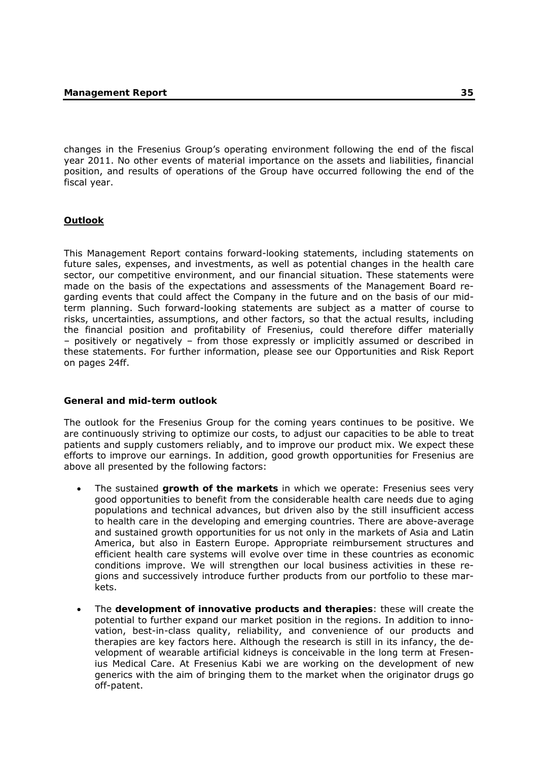changes in the Fresenius Group's operating environment following the end of the fiscal year 2011. No other events of material importance on the assets and liabilities, financial position, and results of operations of the Group have occurred following the end of the fiscal year.

## Outlook

This Management Report contains forward-looking statements, including statements on future sales, expenses, and investments, as well as potential changes in the health care sector, our competitive environment, and our financial situation. These statements were made on the basis of the expectations and assessments of the Management Board regarding events that could affect the Company in the future and on the basis of our mid-term planning. Such forward-looking statements are subject as a matter of course to risks, uncertainties, assumptions, and other factors, so that the actual results, including the financial position and profitability of Fresenius, could therefore differ materially – positively or negatively – from those expressly or implicitly assumed or described in these statements. For further information, please see our Opportunities and Risk Report on pages 24ff.

### General and mid-term outlook

The outlook for the Fresenius Group for the coming years continues to be positive. We are continuously striving to optimize our costs, to adjust our capacities to be able to treat patients and supply customers reliably, and to improve our product mix. We expect these efforts to improve our earnings. In addition, good growth opportunities for Fresenius are above all presented by the following factors:

- The sustained **growth of the markets** in which we operate: Fresenius sees very good opportunities to benefit from the considerable health care needs due to aging populations and technical advances, but driven also by the still insufficient access to health care in the developing and emerging countries. There are above-average and sustained growth opportunities for us not only in the markets of Asia and Latin America, but also in Eastern Europe. Appropriate reimbursement structures and efficient health care systems will evolve over time in these countries as economic conditions improve. We will strengthen our local business activities in these regions and successively introduce further products from our portfolio to these markets.
- The **development of innovative products and therapies**: these will create the potential to further expand our market position in the regions. In addition to innovation, best-in-class quality, reliability, and convenience of our products and therapies are key factors here. Although the research is still in its infancy, the development of wearable artificial kidneys is conceivable in the long term at Fresenius Medical Care. At Fresenius Kabi we are working on the development of new generics with the aim of bringing them to the market when the originator drugs go off-patent.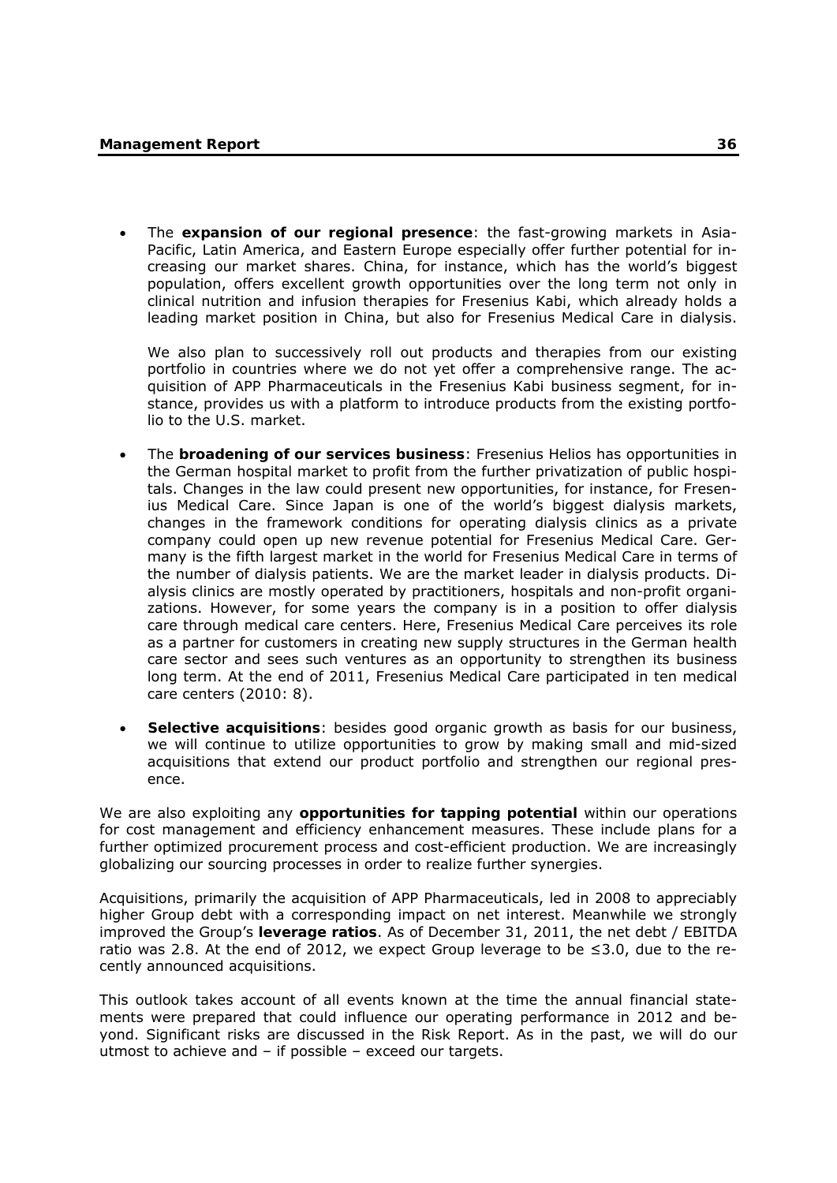- The **expansion of our regional presence**: the fast-growing markets in Asia-Pacific, Latin America, and Eastern Europe especially offer further potential for increasing our market shares. China, for instance, which has the world's biggest population, offers excellent growth opportunities over the long term not only in clinical nutrition and infusion therapies for Fresenius Kabi, which already holds a leading market position in China, but also for Fresenius Medical Care in dialysis.

  We also plan to successively roll out products and therapies from our existing portfolio in countries where we do not yet offer a comprehensive range. The acquisition of APP Pharmaceuticals in the Fresenius Kabi business segment, for instance, provides us with a platform to introduce products from the existing portfolio to the U.S. market.

- The **broadening of our services business**: Fresenius Helios has opportunities in the German hospital market to profit from the further privatization of public hospitals. Changes in the law could present new opportunities, for instance, for Fresenius Medical Care. Since Japan is one of the world's biggest dialysis markets, changes in the framework conditions for operating dialysis clinics as a private company could open up new revenue potential for Fresenius Medical Care. Germany is the fifth largest market in the world for Fresenius Medical Care in terms of the number of dialysis patients. We are the market leader in dialysis products. Dialysis clinics are mostly operated by practitioners, hospitals and non-profit organizations. However, for some years the company is in a position to offer dialysis care through medical care centers. Here, Fresenius Medical Care perceives its role as a partner for customers in creating new supply structures in the German health care sector and sees such ventures as an opportunity to strengthen its business long term. At the end of 2011, Fresenius Medical Care participated in ten medical care centers (2010: 8).

- **Selective acquisitions**: besides good organic growth as basis for our business, we will continue to utilize opportunities to grow by making small and mid-sized acquisitions that extend our product portfolio and strengthen our regional presence.

We are also exploiting any **opportunities for tapping potential** within our operations for cost management and efficiency enhancement measures. These include plans for a further optimized procurement process and cost-efficient production. We are increasingly globalizing our sourcing processes in order to realize further synergies.

Acquisitions, primarily the acquisition of APP Pharmaceuticals, led in 2008 to appreciably higher Group debt with a corresponding impact on net interest. Meanwhile we strongly improved the Group's **leverage ratios**. As of December 31, 2011, the net debt / EBITDA ratio was 2.8. At the end of 2012, we expect Group leverage to be ≤3.0, due to the recently announced acquisitions.

This outlook takes account of all events known at the time the annual financial statements were prepared that could influence our operating performance in 2012 and beyond. Significant risks are discussed in the Risk Report. As in the past, we will do our utmost to achieve and – if possible – exceed our targets.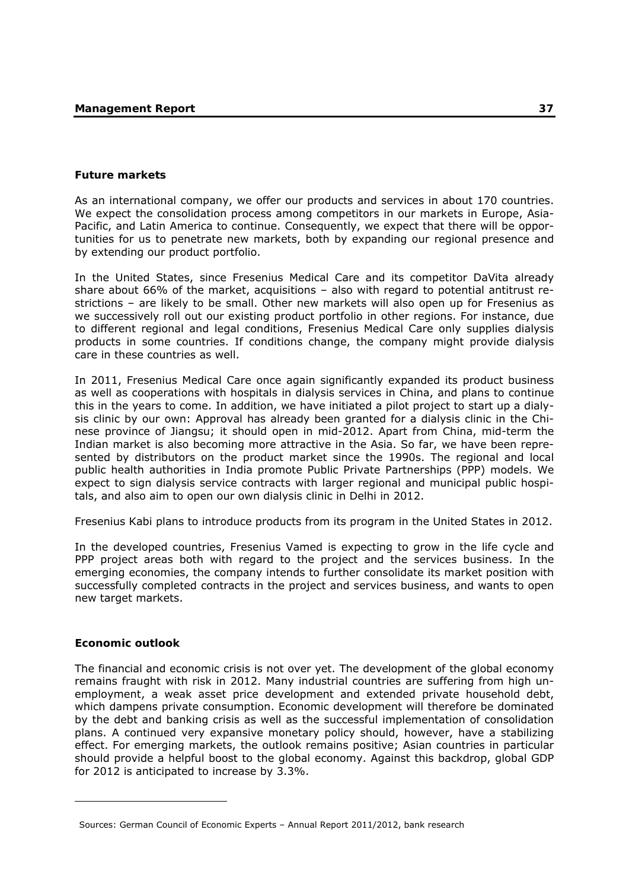### Future markets

As an international company, we offer our products and services in about 170 countries. We expect the consolidation process among competitors in our markets in Europe, Asia-Pacific, and Latin America to continue. Consequently, we expect that there will be opportunities for us to penetrate new markets, both by expanding our regional presence and by extending our product portfolio.

In the United States, since Fresenius Medical Care and its competitor DaVita already share about 66% of the market, acquisitions – also with regard to potential antitrust restrictions – are likely to be small. Other new markets will also open up for Fresenius as we successively roll out our existing product portfolio in other regions. For instance, due to different regional and legal conditions, Fresenius Medical Care only supplies dialysis products in some countries. If conditions change, the company might provide dialysis care in these countries as well.

In 2011, Fresenius Medical Care once again significantly expanded its product business as well as cooperations with hospitals in dialysis services in China, and plans to continue this in the years to come. In addition, we have initiated a pilot project to start up a dialysis clinic by our own: Approval has already been granted for a dialysis clinic in the Chinese province of Jiangsu; it should open in mid-2012. Apart from China, mid-term the Indian market is also becoming more attractive in the Asia. So far, we have been represented by distributors on the product market since the 1990s. The regional and local public health authorities in India promote Public Private Partnerships (PPP) models. We expect to sign dialysis service contracts with larger regional and municipal public hospitals, and also aim to open our own dialysis clinic in Delhi in 2012.

Fresenius Kabi plans to introduce products from its program in the United States in 2012.

In the developed countries, Fresenius Vamed is expecting to grow in the life cycle and PPP project areas both with regard to the project and the services business. In the emerging economies, the company intends to further consolidate its market position with successfully completed contracts in the project and services business, and wants to open new target markets.

### Economic outlook

The financial and economic crisis is not over yet. The development of the global economy remains fraught with risk in 2012. Many industrial countries are suffering from high unemployment, a weak asset price development and extended private household debt, which dampens private consumption. Economic development will therefore be dominated by the debt and banking crisis as well as the successful implementation of consolidation plans. A continued very expansive monetary policy should, however, have a stabilizing effect. For emerging markets, the outlook remains positive; Asian countries in particular should provide a helpful boost to the global economy. Against this backdrop, global GDP for 2012 is anticipated to increase by 3.3%.

---

Sources: German Council of Economic Experts – Annual Report 2011/2012, bank research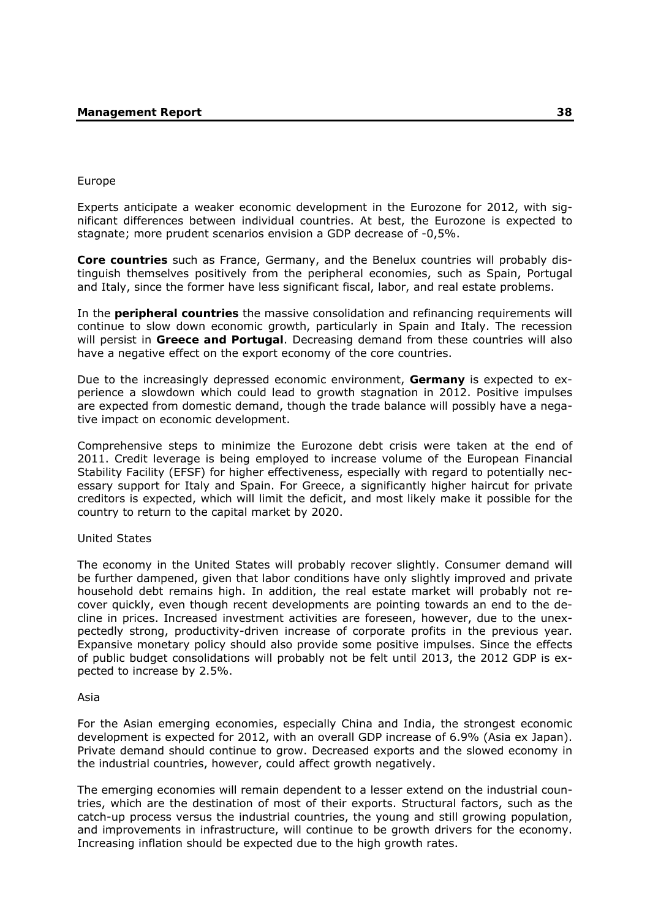Europe

Experts anticipate a weaker economic development in the Eurozone for 2012, with significant differences between individual countries. At best, the Eurozone is expected to stagnate; more prudent scenarios envision a GDP decrease of -0,5%.

**Core countries** such as France, Germany, and the Benelux countries will probably distinguish themselves positively from the peripheral economies, such as Spain, Portugal and Italy, since the former have less significant fiscal, labor, and real estate problems.

In the **peripheral countries** the massive consolidation and refinancing requirements will continue to slow down economic growth, particularly in Spain and Italy. The recession will persist in **Greece and Portugal**. Decreasing demand from these countries will also have a negative effect on the export economy of the core countries.

Due to the increasingly depressed economic environment, **Germany** is expected to experience a slowdown which could lead to growth stagnation in 2012. Positive impulses are expected from domestic demand, though the trade balance will possibly have a negative impact on economic development.

Comprehensive steps to minimize the Eurozone debt crisis were taken at the end of 2011. Credit leverage is being employed to increase volume of the European Financial Stability Facility (EFSF) for higher effectiveness, especially with regard to potentially necessary support for Italy and Spain. For Greece, a significantly higher haircut for private creditors is expected, which will limit the deficit, and most likely make it possible for the country to return to the capital market by 2020.

United States

The economy in the United States will probably recover slightly. Consumer demand will be further dampened, given that labor conditions have only slightly improved and private household debt remains high. In addition, the real estate market will probably not recover quickly, even though recent developments are pointing towards an end to the decline in prices. Increased investment activities are foreseen, however, due to the unexpectedly strong, productivity-driven increase of corporate profits in the previous year. Expansive monetary policy should also provide some positive impulses. Since the effects of public budget consolidations will probably not be felt until 2013, the 2012 GDP is expected to increase by 2.5%.

Asia

For the Asian emerging economies, especially China and India, the strongest economic development is expected for 2012, with an overall GDP increase of 6.9% (Asia ex Japan). Private demand should continue to grow. Decreased exports and the slowed economy in the industrial countries, however, could affect growth negatively.

The emerging economies will remain dependent to a lesser extend on the industrial countries, which are the destination of most of their exports. Structural factors, such as the catch-up process versus the industrial countries, the young and still growing population, and improvements in infrastructure, will continue to be growth drivers for the economy. Increasing inflation should be expected due to the high growth rates.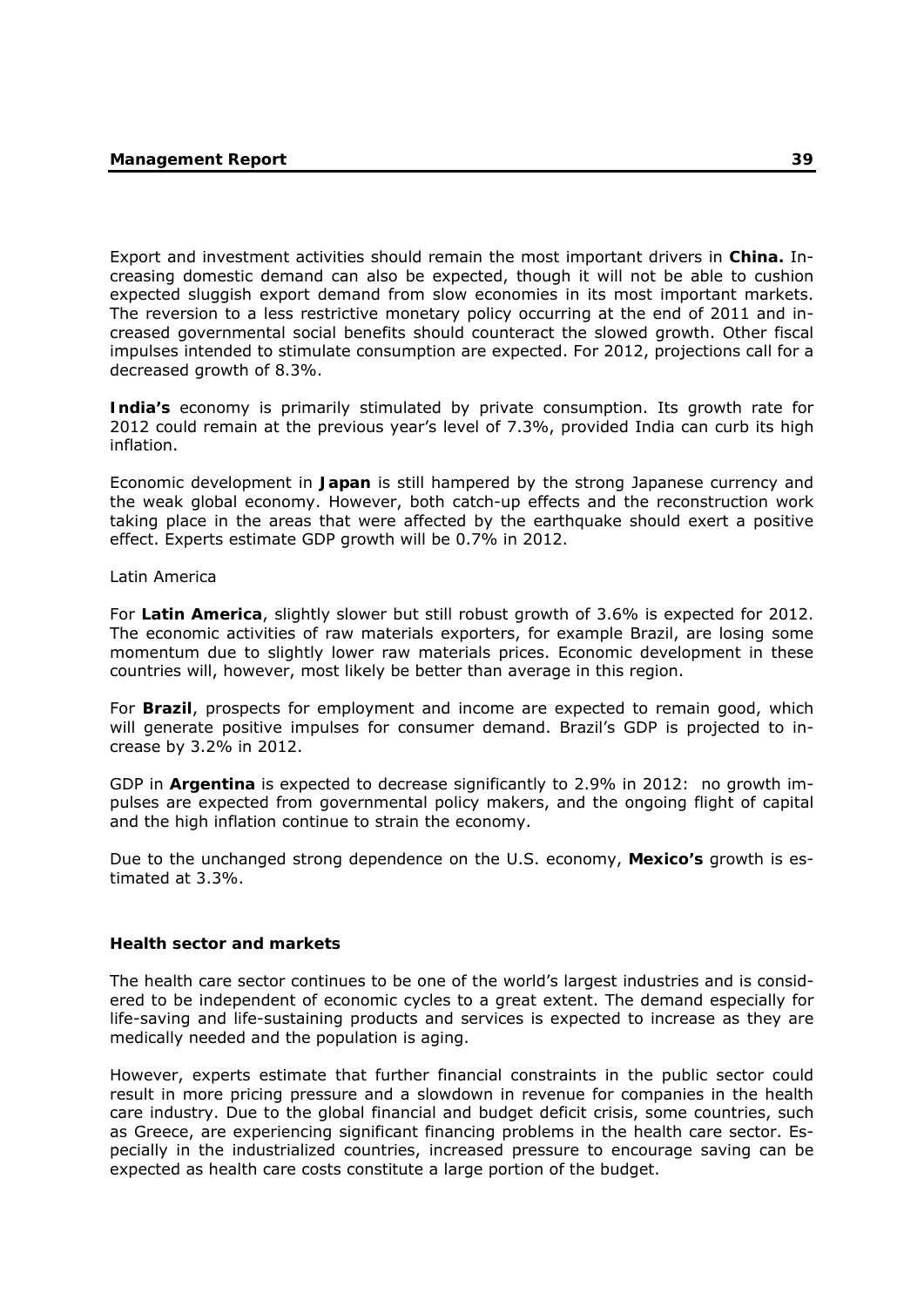Export and investment activities should remain the most important drivers in **China.** Increasing domestic demand can also be expected, though it will not be able to cushion expected sluggish export demand from slow economies in its most important markets. The reversion to a less restrictive monetary policy occurring at the end of 2011 and increased governmental social benefits should counteract the slowed growth. Other fiscal impulses intended to stimulate consumption are expected. For 2012, projections call for a decreased growth of 8.3%.

**India's** economy is primarily stimulated by private consumption. Its growth rate for 2012 could remain at the previous year's level of 7.3%, provided India can curb its high inflation.

Economic development in **Japan** is still hampered by the strong Japanese currency and the weak global economy. However, both catch-up effects and the reconstruction work taking place in the areas that were affected by the earthquake should exert a positive effect. Experts estimate GDP growth will be 0.7% in 2012.

Latin America

For **Latin America**, slightly slower but still robust growth of 3.6% is expected for 2012. The economic activities of raw materials exporters, for example Brazil, are losing some momentum due to slightly lower raw materials prices. Economic development in these countries will, however, most likely be better than average in this region.

For **Brazil**, prospects for employment and income are expected to remain good, which will generate positive impulses for consumer demand. Brazil's GDP is projected to increase by 3.2% in 2012.

GDP in **Argentina** is expected to decrease significantly to 2.9% in 2012: no growth impulses are expected from governmental policy makers, and the ongoing flight of capital and the high inflation continue to strain the economy.

Due to the unchanged strong dependence on the U.S. economy, **Mexico's** growth is estimated at 3.3%.

**Health sector and markets**

The health care sector continues to be one of the world's largest industries and is considered to be independent of economic cycles to a great extent. The demand especially for life-saving and life-sustaining products and services is expected to increase as they are medically needed and the population is aging.

However, experts estimate that further financial constraints in the public sector could result in more pricing pressure and a slowdown in revenue for companies in the health care industry. Due to the global financial and budget deficit crisis, some countries, such as Greece, are experiencing significant financing problems in the health care sector. Especially in the industrialized countries, increased pressure to encourage saving can be expected as health care costs constitute a large portion of the budget.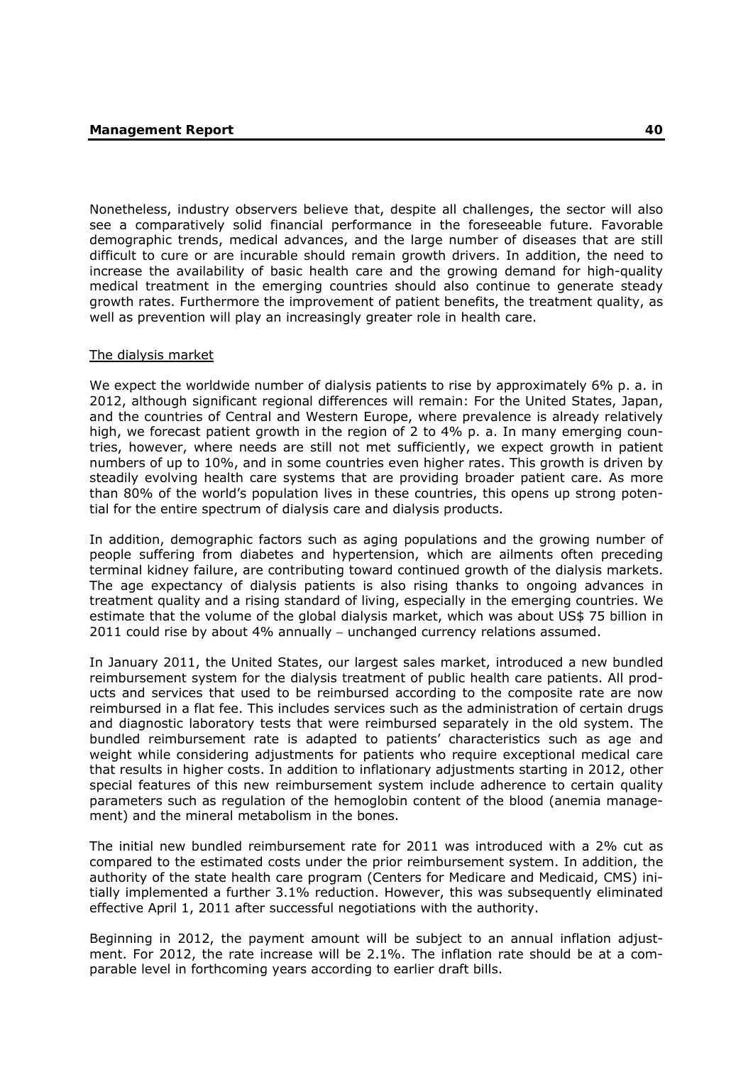Nonetheless, industry observers believe that, despite all challenges, the sector will also see a comparatively solid financial performance in the foreseeable future. Favorable demographic trends, medical advances, and the large number of diseases that are still difficult to cure or are incurable should remain growth drivers. In addition, the need to increase the availability of basic health care and the growing demand for high-quality medical treatment in the emerging countries should also continue to generate steady growth rates. Furthermore the improvement of patient benefits, the treatment quality, as well as prevention will play an increasingly greater role in health care.

The dialysis market

We expect the worldwide number of dialysis patients to rise by approximately 6% p. a. in 2012, although significant regional differences will remain: For the United States, Japan, and the countries of Central and Western Europe, where prevalence is already relatively high, we forecast patient growth in the region of 2 to 4% p. a. In many emerging countries, however, where needs are still not met sufficiently, we expect growth in patient numbers of up to 10%, and in some countries even higher rates. This growth is driven by steadily evolving health care systems that are providing broader patient care. As more than 80% of the world's population lives in these countries, this opens up strong potential for the entire spectrum of dialysis care and dialysis products.

In addition, demographic factors such as aging populations and the growing number of people suffering from diabetes and hypertension, which are ailments often preceding terminal kidney failure, are contributing toward continued growth of the dialysis markets. The age expectancy of dialysis patients is also rising thanks to ongoing advances in treatment quality and a rising standard of living, especially in the emerging countries. We estimate that the volume of the global dialysis market, which was about US$ 75 billion in 2011 could rise by about 4% annually – unchanged currency relations assumed.

In January 2011, the United States, our largest sales market, introduced a new bundled reimbursement system for the dialysis treatment of public health care patients. All products and services that used to be reimbursed according to the composite rate are now reimbursed in a flat fee. This includes services such as the administration of certain drugs and diagnostic laboratory tests that were reimbursed separately in the old system. The bundled reimbursement rate is adapted to patients' characteristics such as age and weight while considering adjustments for patients who require exceptional medical care that results in higher costs. In addition to inflationary adjustments starting in 2012, other special features of this new reimbursement system include adherence to certain quality parameters such as regulation of the hemoglobin content of the blood (anemia management) and the mineral metabolism in the bones.

The initial new bundled reimbursement rate for 2011 was introduced with a 2% cut as compared to the estimated costs under the prior reimbursement system. In addition, the authority of the state health care program (Centers for Medicare and Medicaid, CMS) initially implemented a further 3.1% reduction. However, this was subsequently eliminated effective April 1, 2011 after successful negotiations with the authority.

Beginning in 2012, the payment amount will be subject to an annual inflation adjustment. For 2012, the rate increase will be 2.1%. The inflation rate should be at a comparable level in forthcoming years according to earlier draft bills.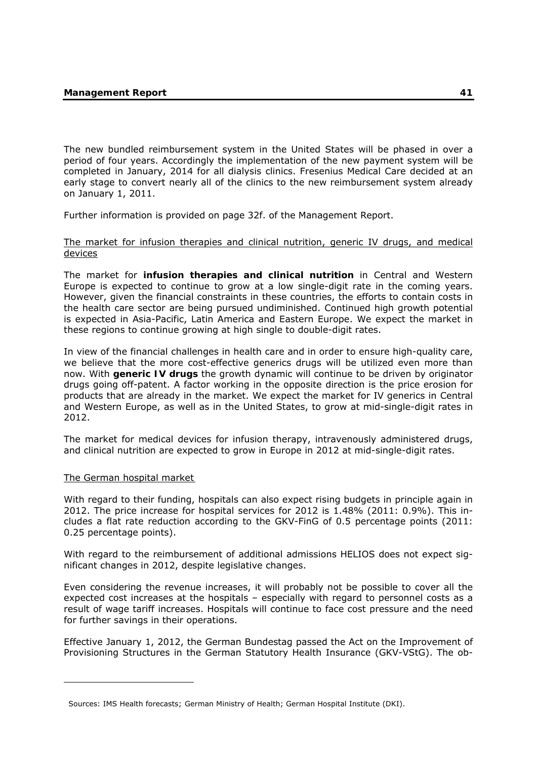The new bundled reimbursement system in the United States will be phased in over a period of four years. Accordingly the implementation of the new payment system will be completed in January, 2014 for all dialysis clinics. Fresenius Medical Care decided at an early stage to convert nearly all of the clinics to the new reimbursement system already on January 1, 2011.

Further information is provided on page 32f. of the Management Report.

The market for infusion therapies and clinical nutrition, generic IV drugs, and medical devices

The market for **infusion therapies and clinical nutrition** in Central and Western Europe is expected to continue to grow at a low single-digit rate in the coming years. However, given the financial constraints in these countries, the efforts to contain costs in the health care sector are being pursued undiminished. Continued high growth potential is expected in Asia-Pacific, Latin America and Eastern Europe. We expect the market in these regions to continue growing at high single to double-digit rates.

In view of the financial challenges in health care and in order to ensure high-quality care, we believe that the more cost-effective generics drugs will be utilized even more than now. With **generic IV drugs** the growth dynamic will continue to be driven by originator drugs going off-patent. A factor working in the opposite direction is the price erosion for products that are already in the market. We expect the market for IV generics in Central and Western Europe, as well as in the United States, to grow at mid-single-digit rates in 2012.

The market for medical devices for infusion therapy, intravenously administered drugs, and clinical nutrition are expected to grow in Europe in 2012 at mid-single-digit rates.

The German hospital market

With regard to their funding, hospitals can also expect rising budgets in principle again in 2012. The price increase for hospital services for 2012 is 1.48% (2011: 0.9%). This includes a flat rate reduction according to the GKV-FinG of 0.5 percentage points (2011: 0.25 percentage points).

With regard to the reimbursement of additional admissions HELIOS does not expect significant changes in 2012, despite legislative changes.

Even considering the revenue increases, it will probably not be possible to cover all the expected cost increases at the hospitals – especially with regard to personnel costs as a result of wage tariff increases. Hospitals will continue to face cost pressure and the need for further savings in their operations.

Effective January 1, 2012, the German Bundestag passed the Act on the Improvement of Provisioning Structures in the German Statutory Health Insurance (GKV-VStG). The ob-

Sources: IMS Health forecasts; German Ministry of Health; German Hospital Institute (DKI).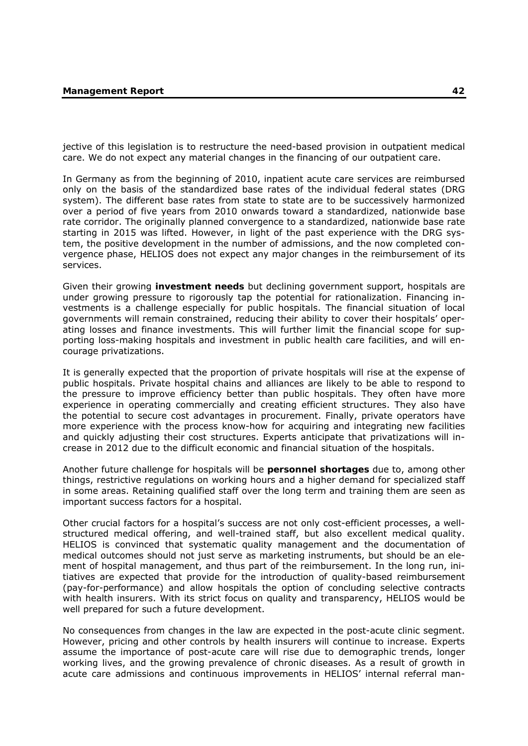jective of this legislation is to restructure the need-based provision in outpatient medical care. We do not expect any material changes in the financing of our outpatient care.

In Germany as from the beginning of 2010, inpatient acute care services are reimbursed only on the basis of the standardized base rates of the individual federal states (DRG system). The different base rates from state to state are to be successively harmonized over a period of five years from 2010 onwards toward a standardized, nationwide base rate corridor. The originally planned convergence to a standardized, nationwide base rate starting in 2015 was lifted. However, in light of the past experience with the DRG system, the positive development in the number of admissions, and the now completed convergence phase, HELIOS does not expect any major changes in the reimbursement of its services.

Given their growing **investment needs** but declining government support, hospitals are under growing pressure to rigorously tap the potential for rationalization. Financing investments is a challenge especially for public hospitals. The financial situation of local governments will remain constrained, reducing their ability to cover their hospitals' operating losses and finance investments. This will further limit the financial scope for supporting loss-making hospitals and investment in public health care facilities, and will encourage privatizations.

It is generally expected that the proportion of private hospitals will rise at the expense of public hospitals. Private hospital chains and alliances are likely to be able to respond to the pressure to improve efficiency better than public hospitals. They often have more experience in operating commercially and creating efficient structures. They also have the potential to secure cost advantages in procurement. Finally, private operators have more experience with the process know-how for acquiring and integrating new facilities and quickly adjusting their cost structures. Experts anticipate that privatizations will increase in 2012 due to the difficult economic and financial situation of the hospitals.

Another future challenge for hospitals will be **personnel shortages** due to, among other things, restrictive regulations on working hours and a higher demand for specialized staff in some areas. Retaining qualified staff over the long term and training them are seen as important success factors for a hospital.

Other crucial factors for a hospital's success are not only cost-efficient processes, a well-structured medical offering, and well-trained staff, but also excellent medical quality. HELIOS is convinced that systematic quality management and the documentation of medical outcomes should not just serve as marketing instruments, but should be an element of hospital management, and thus part of the reimbursement. In the long run, initiatives are expected that provide for the introduction of quality-based reimbursement (pay-for-performance) and allow hospitals the option of concluding selective contracts with health insurers. With its strict focus on quality and transparency, HELIOS would be well prepared for such a future development.

No consequences from changes in the law are expected in the post-acute clinic segment. However, pricing and other controls by health insurers will continue to increase. Experts assume the importance of post-acute care will rise due to demographic trends, longer working lives, and the growing prevalence of chronic diseases. As a result of growth in acute care admissions and continuous improvements in HELIOS' internal referral man-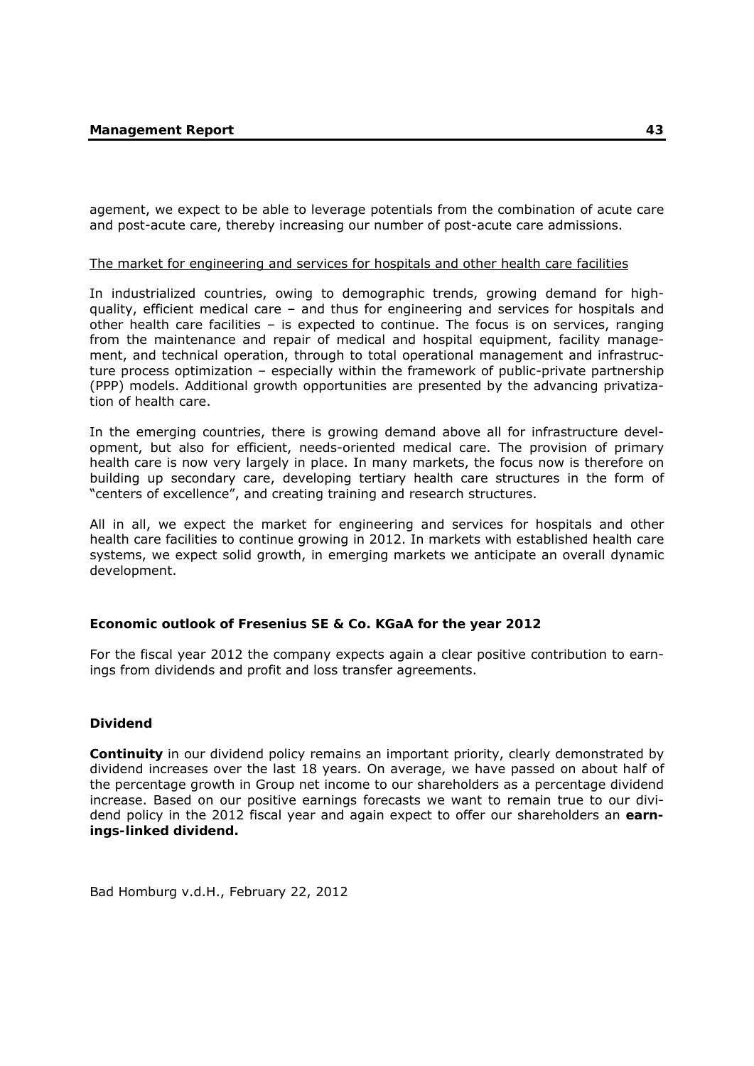agement, we expect to be able to leverage potentials from the combination of acute care and post-acute care, thereby increasing our number of post-acute care admissions.

The market for engineering and services for hospitals and other health care facilities

In industrialized countries, owing to demographic trends, growing demand for high-quality, efficient medical care – and thus for engineering and services for hospitals and other health care facilities – is expected to continue. The focus is on services, ranging from the maintenance and repair of medical and hospital equipment, facility management, and technical operation, through to total operational management and infrastructure process optimization – especially within the framework of public-private partnership (PPP) models. Additional growth opportunities are presented by the advancing privatization of health care.

In the emerging countries, there is growing demand above all for infrastructure development, but also for efficient, needs-oriented medical care. The provision of primary health care is now very largely in place. In many markets, the focus now is therefore on building up secondary care, developing tertiary health care structures in the form of "centers of excellence", and creating training and research structures.

All in all, we expect the market for engineering and services for hospitals and other health care facilities to continue growing in 2012. In markets with established health care systems, we expect solid growth, in emerging markets we anticipate an overall dynamic development.

### Economic outlook of Fresenius SE & Co. KGaA for the year 2012

For the fiscal year 2012 the company expects again a clear positive contribution to earnings from dividends and profit and loss transfer agreements.

### Dividend

**Continuity** in our dividend policy remains an important priority, clearly demonstrated by dividend increases over the last 18 years. On average, we have passed on about half of the percentage growth in Group net income to our shareholders as a percentage dividend increase. Based on our positive earnings forecasts we want to remain true to our dividend policy in the 2012 fiscal year and again expect to offer our shareholders an **earnings-linked dividend.**

Bad Homburg v.d.H., February 22, 2012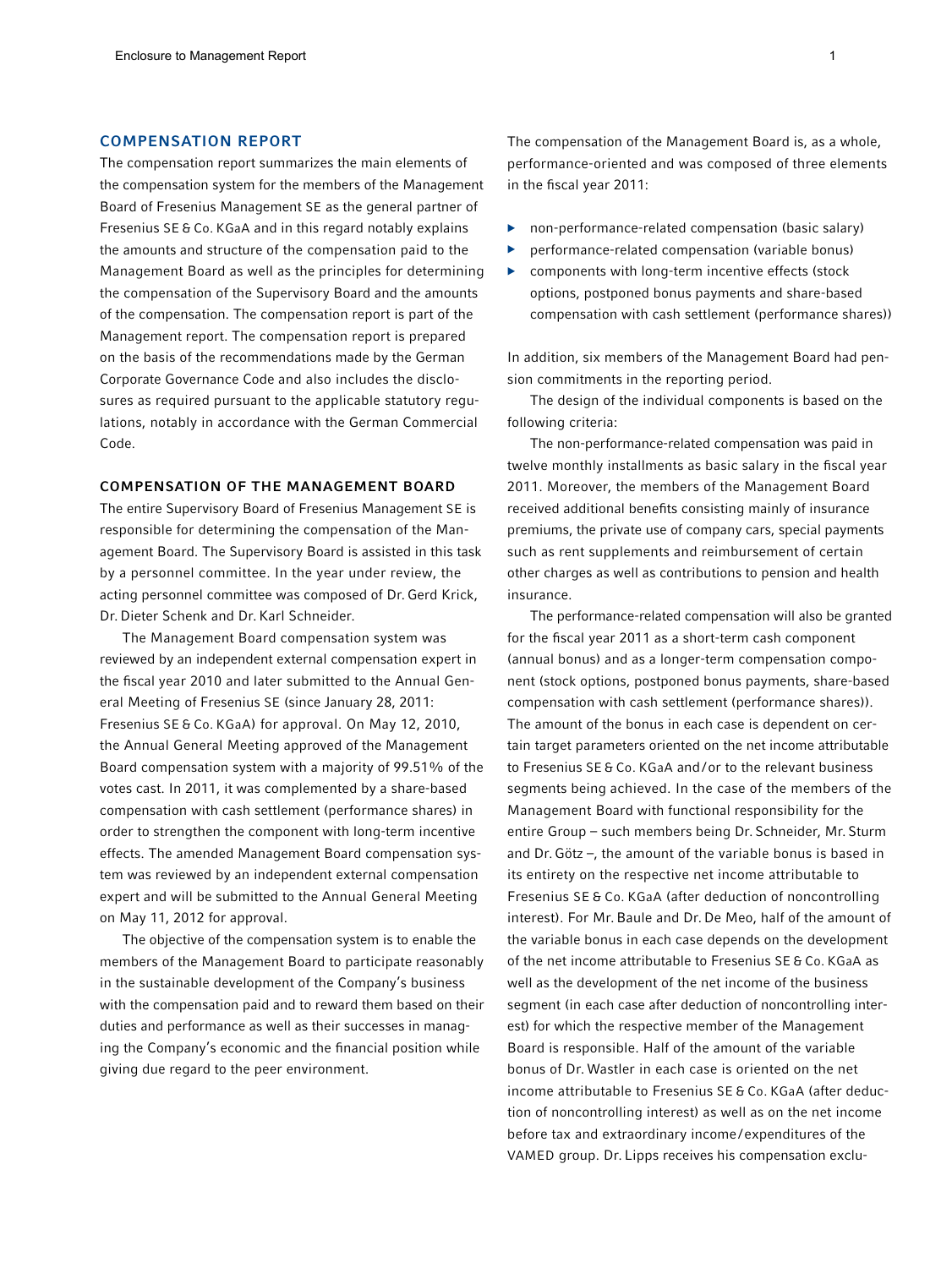## COMPENSATION REPORT

The compensation report summarizes the main elements of the compensation system for the members of the Management Board of Fresenius Management SE as the general partner of Fresenius SE & Co. KGaA and in this regard notably explains the amounts and structure of the compensation paid to the Management Board as well as the principles for determining the compensation of the Supervisory Board and the amounts of the compensation. The compensation report is part of the Management report. The compensation report is prepared on the basis of the recommendations made by the German Corporate Governance Code and also includes the disclosures as required pursuant to the applicable statutory regulations, notably in accordance with the German Commercial Code.

### COMPENSATION OF THE MANAGEMENT BOARD

The entire Supervisory Board of Fresenius Management SE is responsible for determining the compensation of the Management Board. The Supervisory Board is assisted in this task by a personnel committee. In the year under review, the acting personnel committee was composed of Dr. Gerd Krick, Dr. Dieter Schenk and Dr. Karl Schneider.

The Management Board compensation system was reviewed by an independent external compensation expert in the fiscal year 2010 and later submitted to the Annual General Meeting of Fresenius SE (since January 28, 2011: Fresenius SE & Co. KGaA) for approval. On May 12, 2010, the Annual General Meeting approved of the Management Board compensation system with a majority of 99.51% of the votes cast. In 2011, it was complemented by a share-based compensation with cash settlement (performance shares) in order to strengthen the component with long-term incentive effects. The amended Management Board compensation system was reviewed by an independent external compensation expert and will be submitted to the Annual General Meeting on May 11, 2012 for approval.

The objective of the compensation system is to enable the members of the Management Board to participate reasonably in the sustainable development of the Company's business with the compensation paid and to reward them based on their duties and performance as well as their successes in managing the Company's economic and the financial position while giving due regard to the peer environment.

The compensation of the Management Board is, as a whole, performance-oriented and was composed of three elements in the fiscal year 2011:

- non-performance-related compensation (basic salary)
- performance-related compensation (variable bonus)
- components with long-term incentive effects (stock options, postponed bonus payments and share-based compensation with cash settlement (performance shares))

In addition, six members of the Management Board had pension commitments in the reporting period.

The design of the individual components is based on the following criteria:

The non-performance-related compensation was paid in twelve monthly installments as basic salary in the fiscal year 2011. Moreover, the members of the Management Board received additional benefits consisting mainly of insurance premiums, the private use of company cars, special payments such as rent supplements and reimbursement of certain other charges as well as contributions to pension and health insurance.

The performance-related compensation will also be granted for the fiscal year 2011 as a short-term cash component (annual bonus) and as a longer-term compensation component (stock options, postponed bonus payments, share-based compensation with cash settlement (performance shares)). The amount of the bonus in each case is dependent on certain target parameters oriented on the net income attributable to Fresenius SE & Co. KGaA and/or to the relevant business segments being achieved. In the case of the members of the Management Board with functional responsibility for the entire Group – such members being Dr. Schneider, Mr. Sturm and Dr. Götz –, the amount of the variable bonus is based in its entirety on the respective net income attributable to Fresenius SE & Co. KGaA (after deduction of noncontrolling interest). For Mr. Baule and Dr. De Meo, half of the amount of the variable bonus in each case depends on the development of the net income attributable to Fresenius SE & Co. KGaA as well as the development of the net income of the business segment (in each case after deduction of noncontrolling interest) for which the respective member of the Management Board is responsible. Half of the amount of the variable bonus of Dr. Wastler in each case is oriented on the net income attributable to Fresenius SE & Co. KGaA (after deduction of noncontrolling interest) as well as on the net income before tax and extraordinary income/expenditures of the VAMED group. Dr. Lipps receives his compensation exclu-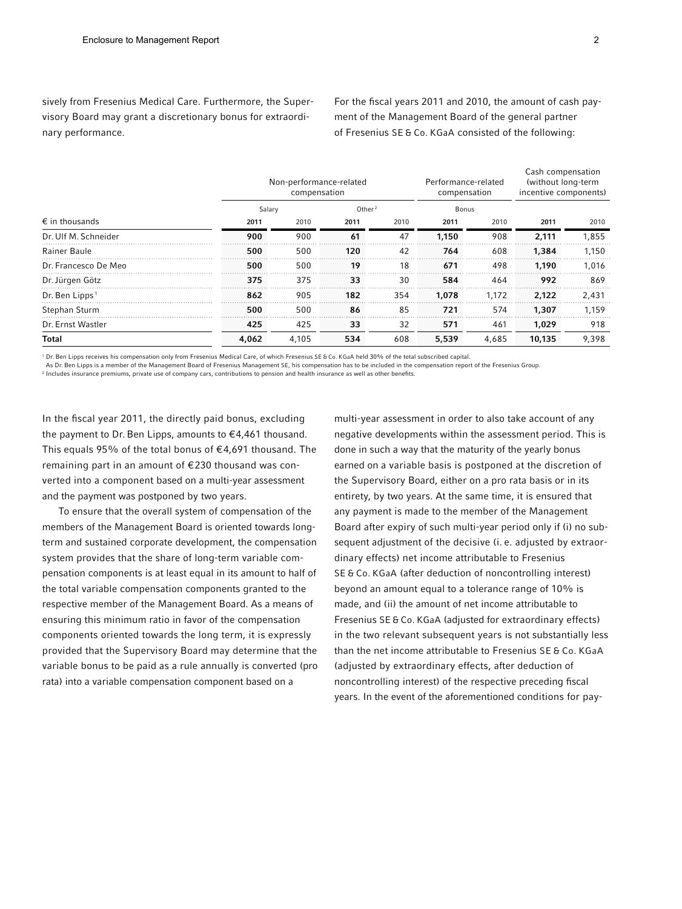sively from Fresenius Medical Care. Furthermore, the Supervisory Board may grant a discretionary bonus for extraordinary performance.

For the fiscal years 2011 and 2010, the amount of cash payment of the Management Board of the general partner of Fresenius SE & Co. KGaA consisted of the following:

| | Non-performance-related compensation | | | | Performance-related compensation | | Cash compensation (without long-term incentive components) | |
|---|---|---|---|---|---|---|---|---|
| | Salary | | Other[2] | | Bonus | | | |
| € in thousands | **2011** | 2010 | **2011** | 2010 | **2011** | 2010 | **2011** | 2010 |
| Dr. Ulf M. Schneider | **900** | 900 | **61** | 47 | **1,150** | 908 | **2,111** | 1,855 |
| Rainer Baule | **500** | 500 | **120** | 42 | **764** | 608 | **1,384** | 1,150 |
| Dr. Francesco De Meo | **500** | 500 | **19** | 18 | **671** | 498 | **1,190** | 1,016 |
| Dr. Jürgen Götz | **375** | 375 | **33** | 30 | **584** | 464 | **992** | 869 |
| Dr. Ben Lipps[1] | **862** | 905 | **182** | 354 | **1,078** | 1,172 | **2,122** | 2,431 |
| Stephan Sturm | **500** | 500 | **86** | 85 | **721** | 574 | **1,307** | 1,159 |
| Dr. Ernst Wastler | **425** | 425 | **33** | 32 | **571** | 461 | **1,029** | 918 |
| **Total** | **4,062** | 4,105 | **534** | 608 | **5,539** | 4,685 | **10,135** | 9,398 |

[1] Dr. Ben Lipps receives his compensation only from Fresenius Medical Care, of which Fresenius SE & Co. KGaA held 30% of the total subscribed capital.
As Dr. Ben Lipps is a member of the Management Board of Fresenius Management SE, his compensation has to be included in the compensation report of the Fresenius Group.
[2] Includes insurance premiums, private use of company cars, contributions to pension and health insurance as well as other benefits.

In the fiscal year 2011, the directly paid bonus, excluding the payment to Dr. Ben Lipps, amounts to €4,461 thousand. This equals 95% of the total bonus of €4,691 thousand. The remaining part in an amount of €230 thousand was converted into a component based on a multi-year assessment and the payment was postponed by two years.

To ensure that the overall system of compensation of the members of the Management Board is oriented towards long-term and sustained corporate development, the compensation system provides that the share of long-term variable compensation components is at least equal in its amount to half of the total variable compensation components granted to the respective member of the Management Board. As a means of ensuring this minimum ratio in favor of the compensation components oriented towards the long term, it is expressly provided that the Supervisory Board may determine that the variable bonus to be paid as a rule annually is converted (pro rata) into a variable compensation component based on a multi-year assessment in order to also take account of any negative developments within the assessment period. This is done in such a way that the maturity of the yearly bonus earned on a variable basis is postponed at the discretion of the Supervisory Board, either on a pro rata basis or in its entirety, by two years. At the same time, it is ensured that any payment is made to the member of the Management Board after expiry of such multi-year period only if (i) no subsequent adjustment of the decisive (i.e. adjusted by extraordinary effects) net income attributable to Fresenius SE & Co. KGaA (after deduction of noncontrolling interest) beyond an amount equal to a tolerance range of 10% is made, and (ii) the amount of net income attributable to Fresenius SE & Co. KGaA (adjusted for extraordinary effects) in the two relevant subsequent years is not substantially less than the net income attributable to Fresenius SE & Co. KGaA (adjusted by extraordinary effects, after deduction of noncontrolling interest) of the respective preceding fiscal years. In the event of the aforementioned conditions for pay-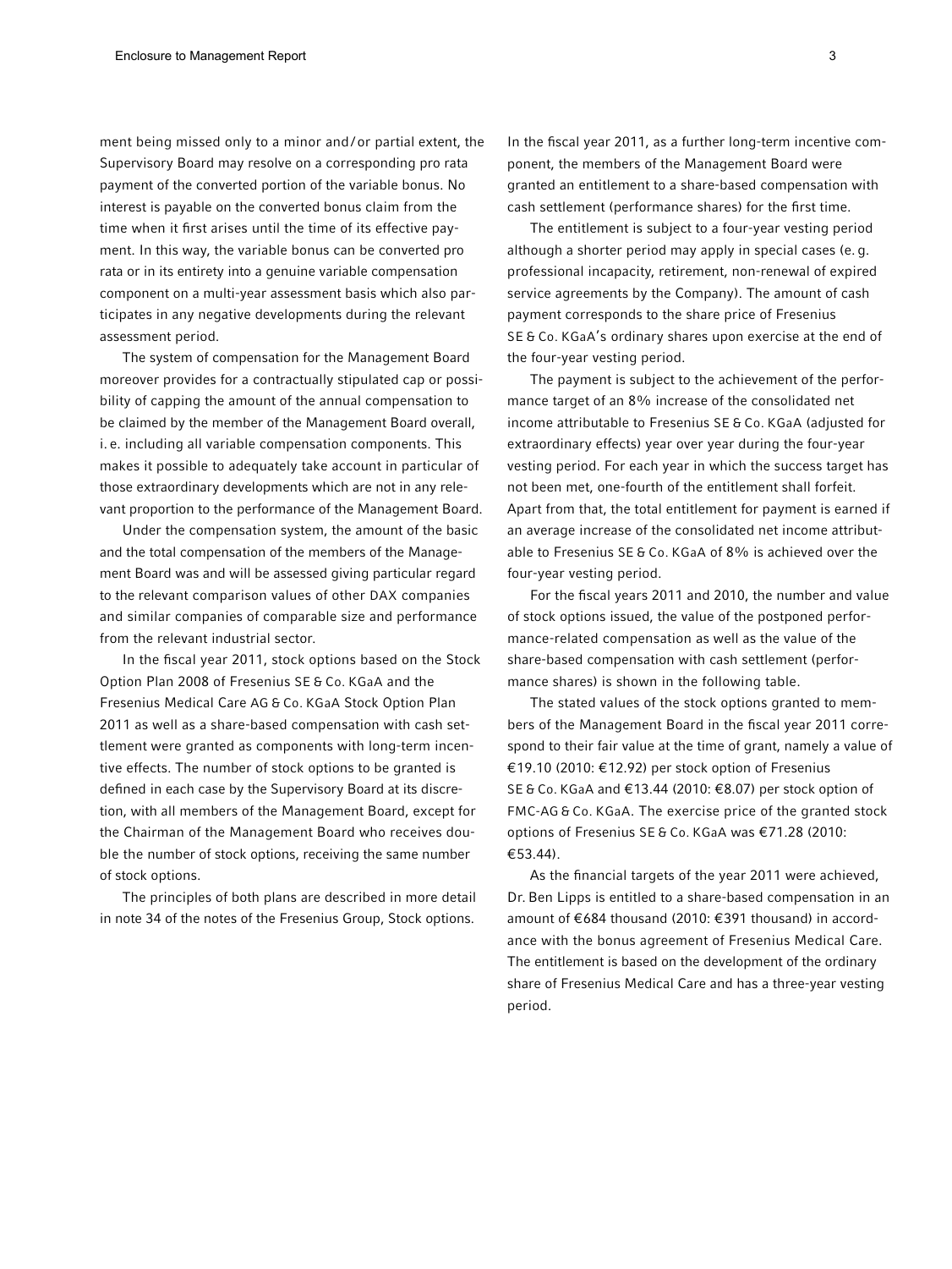ment being missed only to a minor and / or partial extent, the Supervisory Board may resolve on a corresponding pro rata payment of the converted portion of the variable bonus. No interest is payable on the converted bonus claim from the time when it first arises until the time of its effective payment. In this way, the variable bonus can be converted pro rata or in its entirety into a genuine variable compensation component on a multi-year assessment basis which also participates in any negative developments during the relevant assessment period.

The system of compensation for the Management Board moreover provides for a contractually stipulated cap or possibility of capping the amount of the annual compensation to be claimed by the member of the Management Board overall, i. e. including all variable compensation components. This makes it possible to adequately take account in particular of those extraordinary developments which are not in any relevant proportion to the performance of the Management Board.

Under the compensation system, the amount of the basic and the total compensation of the members of the Management Board was and will be assessed giving particular regard to the relevant comparison values of other DAX companies and similar companies of comparable size and performance from the relevant industrial sector.

In the fiscal year 2011, stock options based on the Stock Option Plan 2008 of Fresenius SE & Co. KGaA and the Fresenius Medical Care AG & Co. KGaA Stock Option Plan 2011 as well as a share-based compensation with cash settlement were granted as components with long-term incentive effects. The number of stock options to be granted is defined in each case by the Supervisory Board at its discretion, with all members of the Management Board, except for the Chairman of the Management Board who receives double the number of stock options, receiving the same number of stock options.

The principles of both plans are described in more detail in note 34 of the notes of the Fresenius Group, Stock options.

In the fiscal year 2011, as a further long-term incentive component, the members of the Management Board were granted an entitlement to a share-based compensation with cash settlement (performance shares) for the first time.

The entitlement is subject to a four-year vesting period although a shorter period may apply in special cases (e. g. professional incapacity, retirement, non-renewal of expired service agreements by the Company). The amount of cash payment corresponds to the share price of Fresenius SE & Co. KGaA's ordinary shares upon exercise at the end of the four-year vesting period.

The payment is subject to the achievement of the performance target of an 8% increase of the consolidated net income attributable to Fresenius SE & Co. KGaA (adjusted for extraordinary effects) year over year during the four-year vesting period. For each year in which the success target has not been met, one-fourth of the entitlement shall forfeit. Apart from that, the total entitlement for payment is earned if an average increase of the consolidated net income attributable to Fresenius SE & Co. KGaA of 8% is achieved over the four-year vesting period.

For the fiscal years 2011 and 2010, the number and value of stock options issued, the value of the postponed performance-related compensation as well as the value of the share-based compensation with cash settlement (performance shares) is shown in the following table.

The stated values of the stock options granted to members of the Management Board in the fiscal year 2011 correspond to their fair value at the time of grant, namely a value of €19.10 (2010: €12.92) per stock option of Fresenius SE & Co. KGaA and €13.44 (2010: €8.07) per stock option of FMC-AG & Co. KGaA. The exercise price of the granted stock options of Fresenius SE & Co. KGaA was €71.28 (2010: €53.44).

As the financial targets of the year 2011 were achieved, Dr. Ben Lipps is entitled to a share-based compensation in an amount of €684 thousand (2010: €391 thousand) in accordance with the bonus agreement of Fresenius Medical Care. The entitlement is based on the development of the ordinary share of Fresenius Medical Care and has a three-year vesting period.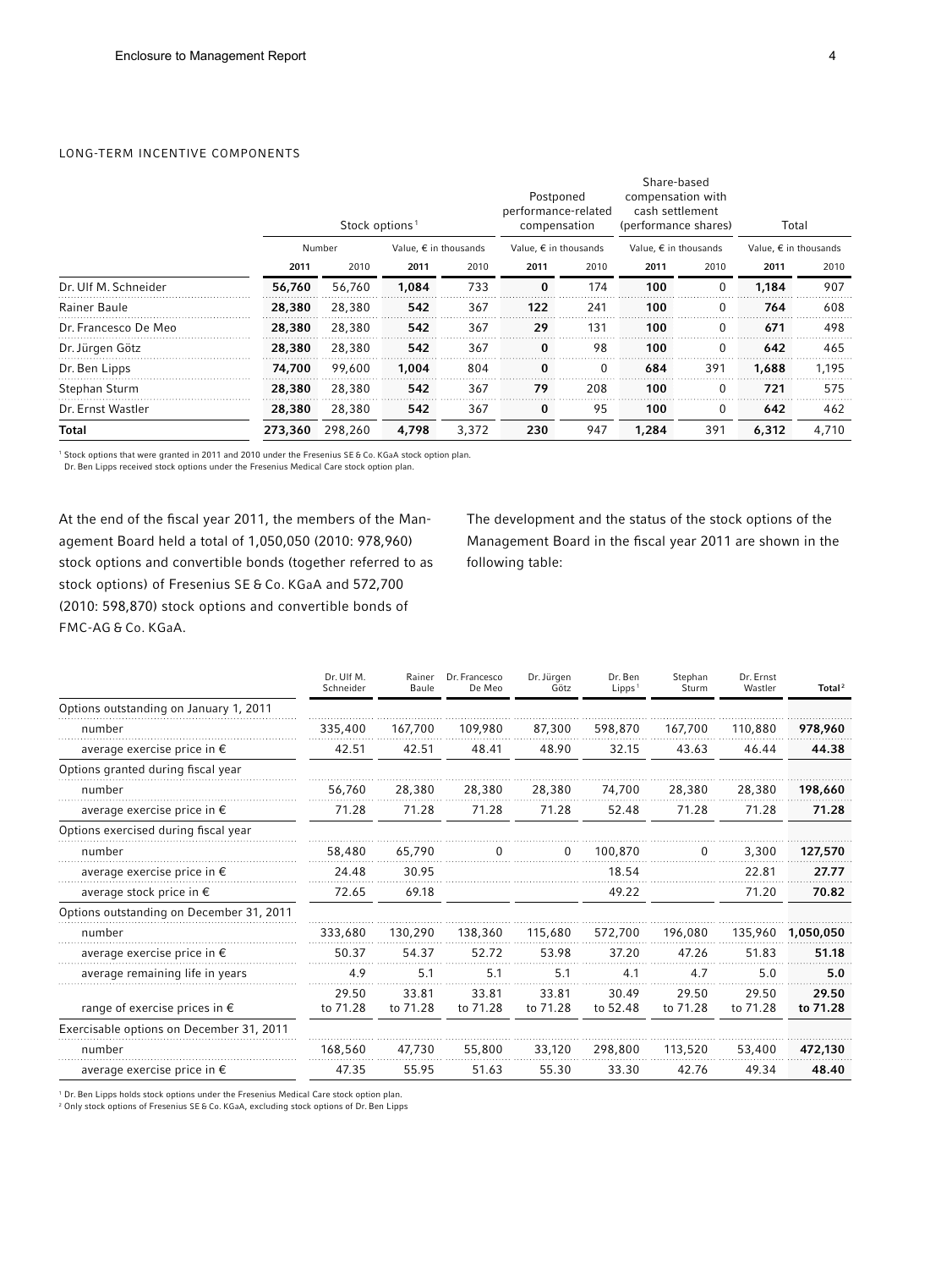## LONG-TERM INCENTIVE COMPONENTS

| | Stock options[1] | | | | Postponed performance-related compensation | | Share-based compensation with cash settlement (performance shares) | | Total | |
|---|---|---|---|---|---|---|---|---|---|---|
| | Number | | Value, € in thousands | | Value, € in thousands | | Value, € in thousands | | Value, € in thousands | |
| | **2011** | 2010 | **2011** | 2010 | **2011** | 2010 | **2011** | 2010 | **2011** | 2010 |
| Dr. Ulf M. Schneider | **56,760** | 56,760 | **1,084** | 733 | **0** | 174 | **100** | 0 | **1,184** | 907 |
| Rainer Baule | **28,380** | 28,380 | **542** | 367 | **122** | 241 | **100** | 0 | **764** | 608 |
| Dr. Francesco De Meo | **28,380** | 28,380 | **542** | 367 | **29** | 131 | **100** | 0 | **671** | 498 |
| Dr. Jürgen Götz | **28,380** | 28,380 | **542** | 367 | **0** | 98 | **100** | 0 | **642** | 465 |
| Dr. Ben Lipps | **74,700** | 99,600 | **1,004** | 804 | **0** | 0 | **684** | 391 | **1,688** | 1,195 |
| Stephan Sturm | **28,380** | 28,380 | **542** | 367 | **79** | 208 | **100** | 0 | **721** | 575 |
| Dr. Ernst Wastler | **28,380** | 28,380 | **542** | 367 | **0** | 95 | **100** | 0 | **642** | 462 |
| **Total** | **273,360** | 298,260 | **4,798** | 3,372 | **230** | 947 | **1,284** | 391 | **6,312** | 4,710 |

[1] Stock options that were granted in 2011 and 2010 under the Fresenius SE & Co. KGaA stock option plan.
Dr. Ben Lipps received stock options under the Fresenius Medical Care stock option plan.

At the end of the fiscal year 2011, the members of the Management Board held a total of 1,050,050 (2010: 978,960) stock options and convertible bonds (together referred to as stock options) of Fresenius SE & Co. KGaA and 572,700 (2010: 598,870) stock options and convertible bonds of FMC-AG & Co. KGaA.

The development and the status of the stock options of the Management Board in the fiscal year 2011 are shown in the following table:

| | Dr. Ulf M. Schneider | Rainer Baule | Dr. Francesco De Meo | Dr. Jürgen Götz | Dr. Ben Lipps[1] | Stephan Sturm | Dr. Ernst Wastler | Total[2] |
|---|---|---|---|---|---|---|---|---|
| Options outstanding on January 1, 2011 | | | | | | | | |
| number | 335,400 | 167,700 | 109,980 | 87,300 | 598,870 | 167,700 | 110,880 | **978,960** |
| average exercise price in € | 42.51 | 42.51 | 48.41 | 48.90 | 32.15 | 43.63 | 46.44 | **44.38** |
| Options granted during fiscal year | | | | | | | | |
| number | 56,760 | 28,380 | 28,380 | 28,380 | 74,700 | 28,380 | 28,380 | **198,660** |
| average exercise price in € | 71.28 | 71.28 | 71.28 | 71.28 | 52.48 | 71.28 | 71.28 | **71.28** |
| Options exercised during fiscal year | | | | | | | | |
| number | 58,480 | 65,790 | 0 | 0 | 100,870 | 0 | 3,300 | **127,570** |
| average exercise price in € | 24.48 | 30.95 | | | 18.54 | | 22.81 | **27.77** |
| average stock price in € | 72.65 | 69.18 | | | 49.22 | | 71.20 | **70.82** |
| Options outstanding on December 31, 2011 | | | | | | | | |
| number | 333,680 | 130,290 | 138,360 | 115,680 | 572,700 | 196,080 | 135,960 | **1,050,050** |
| average exercise price in € | 50.37 | 54.37 | 52.72 | 53.98 | 37.20 | 47.26 | 51.83 | **51.18** |
| average remaining life in years | 4.9 | 5.1 | 5.1 | 5.1 | 4.1 | 4.7 | 5.0 | **5.0** |
| range of exercise prices in € | 29.50 to 71.28 | 33.81 to 71.28 | 33.81 to 71.28 | 33.81 to 71.28 | 30.49 to 52.48 | 29.50 to 71.28 | 29.50 to 71.28 | **29.50 to 71.28** |
| Exercisable options on December 31, 2011 | | | | | | | | |
| number | 168,560 | 47,730 | 55,800 | 33,120 | 298,800 | 113,520 | 53,400 | **472,130** |
| average exercise price in € | 47.35 | 55.95 | 51.63 | 55.30 | 33.30 | 42.76 | 49.34 | **48.40** |

[1] Dr. Ben Lipps holds stock options under the Fresenius Medical Care stock option plan.
[2] Only stock options of Fresenius SE & Co. KGaA, excluding stock options of Dr. Ben Lipps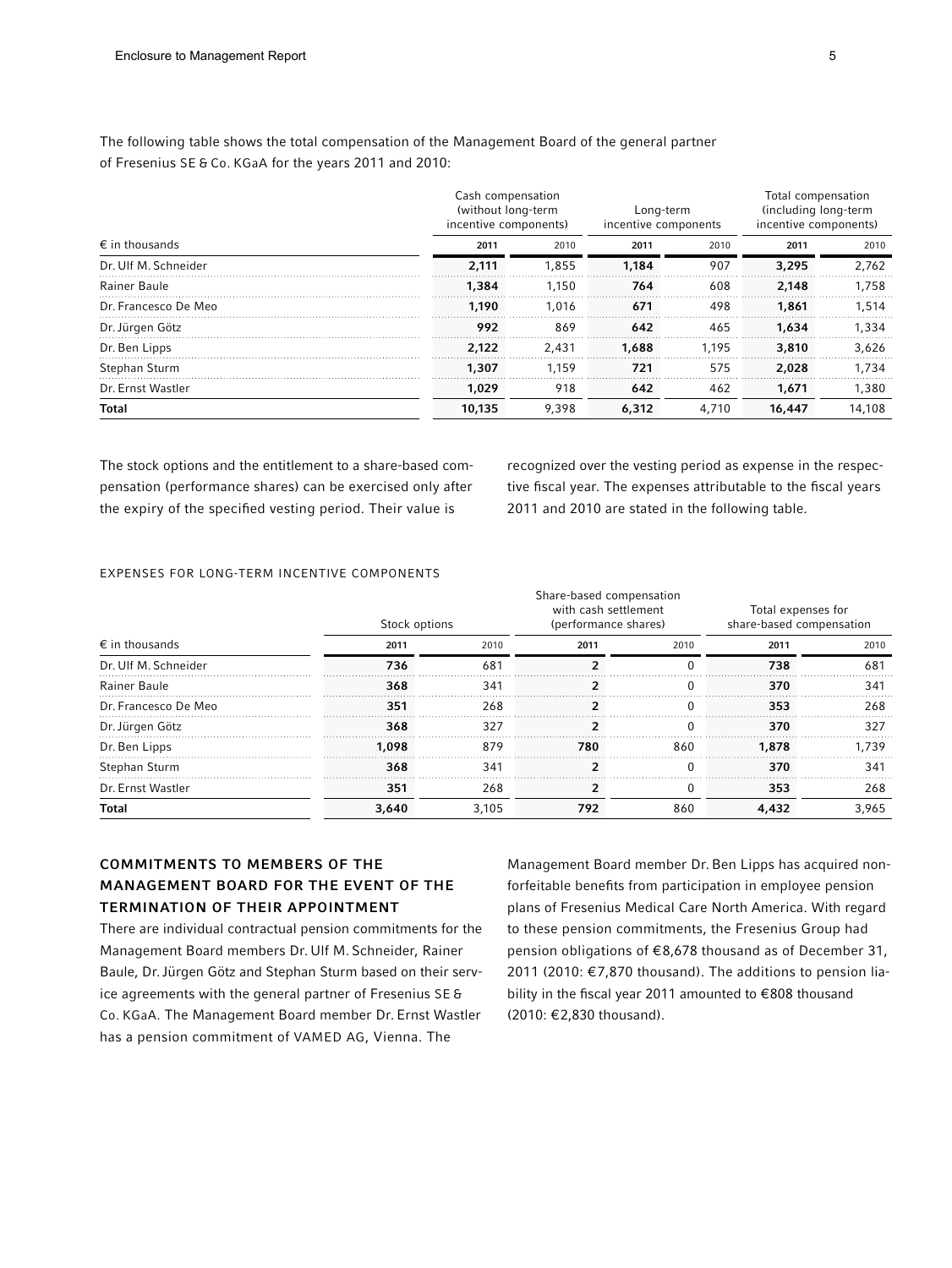The following table shows the total compensation of the Management Board of the general partner of Fresenius SE & Co. KGaA for the years 2011 and 2010:

| € in thousands | Cash compensation (without long-term incentive components) | | Long-term incentive components | | Total compensation (including long-term incentive components) | |
|---|---|---|---|---|---|---|
| | **2011** | 2010 | **2011** | 2010 | **2011** | 2010 |
| Dr. Ulf M. Schneider | **2,111** | 1,855 | **1,184** | 907 | **3,295** | 2,762 |
| Rainer Baule | **1,384** | 1,150 | **764** | 608 | **2,148** | 1,758 |
| Dr. Francesco De Meo | **1,190** | 1,016 | **671** | 498 | **1,861** | 1,514 |
| Dr. Jürgen Götz | **992** | 869 | **642** | 465 | **1,634** | 1,334 |
| Dr. Ben Lipps | **2,122** | 2,431 | **1,688** | 1,195 | **3,810** | 3,626 |
| Stephan Sturm | **1,307** | 1,159 | **721** | 575 | **2,028** | 1,734 |
| Dr. Ernst Wastler | **1,029** | 918 | **642** | 462 | **1,671** | 1,380 |
| **Total** | **10,135** | 9,398 | **6,312** | 4,710 | **16,447** | 14,108 |

The stock options and the entitlement to a share-based compensation (performance shares) can be exercised only after the expiry of the specified vesting period. Their value is recognized over the vesting period as expense in the respective fiscal year. The expenses attributable to the fiscal years 2011 and 2010 are stated in the following table.

EXPENSES FOR LONG-TERM INCENTIVE COMPONENTS

| € in thousands | Stock options | | Share-based compensation with cash settlement (performance shares) | | Total expenses for share-based compensation | |
|---|---|---|---|---|---|---|
| | **2011** | 2010 | **2011** | 2010 | **2011** | 2010 |
| Dr. Ulf M. Schneider | **736** | 681 | **2** | 0 | **738** | 681 |
| Rainer Baule | **368** | 341 | **2** | 0 | **370** | 341 |
| Dr. Francesco De Meo | **351** | 268 | **2** | 0 | **353** | 268 |
| Dr. Jürgen Götz | **368** | 327 | **2** | 0 | **370** | 327 |
| Dr. Ben Lipps | **1,098** | 879 | **780** | 860 | **1,878** | 1,739 |
| Stephan Sturm | **368** | 341 | **2** | 0 | **370** | 341 |
| Dr. Ernst Wastler | **351** | 268 | **2** | 0 | **353** | 268 |
| **Total** | **3,640** | 3,105 | **792** | 860 | **4,432** | 3,965 |

## COMMITMENTS TO MEMBERS OF THE MANAGEMENT BOARD FOR THE EVENT OF THE TERMINATION OF THEIR APPOINTMENT

There are individual contractual pension commitments for the Management Board members Dr. Ulf M. Schneider, Rainer Baule, Dr. Jürgen Götz and Stephan Sturm based on their service agreements with the general partner of Fresenius SE & Co. KGaA. The Management Board member Dr. Ernst Wastler has a pension commitment of VAMED AG, Vienna. The Management Board member Dr. Ben Lipps has acquired non-forfeitable benefits from participation in employee pension plans of Fresenius Medical Care North America. With regard to these pension commitments, the Fresenius Group had pension obligations of €8,678 thousand as of December 31, 2011 (2010: €7,870 thousand). The additions to pension liability in the fiscal year 2011 amounted to €808 thousand (2010: €2,830 thousand).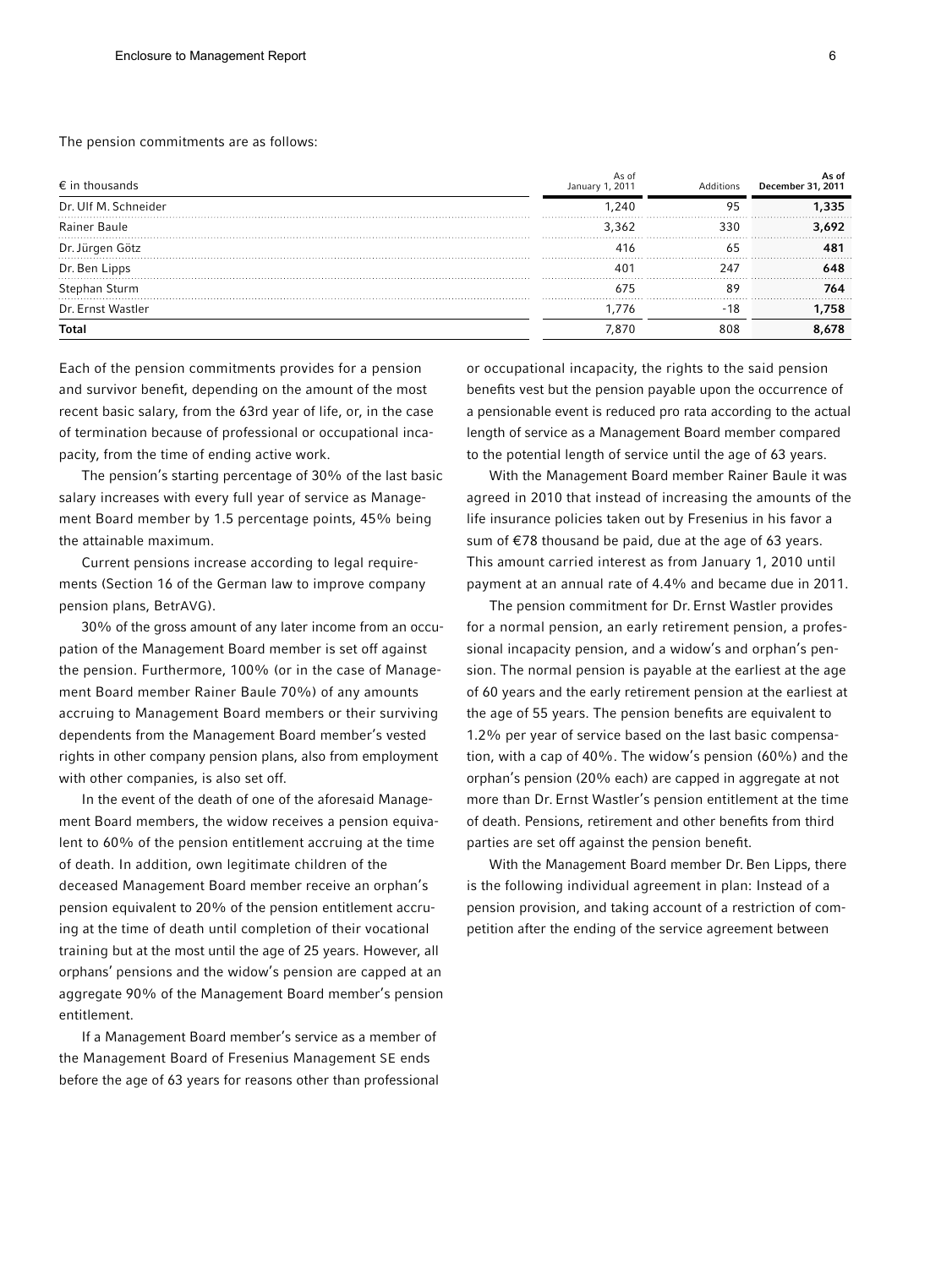The pension commitments are as follows:

| € in thousands | As of January 1, 2011 | Additions | As of December 31, 2011 |
|---|---|---|---|
| Dr. Ulf M. Schneider | 1,240 | 95 | **1,335** |
| Rainer Baule | 3,362 | 330 | **3,692** |
| Dr. Jürgen Götz | 416 | 65 | **481** |
| Dr. Ben Lipps | 401 | 247 | **648** |
| Stephan Sturm | 675 | 89 | **764** |
| Dr. Ernst Wastler | 1,776 | -18 | **1,758** |
| **Total** | 7,870 | 808 | **8,678** |

Each of the pension commitments provides for a pension and survivor benefit, depending on the amount of the most recent basic salary, from the 63rd year of life, or, in the case of termination because of professional or occupational incapacity, from the time of ending active work.

The pension's starting percentage of 30% of the last basic salary increases with every full year of service as Management Board member by 1.5 percentage points, 45% being the attainable maximum.

Current pensions increase according to legal requirements (Section 16 of the German law to improve company pension plans, BetrAVG).

30% of the gross amount of any later income from an occupation of the Management Board member is set off against the pension. Furthermore, 100% (or in the case of Management Board member Rainer Baule 70%) of any amounts accruing to Management Board members or their surviving dependents from the Management Board member's vested rights in other company pension plans, also from employment with other companies, is also set off.

In the event of the death of one of the aforesaid Management Board members, the widow receives a pension equivalent to 60% of the pension entitlement accruing at the time of death. In addition, own legitimate children of the deceased Management Board member receive an orphan's pension equivalent to 20% of the pension entitlement accruing at the time of death until completion of their vocational training but at the most until the age of 25 years. However, all orphans' pensions and the widow's pension are capped at an aggregate 90% of the Management Board member's pension entitlement.

If a Management Board member's service as a member of the Management Board of Fresenius Management SE ends before the age of 63 years for reasons other than professional or occupational incapacity, the rights to the said pension benefits vest but the pension payable upon the occurrence of a pensionable event is reduced pro rata according to the actual length of service as a Management Board member compared to the potential length of service until the age of 63 years.

With the Management Board member Rainer Baule it was agreed in 2010 that instead of increasing the amounts of the life insurance policies taken out by Fresenius in his favor a sum of €78 thousand be paid, due at the age of 63 years. This amount carried interest as from January 1, 2010 until payment at an annual rate of 4.4% and became due in 2011.

The pension commitment for Dr. Ernst Wastler provides for a normal pension, an early retirement pension, a professional incapacity pension, and a widow's and orphan's pension. The normal pension is payable at the earliest at the age of 60 years and the early retirement pension at the earliest at the age of 55 years. The pension benefits are equivalent to 1.2% per year of service based on the last basic compensation, with a cap of 40%. The widow's pension (60%) and the orphan's pension (20% each) are capped in aggregate at not more than Dr. Ernst Wastler's pension entitlement at the time of death. Pensions, retirement and other benefits from third parties are set off against the pension benefit.

With the Management Board member Dr. Ben Lipps, there is the following individual agreement in plan: Instead of a pension provision, and taking account of a restriction of competition after the ending of the service agreement between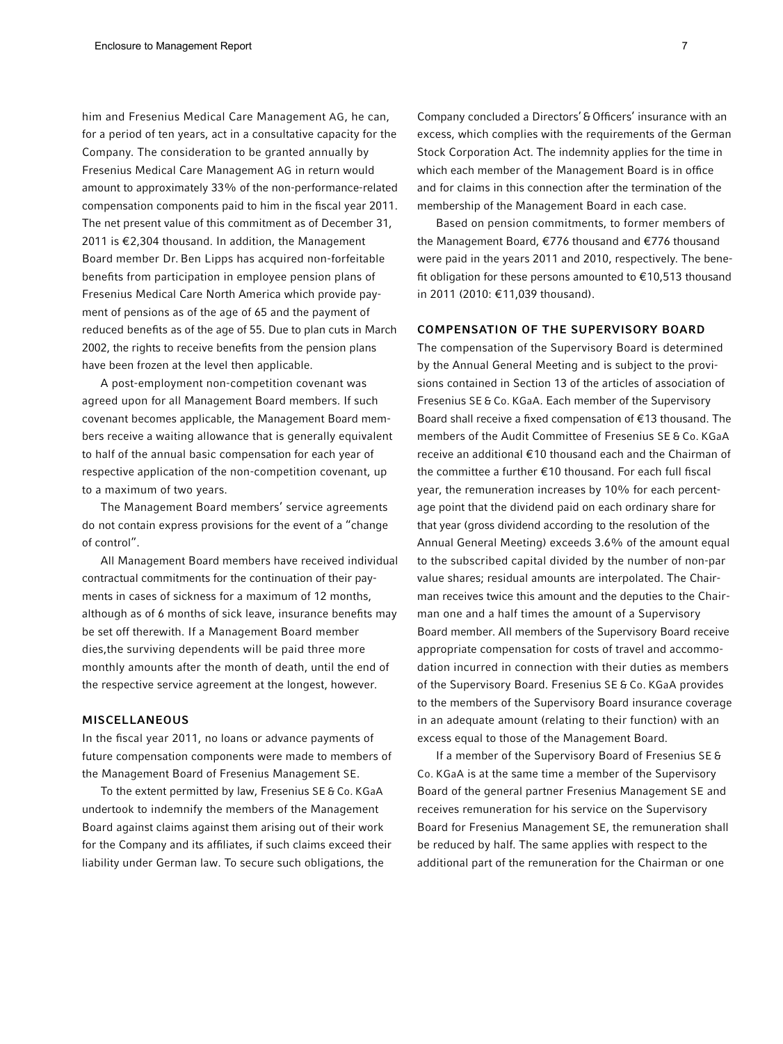him and Fresenius Medical Care Management AG, he can, for a period of ten years, act in a consultative capacity for the Company. The consideration to be granted annually by Fresenius Medical Care Management AG in return would amount to approximately 33% of the non-performance-related compensation components paid to him in the fiscal year 2011. The net present value of this commitment as of December 31, 2011 is €2,304 thousand. In addition, the Management Board member Dr. Ben Lipps has acquired non-forfeitable benefits from participation in employee pension plans of Fresenius Medical Care North America which provide payment of pensions as of the age of 65 and the payment of reduced benefits as of the age of 55. Due to plan cuts in March 2002, the rights to receive benefits from the pension plans have been frozen at the level then applicable.

A post-employment non-competition covenant was agreed upon for all Management Board members. If such covenant becomes applicable, the Management Board members receive a waiting allowance that is generally equivalent to half of the annual basic compensation for each year of respective application of the non-competition covenant, up to a maximum of two years.

The Management Board members' service agreements do not contain express provisions for the event of a "change of control".

All Management Board members have received individual contractual commitments for the continuation of their payments in cases of sickness for a maximum of 12 months, although as of 6 months of sick leave, insurance benefits may be set off therewith. If a Management Board member dies,the surviving dependents will be paid three more monthly amounts after the month of death, until the end of the respective service agreement at the longest, however.

## MISCELLANEOUS

In the fiscal year 2011, no loans or advance payments of future compensation components were made to members of the Management Board of Fresenius Management SE.

To the extent permitted by law, Fresenius SE & Co. KGaA undertook to indemnify the members of the Management Board against claims against them arising out of their work for the Company and its affiliates, if such claims exceed their liability under German law. To secure such obligations, the Company concluded a Directors' & Officers' insurance with an excess, which complies with the requirements of the German Stock Corporation Act. The indemnity applies for the time in which each member of the Management Board is in office and for claims in this connection after the termination of the membership of the Management Board in each case.

Based on pension commitments, to former members of the Management Board, €776 thousand and €776 thousand were paid in the years 2011 and 2010, respectively. The benefit obligation for these persons amounted to €10,513 thousand in 2011 (2010: €11,039 thousand).

## COMPENSATION OF THE SUPERVISORY BOARD

The compensation of the Supervisory Board is determined by the Annual General Meeting and is subject to the provisions contained in Section 13 of the articles of association of Fresenius SE & Co. KGaA. Each member of the Supervisory Board shall receive a fixed compensation of €13 thousand. The members of the Audit Committee of Fresenius SE & Co. KGaA receive an additional €10 thousand each and the Chairman of the committee a further €10 thousand. For each full fiscal year, the remuneration increases by 10% for each percentage point that the dividend paid on each ordinary share for that year (gross dividend according to the resolution of the Annual General Meeting) exceeds 3.6% of the amount equal to the subscribed capital divided by the number of non-par value shares; residual amounts are interpolated. The Chairman receives twice this amount and the deputies to the Chairman one and a half times the amount of a Supervisory Board member. All members of the Supervisory Board receive appropriate compensation for costs of travel and accommodation incurred in connection with their duties as members of the Supervisory Board. Fresenius SE & Co. KGaA provides to the members of the Supervisory Board insurance coverage in an adequate amount (relating to their function) with an excess equal to those of the Management Board.

If a member of the Supervisory Board of Fresenius SE & Co. KGaA is at the same time a member of the Supervisory Board of the general partner Fresenius Management SE and receives remuneration for his service on the Supervisory Board for Fresenius Management SE, the remuneration shall be reduced by half. The same applies with respect to the additional part of the remuneration for the Chairman or one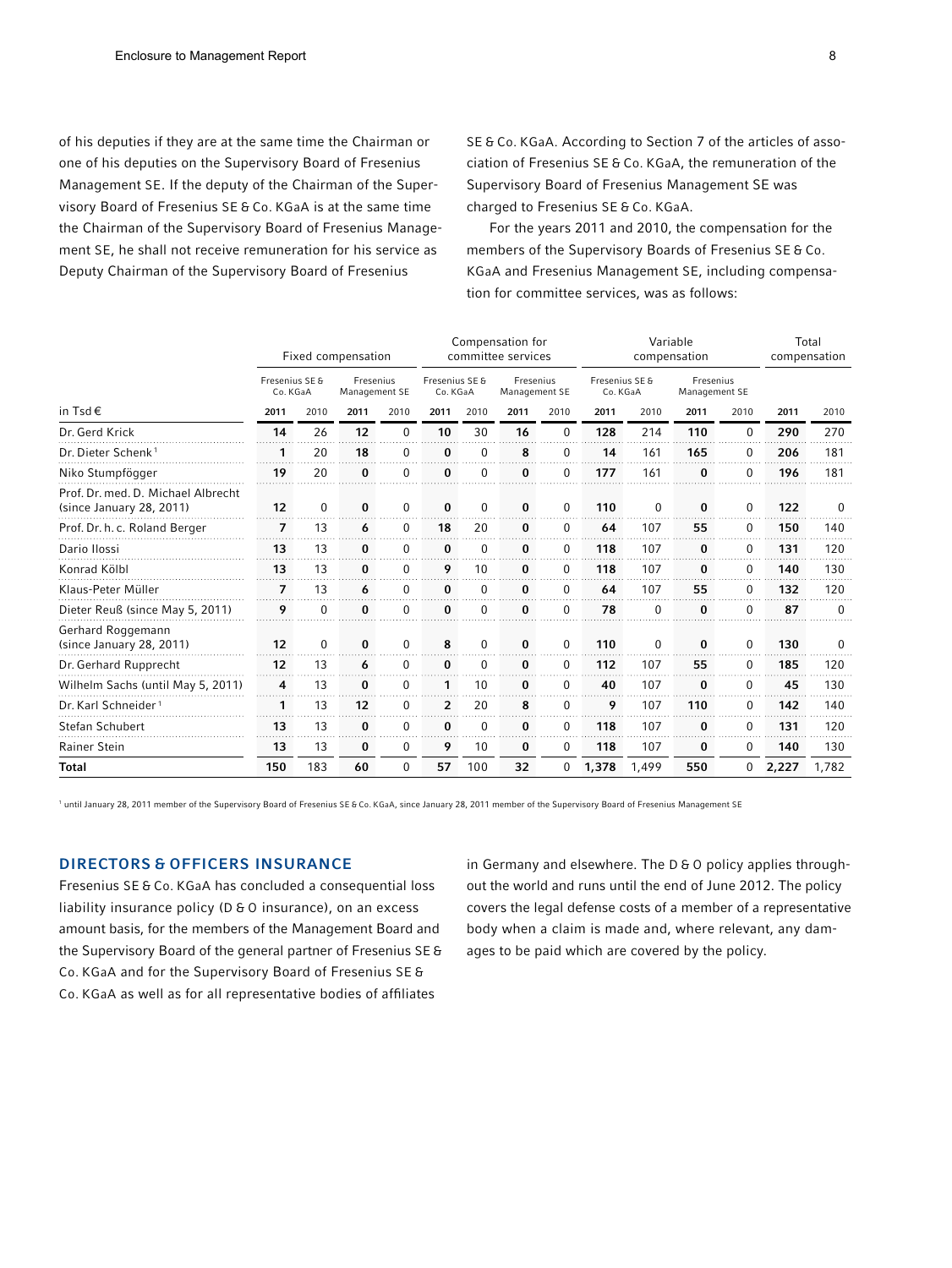of his deputies if they are at the same time the Chairman or one of his deputies on the Supervisory Board of Fresenius Management SE. If the deputy of the Chairman of the Supervisory Board of Fresenius SE & Co. KGaA is at the same time the Chairman of the Supervisory Board of Fresenius Management SE, he shall not receive remuneration for his service as Deputy Chairman of the Supervisory Board of Fresenius SE & Co. KGaA. According to Section 7 of the articles of association of Fresenius SE & Co. KGaA, the remuneration of the Supervisory Board of Fresenius Management SE was charged to Fresenius SE & Co. KGaA.

For the years 2011 and 2010, the compensation for the members of the Supervisory Boards of Fresenius SE & Co. KGaA and Fresenius Management SE, including compensation for committee services, was as follows:

| | Fixed compensation | | | | Compensation for committee services | | | | Variable compensation | | | | Total compensation | |
|---|---|---|---|---|---|---|---|---|---|---|---|---|---|---|
| | Fresenius SE & Co. KGaA | | Fresenius Management SE | | Fresenius SE & Co. KGaA | | Fresenius Management SE | | Fresenius SE & Co. KGaA | | Fresenius Management SE | | | |
| in Tsd € | 2011 | 2010 | 2011 | 2010 | 2011 | 2010 | 2011 | 2010 | 2011 | 2010 | 2011 | 2010 | 2011 | 2010 |
| Dr. Gerd Krick | **14** | 26 | **12** | 0 | **10** | 30 | **16** | 0 | **128** | 214 | **110** | 0 | **290** | 270 |
| Dr. Dieter Schenk [1] | **1** | 20 | **18** | 0 | **0** | 0 | **8** | 0 | **14** | 161 | **165** | 0 | **206** | 181 |
| Niko Stumpfögger | **19** | 20 | **0** | 0 | **0** | 0 | **0** | 0 | **177** | 161 | **0** | 0 | **196** | 181 |
| Prof. Dr. med. D. Michael Albrecht (since January 28, 2011) | **12** | 0 | **0** | 0 | **0** | 0 | **0** | 0 | **110** | 0 | **0** | 0 | **122** | 0 |
| Prof. Dr. h. c. Roland Berger | **7** | 13 | **6** | 0 | **18** | 20 | **0** | 0 | **64** | 107 | **55** | 0 | **150** | 140 |
| Dario Ilossi | **13** | 13 | **0** | 0 | **0** | 0 | **0** | 0 | **118** | 107 | **0** | 0 | **131** | 120 |
| Konrad Kölbl | **13** | 13 | **0** | 0 | **9** | 10 | **0** | 0 | **118** | 107 | **0** | 0 | **140** | 130 |
| Klaus-Peter Müller | **7** | 13 | **6** | 0 | **0** | 0 | **0** | 0 | **64** | 107 | **55** | 0 | **132** | 120 |
| Dieter Reuß (since May 5, 2011) | **9** | 0 | **0** | 0 | **0** | 0 | **0** | 0 | **78** | 0 | **0** | 0 | **87** | 0 |
| Gerhard Roggemann (since January 28, 2011) | **12** | 0 | **0** | 0 | **8** | 0 | **0** | 0 | **110** | 0 | **0** | 0 | **130** | 0 |
| Dr. Gerhard Rupprecht | **12** | 13 | **6** | 0 | **0** | 0 | **0** | 0 | **112** | 107 | **55** | 0 | **185** | 120 |
| Wilhelm Sachs (until May 5, 2011) | **4** | 13 | **0** | 0 | **1** | 10 | **0** | 0 | **40** | 107 | **0** | 0 | **45** | 130 |
| Dr. Karl Schneider [1] | **1** | 13 | **12** | 0 | **2** | 20 | **8** | 0 | **9** | 107 | **110** | 0 | **142** | 140 |
| Stefan Schubert | **13** | 13 | **0** | 0 | **0** | 0 | **0** | 0 | **118** | 107 | **0** | 0 | **131** | 120 |
| Rainer Stein | **13** | 13 | **0** | 0 | **9** | 10 | **0** | 0 | **118** | 107 | **0** | 0 | **140** | 130 |
| **Total** | **150** | 183 | **60** | 0 | **57** | 100 | **32** | 0 | **1,378** | 1,499 | **550** | 0 | **2,227** | 1,782 |

[1] until January 28, 2011 member of the Supervisory Board of Fresenius SE & Co. KGaA, since January 28, 2011 member of the Supervisory Board of Fresenius Management SE

## DIRECTORS & OFFICERS INSURANCE

Fresenius SE & Co. KGaA has concluded a consequential loss liability insurance policy (D & O insurance), on an excess amount basis, for the members of the Management Board and the Supervisory Board of the general partner of Fresenius SE & Co. KGaA and for the Supervisory Board of Fresenius SE & Co. KGaA as well as for all representative bodies of affiliates in Germany and elsewhere. The D & O policy applies throughout the world and runs until the end of June 2012. The policy covers the legal defense costs of a member of a representative body when a claim is made and, where relevant, any damages to be paid which are covered by the policy.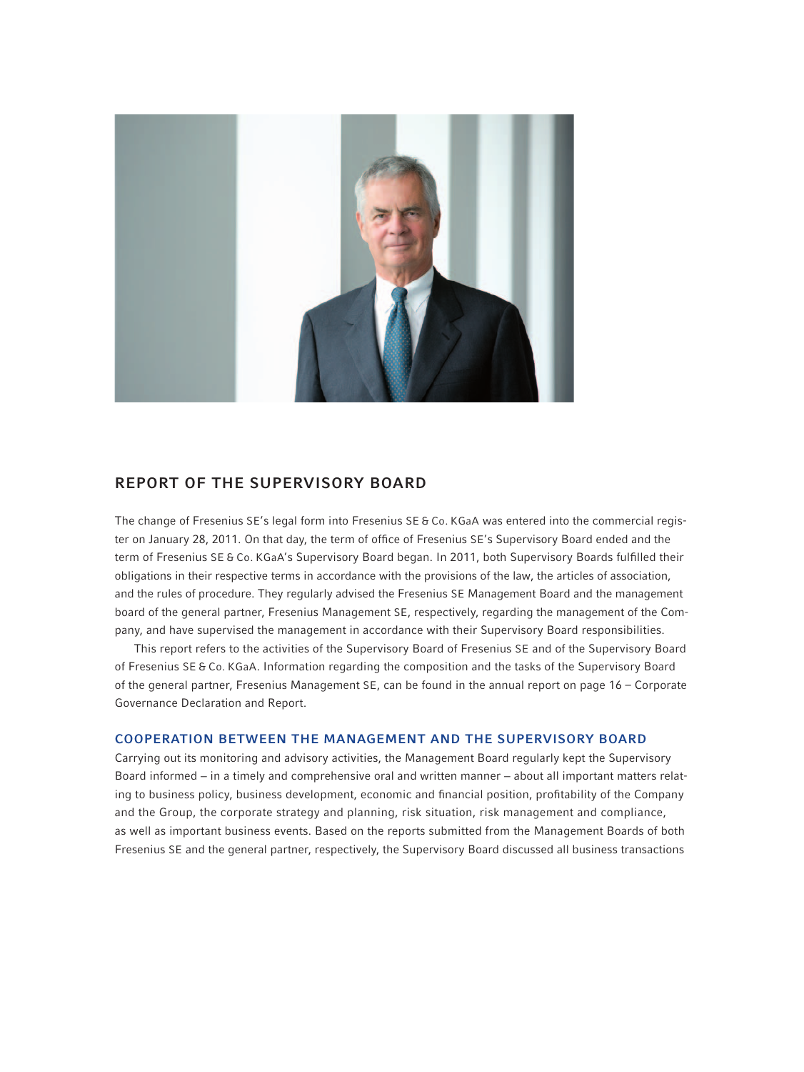## REPORT OF THE SUPERVISORY BOARD

The change of Fresenius SE's legal form into Fresenius SE & Co. KGaA was entered into the commercial register on January 28, 2011. On that day, the term of office of Fresenius SE's Supervisory Board ended and the term of Fresenius SE & Co. KGaA's Supervisory Board began. In 2011, both Supervisory Boards fulfilled their obligations in their respective terms in accordance with the provisions of the law, the articles of association, and the rules of procedure. They regularly advised the Fresenius SE Management Board and the management board of the general partner, Fresenius Management SE, respectively, regarding the management of the Company, and have supervised the management in accordance with their Supervisory Board responsibilities.

This report refers to the activities of the Supervisory Board of Fresenius SE and of the Supervisory Board of Fresenius SE & Co. KGaA. Information regarding the composition and the tasks of the Supervisory Board of the general partner, Fresenius Management SE, can be found in the annual report on page 16 – Corporate Governance Declaration and Report.

### COOPERATION BETWEEN THE MANAGEMENT AND THE SUPERVISORY BOARD

Carrying out its monitoring and advisory activities, the Management Board regularly kept the Supervisory Board informed – in a timely and comprehensive oral and written manner – about all important matters relating to business policy, business development, economic and financial position, profitability of the Company and the Group, the corporate strategy and planning, risk situation, risk management and compliance, as well as important business events. Based on the reports submitted from the Management Boards of both Fresenius SE and the general partner, respectively, the Supervisory Board discussed all business transactions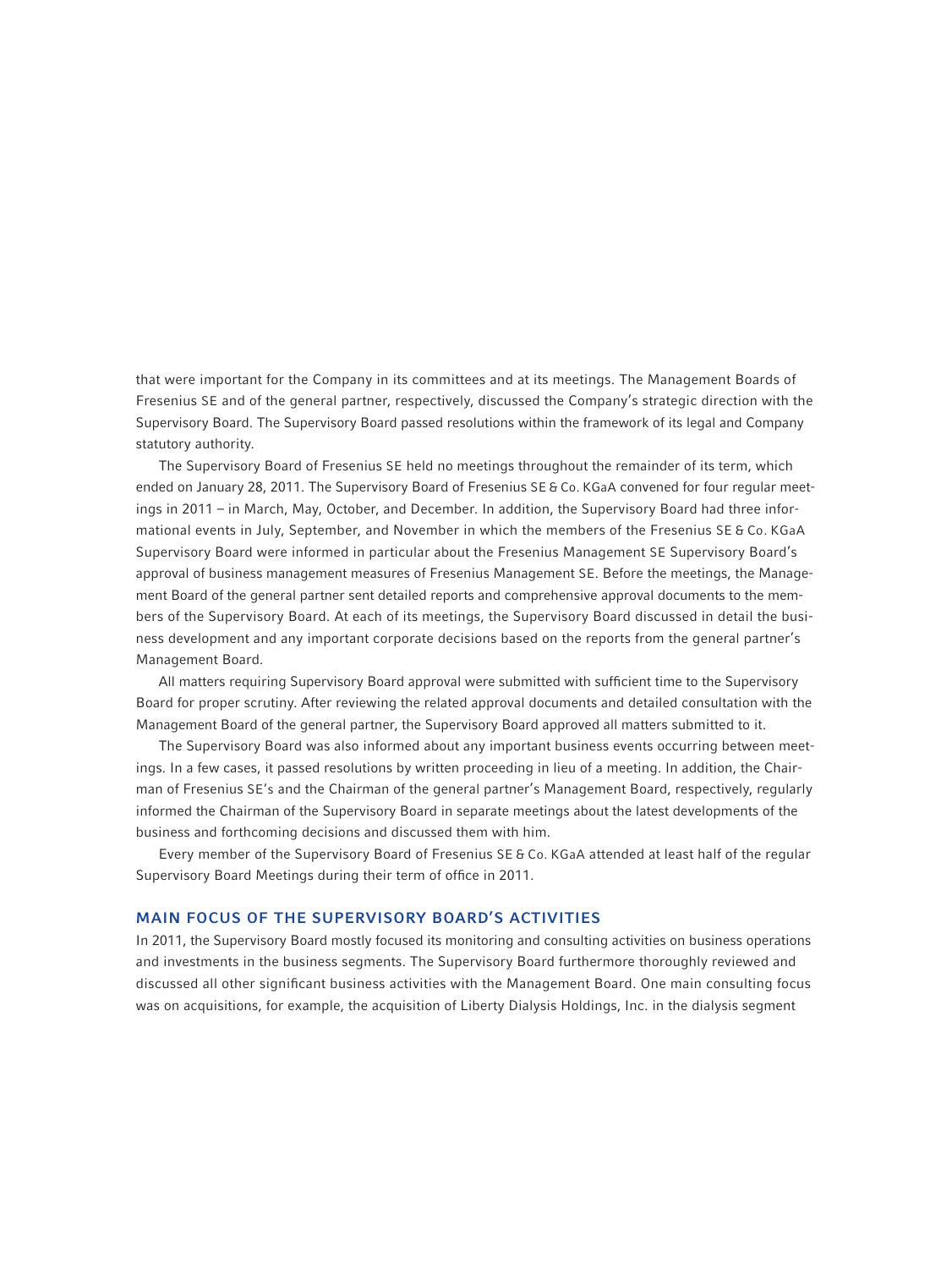that were important for the Company in its committees and at its meetings. The Management Boards of Fresenius SE and of the general partner, respectively, discussed the Company's strategic direction with the Supervisory Board. The Supervisory Board passed resolutions within the framework of its legal and Company statutory authority.

The Supervisory Board of Fresenius SE held no meetings throughout the remainder of its term, which ended on January 28, 2011. The Supervisory Board of Fresenius SE & Co. KGaA convened for four regular meetings in 2011 – in March, May, October, and December. In addition, the Supervisory Board had three informational events in July, September, and November in which the members of the Fresenius SE & Co. KGaA Supervisory Board were informed in particular about the Fresenius Management SE Supervisory Board's approval of business management measures of Fresenius Management SE. Before the meetings, the Management Board of the general partner sent detailed reports and comprehensive approval documents to the members of the Supervisory Board. At each of its meetings, the Supervisory Board discussed in detail the business development and any important corporate decisions based on the reports from the general partner's Management Board.

All matters requiring Supervisory Board approval were submitted with sufficient time to the Supervisory Board for proper scrutiny. After reviewing the related approval documents and detailed consultation with the Management Board of the general partner, the Supervisory Board approved all matters submitted to it.

The Supervisory Board was also informed about any important business events occurring between meetings. In a few cases, it passed resolutions by written proceeding in lieu of a meeting. In addition, the Chairman of Fresenius SE's and the Chairman of the general partner's Management Board, respectively, regularly informed the Chairman of the Supervisory Board in separate meetings about the latest developments of the business and forthcoming decisions and discussed them with him.

Every member of the Supervisory Board of Fresenius SE & Co. KGaA attended at least half of the regular Supervisory Board Meetings during their term of office in 2011.

## MAIN FOCUS OF THE SUPERVISORY BOARD'S ACTIVITIES

In 2011, the Supervisory Board mostly focused its monitoring and consulting activities on business operations and investments in the business segments. The Supervisory Board furthermore thoroughly reviewed and discussed all other significant business activities with the Management Board. One main consulting focus was on acquisitions, for example, the acquisition of Liberty Dialysis Holdings, Inc. in the dialysis segment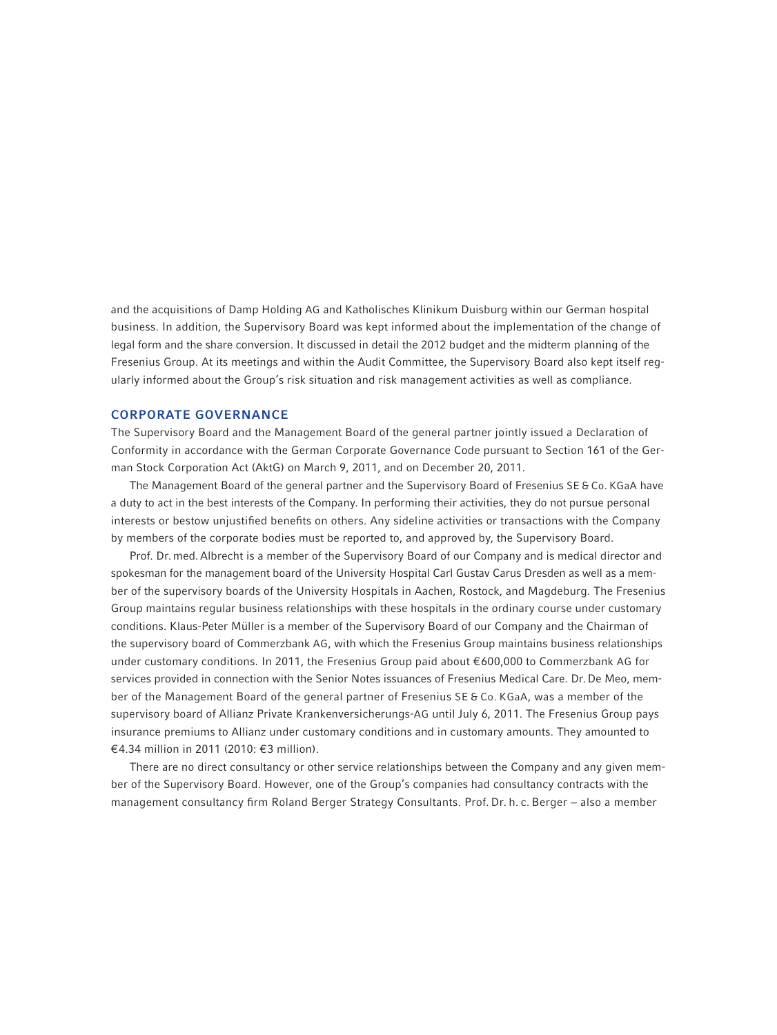and the acquisitions of Damp Holding AG and Katholisches Klinikum Duisburg within our German hospital business. In addition, the Supervisory Board was kept informed about the implementation of the change of legal form and the share conversion. It discussed in detail the 2012 budget and the midterm planning of the Fresenius Group. At its meetings and within the Audit Committee, the Supervisory Board also kept itself regularly informed about the Group's risk situation and risk management activities as well as compliance.

## CORPORATE GOVERNANCE

The Supervisory Board and the Management Board of the general partner jointly issued a Declaration of Conformity in accordance with the German Corporate Governance Code pursuant to Section 161 of the German Stock Corporation Act (AktG) on March 9, 2011, and on December 20, 2011.

The Management Board of the general partner and the Supervisory Board of Fresenius SE & Co. KGaA have a duty to act in the best interests of the Company. In performing their activities, they do not pursue personal interests or bestow unjustified benefits on others. Any sideline activities or transactions with the Company by members of the corporate bodies must be reported to, and approved by, the Supervisory Board.

Prof. Dr. med. Albrecht is a member of the Supervisory Board of our Company and is medical director and spokesman for the management board of the University Hospital Carl Gustav Carus Dresden as well as a member of the supervisory boards of the University Hospitals in Aachen, Rostock, and Magdeburg. The Fresenius Group maintains regular business relationships with these hospitals in the ordinary course under customary conditions. Klaus-Peter Müller is a member of the Supervisory Board of our Company and the Chairman of the supervisory board of Commerzbank AG, with which the Fresenius Group maintains business relationships under customary conditions. In 2011, the Fresenius Group paid about €600,000 to Commerzbank AG for services provided in connection with the Senior Notes issuances of Fresenius Medical Care. Dr. De Meo, member of the Management Board of the general partner of Fresenius SE & Co. KGaA, was a member of the supervisory board of Allianz Private Krankenversicherungs-AG until July 6, 2011. The Fresenius Group pays insurance premiums to Allianz under customary conditions and in customary amounts. They amounted to €4.34 million in 2011 (2010: €3 million).

There are no direct consultancy or other service relationships between the Company and any given member of the Supervisory Board. However, one of the Group's companies had consultancy contracts with the management consultancy firm Roland Berger Strategy Consultants. Prof. Dr. h. c. Berger – also a member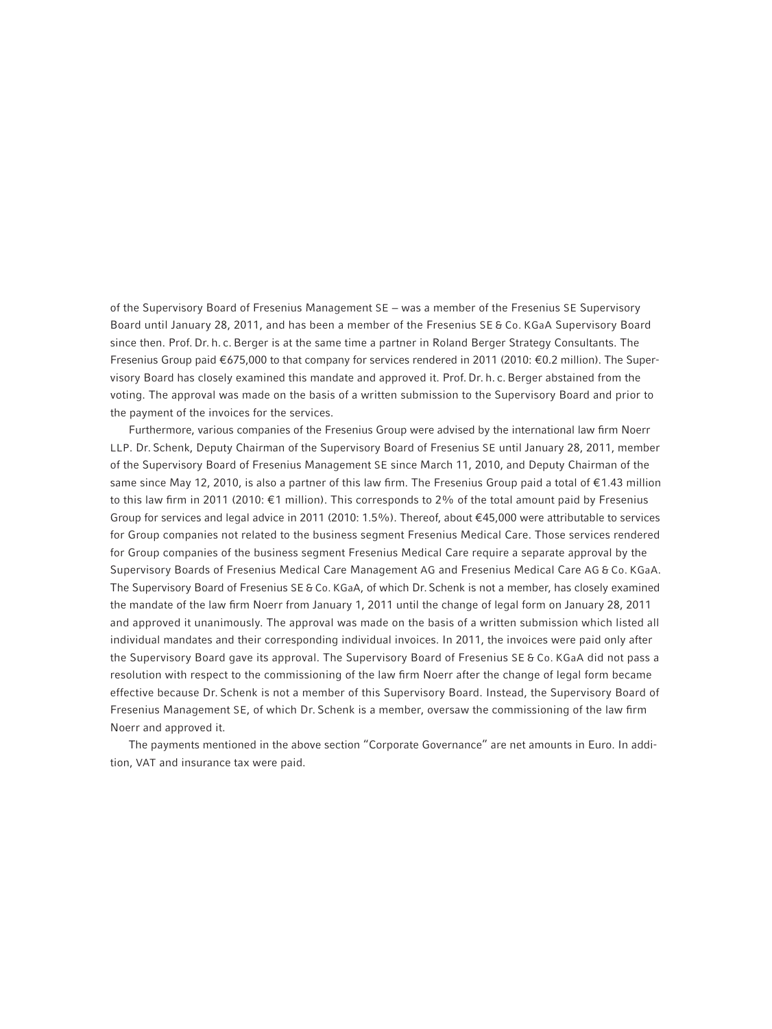of the Supervisory Board of Fresenius Management SE – was a member of the Fresenius SE Supervisory Board until January 28, 2011, and has been a member of the Fresenius SE & Co. KGaA Supervisory Board since then. Prof. Dr. h. c. Berger is at the same time a partner in Roland Berger Strategy Consultants. The Fresenius Group paid €675,000 to that company for services rendered in 2011 (2010: €0.2 million). The Supervisory Board has closely examined this mandate and approved it. Prof. Dr. h. c. Berger abstained from the voting. The approval was made on the basis of a written submission to the Supervisory Board and prior to the payment of the invoices for the services.

Furthermore, various companies of the Fresenius Group were advised by the international law firm Noerr LLP. Dr. Schenk, Deputy Chairman of the Supervisory Board of Fresenius SE until January 28, 2011, member of the Supervisory Board of Fresenius Management SE since March 11, 2010, and Deputy Chairman of the same since May 12, 2010, is also a partner of this law firm. The Fresenius Group paid a total of €1.43 million to this law firm in 2011 (2010: €1 million). This corresponds to 2% of the total amount paid by Fresenius Group for services and legal advice in 2011 (2010: 1.5%). Thereof, about €45,000 were attributable to services for Group companies not related to the business segment Fresenius Medical Care. Those services rendered for Group companies of the business segment Fresenius Medical Care require a separate approval by the Supervisory Boards of Fresenius Medical Care Management AG and Fresenius Medical Care AG & Co. KGaA. The Supervisory Board of Fresenius SE & Co. KGaA, of which Dr. Schenk is not a member, has closely examined the mandate of the law firm Noerr from January 1, 2011 until the change of legal form on January 28, 2011 and approved it unanimously. The approval was made on the basis of a written submission which listed all individual mandates and their corresponding individual invoices. In 2011, the invoices were paid only after the Supervisory Board gave its approval. The Supervisory Board of Fresenius SE & Co. KGaA did not pass a resolution with respect to the commissioning of the law firm Noerr after the change of legal form became effective because Dr. Schenk is not a member of this Supervisory Board. Instead, the Supervisory Board of Fresenius Management SE, of which Dr. Schenk is a member, oversaw the commissioning of the law firm Noerr and approved it.

The payments mentioned in the above section "Corporate Governance" are net amounts in Euro. In addition, VAT and insurance tax were paid.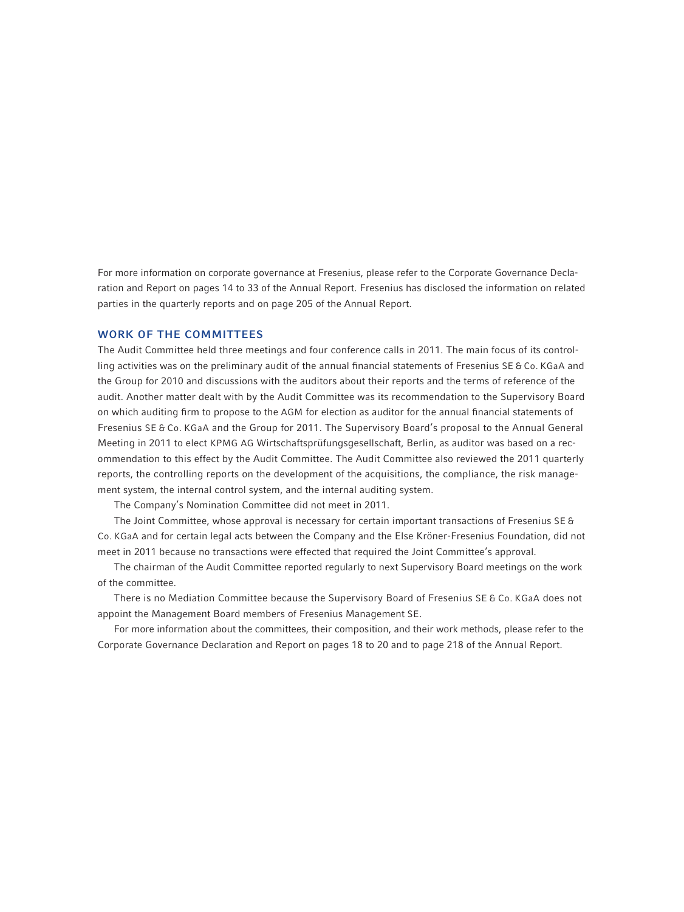For more information on corporate governance at Fresenius, please refer to the Corporate Governance Declaration and Report on pages 14 to 33 of the Annual Report. Fresenius has disclosed the information on related parties in the quarterly reports and on page 205 of the Annual Report.

## WORK OF THE COMMITTEES

The Audit Committee held three meetings and four conference calls in 2011. The main focus of its controlling activities was on the preliminary audit of the annual financial statements of Fresenius SE & Co. KGaA and the Group for 2010 and discussions with the auditors about their reports and the terms of reference of the audit. Another matter dealt with by the Audit Committee was its recommendation to the Supervisory Board on which auditing firm to propose to the AGM for election as auditor for the annual financial statements of Fresenius SE & Co. KGaA and the Group for 2011. The Supervisory Board's proposal to the Annual General Meeting in 2011 to elect KPMG AG Wirtschaftsprüfungsgesellschaft, Berlin, as auditor was based on a recommendation to this effect by the Audit Committee. The Audit Committee also reviewed the 2011 quarterly reports, the controlling reports on the development of the acquisitions, the compliance, the risk management system, the internal control system, and the internal auditing system.

The Company's Nomination Committee did not meet in 2011.

The Joint Committee, whose approval is necessary for certain important transactions of Fresenius SE & Co. KGaA and for certain legal acts between the Company and the Else Kröner-Fresenius Foundation, did not meet in 2011 because no transactions were effected that required the Joint Committee's approval.

The chairman of the Audit Committee reported regularly to next Supervisory Board meetings on the work of the committee.

There is no Mediation Committee because the Supervisory Board of Fresenius SE & Co. KGaA does not appoint the Management Board members of Fresenius Management SE.

For more information about the committees, their composition, and their work methods, please refer to the Corporate Governance Declaration and Report on pages 18 to 20 and to page 218 of the Annual Report.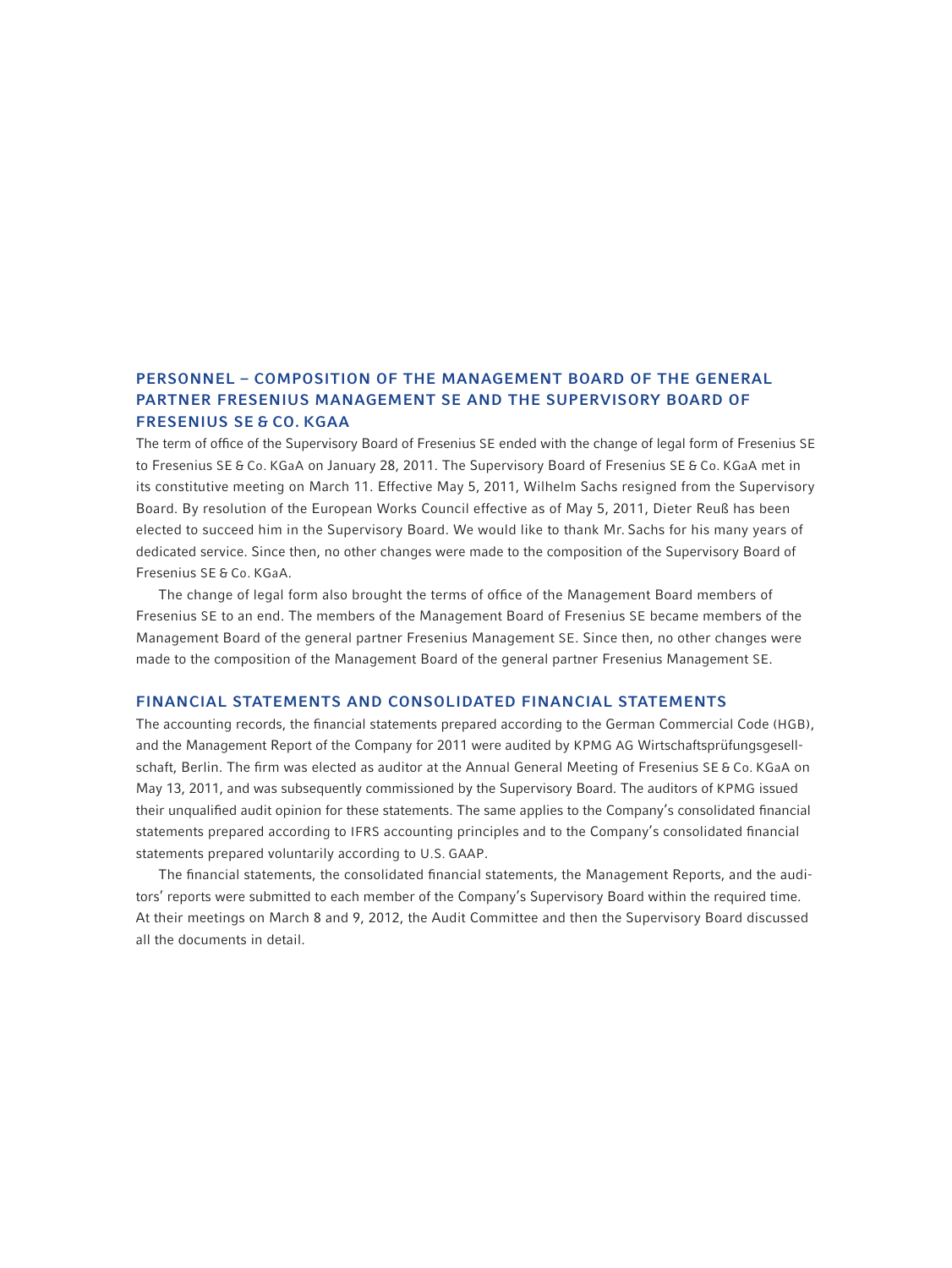## PERSONNEL – COMPOSITION OF THE MANAGEMENT BOARD OF THE GENERAL PARTNER FRESENIUS MANAGEMENT SE AND THE SUPERVISORY BOARD OF FRESENIUS SE & CO. KGAA

The term of office of the Supervisory Board of Fresenius SE ended with the change of legal form of Fresenius SE to Fresenius SE & Co. KGaA on January 28, 2011. The Supervisory Board of Fresenius SE & Co. KGaA met in its constitutive meeting on March 11. Effective May 5, 2011, Wilhelm Sachs resigned from the Supervisory Board. By resolution of the European Works Council effective as of May 5, 2011, Dieter Reuß has been elected to succeed him in the Supervisory Board. We would like to thank Mr. Sachs for his many years of dedicated service. Since then, no other changes were made to the composition of the Supervisory Board of Fresenius SE & Co. KGaA.

The change of legal form also brought the terms of office of the Management Board members of Fresenius SE to an end. The members of the Management Board of Fresenius SE became members of the Management Board of the general partner Fresenius Management SE. Since then, no other changes were made to the composition of the Management Board of the general partner Fresenius Management SE.

## FINANCIAL STATEMENTS AND CONSOLIDATED FINANCIAL STATEMENTS

The accounting records, the financial statements prepared according to the German Commercial Code (HGB), and the Management Report of the Company for 2011 were audited by KPMG AG Wirtschaftsprüfungsgesellschaft, Berlin. The firm was elected as auditor at the Annual General Meeting of Fresenius SE & Co. KGaA on May 13, 2011, and was subsequently commissioned by the Supervisory Board. The auditors of KPMG issued their unqualified audit opinion for these statements. The same applies to the Company's consolidated financial statements prepared according to IFRS accounting principles and to the Company's consolidated financial statements prepared voluntarily according to U.S. GAAP.

The financial statements, the consolidated financial statements, the Management Reports, and the auditors' reports were submitted to each member of the Company's Supervisory Board within the required time. At their meetings on March 8 and 9, 2012, the Audit Committee and then the Supervisory Board discussed all the documents in detail.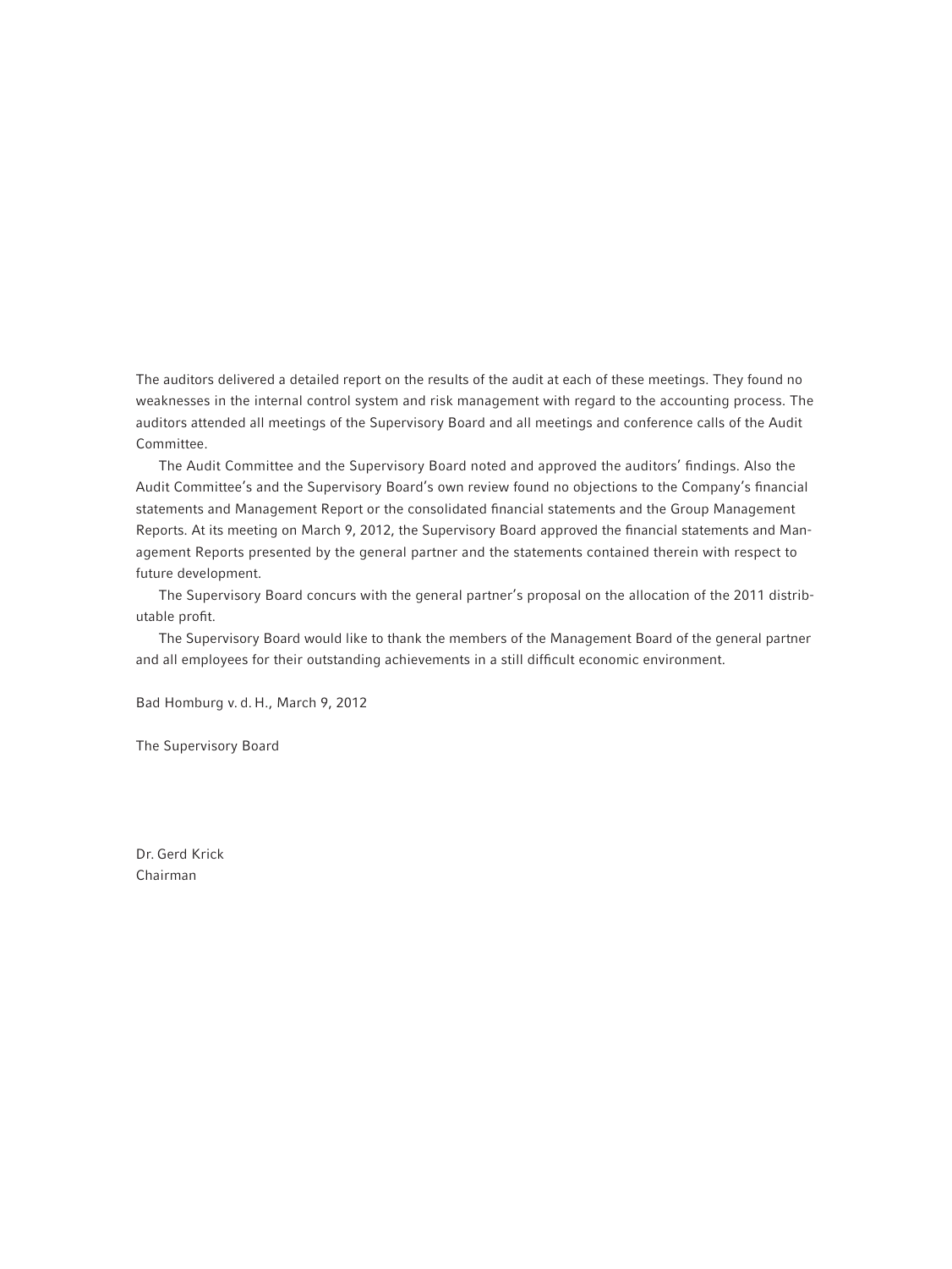The auditors delivered a detailed report on the results of the audit at each of these meetings. They found no weaknesses in the internal control system and risk management with regard to the accounting process. The auditors attended all meetings of the Supervisory Board and all meetings and conference calls of the Audit Committee.

The Audit Committee and the Supervisory Board noted and approved the auditors' findings. Also the Audit Committee's and the Supervisory Board's own review found no objections to the Company's financial statements and Management Report or the consolidated financial statements and the Group Management Reports. At its meeting on March 9, 2012, the Supervisory Board approved the financial statements and Management Reports presented by the general partner and the statements contained therein with respect to future development.

The Supervisory Board concurs with the general partner's proposal on the allocation of the 2011 distributable profit.

The Supervisory Board would like to thank the members of the Management Board of the general partner and all employees for their outstanding achievements in a still difficult economic environment.

Bad Homburg v. d. H., March 9, 2012

The Supervisory Board

Dr. Gerd Krick
Chairman